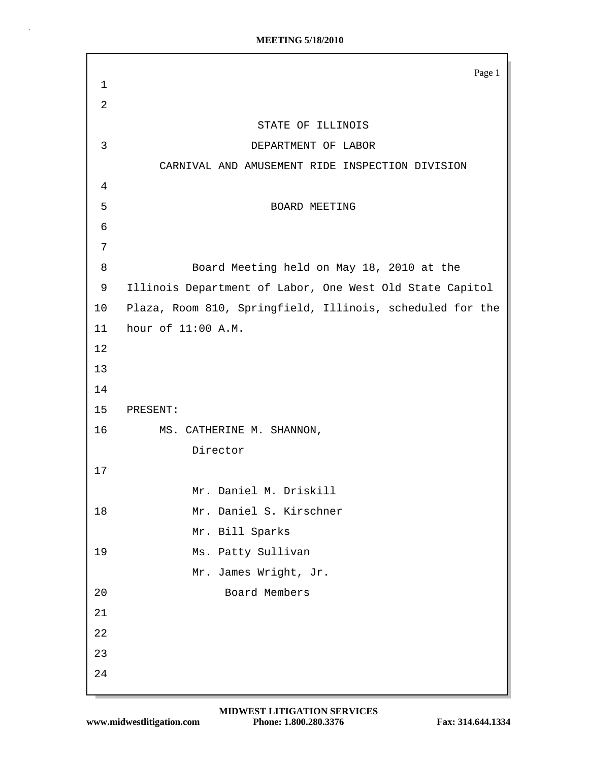STATE OF ILLINOIS

DEPARTMENT OF LABOR

CARNIVAL AND AMUSEMENT RIDE INSPECTION DIVISION

BOARD MEETING

Board Meeting held on May 18, 2010 at the Illinois Department of Labor, One West Old State Capitol Plaza, Room 810, Springfield, Illinois, scheduled for the hour of 11:00 A.M.

PRESENT:

MS. CATHERINE M. SHANNON,
Director

Mr. Daniel M. Driskill
Mr. Daniel S. Kirschner
Mr. Bill Sparks
Ms. Patty Sullivan
Mr. James Wright, Jr.
Board Members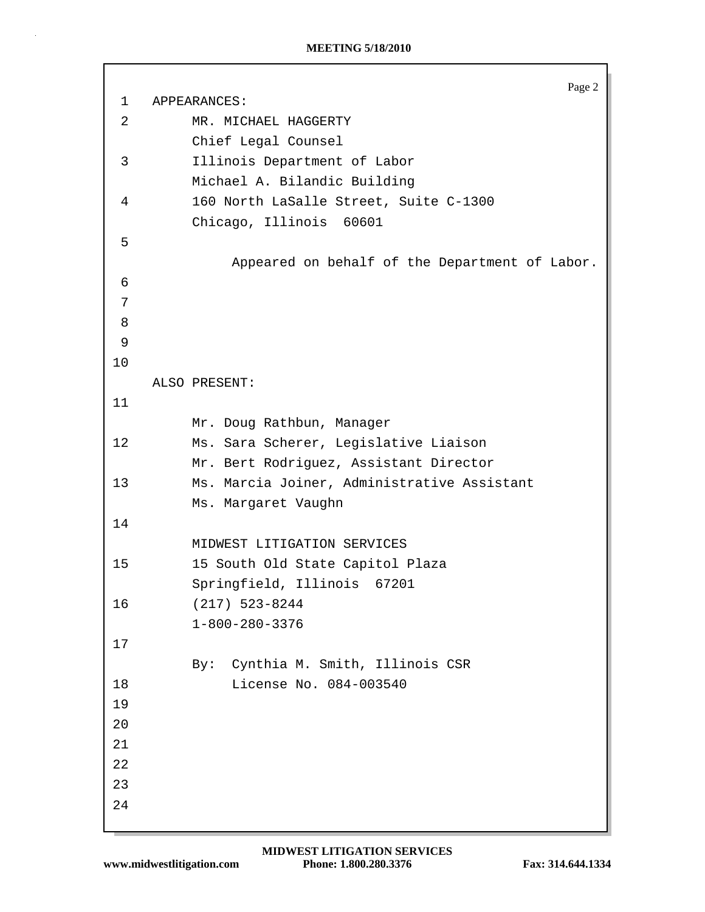APPEARANCES:

MR. MICHAEL HAGGERTY
Chief Legal Counsel
Illinois Department of Labor
Michael A. Bilandic Building
160 North LaSalle Street, Suite C-1300
Chicago, Illinois 60601

Appeared on behalf of the Department of Labor.

ALSO PRESENT:

Mr. Doug Rathbun, Manager
Ms. Sara Scherer, Legislative Liaison
Mr. Bert Rodriguez, Assistant Director
Ms. Marcia Joiner, Administrative Assistant
Ms. Margaret Vaughn

MIDWEST LITIGATION SERVICES
15 South Old State Capitol Plaza
Springfield, Illinois 67201
(217) 523-8244
1-800-280-3376

By: Cynthia M. Smith, Illinois CSR
License No. 084-003540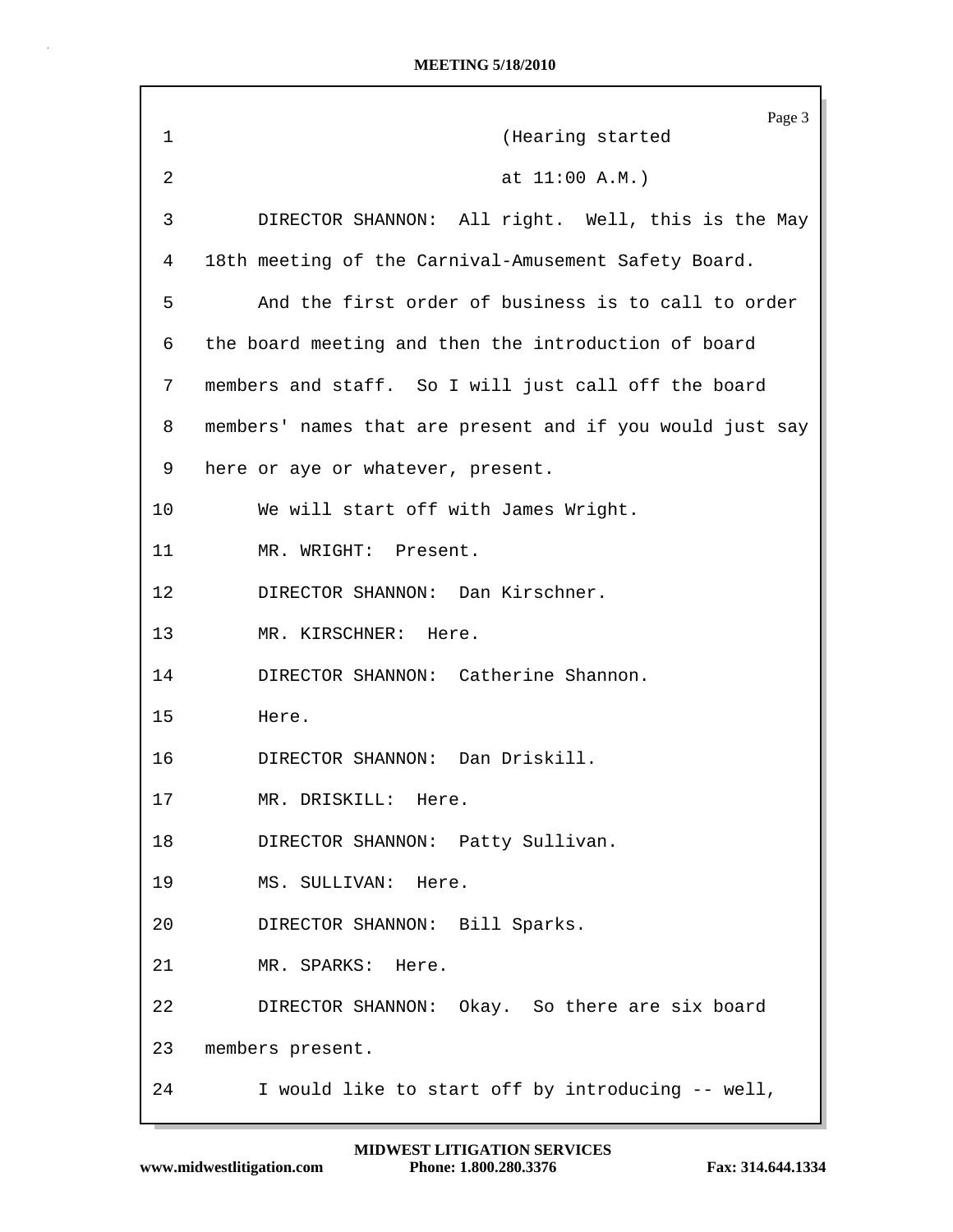(Hearing started
at 11:00 A.M.)

DIRECTOR SHANNON: All right. Well, this is the May 18th meeting of the Carnival-Amusement Safety Board.

And the first order of business is to call to order the board meeting and then the introduction of board members and staff. So I will just call off the board members' names that are present and if you would just say here or aye or whatever, present.

We will start off with James Wright.

MR. WRIGHT: Present.

DIRECTOR SHANNON: Dan Kirschner.

MR. KIRSCHNER: Here.

DIRECTOR SHANNON: Catherine Shannon.

Here.

DIRECTOR SHANNON: Dan Driskill.

MR. DRISKILL: Here.

DIRECTOR SHANNON: Patty Sullivan.

MS. SULLIVAN: Here.

DIRECTOR SHANNON: Bill Sparks.

MR. SPARKS: Here.

DIRECTOR SHANNON: Okay. So there are six board members present.

I would like to start off by introducing -- well,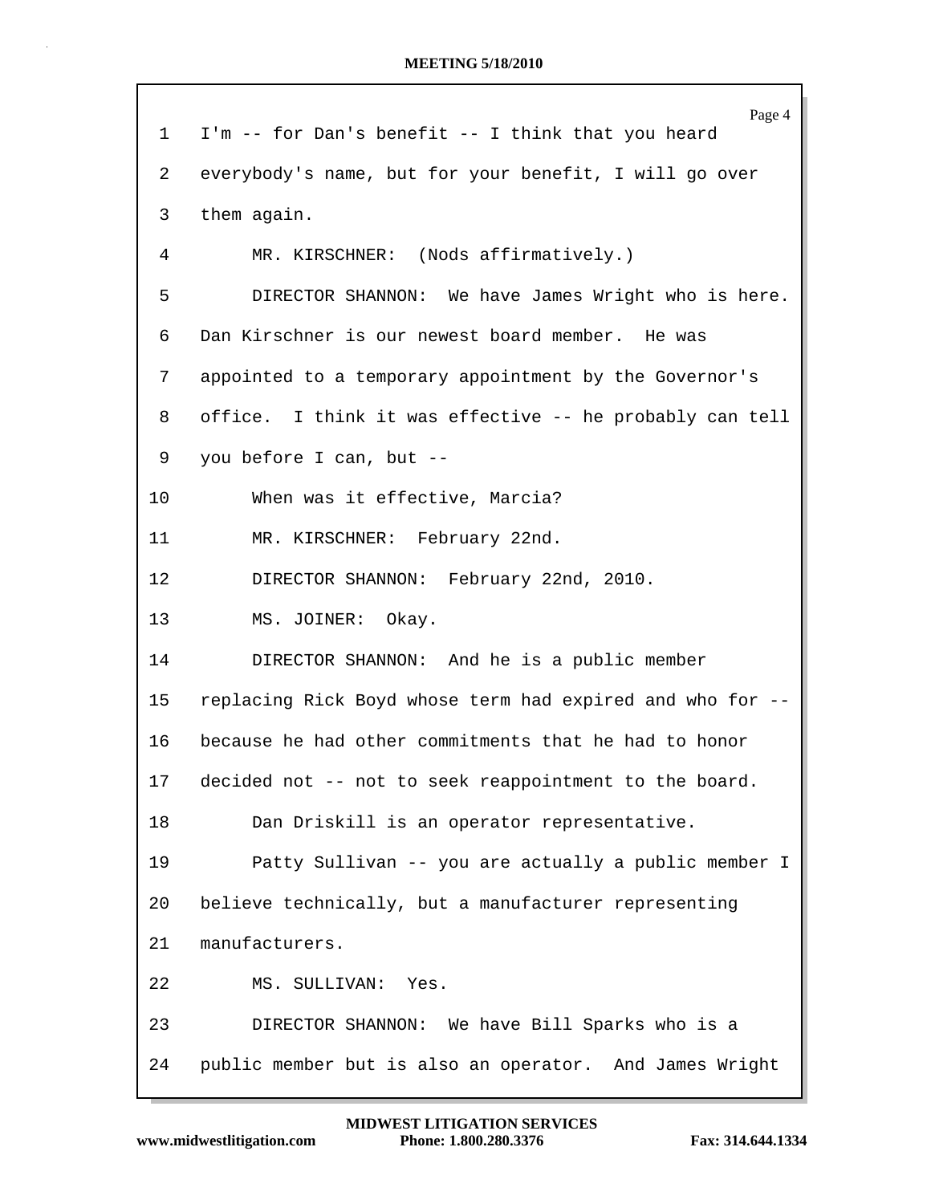1 I'm -- for Dan's benefit -- I think that you heard

2 everybody's name, but for your benefit, I will go over

3 them again.

4 MR. KIRSCHNER: (Nods affirmatively.)

5 DIRECTOR SHANNON: We have James Wright who is here.

6 Dan Kirschner is our newest board member. He was

7 appointed to a temporary appointment by the Governor's

8 office. I think it was effective -- he probably can tell

9 you before I can, but --

10 When was it effective, Marcia?

11 MR. KIRSCHNER: February 22nd.

12 DIRECTOR SHANNON: February 22nd, 2010.

13 MS. JOINER: Okay.

14 DIRECTOR SHANNON: And he is a public member

15 replacing Rick Boyd whose term had expired and who for --

16 because he had other commitments that he had to honor

17 decided not -- not to seek reappointment to the board.

18 Dan Driskill is an operator representative.

19 Patty Sullivan -- you are actually a public member I

20 believe technically, but a manufacturer representing

21 manufacturers.

22 MS. SULLIVAN: Yes.

23 DIRECTOR SHANNON: We have Bill Sparks who is a

24 public member but is also an operator. And James Wright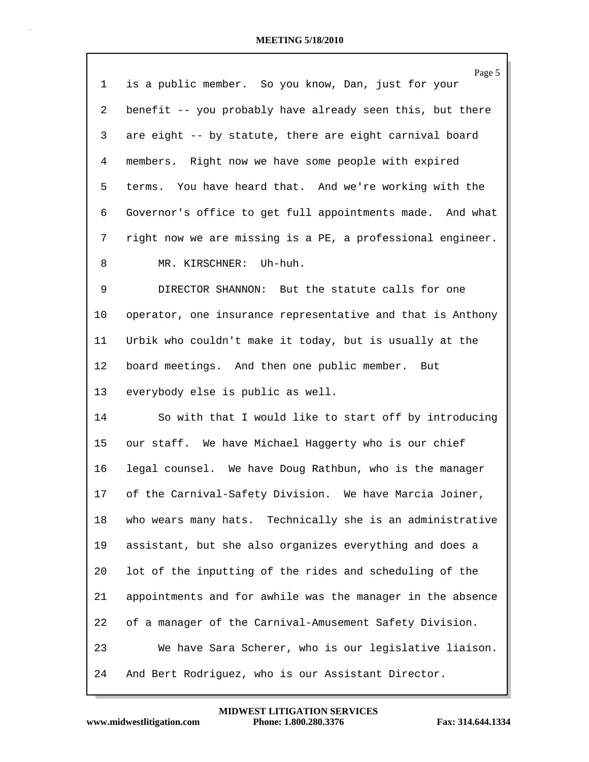is a public member. So you know, Dan, just for your benefit -- you probably have already seen this, but there are eight -- by statute, there are eight carnival board members. Right now we have some people with expired terms. You have heard that. And we're working with the Governor's office to get full appointments made. And what right now we are missing is a PE, a professional engineer.

MR. KIRSCHNER: Uh-huh.

DIRECTOR SHANNON: But the statute calls for one operator, one insurance representative and that is Anthony Urbik who couldn't make it today, but is usually at the board meetings. And then one public member. But everybody else is public as well.

So with that I would like to start off by introducing our staff. We have Michael Haggerty who is our chief legal counsel. We have Doug Rathbun, who is the manager of the Carnival-Safety Division. We have Marcia Joiner, who wears many hats. Technically she is an administrative assistant, but she also organizes everything and does a lot of the inputting of the rides and scheduling of the appointments and for awhile was the manager in the absence of a manager of the Carnival-Amusement Safety Division.

We have Sara Scherer, who is our legislative liaison. And Bert Rodriguez, who is our Assistant Director.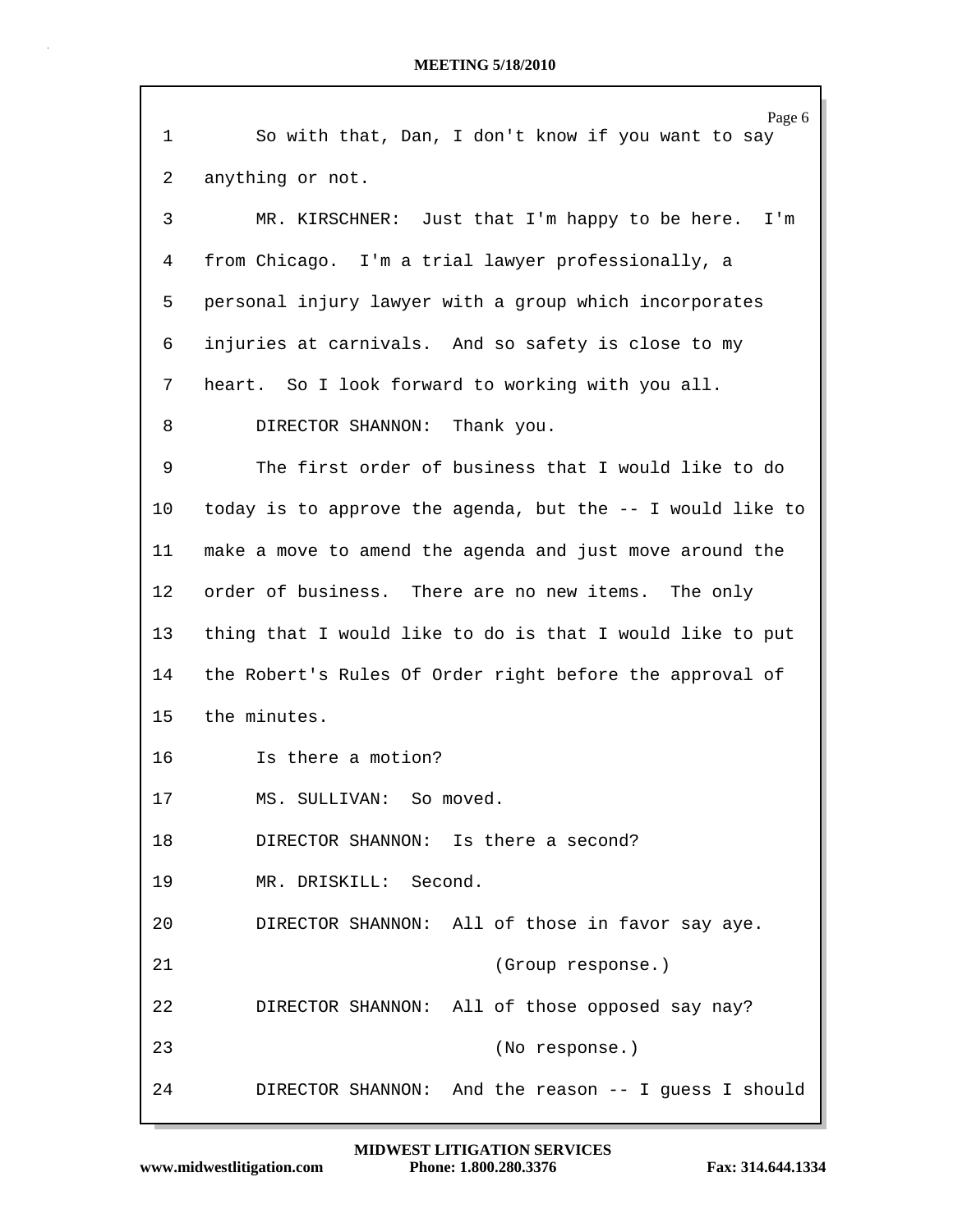1 So with that, Dan, I don't know if you want to say
2 anything or not.
3 MR. KIRSCHNER: Just that I'm happy to be here. I'm
4 from Chicago. I'm a trial lawyer professionally, a
5 personal injury lawyer with a group which incorporates
6 injuries at carnivals. And so safety is close to my
7 heart. So I look forward to working with you all.
8 DIRECTOR SHANNON: Thank you.
9 The first order of business that I would like to do
10 today is to approve the agenda, but the -- I would like to
11 make a move to amend the agenda and just move around the
12 order of business. There are no new items. The only
13 thing that I would like to do is that I would like to put
14 the Robert's Rules Of Order right before the approval of
15 the minutes.
16 Is there a motion?
17 MS. SULLIVAN: So moved.
18 DIRECTOR SHANNON: Is there a second?
19 MR. DRISKILL: Second.
20 DIRECTOR SHANNON: All of those in favor say aye.
21 (Group response.)
22 DIRECTOR SHANNON: All of those opposed say nay?
23 (No response.)
24 DIRECTOR SHANNON: And the reason -- I guess I should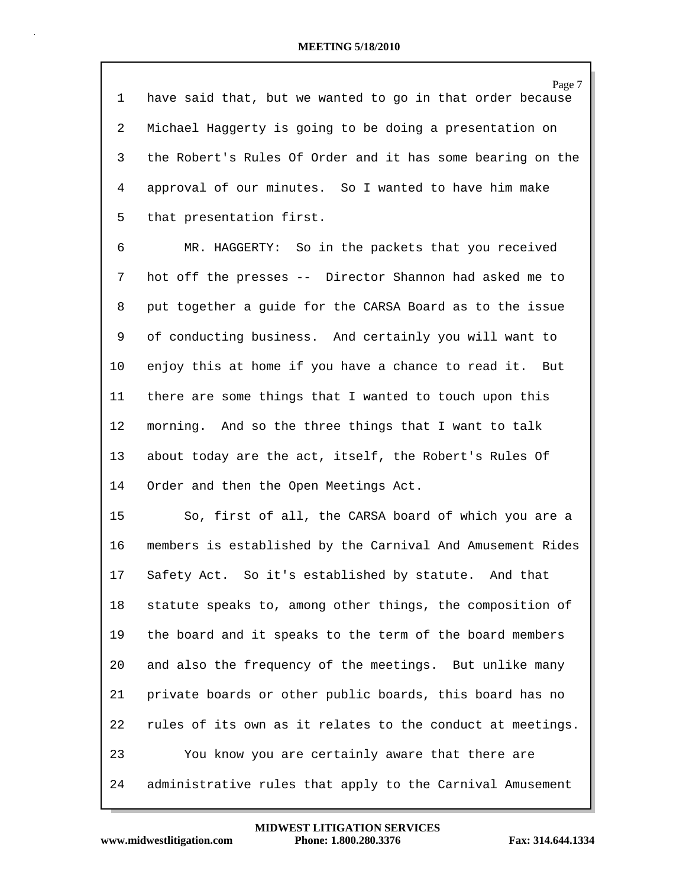have said that, but we wanted to go in that order because Michael Haggerty is going to be doing a presentation on the Robert's Rules Of Order and it has some bearing on the approval of our minutes. So I wanted to have him make that presentation first.

MR. HAGGERTY: So in the packets that you received hot off the presses -- Director Shannon had asked me to put together a guide for the CARSA Board as to the issue of conducting business. And certainly you will want to enjoy this at home if you have a chance to read it. But there are some things that I wanted to touch upon this morning. And so the three things that I want to talk about today are the act, itself, the Robert's Rules Of Order and then the Open Meetings Act.

So, first of all, the CARSA board of which you are a members is established by the Carnival And Amusement Rides Safety Act. So it's established by statute. And that statute speaks to, among other things, the composition of the board and it speaks to the term of the board members and also the frequency of the meetings. But unlike many private boards or other public boards, this board has no rules of its own as it relates to the conduct at meetings.

You know you are certainly aware that there are administrative rules that apply to the Carnival Amusement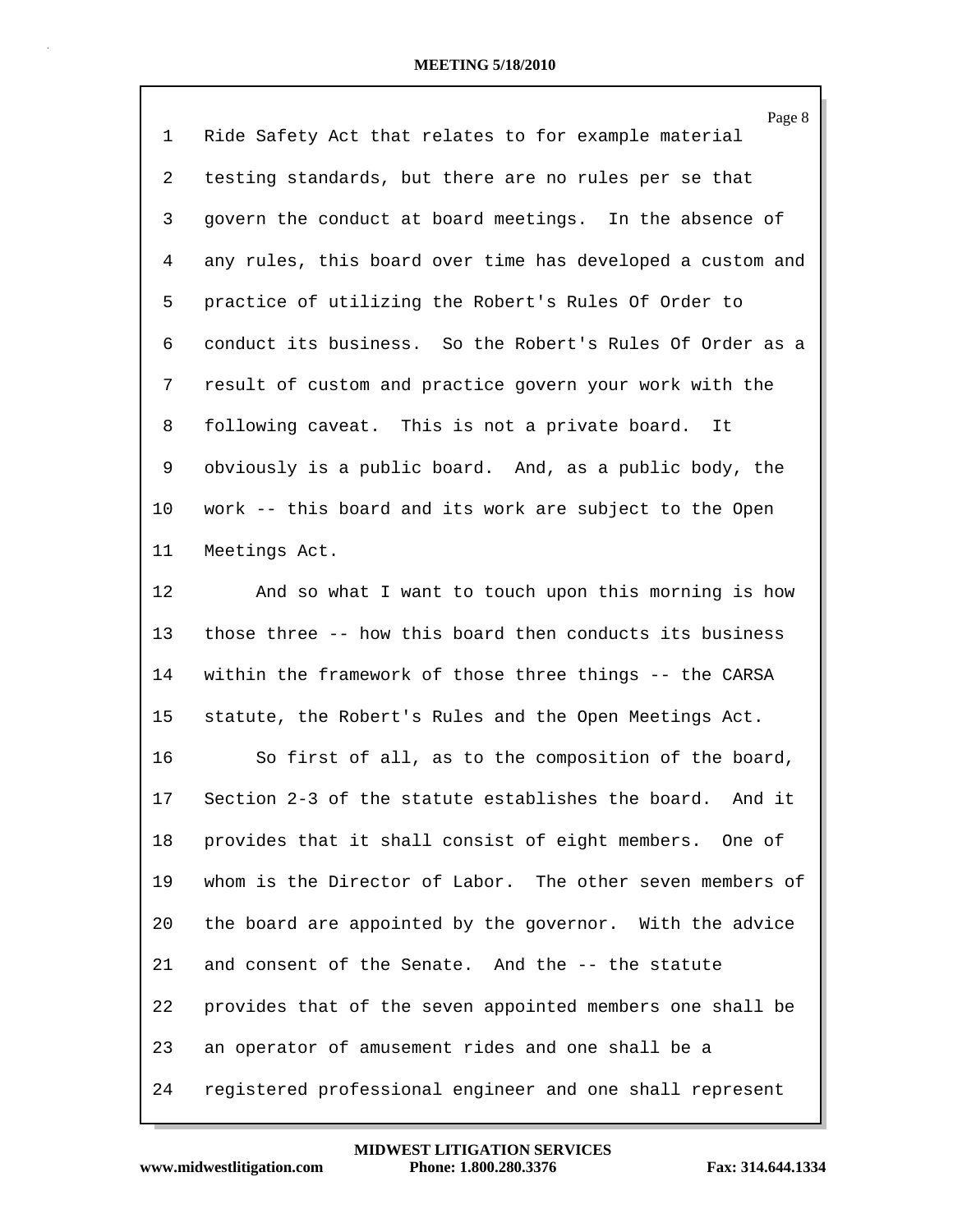1 Ride Safety Act that relates to for example material
2 testing standards, but there are no rules per se that
3 govern the conduct at board meetings. In the absence of
4 any rules, this board over time has developed a custom and
5 practice of utilizing the Robert's Rules Of Order to
6 conduct its business. So the Robert's Rules Of Order as a
7 result of custom and practice govern your work with the
8 following caveat. This is not a private board. It
9 obviously is a public board. And, as a public body, the
10 work -- this board and its work are subject to the Open
11 Meetings Act.
12 And so what I want to touch upon this morning is how
13 those three -- how this board then conducts its business
14 within the framework of those three things -- the CARSA
15 statute, the Robert's Rules and the Open Meetings Act.
16 So first of all, as to the composition of the board,
17 Section 2-3 of the statute establishes the board. And it
18 provides that it shall consist of eight members. One of
19 whom is the Director of Labor. The other seven members of
20 the board are appointed by the governor. With the advice
21 and consent of the Senate. And the -- the statute
22 provides that of the seven appointed members one shall be
23 an operator of amusement rides and one shall be a
24 registered professional engineer and one shall represent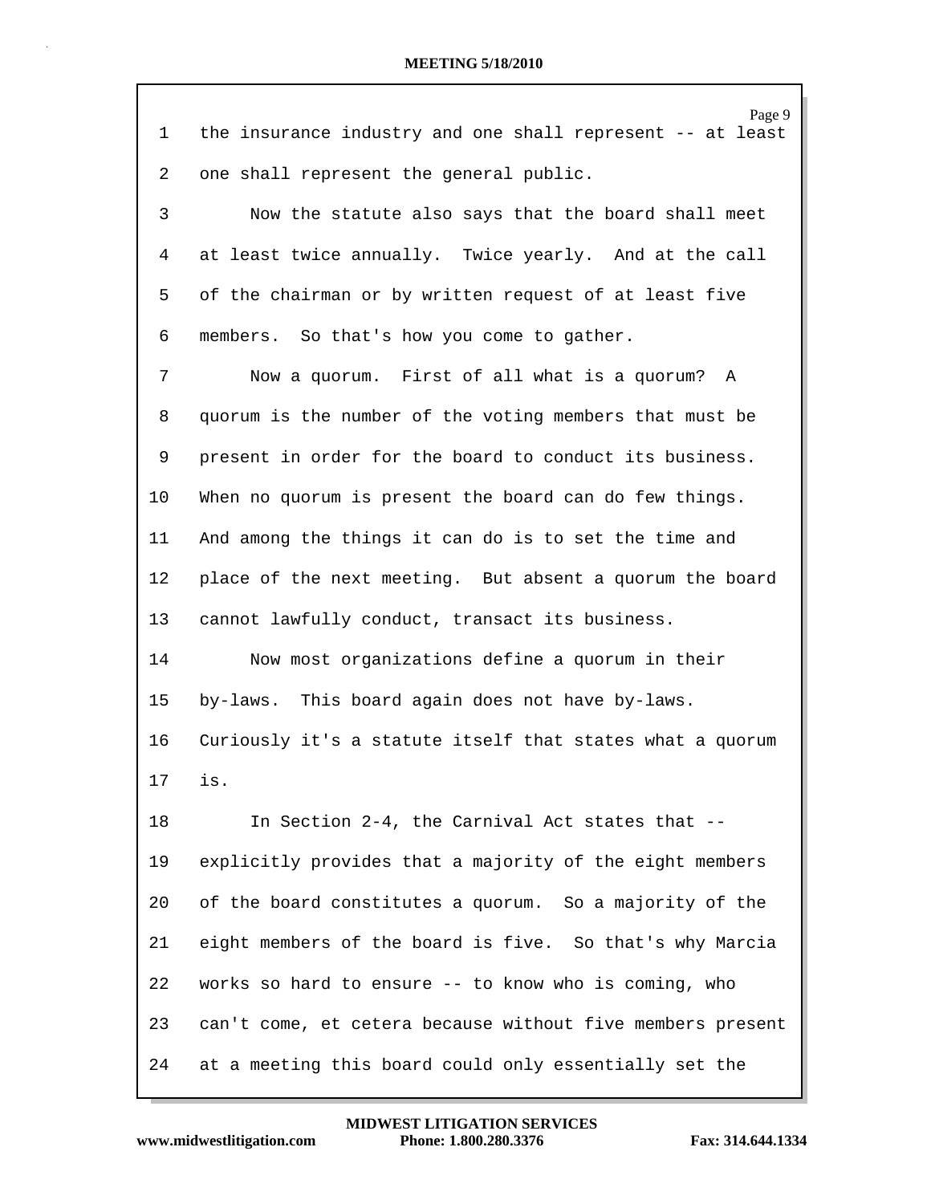1 the insurance industry and one shall represent -- at least
2 one shall represent the general public.
3 Now the statute also says that the board shall meet
4 at least twice annually. Twice yearly. And at the call
5 of the chairman or by written request of at least five
6 members. So that's how you come to gather.
7 Now a quorum. First of all what is a quorum? A
8 quorum is the number of the voting members that must be
9 present in order for the board to conduct its business.
10 When no quorum is present the board can do few things.
11 And among the things it can do is to set the time and
12 place of the next meeting. But absent a quorum the board
13 cannot lawfully conduct, transact its business.
14 Now most organizations define a quorum in their
15 by-laws. This board again does not have by-laws.
16 Curiously it's a statute itself that states what a quorum
17 is.
18 In Section 2-4, the Carnival Act states that --
19 explicitly provides that a majority of the eight members
20 of the board constitutes a quorum. So a majority of the
21 eight members of the board is five. So that's why Marcia
22 works so hard to ensure -- to know who is coming, who
23 can't come, et cetera because without five members present
24 at a meeting this board could only essentially set the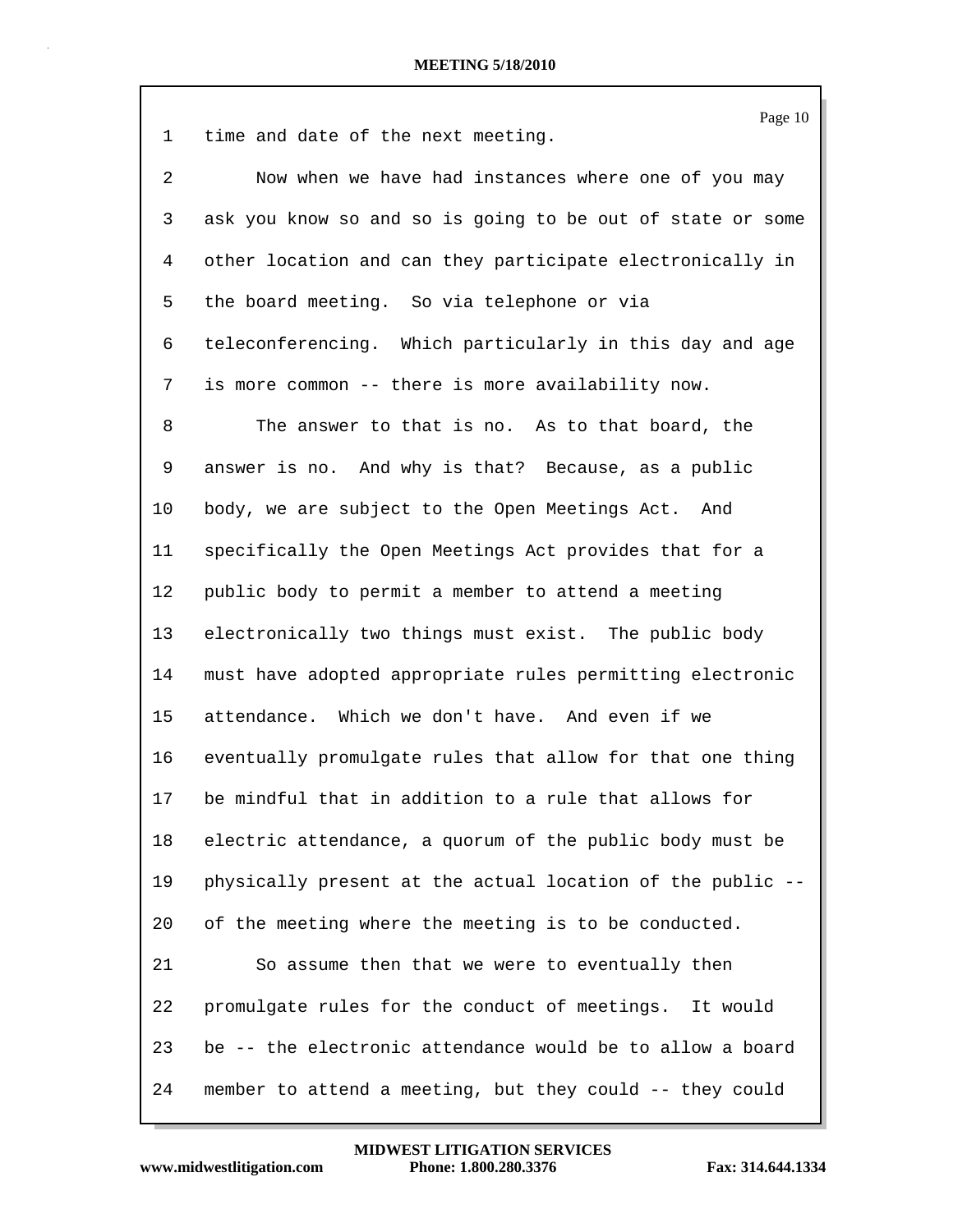time and date of the next meeting.

Now when we have had instances where one of you may ask you know so and so is going to be out of state or some other location and can they participate electronically in the board meeting. So via telephone or via teleconferencing. Which particularly in this day and age is more common -- there is more availability now.

The answer to that is no. As to that board, the answer is no. And why is that? Because, as a public body, we are subject to the Open Meetings Act. And specifically the Open Meetings Act provides that for a public body to permit a member to attend a meeting electronically two things must exist. The public body must have adopted appropriate rules permitting electronic attendance. Which we don't have. And even if we eventually promulgate rules that allow for that one thing be mindful that in addition to a rule that allows for electric attendance, a quorum of the public body must be physically present at the actual location of the public -- of the meeting where the meeting is to be conducted.

So assume then that we were to eventually then promulgate rules for the conduct of meetings. It would be -- the electronic attendance would be to allow a board member to attend a meeting, but they could -- they could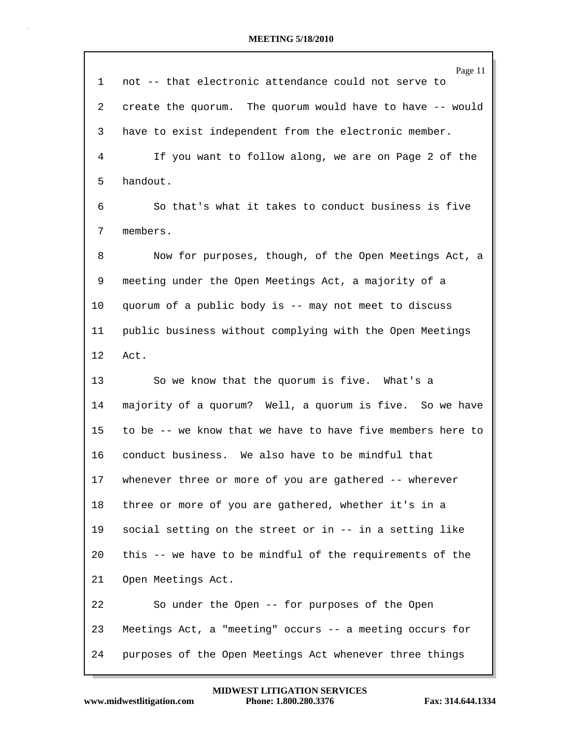1 not -- that electronic attendance could not serve to
2 create the quorum. The quorum would have to have -- would
3 have to exist independent from the electronic member.
4 If you want to follow along, we are on Page 2 of the
5 handout.
6 So that's what it takes to conduct business is five
7 members.
8 Now for purposes, though, of the Open Meetings Act, a
9 meeting under the Open Meetings Act, a majority of a
10 quorum of a public body is -- may not meet to discuss
11 public business without complying with the Open Meetings
12 Act.
13 So we know that the quorum is five. What's a
14 majority of a quorum? Well, a quorum is five. So we have
15 to be -- we know that we have to have five members here to
16 conduct business. We also have to be mindful that
17 whenever three or more of you are gathered -- wherever
18 three or more of you are gathered, whether it's in a
19 social setting on the street or in -- in a setting like
20 this -- we have to be mindful of the requirements of the
21 Open Meetings Act.
22 So under the Open -- for purposes of the Open
23 Meetings Act, a "meeting" occurs -- a meeting occurs for
24 purposes of the Open Meetings Act whenever three things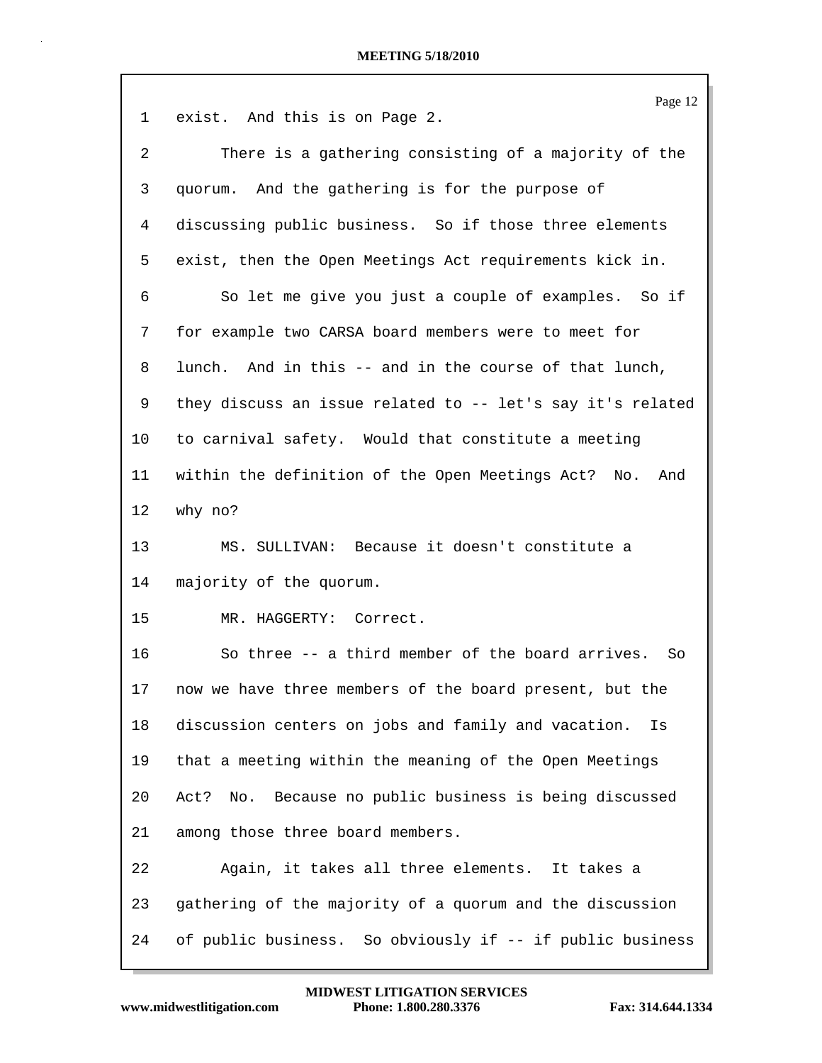exist. And this is on Page 2.

There is a gathering consisting of a majority of the quorum. And the gathering is for the purpose of discussing public business. So if those three elements exist, then the Open Meetings Act requirements kick in.

So let me give you just a couple of examples. So if for example two CARSA board members were to meet for lunch. And in this -- and in the course of that lunch, they discuss an issue related to -- let's say it's related to carnival safety. Would that constitute a meeting within the definition of the Open Meetings Act? No. And why no?

MS. SULLIVAN: Because it doesn't constitute a majority of the quorum.

MR. HAGGERTY: Correct.

So three -- a third member of the board arrives. So now we have three members of the board present, but the discussion centers on jobs and family and vacation. Is that a meeting within the meaning of the Open Meetings Act? No. Because no public business is being discussed among those three board members.

Again, it takes all three elements. It takes a gathering of the majority of a quorum and the discussion of public business. So obviously if -- if public business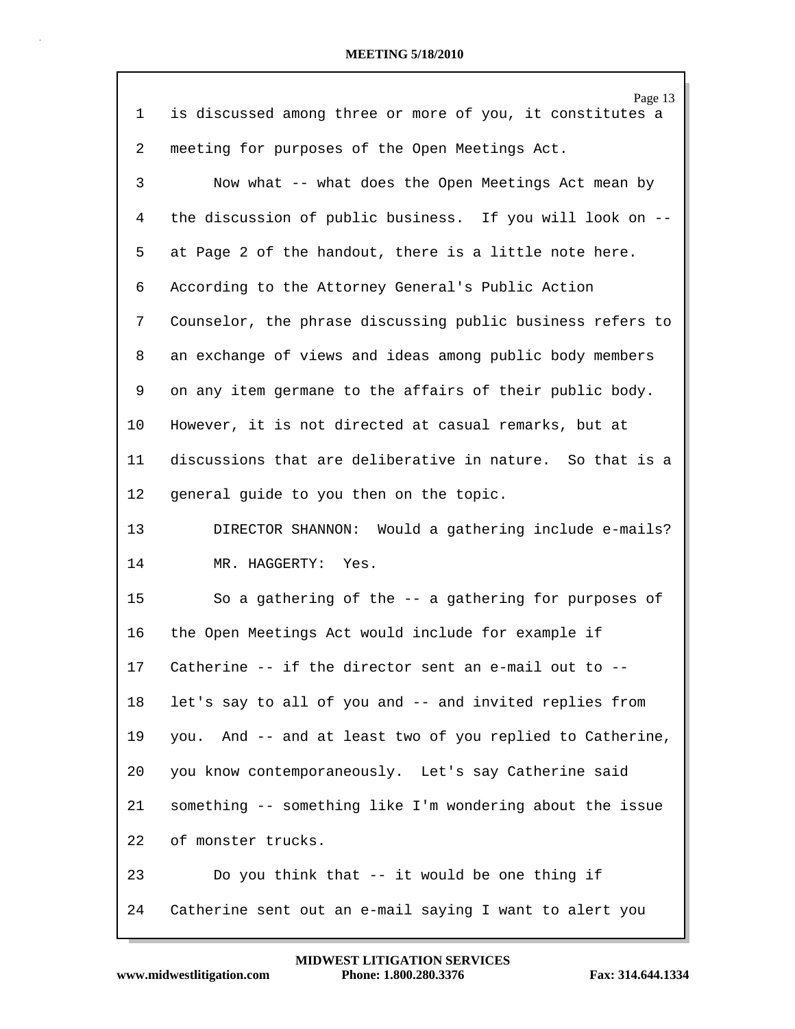is discussed among three or more of you, it constitutes a meeting for purposes of the Open Meetings Act.

Now what -- what does the Open Meetings Act mean by the discussion of public business. If you will look on -- at Page 2 of the handout, there is a little note here. According to the Attorney General's Public Action Counselor, the phrase discussing public business refers to an exchange of views and ideas among public body members on any item germane to the affairs of their public body. However, it is not directed at casual remarks, but at discussions that are deliberative in nature. So that is a general guide to you then on the topic.

DIRECTOR SHANNON: Would a gathering include e-mails?

MR. HAGGERTY: Yes.

So a gathering of the -- a gathering for purposes of the Open Meetings Act would include for example if Catherine -- if the director sent an e-mail out to -- let's say to all of you and -- and invited replies from you. And -- and at least two of you replied to Catherine, you know contemporaneously. Let's say Catherine said something -- something like I'm wondering about the issue of monster trucks.

Do you think that -- it would be one thing if Catherine sent out an e-mail saying I want to alert you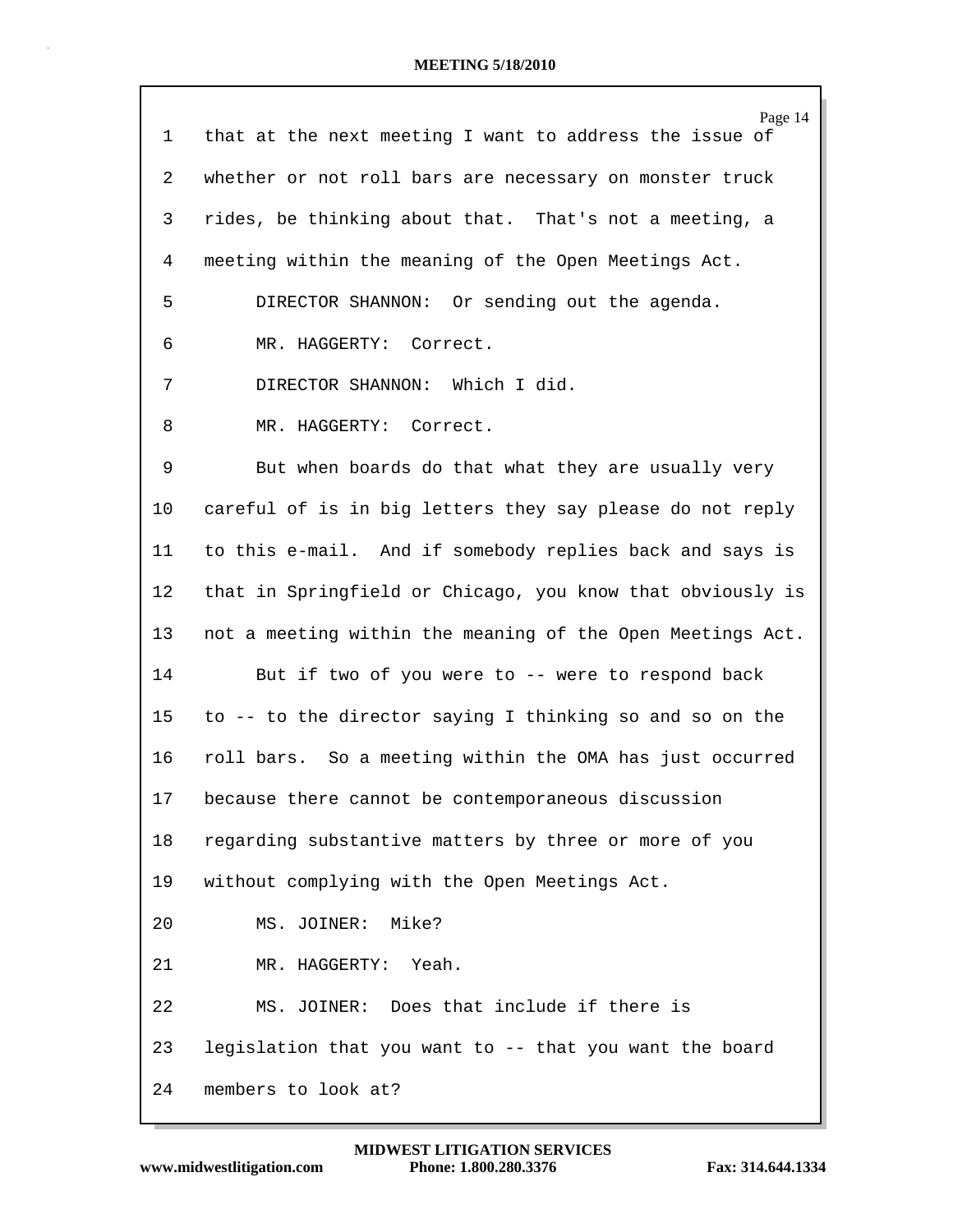1 that at the next meeting I want to address the issue of
2 whether or not roll bars are necessary on monster truck
3 rides, be thinking about that. That's not a meeting, a
4 meeting within the meaning of the Open Meetings Act.
5 DIRECTOR SHANNON: Or sending out the agenda.
6 MR. HAGGERTY: Correct.
7 DIRECTOR SHANNON: Which I did.
8 MR. HAGGERTY: Correct.
9 But when boards do that what they are usually very
10 careful of is in big letters they say please do not reply
11 to this e-mail. And if somebody replies back and says is
12 that in Springfield or Chicago, you know that obviously is
13 not a meeting within the meaning of the Open Meetings Act.
14 But if two of you were to -- were to respond back
15 to -- to the director saying I thinking so and so on the
16 roll bars. So a meeting within the OMA has just occurred
17 because there cannot be contemporaneous discussion
18 regarding substantive matters by three or more of you
19 without complying with the Open Meetings Act.
20 MS. JOINER: Mike?
21 MR. HAGGERTY: Yeah.
22 MS. JOINER: Does that include if there is
23 legislation that you want to -- that you want the board
24 members to look at?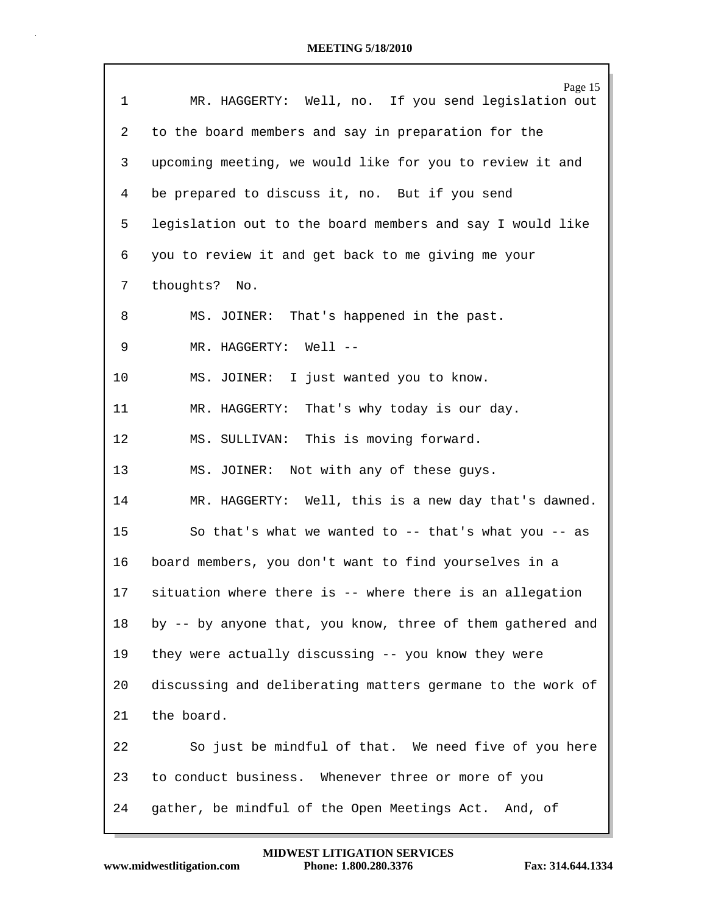1 MR. HAGGERTY: Well, no. If you send legislation out
2 to the board members and say in preparation for the
3 upcoming meeting, we would like for you to review it and
4 be prepared to discuss it, no. But if you send
5 legislation out to the board members and say I would like
6 you to review it and get back to me giving me your
7 thoughts? No.
8 MS. JOINER: That's happened in the past.
9 MR. HAGGERTY: Well --
10 MS. JOINER: I just wanted you to know.
11 MR. HAGGERTY: That's why today is our day.
12 MS. SULLIVAN: This is moving forward.
13 MS. JOINER: Not with any of these guys.
14 MR. HAGGERTY: Well, this is a new day that's dawned.
15 So that's what we wanted to -- that's what you -- as
16 board members, you don't want to find yourselves in a
17 situation where there is -- where there is an allegation
18 by -- by anyone that, you know, three of them gathered and
19 they were actually discussing -- you know they were
20 discussing and deliberating matters germane to the work of
21 the board.
22 So just be mindful of that. We need five of you here
23 to conduct business. Whenever three or more of you
24 gather, be mindful of the Open Meetings Act. And, of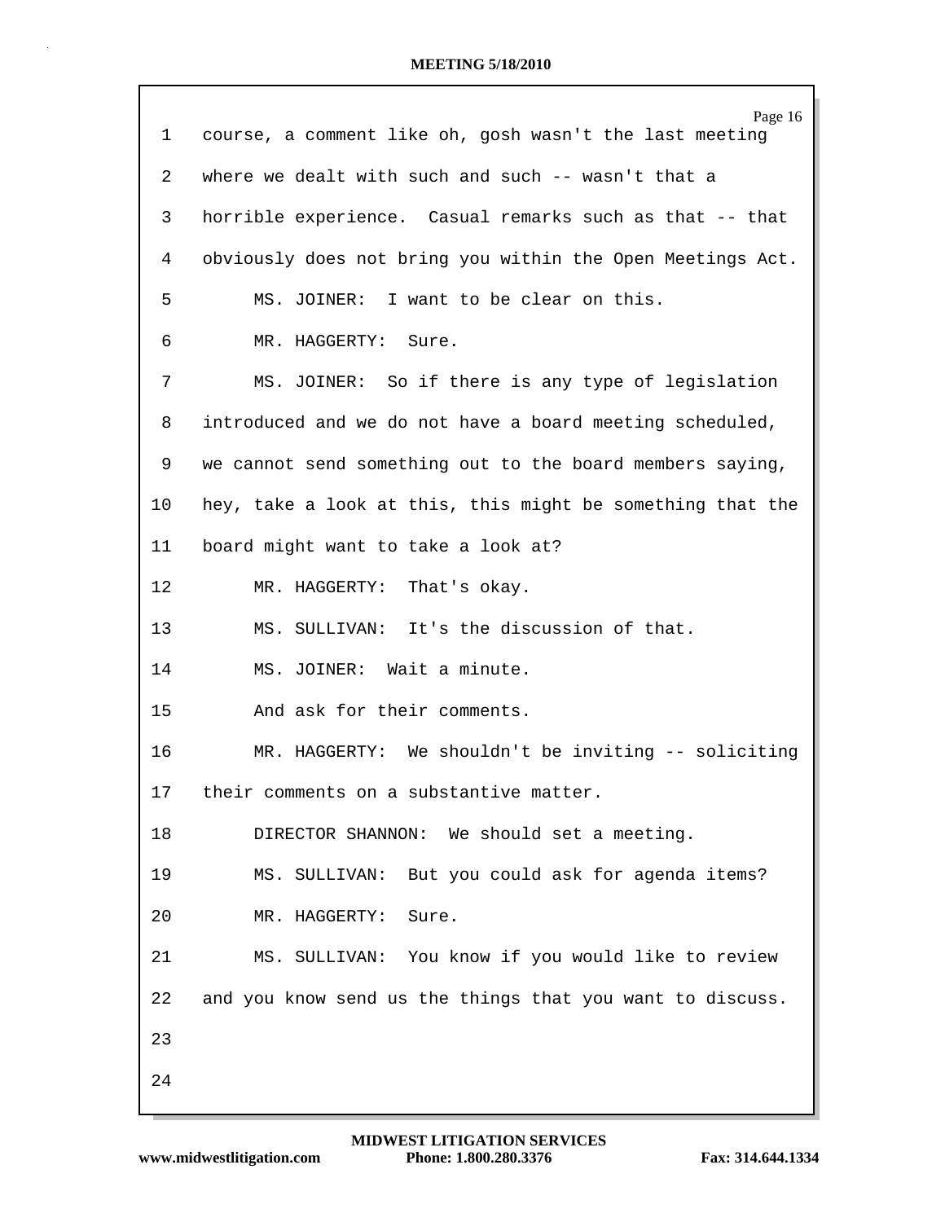1 course, a comment like oh, gosh wasn't the last meeting

2 where we dealt with such and such -- wasn't that a

3 horrible experience. Casual remarks such as that -- that

4 obviously does not bring you within the Open Meetings Act.

5 MS. JOINER: I want to be clear on this.

6 MR. HAGGERTY: Sure.

7 MS. JOINER: So if there is any type of legislation

8 introduced and we do not have a board meeting scheduled,

9 we cannot send something out to the board members saying,

10 hey, take a look at this, this might be something that the

11 board might want to take a look at?

12 MR. HAGGERTY: That's okay.

13 MS. SULLIVAN: It's the discussion of that.

14 MS. JOINER: Wait a minute.

15 And ask for their comments.

16 MR. HAGGERTY: We shouldn't be inviting -- soliciting

17 their comments on a substantive matter.

18 DIRECTOR SHANNON: We should set a meeting.

19 MS. SULLIVAN: But you could ask for agenda items?

20 MR. HAGGERTY: Sure.

21 MS. SULLIVAN: You know if you would like to review

22 and you know send us the things that you want to discuss.

23

24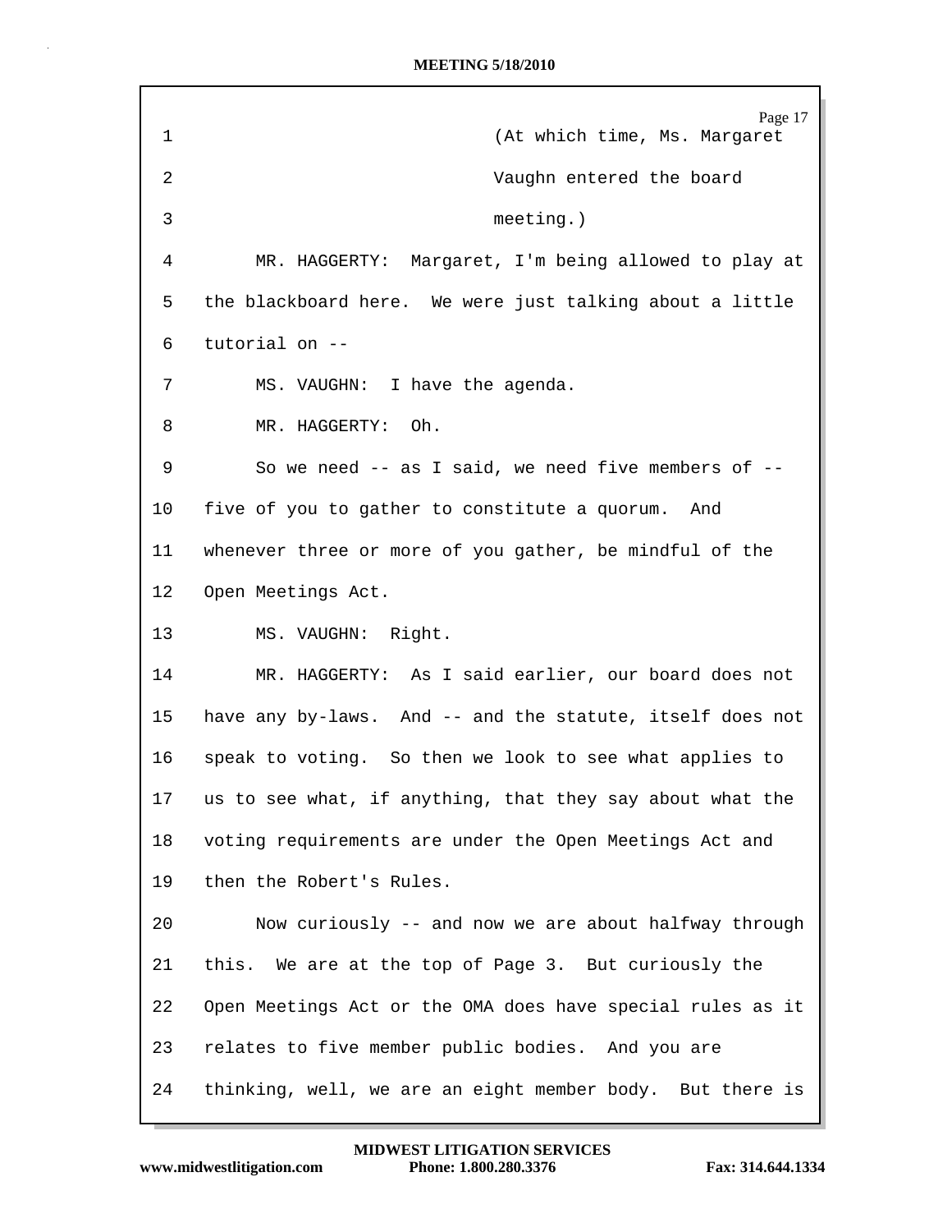(At which time, Ms. Margaret Vaughn entered the board meeting.)

MR. HAGGERTY: Margaret, I'm being allowed to play at the blackboard here. We were just talking about a little tutorial on --

MS. VAUGHN: I have the agenda.

MR. HAGGERTY: Oh.

So we need -- as I said, we need five members of -- five of you to gather to constitute a quorum. And whenever three or more of you gather, be mindful of the Open Meetings Act.

MS. VAUGHN: Right.

MR. HAGGERTY: As I said earlier, our board does not have any by-laws. And -- and the statute, itself does not speak to voting. So then we look to see what applies to us to see what, if anything, that they say about what the voting requirements are under the Open Meetings Act and then the Robert's Rules.

Now curiously -- and now we are about halfway through this. We are at the top of Page 3. But curiously the Open Meetings Act or the OMA does have special rules as it relates to five member public bodies. And you are thinking, well, we are an eight member body. But there is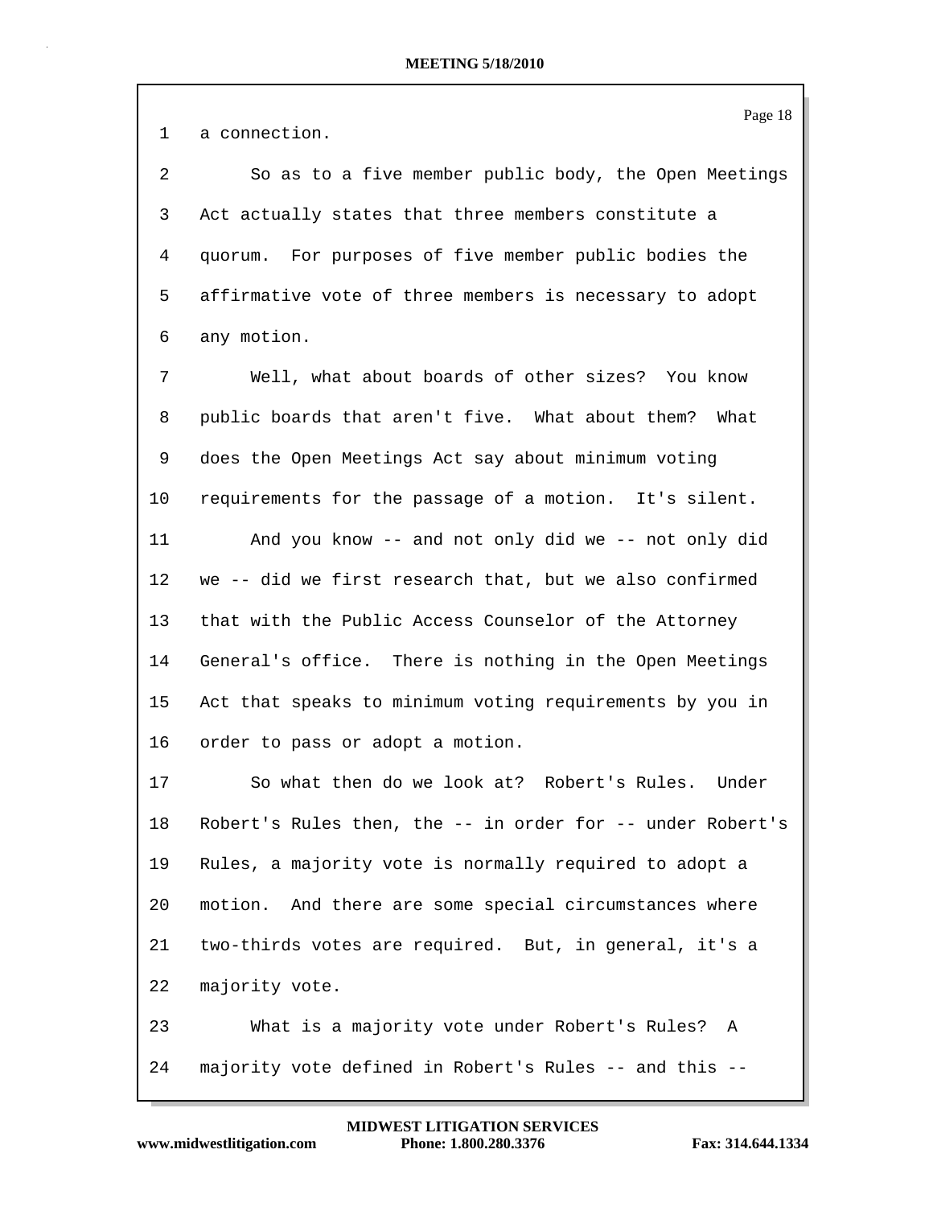a connection.

So as to a five member public body, the Open Meetings Act actually states that three members constitute a quorum. For purposes of five member public bodies the affirmative vote of three members is necessary to adopt any motion.

Well, what about boards of other sizes? You know public boards that aren't five. What about them? What does the Open Meetings Act say about minimum voting requirements for the passage of a motion. It's silent.

And you know -- and not only did we -- not only did we -- did we first research that, but we also confirmed that with the Public Access Counselor of the Attorney General's office. There is nothing in the Open Meetings Act that speaks to minimum voting requirements by you in order to pass or adopt a motion.

So what then do we look at? Robert's Rules. Under Robert's Rules then, the -- in order for -- under Robert's Rules, a majority vote is normally required to adopt a motion. And there are some special circumstances where two-thirds votes are required. But, in general, it's a majority vote.

What is a majority vote under Robert's Rules? A majority vote defined in Robert's Rules -- and this --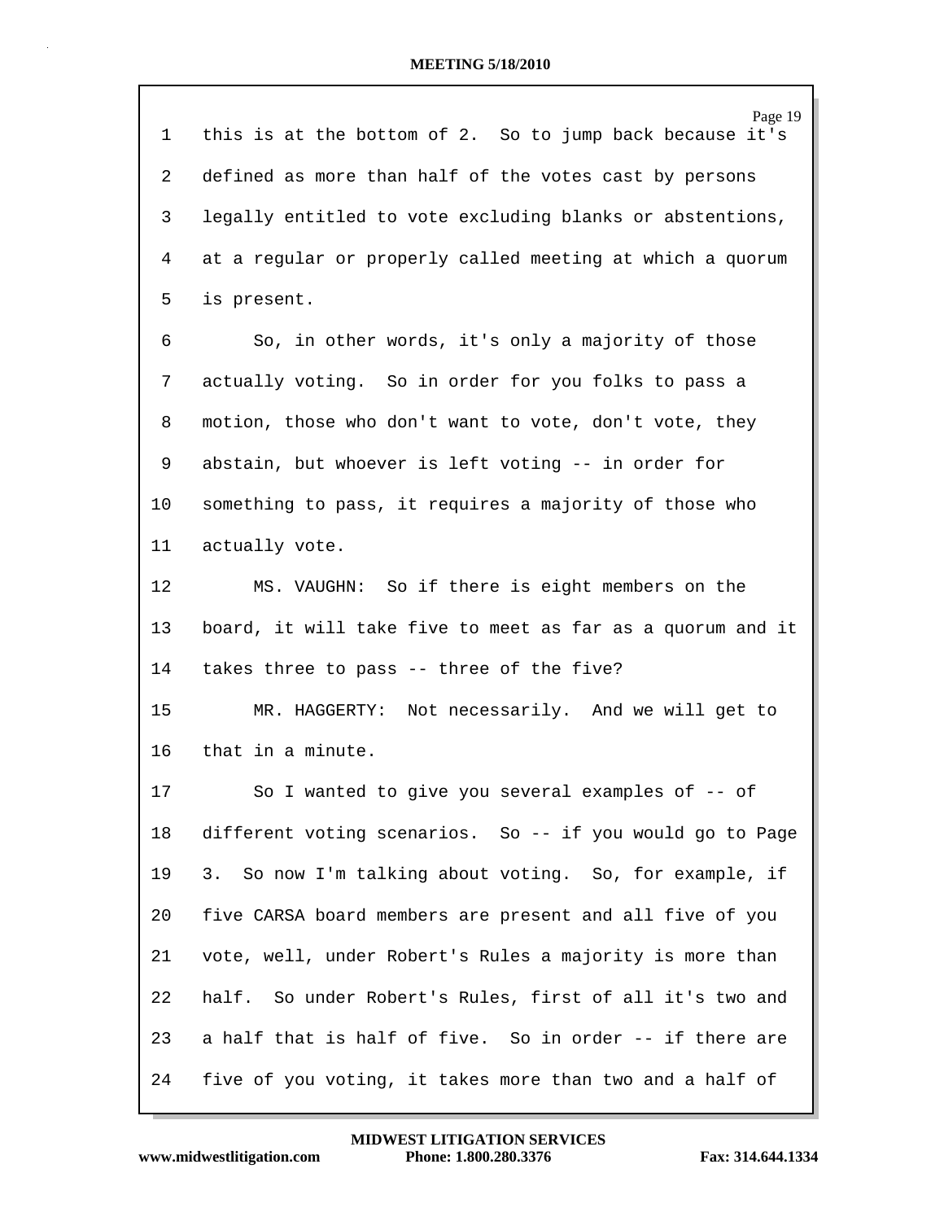1 this is at the bottom of 2. So to jump back because it's
2 defined as more than half of the votes cast by persons
3 legally entitled to vote excluding blanks or abstentions,
4 at a regular or properly called meeting at which a quorum
5 is present.

6 So, in other words, it's only a majority of those
7 actually voting. So in order for you folks to pass a
8 motion, those who don't want to vote, don't vote, they
9 abstain, but whoever is left voting -- in order for
10 something to pass, it requires a majority of those who
11 actually vote.

12 MS. VAUGHN: So if there is eight members on the
13 board, it will take five to meet as far as a quorum and it
14 takes three to pass -- three of the five?

15 MR. HAGGERTY: Not necessarily. And we will get to
16 that in a minute.

17 So I wanted to give you several examples of -- of
18 different voting scenarios. So -- if you would go to Page
19 3. So now I'm talking about voting. So, for example, if
20 five CARSA board members are present and all five of you
21 vote, well, under Robert's Rules a majority is more than
22 half. So under Robert's Rules, first of all it's two and
23 a half that is half of five. So in order -- if there are
24 five of you voting, it takes more than two and a half of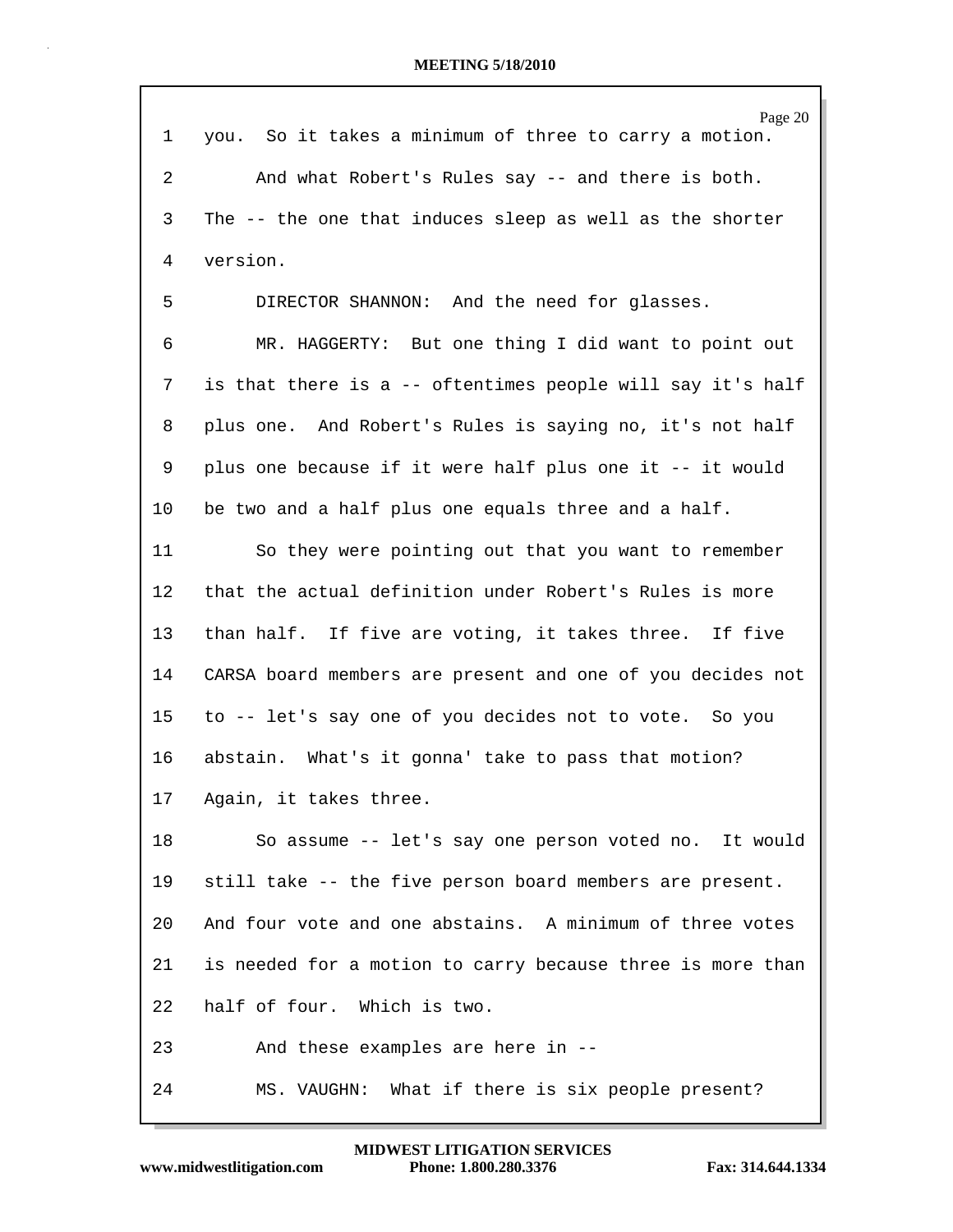you. So it takes a minimum of three to carry a motion.

And what Robert's Rules say -- and there is both. The -- the one that induces sleep as well as the shorter version.

DIRECTOR SHANNON: And the need for glasses.

MR. HAGGERTY: But one thing I did want to point out is that there is a -- oftentimes people will say it's half plus one. And Robert's Rules is saying no, it's not half plus one because if it were half plus one it -- it would be two and a half plus one equals three and a half.

So they were pointing out that you want to remember that the actual definition under Robert's Rules is more than half. If five are voting, it takes three. If five CARSA board members are present and one of you decides not to -- let's say one of you decides not to vote. So you abstain. What's it gonna' take to pass that motion? Again, it takes three.

So assume -- let's say one person voted no. It would still take -- the five person board members are present. And four vote and one abstains. A minimum of three votes is needed for a motion to carry because three is more than half of four. Which is two.

And these examples are here in --

MS. VAUGHN: What if there is six people present?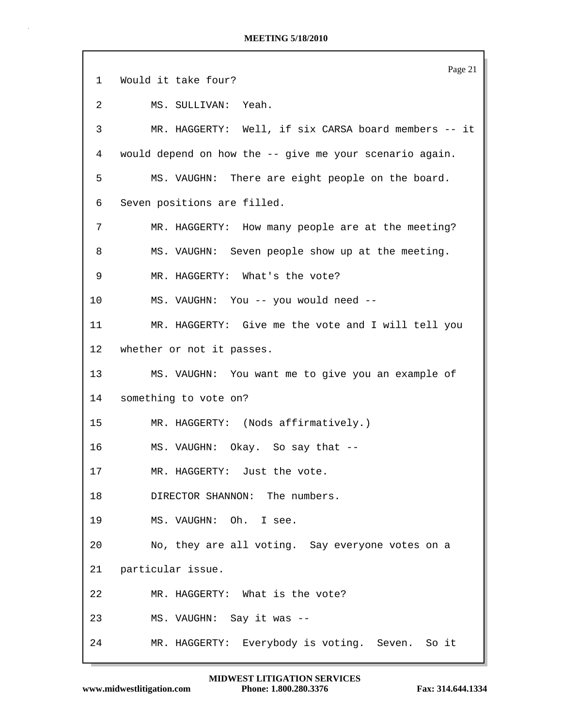1 Would it take four?

2 MS. SULLIVAN: Yeah.

3 MR. HAGGERTY: Well, if six CARSA board members -- it

4 would depend on how the -- give me your scenario again.

5 MS. VAUGHN: There are eight people on the board.

6 Seven positions are filled.

7 MR. HAGGERTY: How many people are at the meeting?

8 MS. VAUGHN: Seven people show up at the meeting.

9 MR. HAGGERTY: What's the vote?

10 MS. VAUGHN: You -- you would need --

11 MR. HAGGERTY: Give me the vote and I will tell you

12 whether or not it passes.

13 MS. VAUGHN: You want me to give you an example of

14 something to vote on?

15 MR. HAGGERTY: (Nods affirmatively.)

16 MS. VAUGHN: Okay. So say that --

17 MR. HAGGERTY: Just the vote.

18 DIRECTOR SHANNON: The numbers.

19 MS. VAUGHN: Oh. I see.

20 No, they are all voting. Say everyone votes on a

21 particular issue.

22 MR. HAGGERTY: What is the vote?

23 MS. VAUGHN: Say it was --

24 MR. HAGGERTY: Everybody is voting. Seven. So it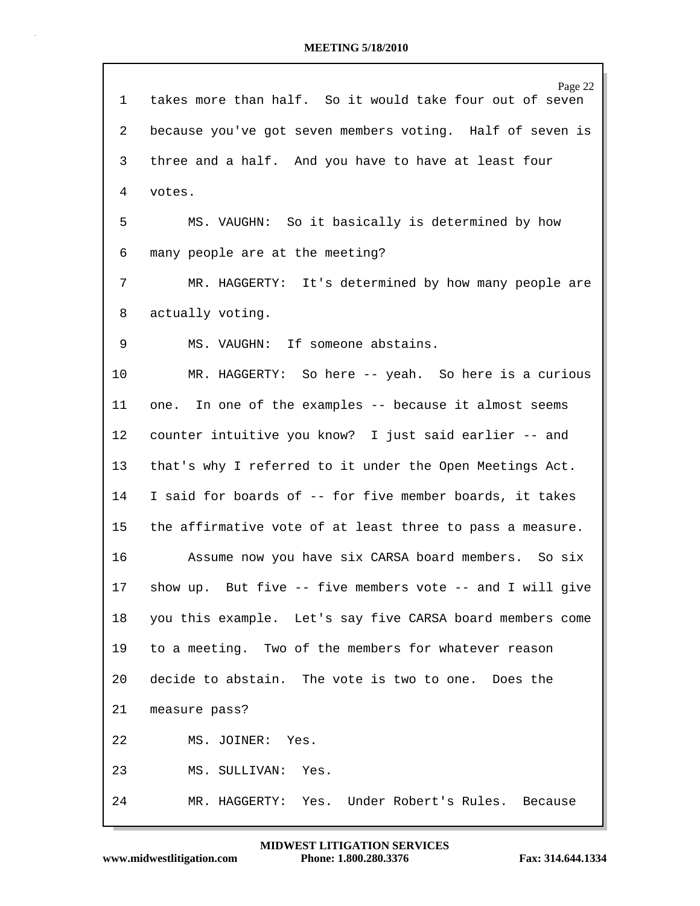1 takes more than half. So it would take four out of seven

2 because you've got seven members voting. Half of seven is

3 three and a half. And you have to have at least four

4 votes.

5 MS. VAUGHN: So it basically is determined by how

6 many people are at the meeting?

7 MR. HAGGERTY: It's determined by how many people are

8 actually voting.

9 MS. VAUGHN: If someone abstains.

10 MR. HAGGERTY: So here -- yeah. So here is a curious

11 one. In one of the examples -- because it almost seems

12 counter intuitive you know? I just said earlier -- and

13 that's why I referred to it under the Open Meetings Act.

14 I said for boards of -- for five member boards, it takes

15 the affirmative vote of at least three to pass a measure.

16 Assume now you have six CARSA board members. So six

17 show up. But five -- five members vote -- and I will give

18 you this example. Let's say five CARSA board members come

19 to a meeting. Two of the members for whatever reason

20 decide to abstain. The vote is two to one. Does the

21 measure pass?

22 MS. JOINER: Yes.

23 MS. SULLIVAN: Yes.

24 MR. HAGGERTY: Yes. Under Robert's Rules. Because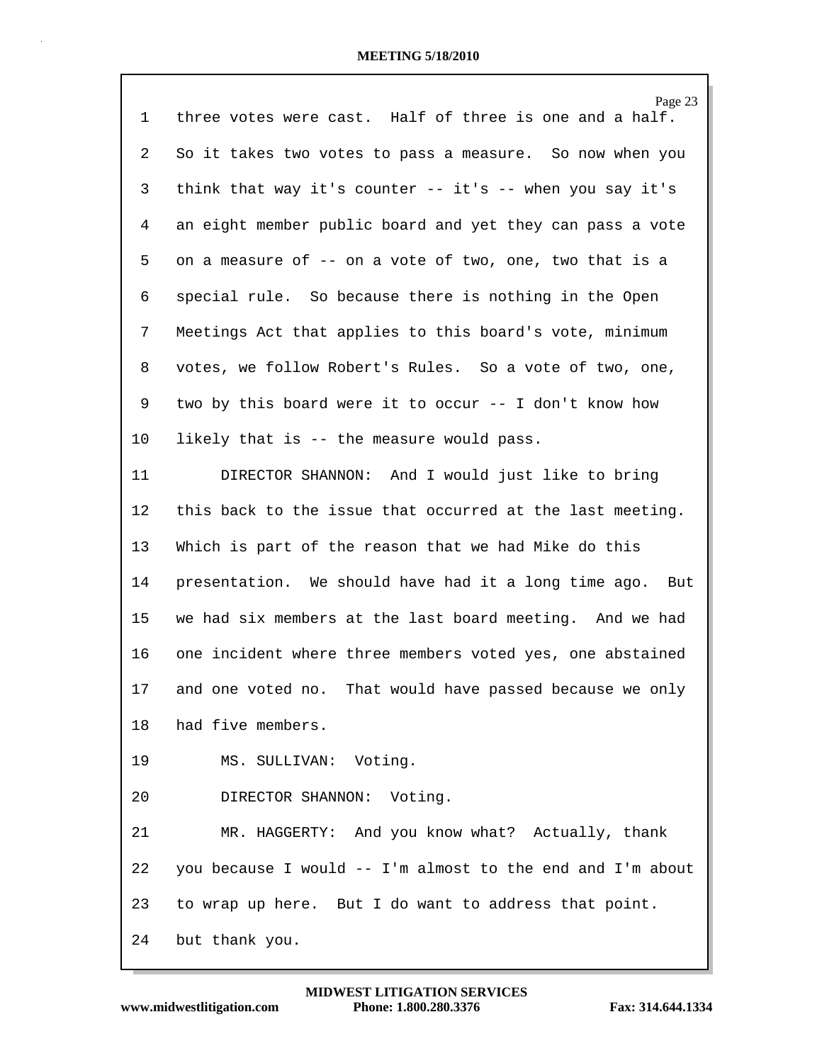1 three votes were cast. Half of three is one and a half.
2 So it takes two votes to pass a measure. So now when you
3 think that way it's counter -- it's -- when you say it's
4 an eight member public board and yet they can pass a vote
5 on a measure of -- on a vote of two, one, two that is a
6 special rule. So because there is nothing in the Open
7 Meetings Act that applies to this board's vote, minimum
8 votes, we follow Robert's Rules. So a vote of two, one,
9 two by this board were it to occur -- I don't know how
10 likely that is -- the measure would pass.
11 DIRECTOR SHANNON: And I would just like to bring
12 this back to the issue that occurred at the last meeting.
13 Which is part of the reason that we had Mike do this
14 presentation. We should have had it a long time ago. But
15 we had six members at the last board meeting. And we had
16 one incident where three members voted yes, one abstained
17 and one voted no. That would have passed because we only
18 had five members.
19 MS. SULLIVAN: Voting.
20 DIRECTOR SHANNON: Voting.
21 MR. HAGGERTY: And you know what? Actually, thank
22 you because I would -- I'm almost to the end and I'm about
23 to wrap up here. But I do want to address that point.
24 but thank you.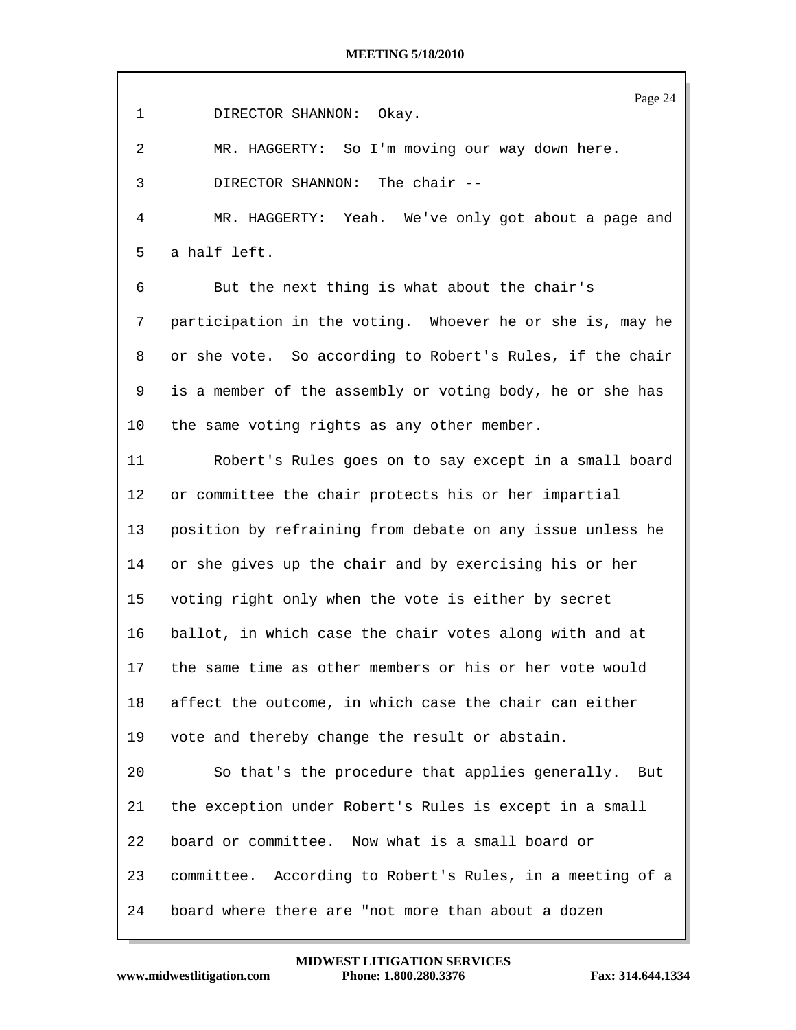DIRECTOR SHANNON: Okay.

MR. HAGGERTY: So I'm moving our way down here.

DIRECTOR SHANNON: The chair --

MR. HAGGERTY: Yeah. We've only got about a page and a half left.

But the next thing is what about the chair's participation in the voting. Whoever he or she is, may he or she vote. So according to Robert's Rules, if the chair is a member of the assembly or voting body, he or she has the same voting rights as any other member.

Robert's Rules goes on to say except in a small board or committee the chair protects his or her impartial position by refraining from debate on any issue unless he or she gives up the chair and by exercising his or her voting right only when the vote is either by secret ballot, in which case the chair votes along with and at the same time as other members or his or her vote would affect the outcome, in which case the chair can either vote and thereby change the result or abstain.

So that's the procedure that applies generally. But the exception under Robert's Rules is except in a small board or committee. Now what is a small board or committee. According to Robert's Rules, in a meeting of a board where there are "not more than about a dozen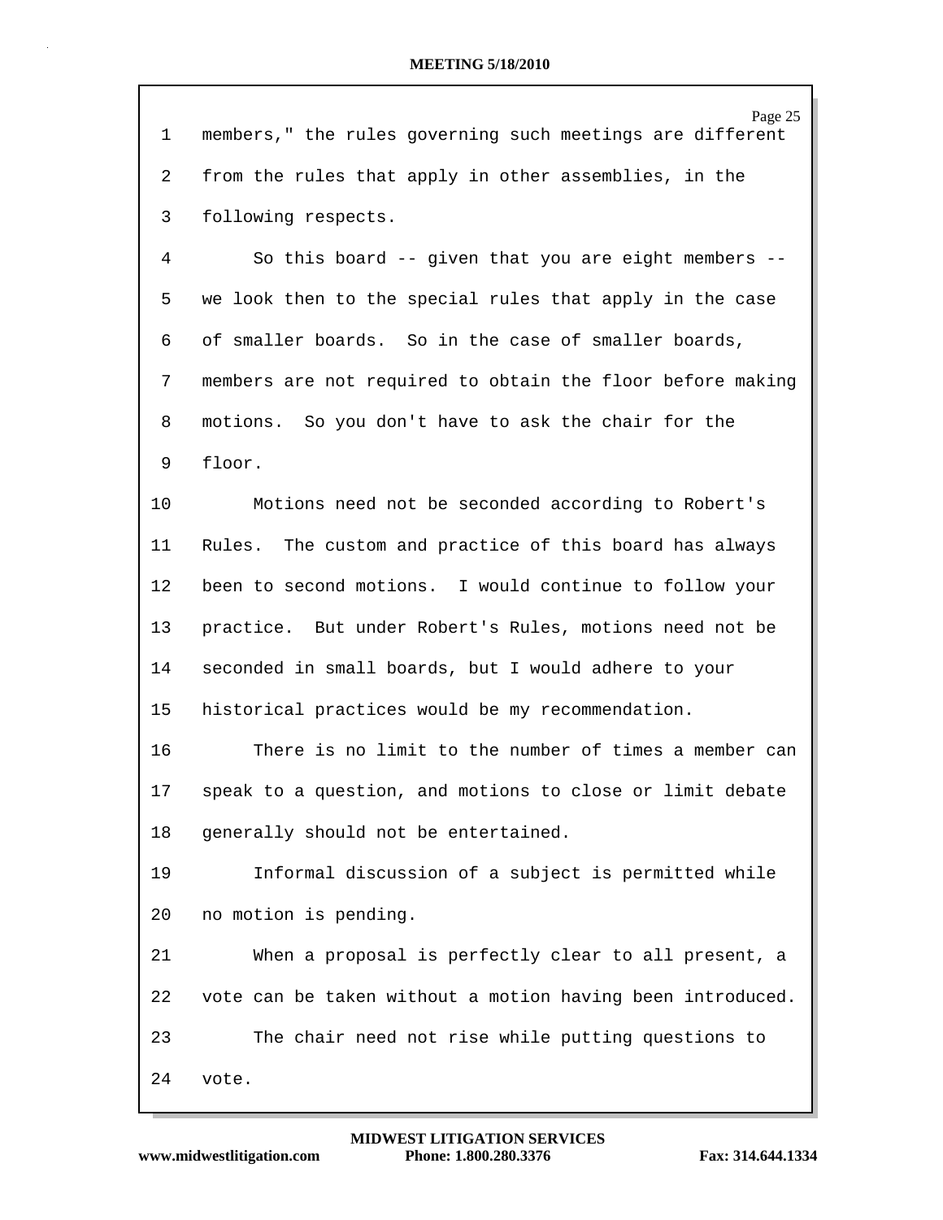members," the rules governing such meetings are different from the rules that apply in other assemblies, in the following respects.

So this board -- given that you are eight members -- we look then to the special rules that apply in the case of smaller boards. So in the case of smaller boards, members are not required to obtain the floor before making motions. So you don't have to ask the chair for the floor.

Motions need not be seconded according to Robert's Rules. The custom and practice of this board has always been to second motions. I would continue to follow your practice. But under Robert's Rules, motions need not be seconded in small boards, but I would adhere to your historical practices would be my recommendation.

There is no limit to the number of times a member can speak to a question, and motions to close or limit debate generally should not be entertained.

Informal discussion of a subject is permitted while no motion is pending.

When a proposal is perfectly clear to all present, a vote can be taken without a motion having been introduced.

The chair need not rise while putting questions to vote.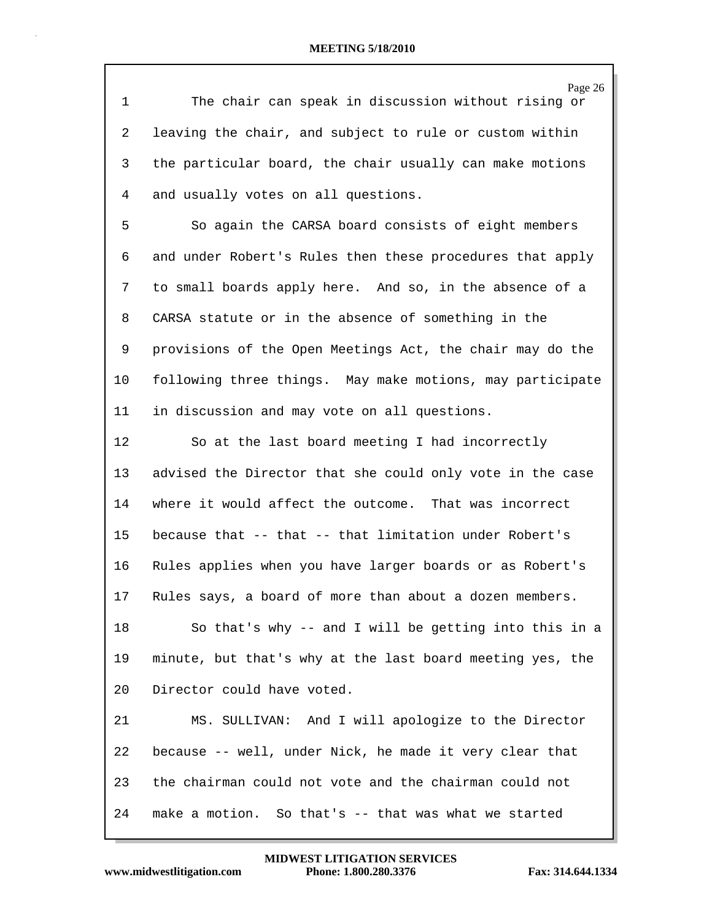The chair can speak in discussion without rising or leaving the chair, and subject to rule or custom within the particular board, the chair usually can make motions and usually votes on all questions.

So again the CARSA board consists of eight members and under Robert's Rules then these procedures that apply to small boards apply here. And so, in the absence of a CARSA statute or in the absence of something in the provisions of the Open Meetings Act, the chair may do the following three things. May make motions, may participate in discussion and may vote on all questions.

So at the last board meeting I had incorrectly advised the Director that she could only vote in the case where it would affect the outcome. That was incorrect because that -- that -- that limitation under Robert's Rules applies when you have larger boards or as Robert's Rules says, a board of more than about a dozen members.

So that's why -- and I will be getting into this in a minute, but that's why at the last board meeting yes, the Director could have voted.

MS. SULLIVAN: And I will apologize to the Director because -- well, under Nick, he made it very clear that the chairman could not vote and the chairman could not make a motion. So that's -- that was what we started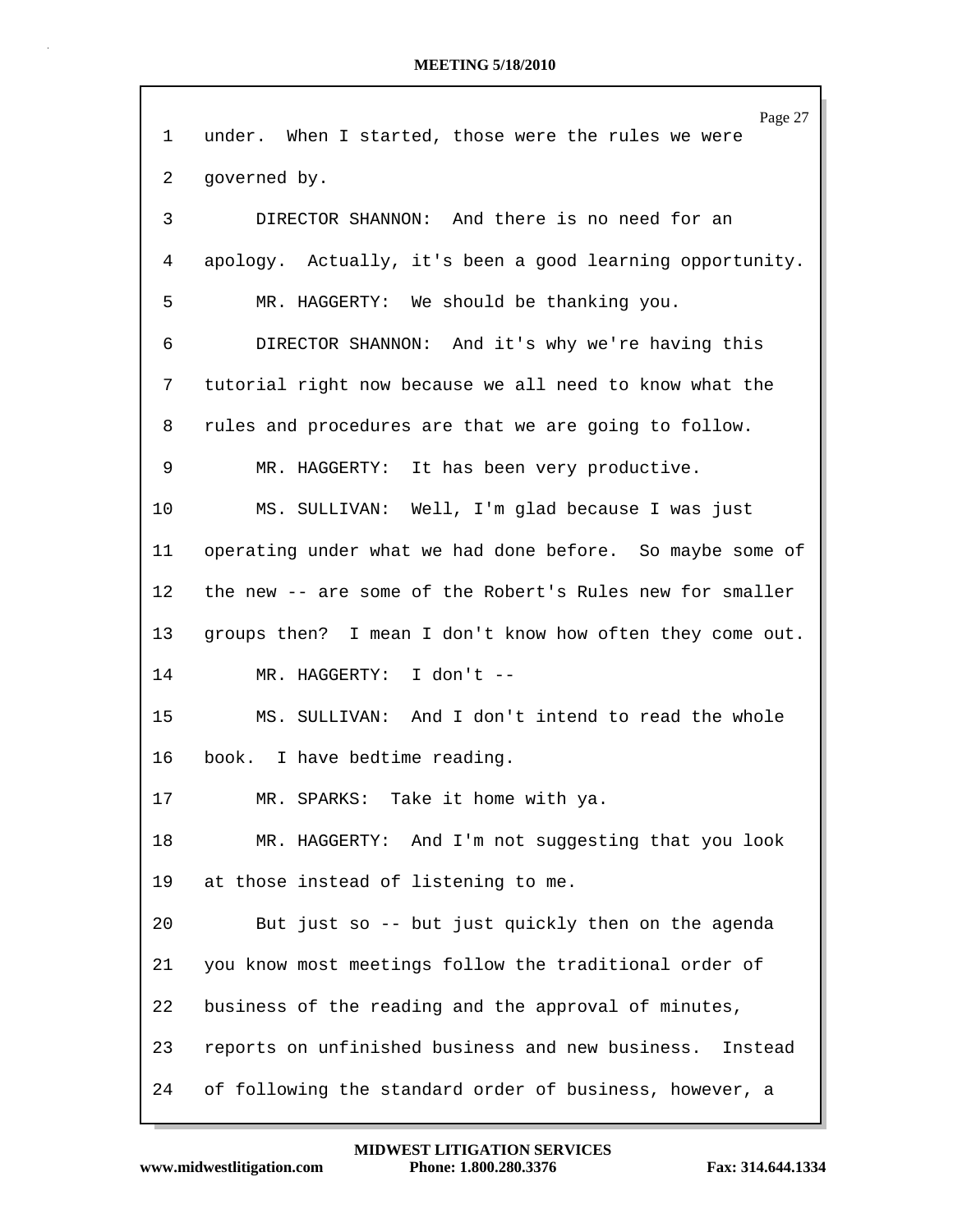1 under. When I started, those were the rules we were

2 governed by.

3 DIRECTOR SHANNON: And there is no need for an

4 apology. Actually, it's been a good learning opportunity.

5 MR. HAGGERTY: We should be thanking you.

6 DIRECTOR SHANNON: And it's why we're having this

7 tutorial right now because we all need to know what the

8 rules and procedures are that we are going to follow.

9 MR. HAGGERTY: It has been very productive.

10 MS. SULLIVAN: Well, I'm glad because I was just

11 operating under what we had done before. So maybe some of

12 the new -- are some of the Robert's Rules new for smaller

13 groups then? I mean I don't know how often they come out.

14 MR. HAGGERTY: I don't --

15 MS. SULLIVAN: And I don't intend to read the whole

16 book. I have bedtime reading.

17 MR. SPARKS: Take it home with ya.

18 MR. HAGGERTY: And I'm not suggesting that you look

19 at those instead of listening to me.

20 But just so -- but just quickly then on the agenda

21 you know most meetings follow the traditional order of

22 business of the reading and the approval of minutes,

23 reports on unfinished business and new business. Instead

24 of following the standard order of business, however, a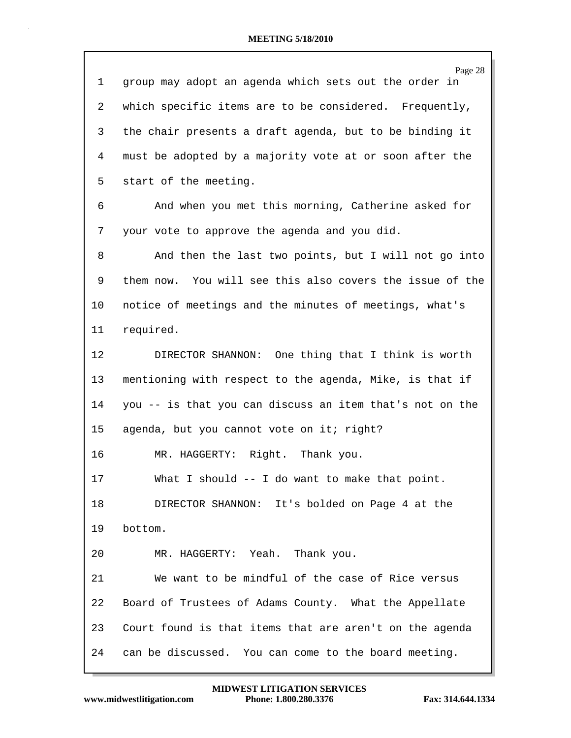group may adopt an agenda which sets out the order in which specific items are to be considered. Frequently, the chair presents a draft agenda, but to be binding it must be adopted by a majority vote at or soon after the start of the meeting.

And when you met this morning, Catherine asked for your vote to approve the agenda and you did.

And then the last two points, but I will not go into them now. You will see this also covers the issue of the notice of meetings and the minutes of meetings, what's required.

DIRECTOR SHANNON: One thing that I think is worth mentioning with respect to the agenda, Mike, is that if you -- is that you can discuss an item that's not on the agenda, but you cannot vote on it; right?

MR. HAGGERTY: Right. Thank you.

What I should -- I do want to make that point.

DIRECTOR SHANNON: It's bolded on Page 4 at the bottom.

MR. HAGGERTY: Yeah. Thank you.

We want to be mindful of the case of Rice versus Board of Trustees of Adams County. What the Appellate Court found is that items that are aren't on the agenda can be discussed. You can come to the board meeting.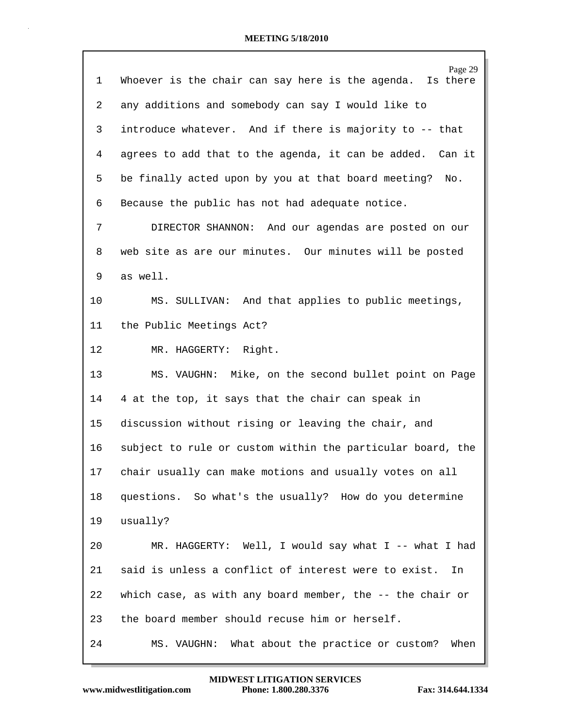1 Whoever is the chair can say here is the agenda. Is there
2 any additions and somebody can say I would like to
3 introduce whatever. And if there is majority to -- that
4 agrees to add that to the agenda, it can be added. Can it
5 be finally acted upon by you at that board meeting? No.
6 Because the public has not had adequate notice.
7 DIRECTOR SHANNON: And our agendas are posted on our
8 web site as are our minutes. Our minutes will be posted
9 as well.
10 MS. SULLIVAN: And that applies to public meetings,
11 the Public Meetings Act?
12 MR. HAGGERTY: Right.
13 MS. VAUGHN: Mike, on the second bullet point on Page
14 4 at the top, it says that the chair can speak in
15 discussion without rising or leaving the chair, and
16 subject to rule or custom within the particular board, the
17 chair usually can make motions and usually votes on all
18 questions. So what's the usually? How do you determine
19 usually?
20 MR. HAGGERTY: Well, I would say what I -- what I had
21 said is unless a conflict of interest were to exist. In
22 which case, as with any board member, the -- the chair or
23 the board member should recuse him or herself.
24 MS. VAUGHN: What about the practice or custom? When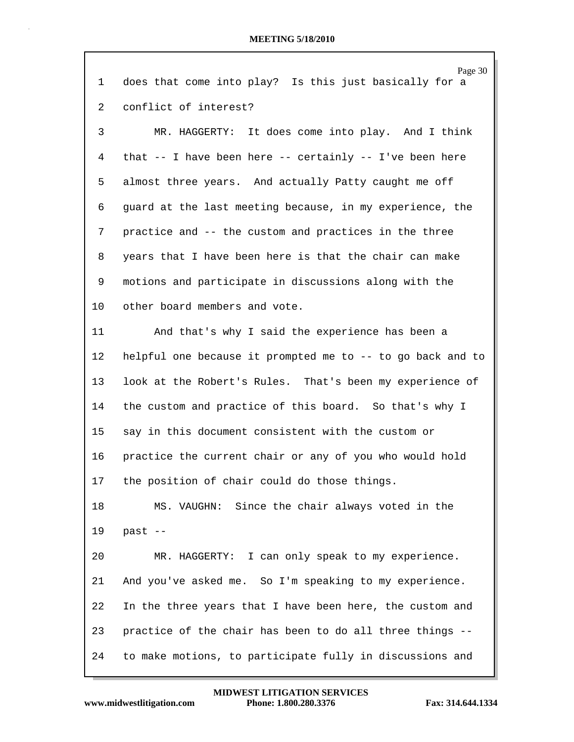1 does that come into play? Is this just basically for a
2 conflict of interest?
3 MR. HAGGERTY: It does come into play. And I think
4 that -- I have been here -- certainly -- I've been here
5 almost three years. And actually Patty caught me off
6 guard at the last meeting because, in my experience, the
7 practice and -- the custom and practices in the three
8 years that I have been here is that the chair can make
9 motions and participate in discussions along with the
10 other board members and vote.
11 And that's why I said the experience has been a
12 helpful one because it prompted me to -- to go back and to
13 look at the Robert's Rules. That's been my experience of
14 the custom and practice of this board. So that's why I
15 say in this document consistent with the custom or
16 practice the current chair or any of you who would hold
17 the position of chair could do those things.
18 MS. VAUGHN: Since the chair always voted in the
19 past --
20 MR. HAGGERTY: I can only speak to my experience.
21 And you've asked me. So I'm speaking to my experience.
22 In the three years that I have been here, the custom and
23 practice of the chair has been to do all three things --
24 to make motions, to participate fully in discussions and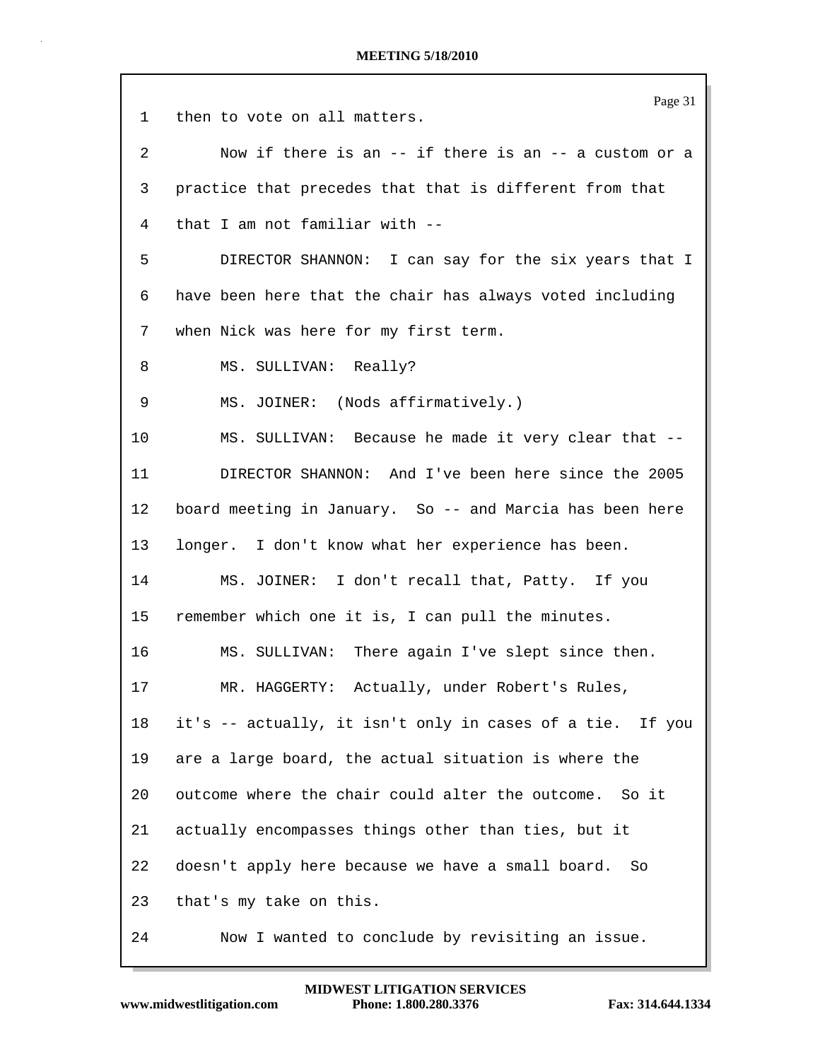1 then to vote on all matters.

2 Now if there is an -- if there is an -- a custom or a

3 practice that precedes that that is different from that

4 that I am not familiar with --

5 DIRECTOR SHANNON: I can say for the six years that I

6 have been here that the chair has always voted including

7 when Nick was here for my first term.

8 MS. SULLIVAN: Really?

9 MS. JOINER: (Nods affirmatively.)

10 MS. SULLIVAN: Because he made it very clear that --

11 DIRECTOR SHANNON: And I've been here since the 2005

12 board meeting in January. So -- and Marcia has been here

13 longer. I don't know what her experience has been.

14 MS. JOINER: I don't recall that, Patty. If you

15 remember which one it is, I can pull the minutes.

16 MS. SULLIVAN: There again I've slept since then.

17 MR. HAGGERTY: Actually, under Robert's Rules,

18 it's -- actually, it isn't only in cases of a tie. If you

19 are a large board, the actual situation is where the

20 outcome where the chair could alter the outcome. So it

21 actually encompasses things other than ties, but it

22 doesn't apply here because we have a small board. So

23 that's my take on this.

24 Now I wanted to conclude by revisiting an issue.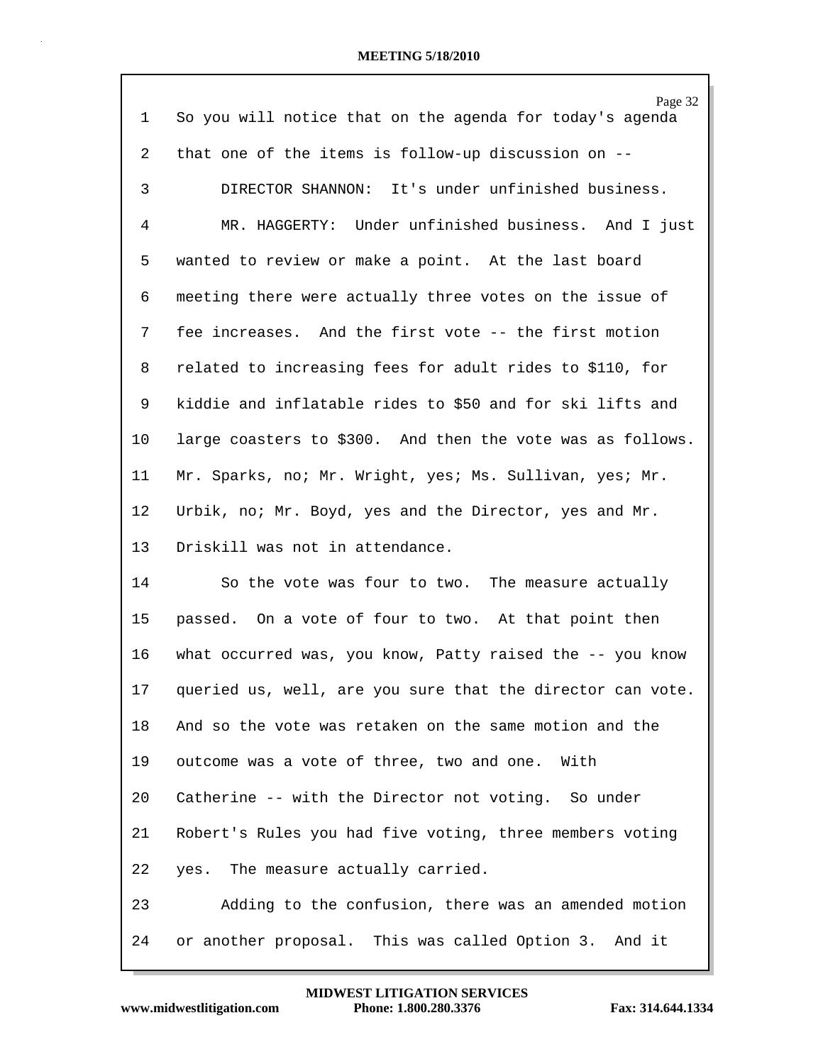1 So you will notice that on the agenda for today's agenda
2 that one of the items is follow-up discussion on --
3 DIRECTOR SHANNON: It's under unfinished business.
4 MR. HAGGERTY: Under unfinished business. And I just
5 wanted to review or make a point. At the last board
6 meeting there were actually three votes on the issue of
7 fee increases. And the first vote -- the first motion
8 related to increasing fees for adult rides to $110, for
9 kiddie and inflatable rides to $50 and for ski lifts and
10 large coasters to $300. And then the vote was as follows.
11 Mr. Sparks, no; Mr. Wright, yes; Ms. Sullivan, yes; Mr.
12 Urbik, no; Mr. Boyd, yes and the Director, yes and Mr.
13 Driskill was not in attendance.
14 So the vote was four to two. The measure actually
15 passed. On a vote of four to two. At that point then
16 what occurred was, you know, Patty raised the -- you know
17 queried us, well, are you sure that the director can vote.
18 And so the vote was retaken on the same motion and the
19 outcome was a vote of three, two and one. With
20 Catherine -- with the Director not voting. So under
21 Robert's Rules you had five voting, three members voting
22 yes. The measure actually carried.
23 Adding to the confusion, there was an amended motion
24 or another proposal. This was called Option 3. And it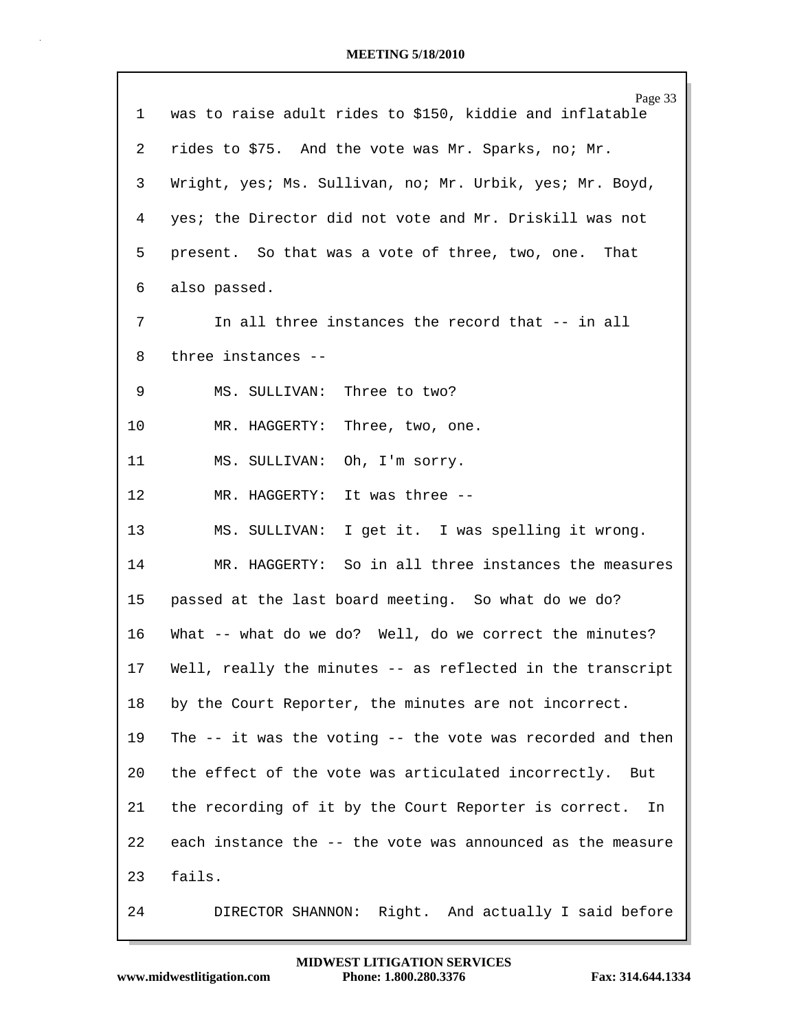1 was to raise adult rides to $150, kiddie and inflatable

2 rides to $75. And the vote was Mr. Sparks, no; Mr.

3 Wright, yes; Ms. Sullivan, no; Mr. Urbik, yes; Mr. Boyd,

4 yes; the Director did not vote and Mr. Driskill was not

5 present. So that was a vote of three, two, one. That

6 also passed.

7 In all three instances the record that -- in all

8 three instances --

9 MS. SULLIVAN: Three to two?

10 MR. HAGGERTY: Three, two, one.

11 MS. SULLIVAN: Oh, I'm sorry.

12 MR. HAGGERTY: It was three --

13 MS. SULLIVAN: I get it. I was spelling it wrong.

14 MR. HAGGERTY: So in all three instances the measures

15 passed at the last board meeting. So what do we do?

16 What -- what do we do? Well, do we correct the minutes?

17 Well, really the minutes -- as reflected in the transcript

18 by the Court Reporter, the minutes are not incorrect.

19 The -- it was the voting -- the vote was recorded and then

20 the effect of the vote was articulated incorrectly. But

21 the recording of it by the Court Reporter is correct. In

22 each instance the -- the vote was announced as the measure

23 fails.

24 DIRECTOR SHANNON: Right. And actually I said before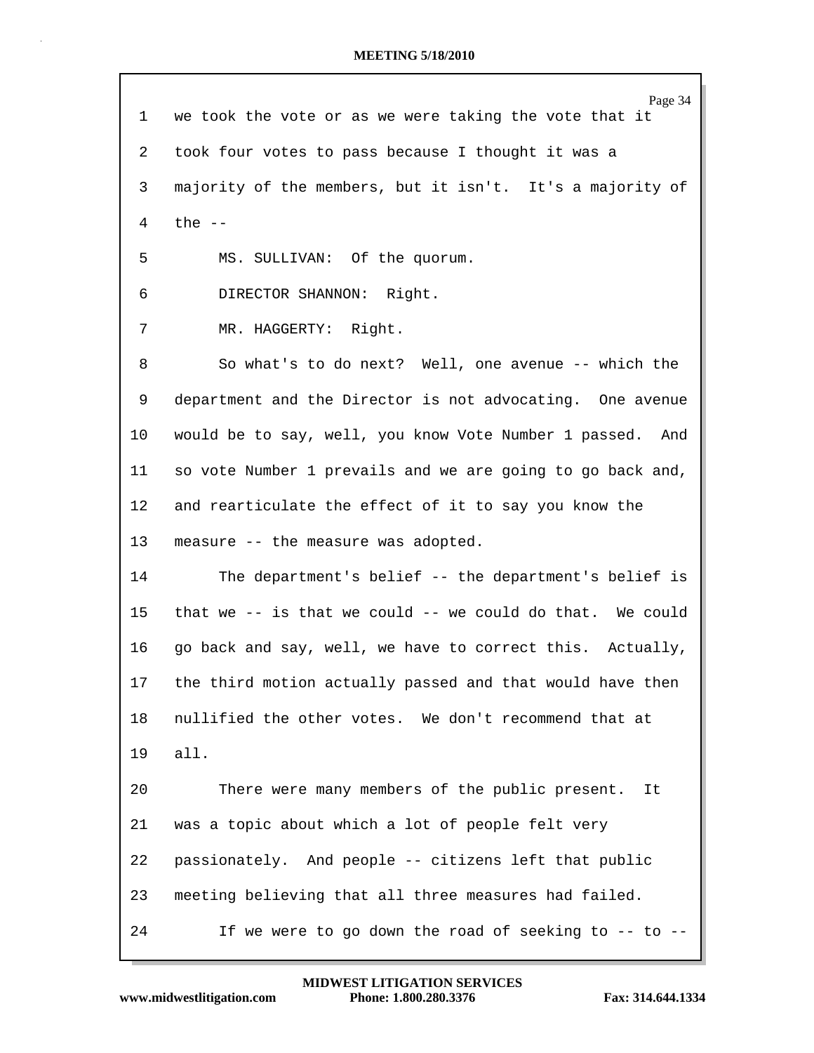1 we took the vote or as we were taking the vote that it

2 took four votes to pass because I thought it was a

3 majority of the members, but it isn't. It's a majority of

4 the --

5 MS. SULLIVAN: Of the quorum.

6 DIRECTOR SHANNON: Right.

7 MR. HAGGERTY: Right.

8 So what's to do next? Well, one avenue -- which the

9 department and the Director is not advocating. One avenue

10 would be to say, well, you know Vote Number 1 passed. And

11 so vote Number 1 prevails and we are going to go back and,

12 and rearticulate the effect of it to say you know the

13 measure -- the measure was adopted.

14 The department's belief -- the department's belief is

15 that we -- is that we could -- we could do that. We could

16 go back and say, well, we have to correct this. Actually,

17 the third motion actually passed and that would have then

18 nullified the other votes. We don't recommend that at

19 all.

20 There were many members of the public present. It

21 was a topic about which a lot of people felt very

22 passionately. And people -- citizens left that public

23 meeting believing that all three measures had failed.

24 If we were to go down the road of seeking to -- to --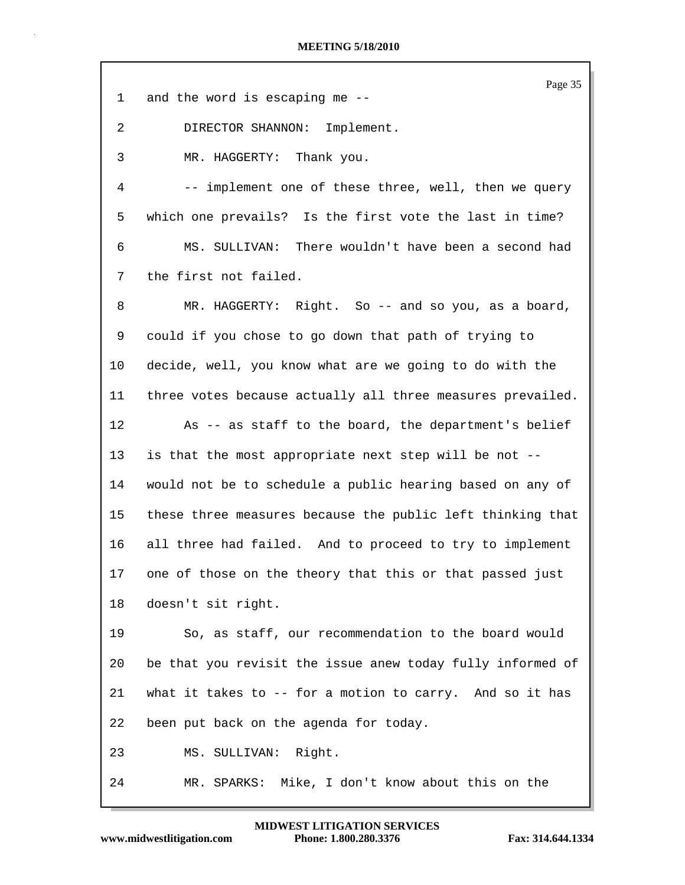1 and the word is escaping me --

2 DIRECTOR SHANNON: Implement.

3 MR. HAGGERTY: Thank you.

4 -- implement one of these three, well, then we query

5 which one prevails? Is the first vote the last in time?

6 MS. SULLIVAN: There wouldn't have been a second had

7 the first not failed.

8 MR. HAGGERTY: Right. So -- and so you, as a board,

9 could if you chose to go down that path of trying to

10 decide, well, you know what are we going to do with the

11 three votes because actually all three measures prevailed.

12 As -- as staff to the board, the department's belief

13 is that the most appropriate next step will be not --

14 would not be to schedule a public hearing based on any of

15 these three measures because the public left thinking that

16 all three had failed. And to proceed to try to implement

17 one of those on the theory that this or that passed just

18 doesn't sit right.

19 So, as staff, our recommendation to the board would

20 be that you revisit the issue anew today fully informed of

21 what it takes to -- for a motion to carry. And so it has

22 been put back on the agenda for today.

23 MS. SULLIVAN: Right.

24 MR. SPARKS: Mike, I don't know about this on the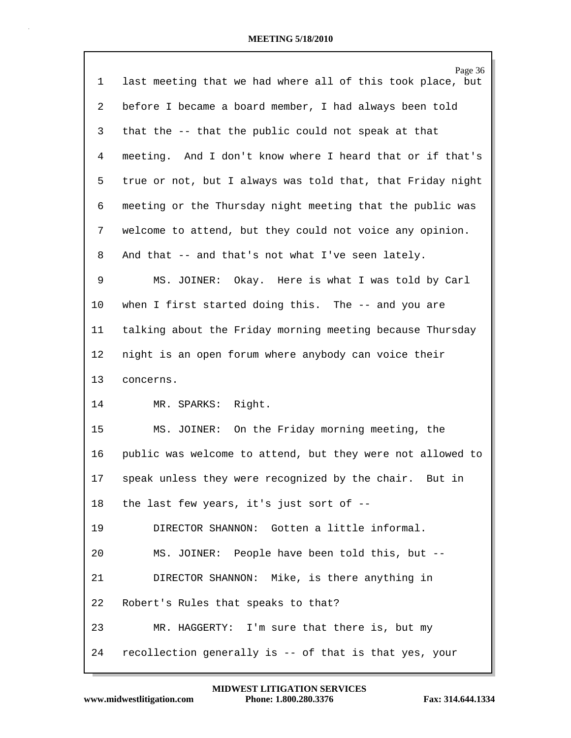1 last meeting that we had where all of this took place, but
2 before I became a board member, I had always been told
3 that the -- that the public could not speak at that
4 meeting. And I don't know where I heard that or if that's
5 true or not, but I always was told that, that Friday night
6 meeting or the Thursday night meeting that the public was
7 welcome to attend, but they could not voice any opinion.
8 And that -- and that's not what I've seen lately.
9 MS. JOINER: Okay. Here is what I was told by Carl
10 when I first started doing this. The -- and you are
11 talking about the Friday morning meeting because Thursday
12 night is an open forum where anybody can voice their
13 concerns.
14 MR. SPARKS: Right.
15 MS. JOINER: On the Friday morning meeting, the
16 public was welcome to attend, but they were not allowed to
17 speak unless they were recognized by the chair. But in
18 the last few years, it's just sort of --
19 DIRECTOR SHANNON: Gotten a little informal.
20 MS. JOINER: People have been told this, but --
21 DIRECTOR SHANNON: Mike, is there anything in
22 Robert's Rules that speaks to that?
23 MR. HAGGERTY: I'm sure that there is, but my
24 recollection generally is -- of that is that yes, your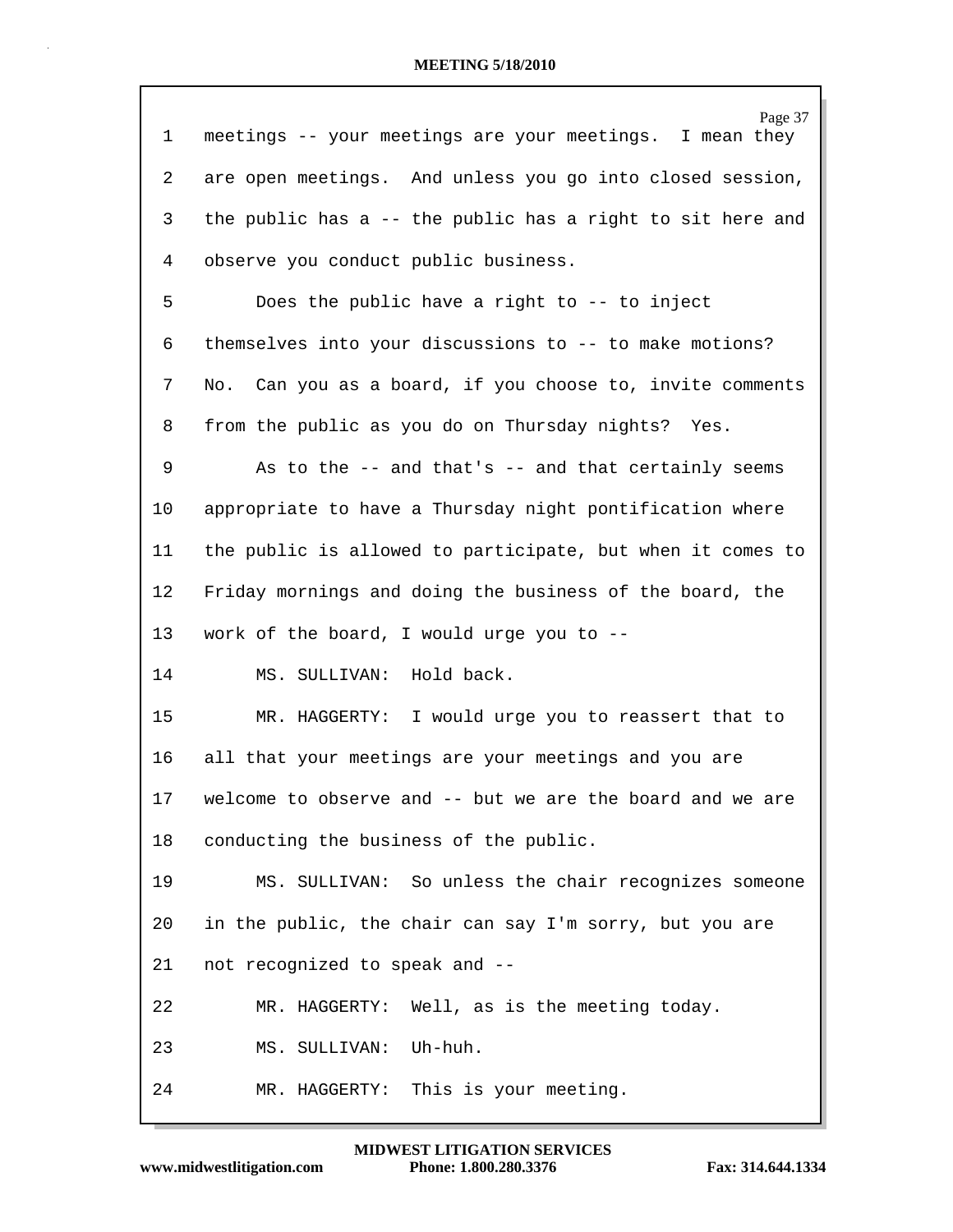1 meetings -- your meetings are your meetings. I mean they
2 are open meetings. And unless you go into closed session,
3 the public has a -- the public has a right to sit here and
4 observe you conduct public business.
5 Does the public have a right to -- to inject
6 themselves into your discussions to -- to make motions?
7 No. Can you as a board, if you choose to, invite comments
8 from the public as you do on Thursday nights? Yes.
9 As to the -- and that's -- and that certainly seems
10 appropriate to have a Thursday night pontification where
11 the public is allowed to participate, but when it comes to
12 Friday mornings and doing the business of the board, the
13 work of the board, I would urge you to --
14 MS. SULLIVAN: Hold back.
15 MR. HAGGERTY: I would urge you to reassert that to
16 all that your meetings are your meetings and you are
17 welcome to observe and -- but we are the board and we are
18 conducting the business of the public.
19 MS. SULLIVAN: So unless the chair recognizes someone
20 in the public, the chair can say I'm sorry, but you are
21 not recognized to speak and --
22 MR. HAGGERTY: Well, as is the meeting today.
23 MS. SULLIVAN: Uh-huh.
24 MR. HAGGERTY: This is your meeting.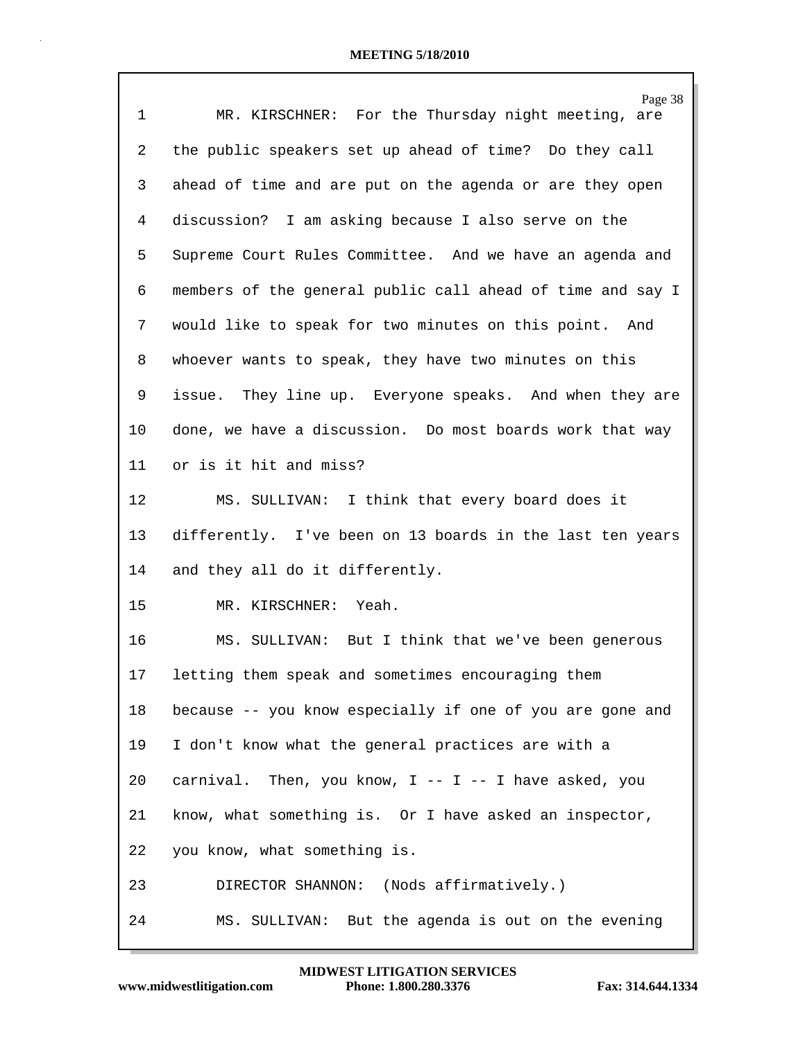MR. KIRSCHNER: For the Thursday night meeting, are the public speakers set up ahead of time? Do they call ahead of time and are put on the agenda or are they open discussion? I am asking because I also serve on the Supreme Court Rules Committee. And we have an agenda and members of the general public call ahead of time and say I would like to speak for two minutes on this point. And whoever wants to speak, they have two minutes on this issue. They line up. Everyone speaks. And when they are done, we have a discussion. Do most boards work that way or is it hit and miss?

MS. SULLIVAN: I think that every board does it differently. I've been on 13 boards in the last ten years and they all do it differently.

MR. KIRSCHNER: Yeah.

MS. SULLIVAN: But I think that we've been generous letting them speak and sometimes encouraging them because -- you know especially if one of you are gone and I don't know what the general practices are with a carnival. Then, you know, I -- I -- I have asked, you know, what something is. Or I have asked an inspector, you know, what something is.

DIRECTOR SHANNON: (Nods affirmatively.)

MS. SULLIVAN: But the agenda is out on the evening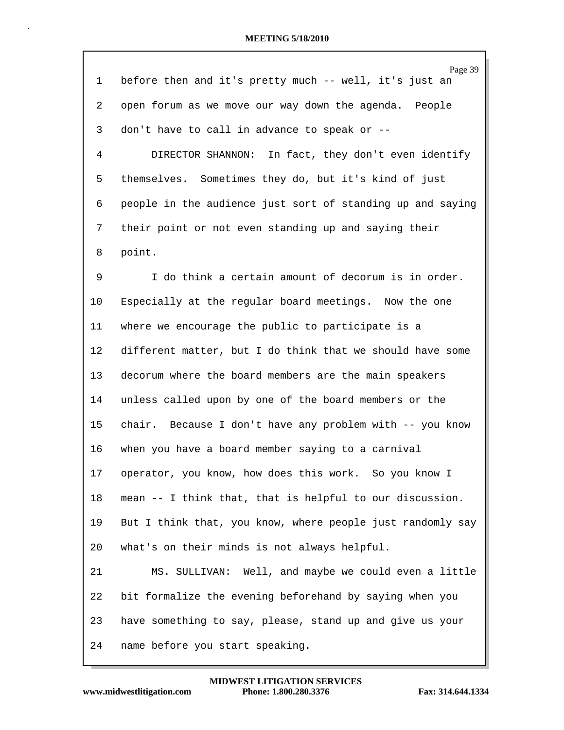before then and it's pretty much -- well, it's just an open forum as we move our way down the agenda. People don't have to call in advance to speak or --

DIRECTOR SHANNON: In fact, they don't even identify themselves. Sometimes they do, but it's kind of just people in the audience just sort of standing up and saying their point or not even standing up and saying their point.

I do think a certain amount of decorum is in order. Especially at the regular board meetings. Now the one where we encourage the public to participate is a different matter, but I do think that we should have some decorum where the board members are the main speakers unless called upon by one of the board members or the chair. Because I don't have any problem with -- you know when you have a board member saying to a carnival operator, you know, how does this work. So you know I mean -- I think that, that is helpful to our discussion. But I think that, you know, where people just randomly say what's on their minds is not always helpful.

MS. SULLIVAN: Well, and maybe we could even a little bit formalize the evening beforehand by saying when you have something to say, please, stand up and give us your name before you start speaking.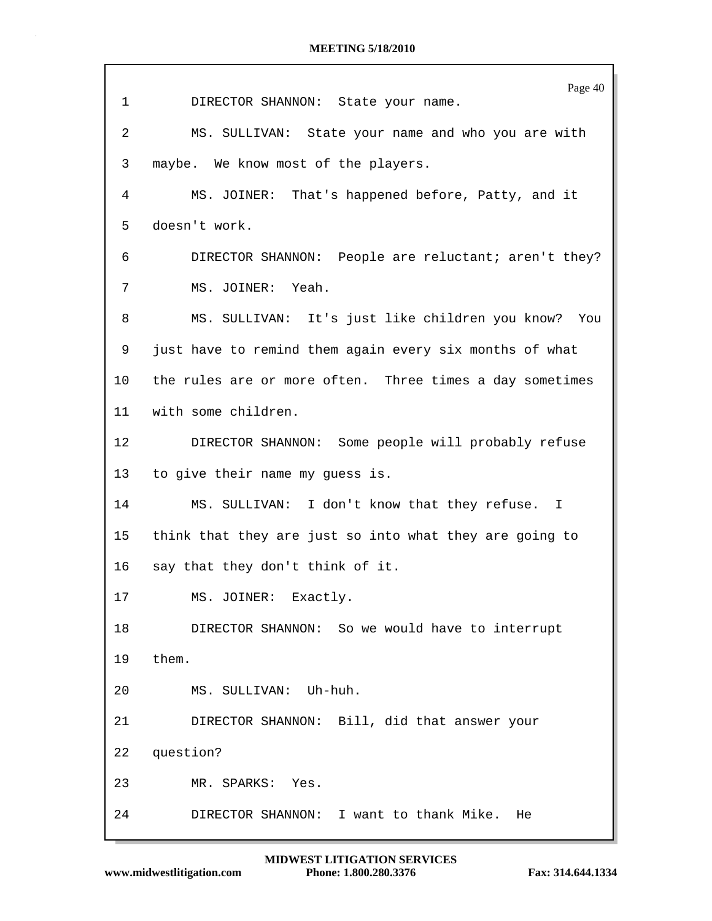1 DIRECTOR SHANNON: State your name.

2 MS. SULLIVAN: State your name and who you are with

3 maybe. We know most of the players.

4 MS. JOINER: That's happened before, Patty, and it

5 doesn't work.

6 DIRECTOR SHANNON: People are reluctant; aren't they?

7 MS. JOINER: Yeah.

8 MS. SULLIVAN: It's just like children you know? You

9 just have to remind them again every six months of what

10 the rules are or more often. Three times a day sometimes

11 with some children.

12 DIRECTOR SHANNON: Some people will probably refuse

13 to give their name my guess is.

14 MS. SULLIVAN: I don't know that they refuse. I

15 think that they are just so into what they are going to

16 say that they don't think of it.

17 MS. JOINER: Exactly.

18 DIRECTOR SHANNON: So we would have to interrupt

19 them.

20 MS. SULLIVAN: Uh-huh.

21 DIRECTOR SHANNON: Bill, did that answer your

22 question?

23 MR. SPARKS: Yes.

24 DIRECTOR SHANNON: I want to thank Mike. He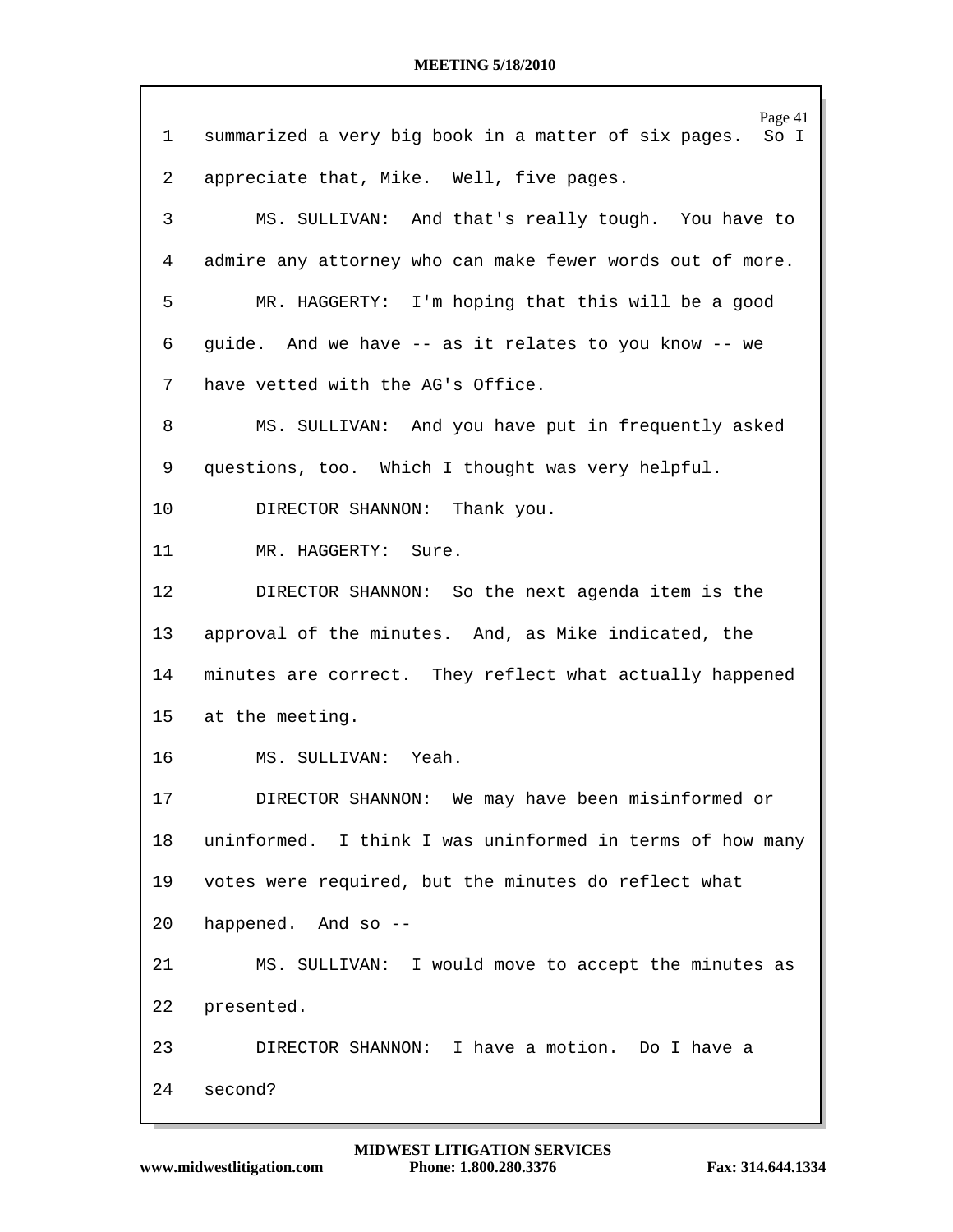summarized a very big book in a matter of six pages. So I appreciate that, Mike. Well, five pages.

MS. SULLIVAN: And that's really tough. You have to admire any attorney who can make fewer words out of more.

MR. HAGGERTY: I'm hoping that this will be a good guide. And we have -- as it relates to you know -- we have vetted with the AG's Office.

MS. SULLIVAN: And you have put in frequently asked questions, too. Which I thought was very helpful.

DIRECTOR SHANNON: Thank you.

MR. HAGGERTY: Sure.

DIRECTOR SHANNON: So the next agenda item is the approval of the minutes. And, as Mike indicated, the minutes are correct. They reflect what actually happened at the meeting.

MS. SULLIVAN: Yeah.

DIRECTOR SHANNON: We may have been misinformed or uninformed. I think I was uninformed in terms of how many votes were required, but the minutes do reflect what happened. And so --

MS. SULLIVAN: I would move to accept the minutes as presented.

DIRECTOR SHANNON: I have a motion. Do I have a second?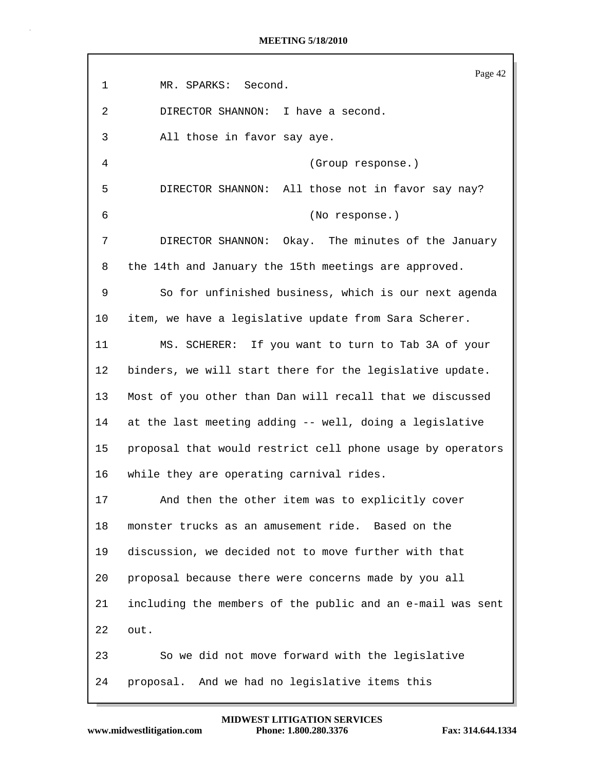1 MR. SPARKS: Second.

2 DIRECTOR SHANNON: I have a second.

3 All those in favor say aye.

4 (Group response.)

5 DIRECTOR SHANNON: All those not in favor say nay?

6 (No response.)

7 DIRECTOR SHANNON: Okay. The minutes of the January

8 the 14th and January the 15th meetings are approved.

9 So for unfinished business, which is our next agenda

10 item, we have a legislative update from Sara Scherer.

11 MS. SCHERER: If you want to turn to Tab 3A of your

12 binders, we will start there for the legislative update.

13 Most of you other than Dan will recall that we discussed

14 at the last meeting adding -- well, doing a legislative

15 proposal that would restrict cell phone usage by operators

16 while they are operating carnival rides.

17 And then the other item was to explicitly cover

18 monster trucks as an amusement ride. Based on the

19 discussion, we decided not to move further with that

20 proposal because there were concerns made by you all

21 including the members of the public and an e-mail was sent

22 out.

23 So we did not move forward with the legislative

24 proposal. And we had no legislative items this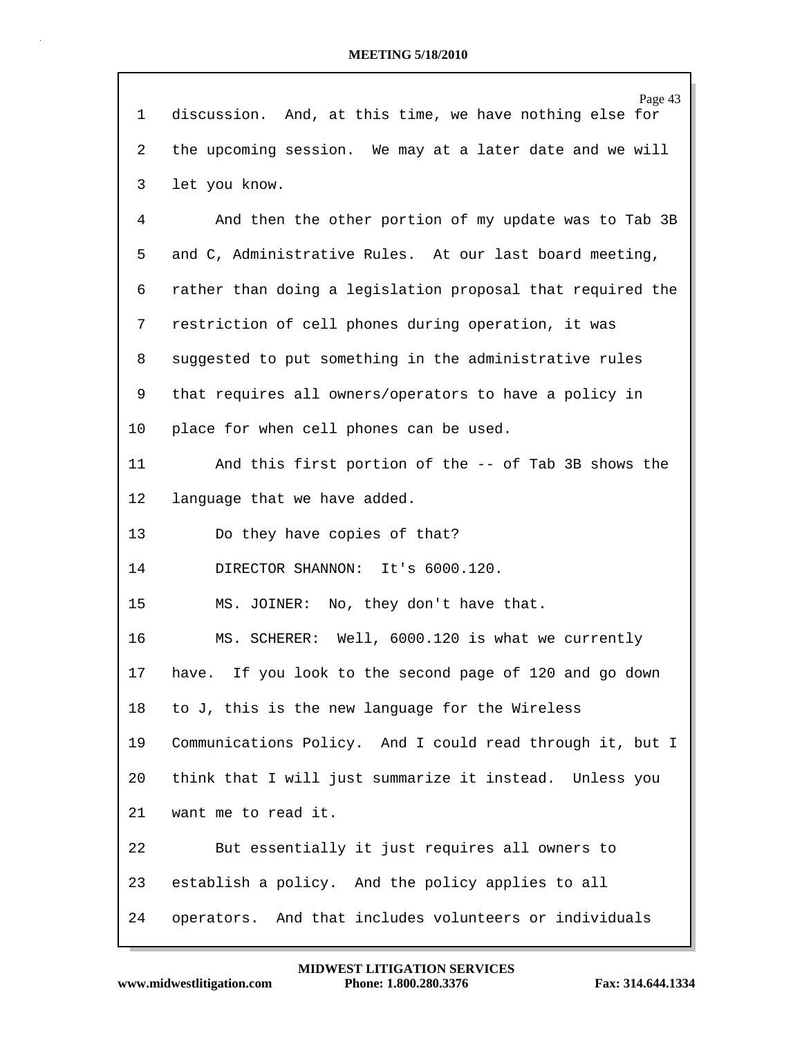discussion. And, at this time, we have nothing else for the upcoming session. We may at a later date and we will let you know.

And then the other portion of my update was to Tab 3B and C, Administrative Rules. At our last board meeting, rather than doing a legislation proposal that required the restriction of cell phones during operation, it was suggested to put something in the administrative rules that requires all owners/operators to have a policy in place for when cell phones can be used.

And this first portion of the -- of Tab 3B shows the language that we have added.

Do they have copies of that?

DIRECTOR SHANNON: It's 6000.120.

MS. JOINER: No, they don't have that.

MS. SCHERER: Well, 6000.120 is what we currently have. If you look to the second page of 120 and go down to J, this is the new language for the Wireless Communications Policy. And I could read through it, but I think that I will just summarize it instead. Unless you want me to read it.

But essentially it just requires all owners to establish a policy. And the policy applies to all operators. And that includes volunteers or individuals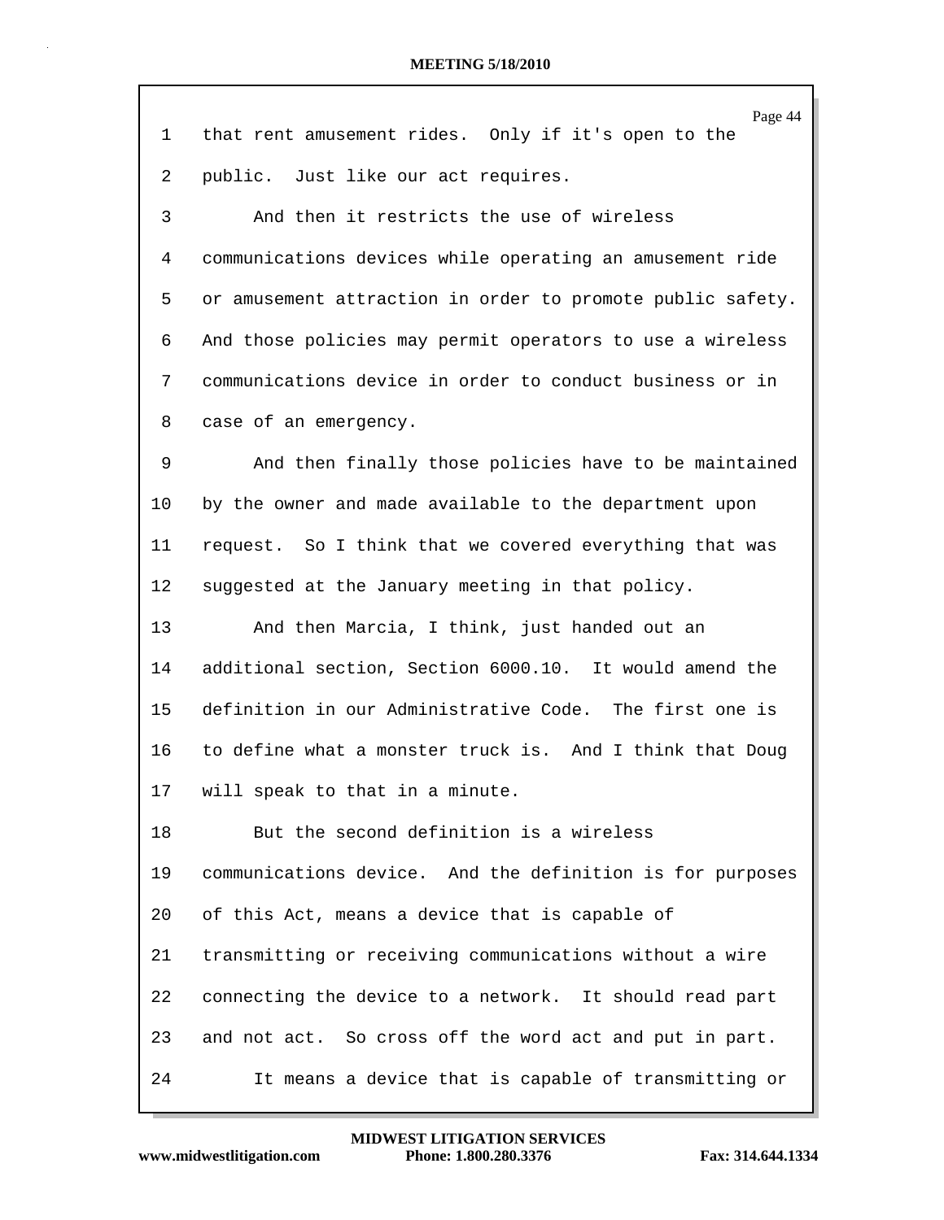that rent amusement rides. Only if it's open to the public. Just like our act requires.

And then it restricts the use of wireless communications devices while operating an amusement ride or amusement attraction in order to promote public safety. And those policies may permit operators to use a wireless communications device in order to conduct business or in case of an emergency.

And then finally those policies have to be maintained by the owner and made available to the department upon request. So I think that we covered everything that was suggested at the January meeting in that policy.

And then Marcia, I think, just handed out an additional section, Section 6000.10. It would amend the definition in our Administrative Code. The first one is to define what a monster truck is. And I think that Doug will speak to that in a minute.

But the second definition is a wireless communications device. And the definition is for purposes of this Act, means a device that is capable of transmitting or receiving communications without a wire connecting the device to a network. It should read part and not act. So cross off the word act and put in part.

It means a device that is capable of transmitting or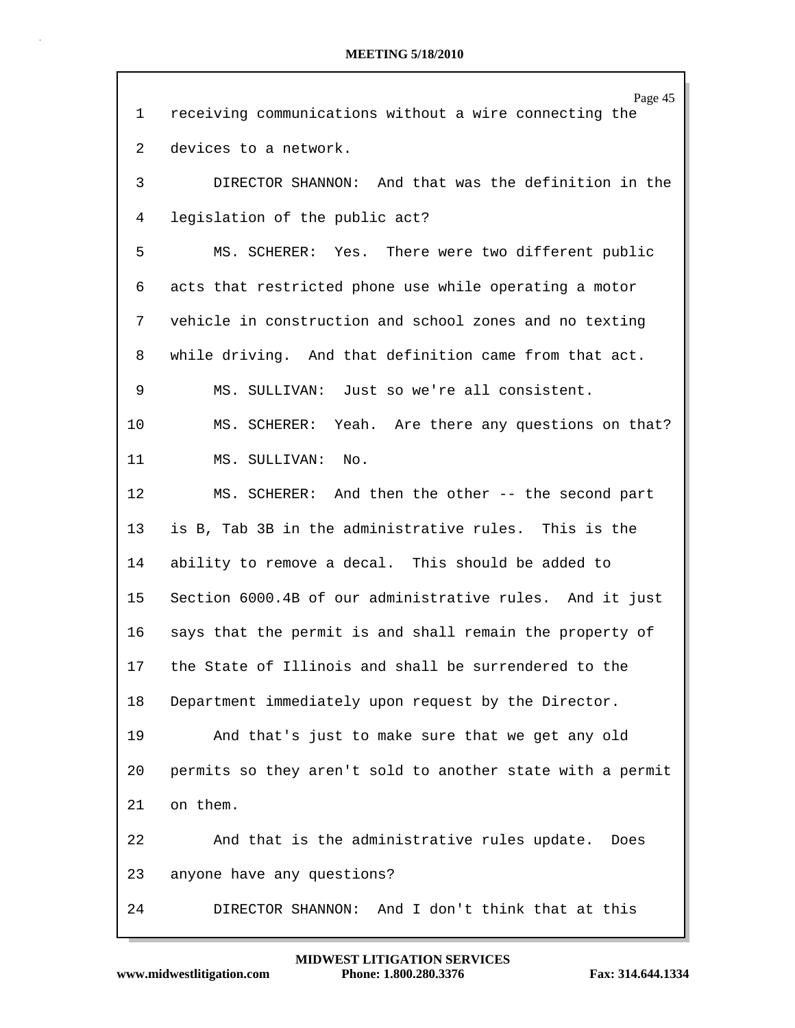1 receiving communications without a wire connecting the

2 devices to a network.

3 DIRECTOR SHANNON: And that was the definition in the

4 legislation of the public act?

5 MS. SCHERER: Yes. There were two different public

6 acts that restricted phone use while operating a motor

7 vehicle in construction and school zones and no texting

8 while driving. And that definition came from that act.

9 MS. SULLIVAN: Just so we're all consistent.

10 MS. SCHERER: Yeah. Are there any questions on that?

11 MS. SULLIVAN: No.

12 MS. SCHERER: And then the other -- the second part

13 is B, Tab 3B in the administrative rules. This is the

14 ability to remove a decal. This should be added to

15 Section 6000.4B of our administrative rules. And it just

16 says that the permit is and shall remain the property of

17 the State of Illinois and shall be surrendered to the

18 Department immediately upon request by the Director.

19 And that's just to make sure that we get any old

20 permits so they aren't sold to another state with a permit

21 on them.

22 And that is the administrative rules update. Does

23 anyone have any questions?

24 DIRECTOR SHANNON: And I don't think that at this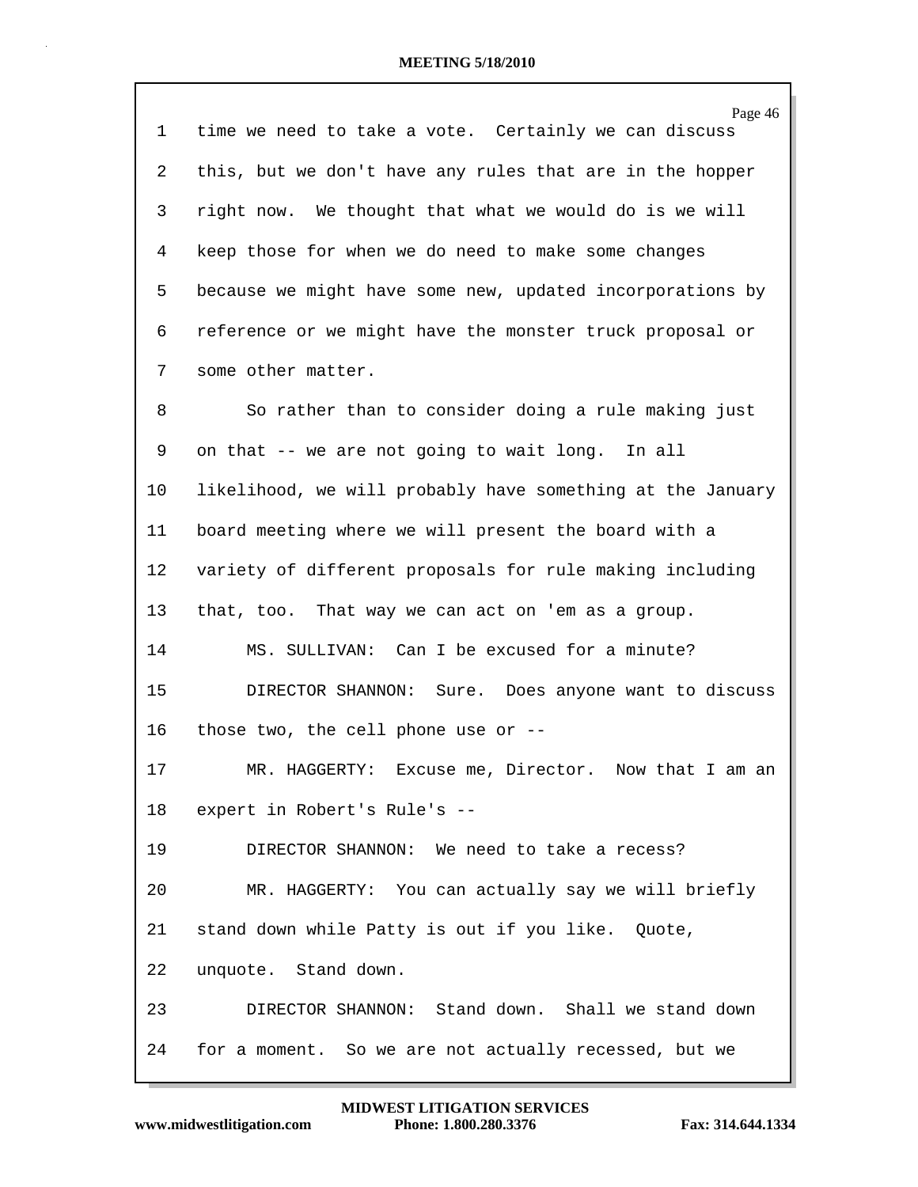1 time we need to take a vote. Certainly we can discuss

2 this, but we don't have any rules that are in the hopper

3 right now. We thought that what we would do is we will

4 keep those for when we do need to make some changes

5 because we might have some new, updated incorporations by

6 reference or we might have the monster truck proposal or

7 some other matter.

8 So rather than to consider doing a rule making just

9 on that -- we are not going to wait long. In all

10 likelihood, we will probably have something at the January

11 board meeting where we will present the board with a

12 variety of different proposals for rule making including

13 that, too. That way we can act on 'em as a group.

14 MS. SULLIVAN: Can I be excused for a minute?

15 DIRECTOR SHANNON: Sure. Does anyone want to discuss

16 those two, the cell phone use or --

17 MR. HAGGERTY: Excuse me, Director. Now that I am an

18 expert in Robert's Rule's --

19 DIRECTOR SHANNON: We need to take a recess?

20 MR. HAGGERTY: You can actually say we will briefly

21 stand down while Patty is out if you like. Quote,

22 unquote. Stand down.

23 DIRECTOR SHANNON: Stand down. Shall we stand down

24 for a moment. So we are not actually recessed, but we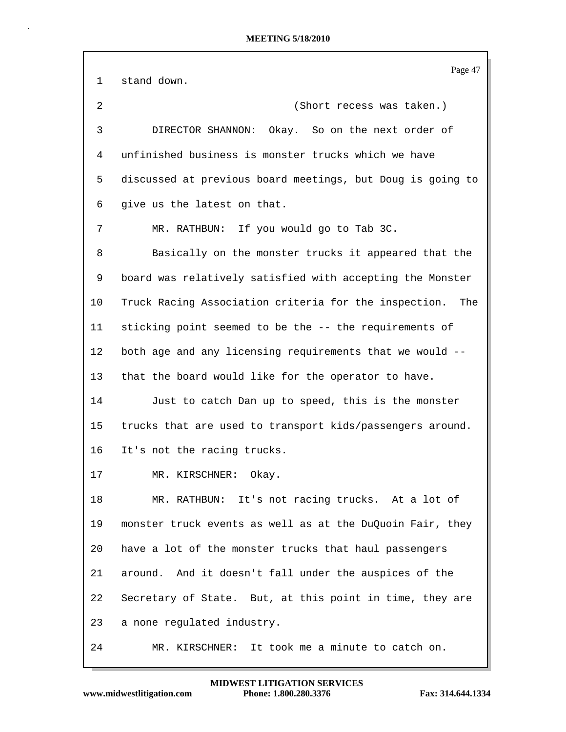1 stand down.

2 (Short recess was taken.)

3 DIRECTOR SHANNON: Okay. So on the next order of

4 unfinished business is monster trucks which we have

5 discussed at previous board meetings, but Doug is going to

6 give us the latest on that.

7 MR. RATHBUN: If you would go to Tab 3C.

8 Basically on the monster trucks it appeared that the

9 board was relatively satisfied with accepting the Monster

10 Truck Racing Association criteria for the inspection. The

11 sticking point seemed to be the -- the requirements of

12 both age and any licensing requirements that we would --

13 that the board would like for the operator to have.

14 Just to catch Dan up to speed, this is the monster

15 trucks that are used to transport kids/passengers around.

16 It's not the racing trucks.

17 MR. KIRSCHNER: Okay.

18 MR. RATHBUN: It's not racing trucks. At a lot of

19 monster truck events as well as at the DuQuoin Fair, they

20 have a lot of the monster trucks that haul passengers

21 around. And it doesn't fall under the auspices of the

22 Secretary of State. But, at this point in time, they are

23 a none regulated industry.

24 MR. KIRSCHNER: It took me a minute to catch on.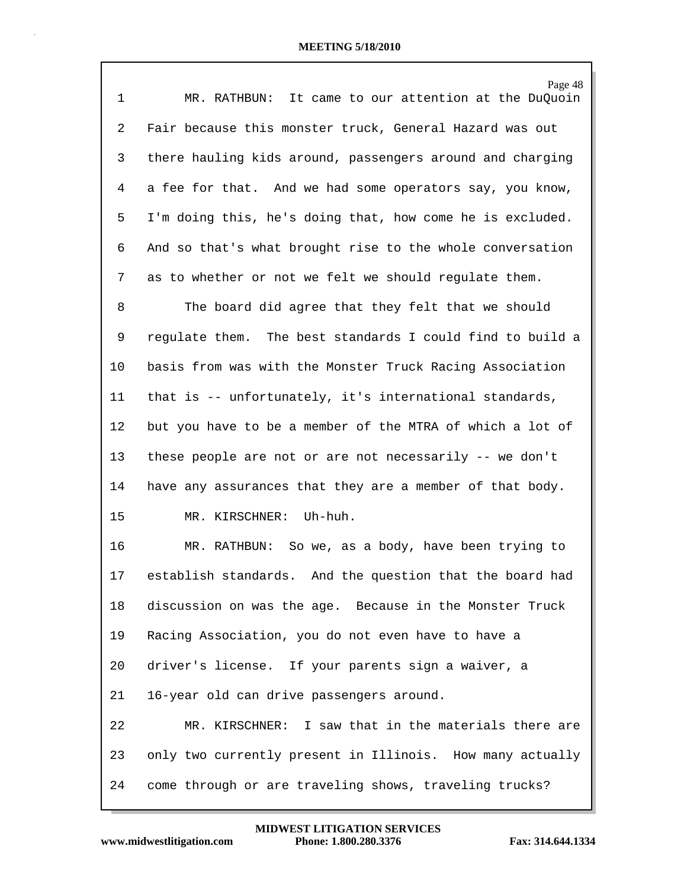1 MR. RATHBUN: It came to our attention at the DuQuoin
2 Fair because this monster truck, General Hazard was out
3 there hauling kids around, passengers around and charging
4 a fee for that. And we had some operators say, you know,
5 I'm doing this, he's doing that, how come he is excluded.
6 And so that's what brought rise to the whole conversation
7 as to whether or not we felt we should regulate them.
8 The board did agree that they felt that we should
9 regulate them. The best standards I could find to build a
10 basis from was with the Monster Truck Racing Association
11 that is -- unfortunately, it's international standards,
12 but you have to be a member of the MTRA of which a lot of
13 these people are not or are not necessarily -- we don't
14 have any assurances that they are a member of that body.
15 MR. KIRSCHNER: Uh-huh.
16 MR. RATHBUN: So we, as a body, have been trying to
17 establish standards. And the question that the board had
18 discussion on was the age. Because in the Monster Truck
19 Racing Association, you do not even have to have a
20 driver's license. If your parents sign a waiver, a
21 16-year old can drive passengers around.
22 MR. KIRSCHNER: I saw that in the materials there are
23 only two currently present in Illinois. How many actually
24 come through or are traveling shows, traveling trucks?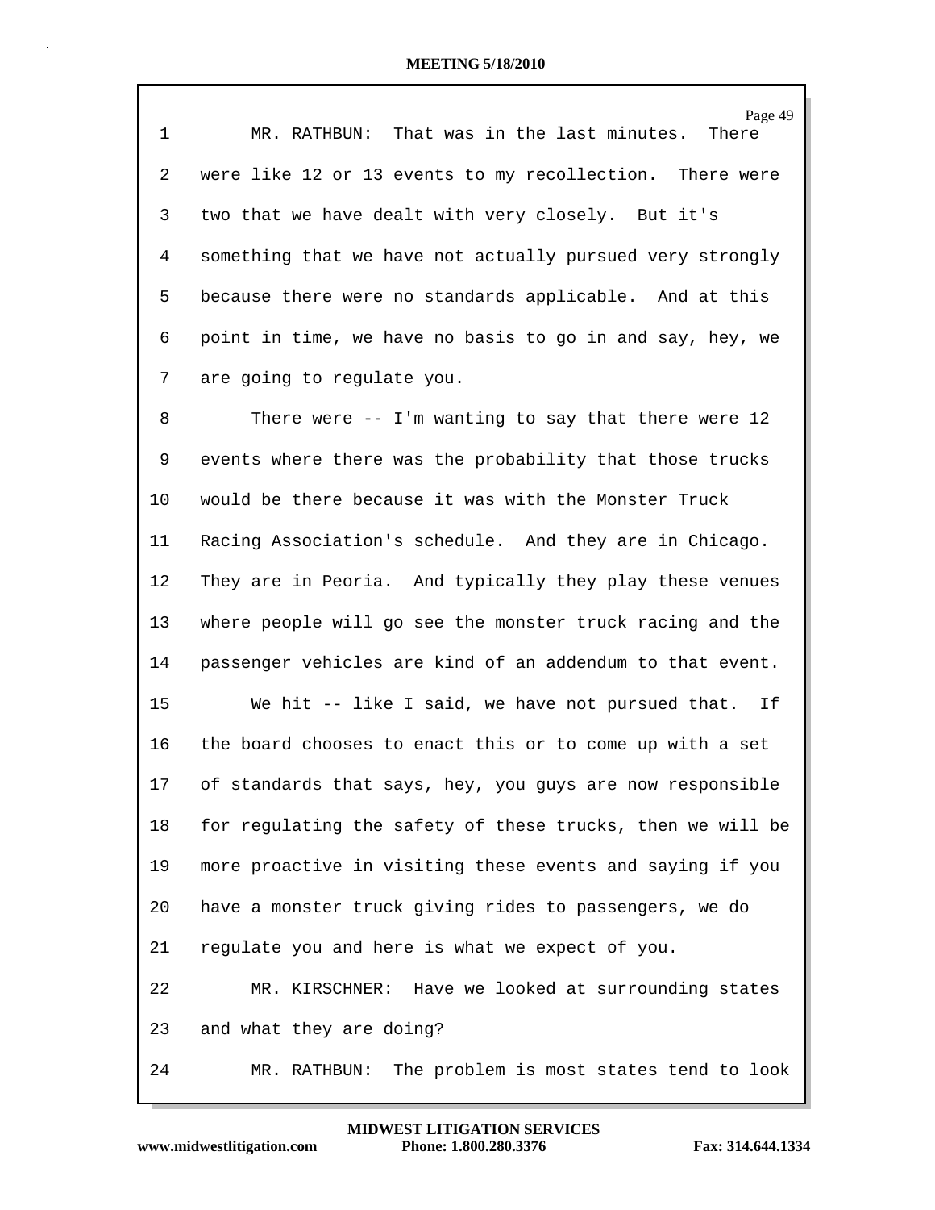MR. RATHBUN: That was in the last minutes. There were like 12 or 13 events to my recollection. There were two that we have dealt with very closely. But it's something that we have not actually pursued very strongly because there were no standards applicable. And at this point in time, we have no basis to go in and say, hey, we are going to regulate you.

There were -- I'm wanting to say that there were 12 events where there was the probability that those trucks would be there because it was with the Monster Truck Racing Association's schedule. And they are in Chicago. They are in Peoria. And typically they play these venues where people will go see the monster truck racing and the passenger vehicles are kind of an addendum to that event.

We hit -- like I said, we have not pursued that. If the board chooses to enact this or to come up with a set of standards that says, hey, you guys are now responsible for regulating the safety of these trucks, then we will be more proactive in visiting these events and saying if you have a monster truck giving rides to passengers, we do regulate you and here is what we expect of you.

MR. KIRSCHNER: Have we looked at surrounding states and what they are doing?

MR. RATHBUN: The problem is most states tend to look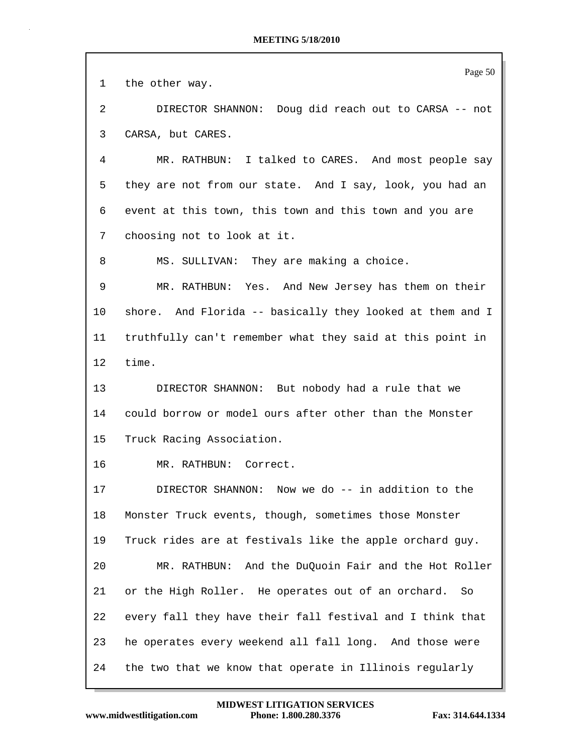1 the other way.

2 DIRECTOR SHANNON: Doug did reach out to CARSA -- not

3 CARSA, but CARES.

4 MR. RATHBUN: I talked to CARES. And most people say

5 they are not from our state. And I say, look, you had an

6 event at this town, this town and this town and you are

7 choosing not to look at it.

8 MS. SULLIVAN: They are making a choice.

9 MR. RATHBUN: Yes. And New Jersey has them on their

10 shore. And Florida -- basically they looked at them and I

11 truthfully can't remember what they said at this point in

12 time.

13 DIRECTOR SHANNON: But nobody had a rule that we

14 could borrow or model ours after other than the Monster

15 Truck Racing Association.

16 MR. RATHBUN: Correct.

17 DIRECTOR SHANNON: Now we do -- in addition to the

18 Monster Truck events, though, sometimes those Monster

19 Truck rides are at festivals like the apple orchard guy.

20 MR. RATHBUN: And the DuQuoin Fair and the Hot Roller

21 or the High Roller. He operates out of an orchard. So

22 every fall they have their fall festival and I think that

23 he operates every weekend all fall long. And those were

24 the two that we know that operate in Illinois regularly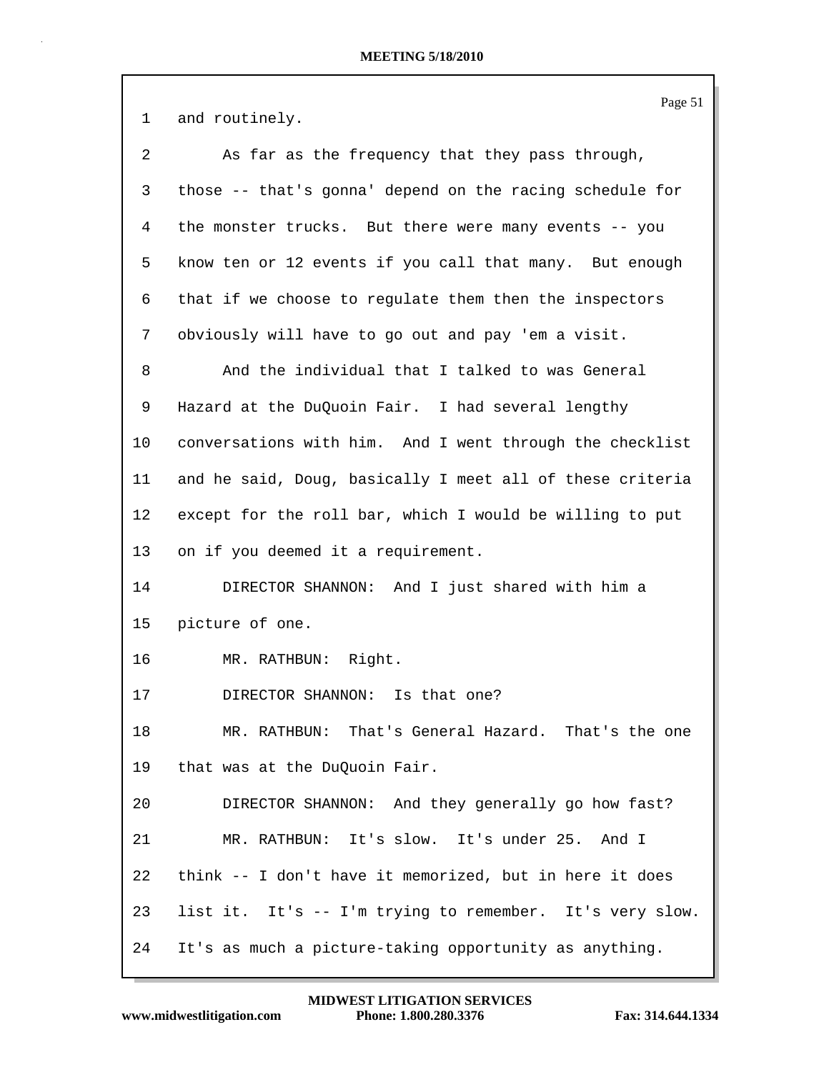1 and routinely.

2 As far as the frequency that they pass through,

3 those -- that's gonna' depend on the racing schedule for

4 the monster trucks. But there were many events -- you

5 know ten or 12 events if you call that many. But enough

6 that if we choose to regulate them then the inspectors

7 obviously will have to go out and pay 'em a visit.

8 And the individual that I talked to was General

9 Hazard at the DuQuoin Fair. I had several lengthy

10 conversations with him. And I went through the checklist

11 and he said, Doug, basically I meet all of these criteria

12 except for the roll bar, which I would be willing to put

13 on if you deemed it a requirement.

14 DIRECTOR SHANNON: And I just shared with him a

15 picture of one.

16 MR. RATHBUN: Right.

17 DIRECTOR SHANNON: Is that one?

18 MR. RATHBUN: That's General Hazard. That's the one

19 that was at the DuQuoin Fair.

20 DIRECTOR SHANNON: And they generally go how fast?

21 MR. RATHBUN: It's slow. It's under 25. And I

22 think -- I don't have it memorized, but in here it does

23 list it. It's -- I'm trying to remember. It's very slow.

24 It's as much a picture-taking opportunity as anything.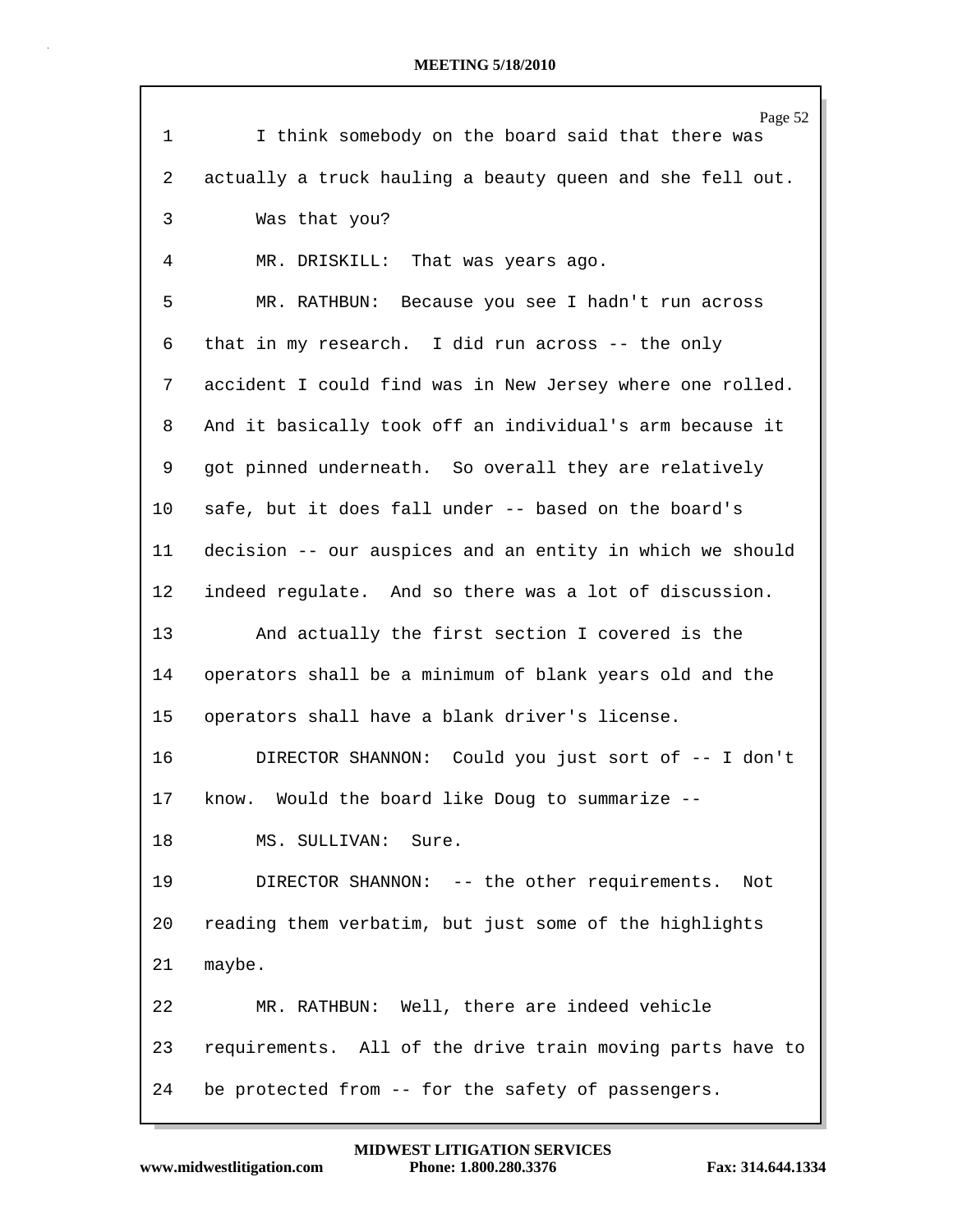1 I think somebody on the board said that there was
2 actually a truck hauling a beauty queen and she fell out.
3 Was that you?
4 MR. DRISKILL: That was years ago.
5 MR. RATHBUN: Because you see I hadn't run across
6 that in my research. I did run across -- the only
7 accident I could find was in New Jersey where one rolled.
8 And it basically took off an individual's arm because it
9 got pinned underneath. So overall they are relatively
10 safe, but it does fall under -- based on the board's
11 decision -- our auspices and an entity in which we should
12 indeed regulate. And so there was a lot of discussion.
13 And actually the first section I covered is the
14 operators shall be a minimum of blank years old and the
15 operators shall have a blank driver's license.
16 DIRECTOR SHANNON: Could you just sort of -- I don't
17 know. Would the board like Doug to summarize --
18 MS. SULLIVAN: Sure.
19 DIRECTOR SHANNON: -- the other requirements. Not
20 reading them verbatim, but just some of the highlights
21 maybe.
22 MR. RATHBUN: Well, there are indeed vehicle
23 requirements. All of the drive train moving parts have to
24 be protected from -- for the safety of passengers.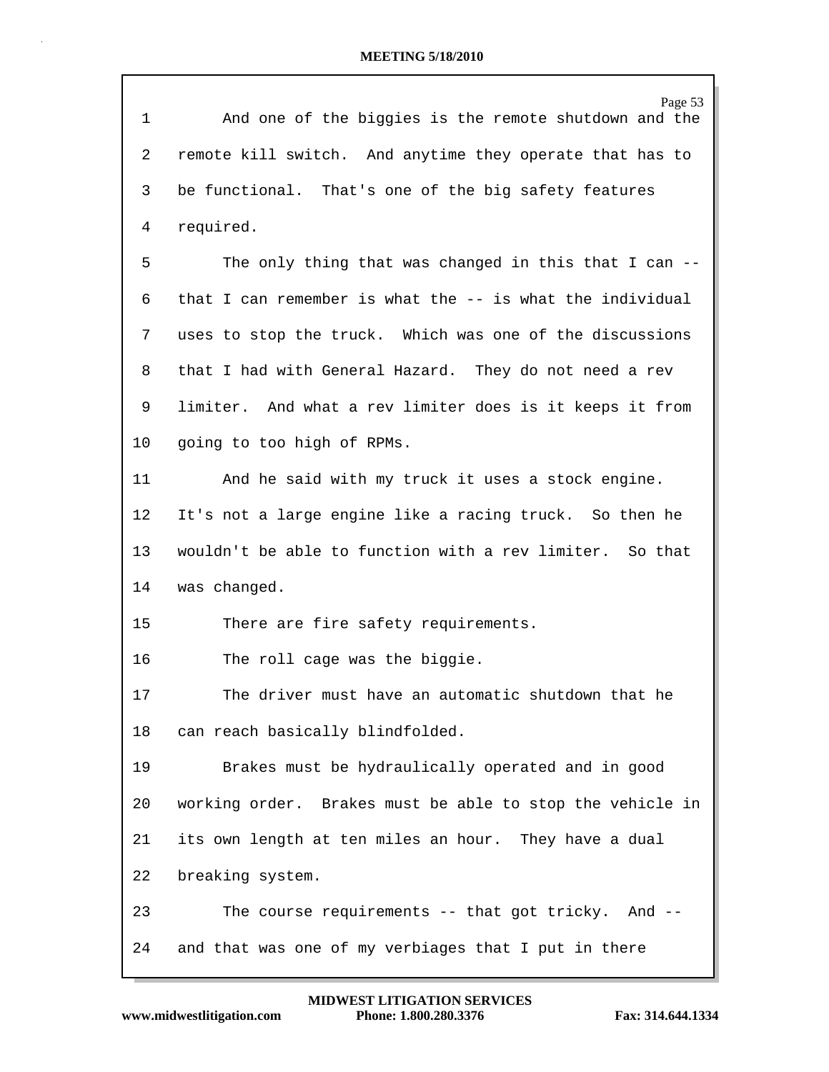1 And one of the biggies is the remote shutdown and the
2 remote kill switch. And anytime they operate that has to
3 be functional. That's one of the big safety features
4 required.
5 The only thing that was changed in this that I can --
6 that I can remember is what the -- is what the individual
7 uses to stop the truck. Which was one of the discussions
8 that I had with General Hazard. They do not need a rev
9 limiter. And what a rev limiter does is it keeps it from
10 going to too high of RPMs.
11 And he said with my truck it uses a stock engine.
12 It's not a large engine like a racing truck. So then he
13 wouldn't be able to function with a rev limiter. So that
14 was changed.
15 There are fire safety requirements.
16 The roll cage was the biggie.
17 The driver must have an automatic shutdown that he
18 can reach basically blindfolded.
19 Brakes must be hydraulically operated and in good
20 working order. Brakes must be able to stop the vehicle in
21 its own length at ten miles an hour. They have a dual
22 breaking system.
23 The course requirements -- that got tricky. And --
24 and that was one of my verbiages that I put in there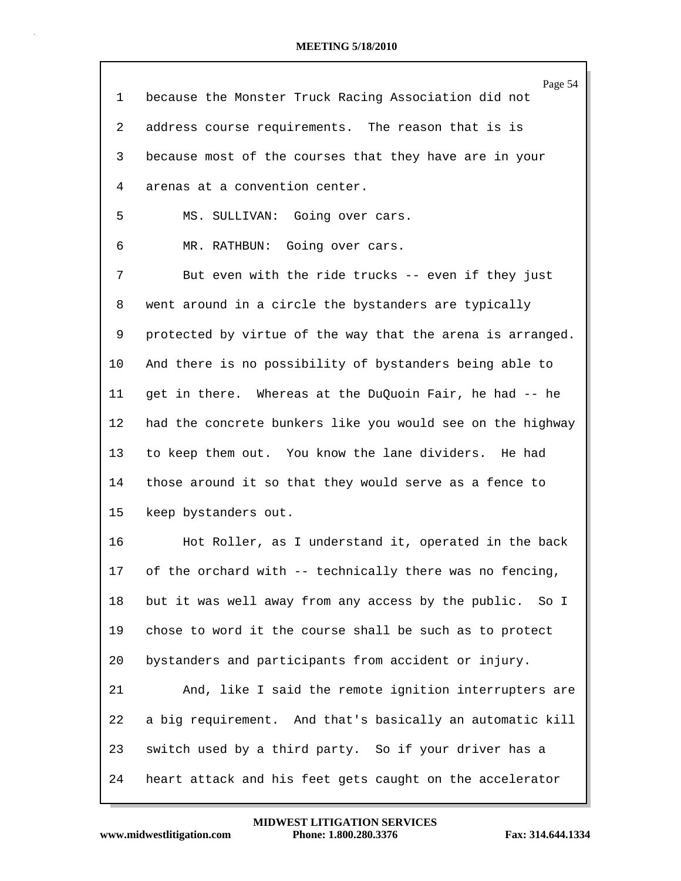1 because the Monster Truck Racing Association did not

2 address course requirements. The reason that is is

3 because most of the courses that they have are in your

4 arenas at a convention center.

5 MS. SULLIVAN: Going over cars.

6 MR. RATHBUN: Going over cars.

7 But even with the ride trucks -- even if they just

8 went around in a circle the bystanders are typically

9 protected by virtue of the way that the arena is arranged.

10 And there is no possibility of bystanders being able to

11 get in there. Whereas at the DuQuoin Fair, he had -- he

12 had the concrete bunkers like you would see on the highway

13 to keep them out. You know the lane dividers. He had

14 those around it so that they would serve as a fence to

15 keep bystanders out.

16 Hot Roller, as I understand it, operated in the back

17 of the orchard with -- technically there was no fencing,

18 but it was well away from any access by the public. So I

19 chose to word it the course shall be such as to protect

20 bystanders and participants from accident or injury.

21 And, like I said the remote ignition interrupters are

22 a big requirement. And that's basically an automatic kill

23 switch used by a third party. So if your driver has a

24 heart attack and his feet gets caught on the accelerator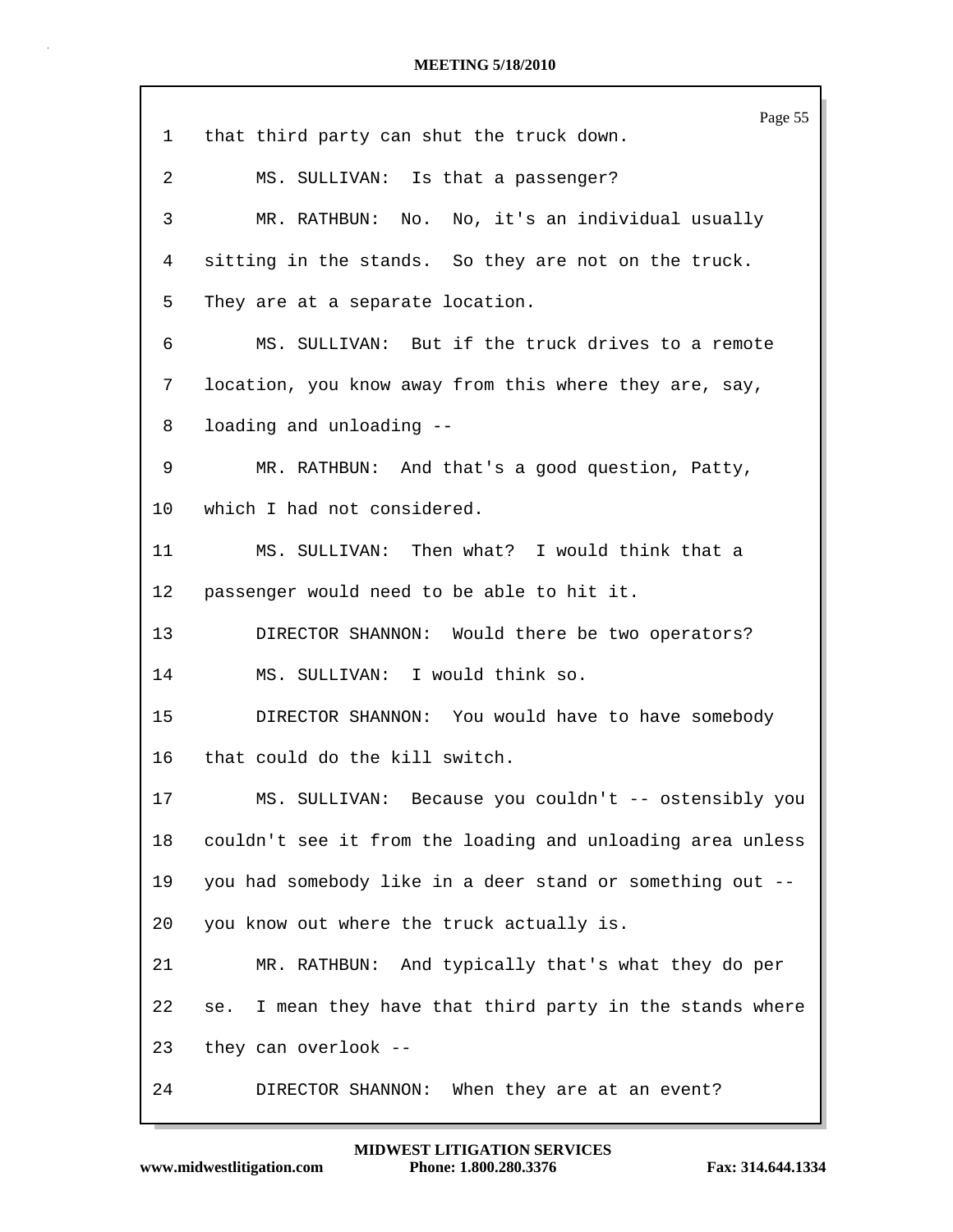1 that third party can shut the truck down.

2 MS. SULLIVAN: Is that a passenger?

3 MR. RATHBUN: No. No, it's an individual usually

4 sitting in the stands. So they are not on the truck.

5 They are at a separate location.

6 MS. SULLIVAN: But if the truck drives to a remote

7 location, you know away from this where they are, say,

8 loading and unloading --

9 MR. RATHBUN: And that's a good question, Patty,

10 which I had not considered.

11 MS. SULLIVAN: Then what? I would think that a

12 passenger would need to be able to hit it.

13 DIRECTOR SHANNON: Would there be two operators?

14 MS. SULLIVAN: I would think so.

15 DIRECTOR SHANNON: You would have to have somebody

16 that could do the kill switch.

17 MS. SULLIVAN: Because you couldn't -- ostensibly you

18 couldn't see it from the loading and unloading area unless

19 you had somebody like in a deer stand or something out --

20 you know out where the truck actually is.

21 MR. RATHBUN: And typically that's what they do per

22 se. I mean they have that third party in the stands where

23 they can overlook --

24 DIRECTOR SHANNON: When they are at an event?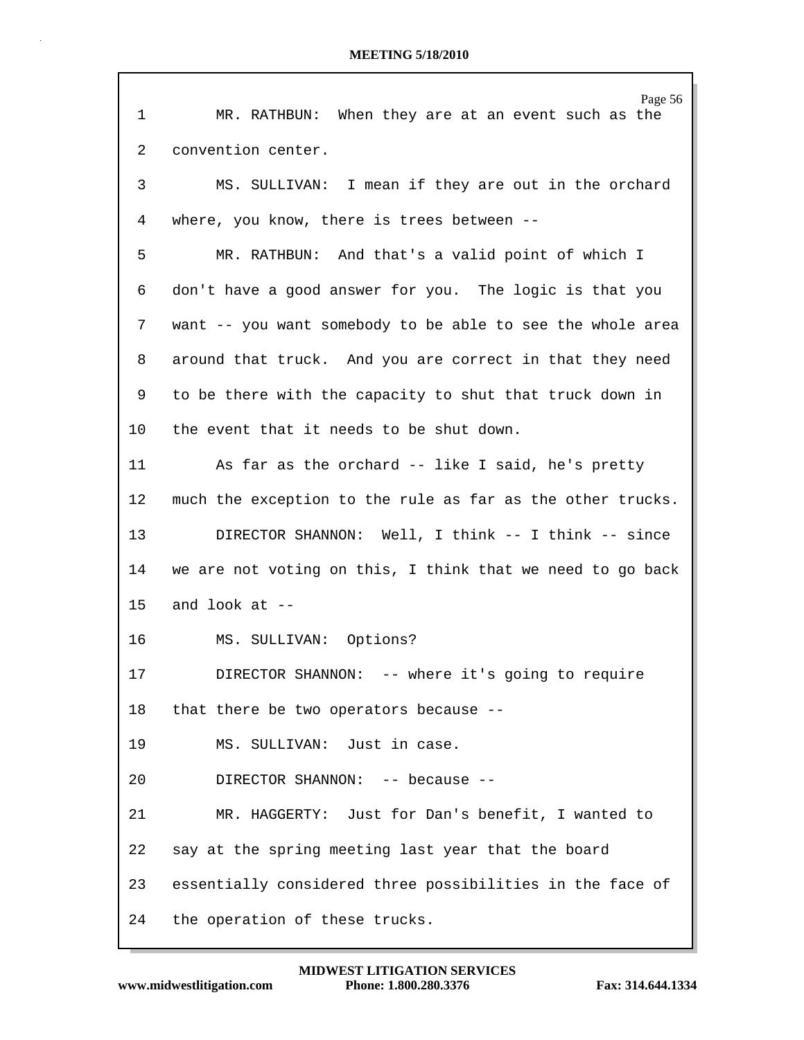1 MR. RATHBUN: When they are at an event such as the

2 convention center.

3 MS. SULLIVAN: I mean if they are out in the orchard

4 where, you know, there is trees between --

5 MR. RATHBUN: And that's a valid point of which I

6 don't have a good answer for you. The logic is that you

7 want -- you want somebody to be able to see the whole area

8 around that truck. And you are correct in that they need

9 to be there with the capacity to shut that truck down in

10 the event that it needs to be shut down.

11 As far as the orchard -- like I said, he's pretty

12 much the exception to the rule as far as the other trucks.

13 DIRECTOR SHANNON: Well, I think -- I think -- since

14 we are not voting on this, I think that we need to go back

15 and look at --

16 MS. SULLIVAN: Options?

17 DIRECTOR SHANNON: -- where it's going to require

18 that there be two operators because --

19 MS. SULLIVAN: Just in case.

20 DIRECTOR SHANNON: -- because --

21 MR. HAGGERTY: Just for Dan's benefit, I wanted to

22 say at the spring meeting last year that the board

23 essentially considered three possibilities in the face of

24 the operation of these trucks.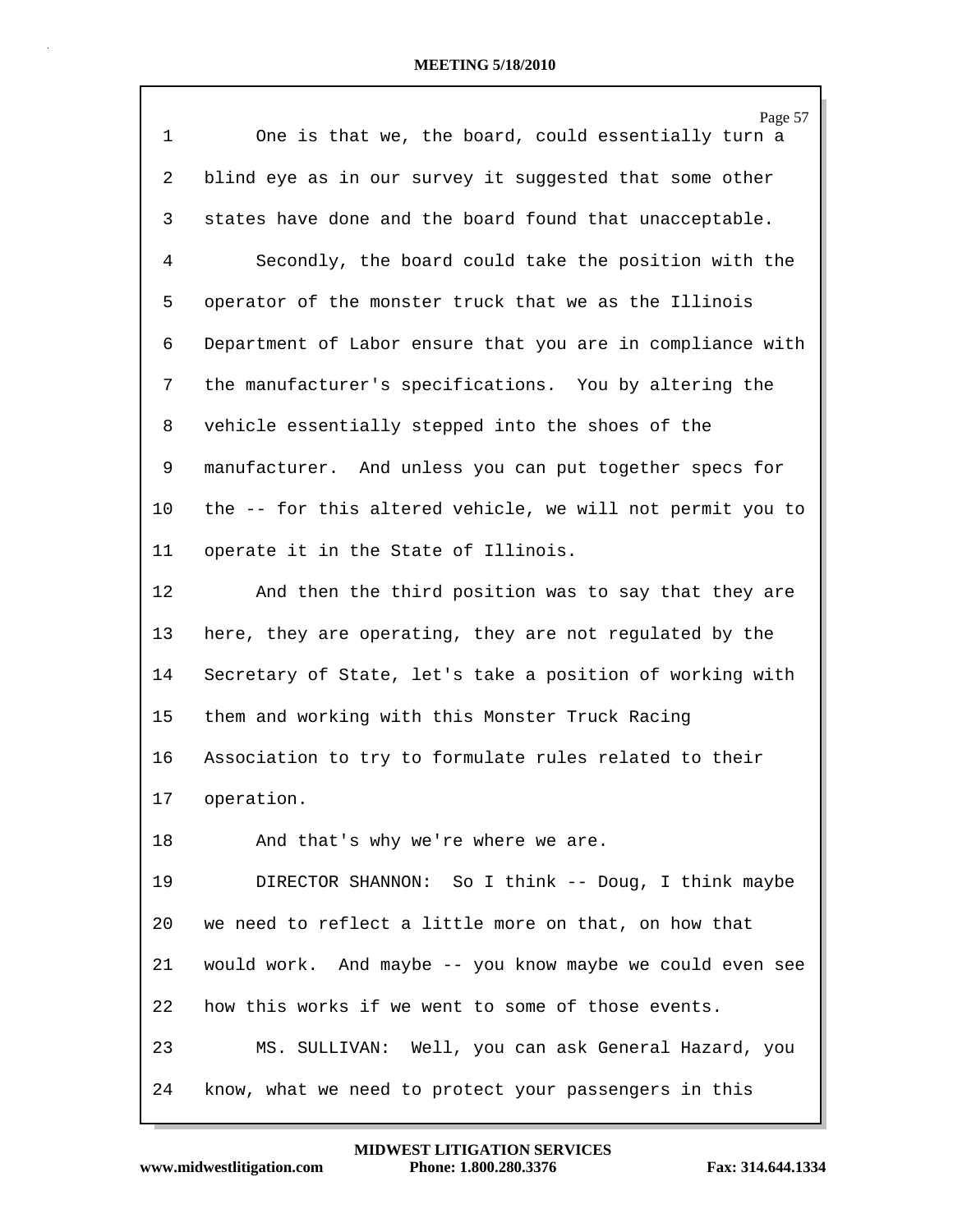One is that we, the board, could essentially turn a blind eye as in our survey it suggested that some other states have done and the board found that unacceptable.

Secondly, the board could take the position with the operator of the monster truck that we as the Illinois Department of Labor ensure that you are in compliance with the manufacturer's specifications. You by altering the vehicle essentially stepped into the shoes of the manufacturer. And unless you can put together specs for the -- for this altered vehicle, we will not permit you to operate it in the State of Illinois.

And then the third position was to say that they are here, they are operating, they are not regulated by the Secretary of State, let's take a position of working with them and working with this Monster Truck Racing Association to try to formulate rules related to their operation.

And that's why we're where we are.

DIRECTOR SHANNON: So I think -- Doug, I think maybe we need to reflect a little more on that, on how that would work. And maybe -- you know maybe we could even see how this works if we went to some of those events.

MS. SULLIVAN: Well, you can ask General Hazard, you know, what we need to protect your passengers in this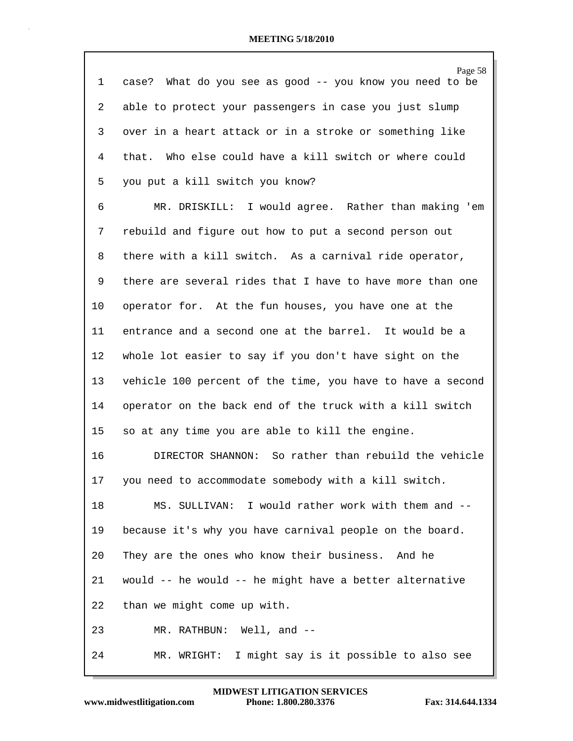1 case? What do you see as good -- you know you need to be

2 able to protect your passengers in case you just slump

3 over in a heart attack or in a stroke or something like

4 that. Who else could have a kill switch or where could

5 you put a kill switch you know?

6 MR. DRISKILL: I would agree. Rather than making 'em

7 rebuild and figure out how to put a second person out

8 there with a kill switch. As a carnival ride operator,

9 there are several rides that I have to have more than one

10 operator for. At the fun houses, you have one at the

11 entrance and a second one at the barrel. It would be a

12 whole lot easier to say if you don't have sight on the

13 vehicle 100 percent of the time, you have to have a second

14 operator on the back end of the truck with a kill switch

15 so at any time you are able to kill the engine.

16 DIRECTOR SHANNON: So rather than rebuild the vehicle

17 you need to accommodate somebody with a kill switch.

18 MS. SULLIVAN: I would rather work with them and --

19 because it's why you have carnival people on the board.

20 They are the ones who know their business. And he

21 would -- he would -- he might have a better alternative

22 than we might come up with.

23 MR. RATHBUN: Well, and --

24 MR. WRIGHT: I might say is it possible to also see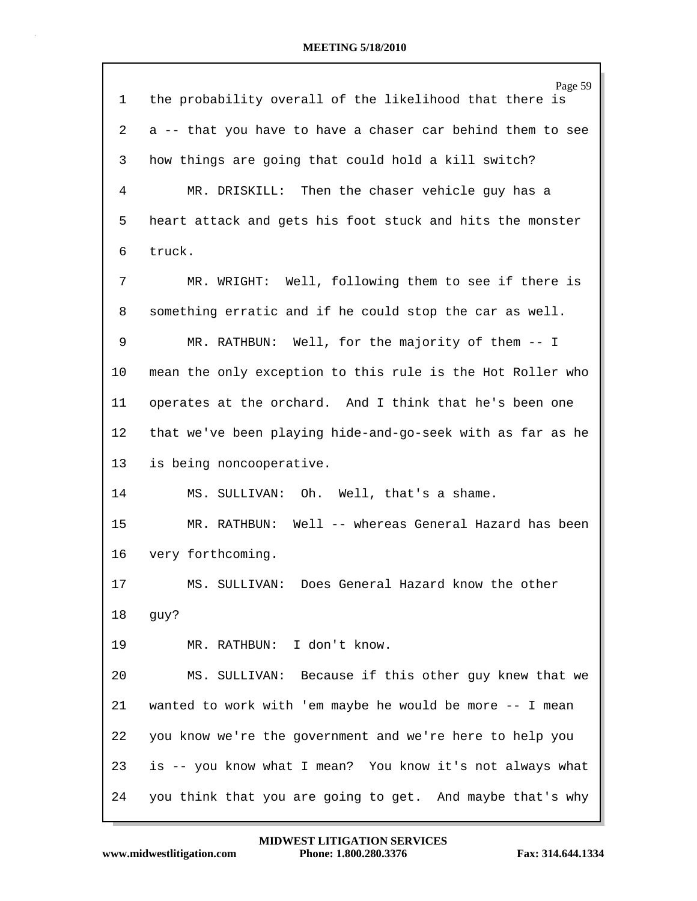1 the probability overall of the likelihood that there is
2 a -- that you have to have a chaser car behind them to see
3 how things are going that could hold a kill switch?
4 MR. DRISKILL: Then the chaser vehicle guy has a
5 heart attack and gets his foot stuck and hits the monster
6 truck.
7 MR. WRIGHT: Well, following them to see if there is
8 something erratic and if he could stop the car as well.
9 MR. RATHBUN: Well, for the majority of them -- I
10 mean the only exception to this rule is the Hot Roller who
11 operates at the orchard. And I think that he's been one
12 that we've been playing hide-and-go-seek with as far as he
13 is being noncooperative.
14 MS. SULLIVAN: Oh. Well, that's a shame.
15 MR. RATHBUN: Well -- whereas General Hazard has been
16 very forthcoming.
17 MS. SULLIVAN: Does General Hazard know the other
18 guy?
19 MR. RATHBUN: I don't know.
20 MS. SULLIVAN: Because if this other guy knew that we
21 wanted to work with 'em maybe he would be more -- I mean
22 you know we're the government and we're here to help you
23 is -- you know what I mean? You know it's not always what
24 you think that you are going to get. And maybe that's why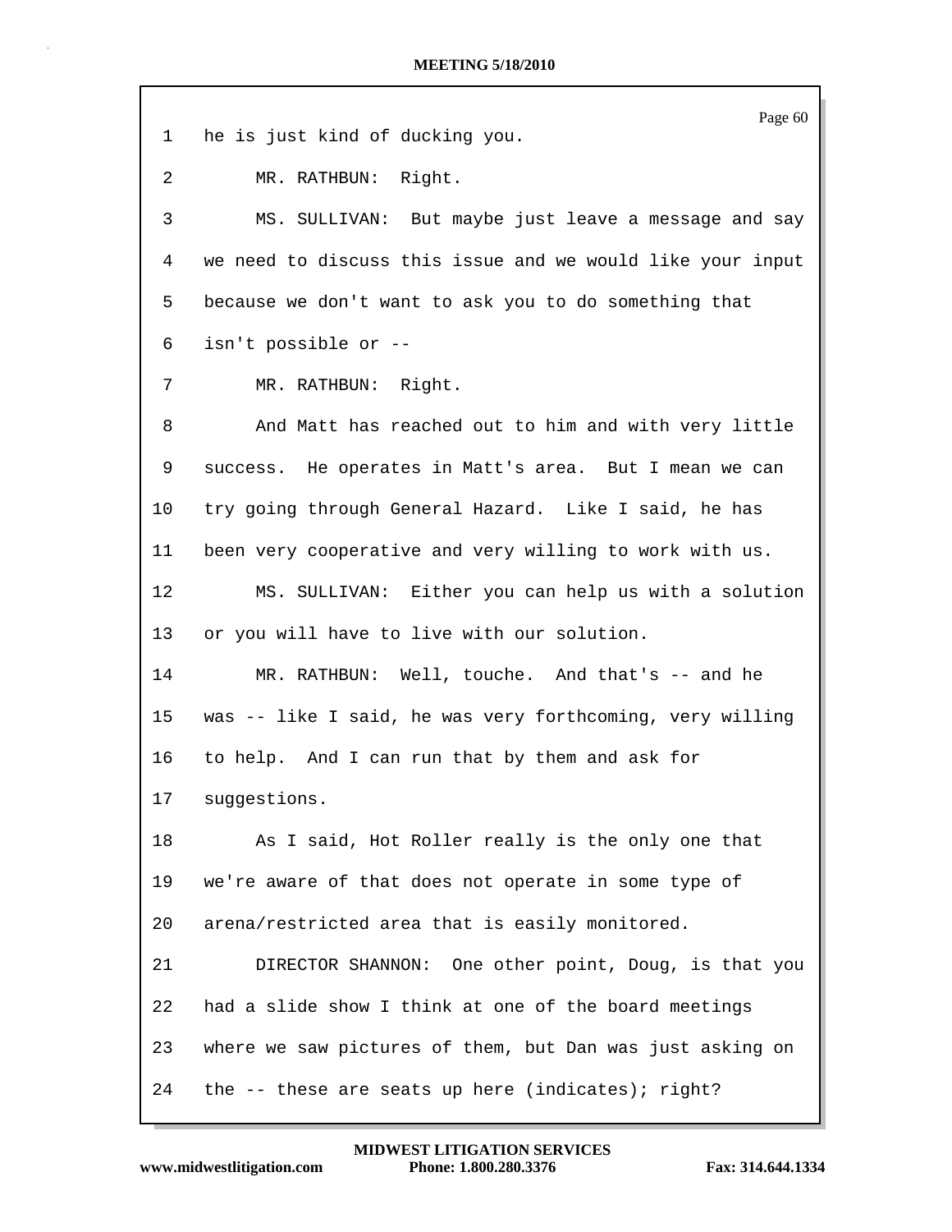1 he is just kind of ducking you.

2 MR. RATHBUN: Right.

3 MS. SULLIVAN: But maybe just leave a message and say

4 we need to discuss this issue and we would like your input

5 because we don't want to ask you to do something that

6 isn't possible or --

7 MR. RATHBUN: Right.

8 And Matt has reached out to him and with very little

9 success. He operates in Matt's area. But I mean we can

10 try going through General Hazard. Like I said, he has

11 been very cooperative and very willing to work with us.

12 MS. SULLIVAN: Either you can help us with a solution

13 or you will have to live with our solution.

14 MR. RATHBUN: Well, touche. And that's -- and he

15 was -- like I said, he was very forthcoming, very willing

16 to help. And I can run that by them and ask for

17 suggestions.

18 As I said, Hot Roller really is the only one that

19 we're aware of that does not operate in some type of

20 arena/restricted area that is easily monitored.

21 DIRECTOR SHANNON: One other point, Doug, is that you

22 had a slide show I think at one of the board meetings

23 where we saw pictures of them, but Dan was just asking on

24 the -- these are seats up here (indicates); right?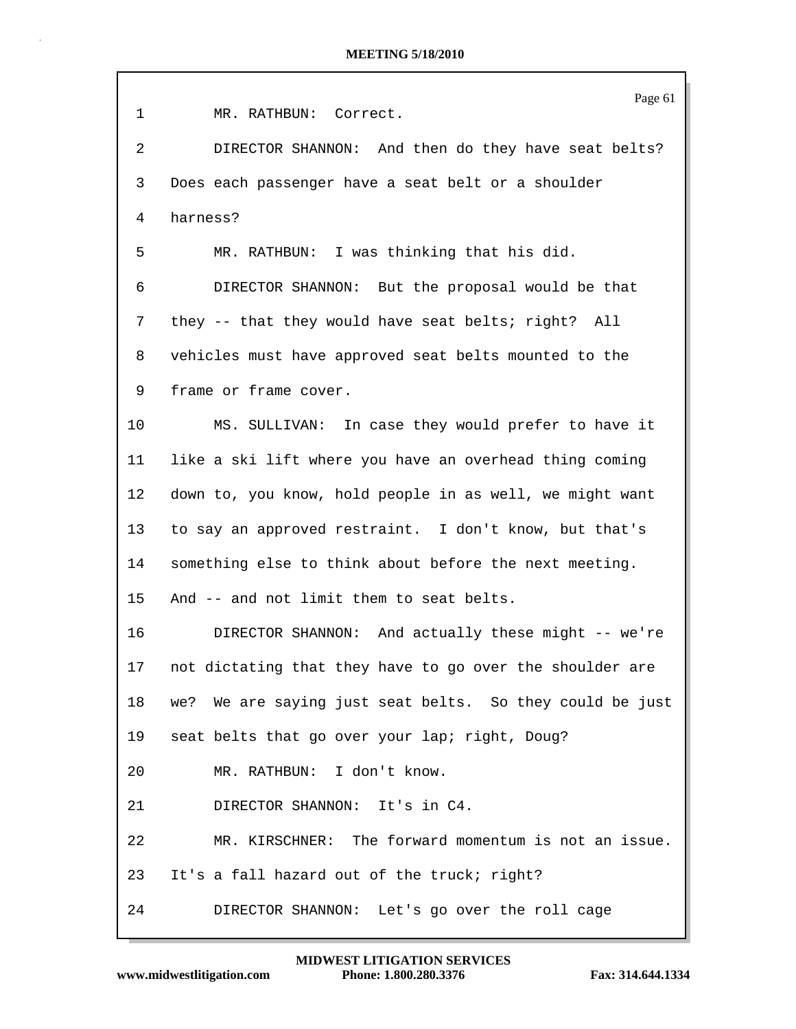1 MR. RATHBUN: Correct.

2 DIRECTOR SHANNON: And then do they have seat belts?

3 Does each passenger have a seat belt or a shoulder

4 harness?

5 MR. RATHBUN: I was thinking that his did.

6 DIRECTOR SHANNON: But the proposal would be that

7 they -- that they would have seat belts; right? All

8 vehicles must have approved seat belts mounted to the

9 frame or frame cover.

10 MS. SULLIVAN: In case they would prefer to have it

11 like a ski lift where you have an overhead thing coming

12 down to, you know, hold people in as well, we might want

13 to say an approved restraint. I don't know, but that's

14 something else to think about before the next meeting.

15 And -- and not limit them to seat belts.

16 DIRECTOR SHANNON: And actually these might -- we're

17 not dictating that they have to go over the shoulder are

18 we? We are saying just seat belts. So they could be just

19 seat belts that go over your lap; right, Doug?

20 MR. RATHBUN: I don't know.

21 DIRECTOR SHANNON: It's in C4.

22 MR. KIRSCHNER: The forward momentum is not an issue.

23 It's a fall hazard out of the truck; right?

24 DIRECTOR SHANNON: Let's go over the roll cage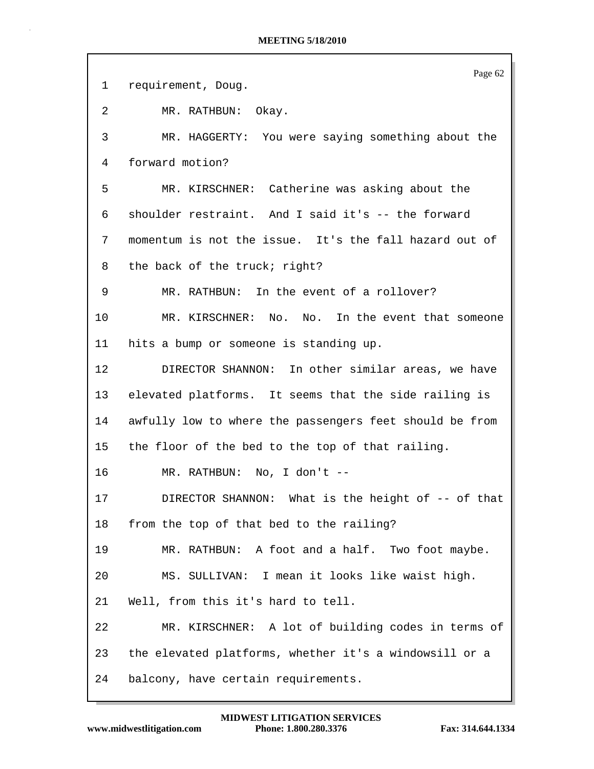1 requirement, Doug.

2 MR. RATHBUN: Okay.

3 MR. HAGGERTY: You were saying something about the

4 forward motion?

5 MR. KIRSCHNER: Catherine was asking about the

6 shoulder restraint. And I said it's -- the forward

7 momentum is not the issue. It's the fall hazard out of

8 the back of the truck; right?

9 MR. RATHBUN: In the event of a rollover?

10 MR. KIRSCHNER: No. No. In the event that someone

11 hits a bump or someone is standing up.

12 DIRECTOR SHANNON: In other similar areas, we have

13 elevated platforms. It seems that the side railing is

14 awfully low to where the passengers feet should be from

15 the floor of the bed to the top of that railing.

16 MR. RATHBUN: No, I don't --

17 DIRECTOR SHANNON: What is the height of -- of that

18 from the top of that bed to the railing?

19 MR. RATHBUN: A foot and a half. Two foot maybe.

20 MS. SULLIVAN: I mean it looks like waist high.

21 Well, from this it's hard to tell.

22 MR. KIRSCHNER: A lot of building codes in terms of

23 the elevated platforms, whether it's a windowsill or a

24 balcony, have certain requirements.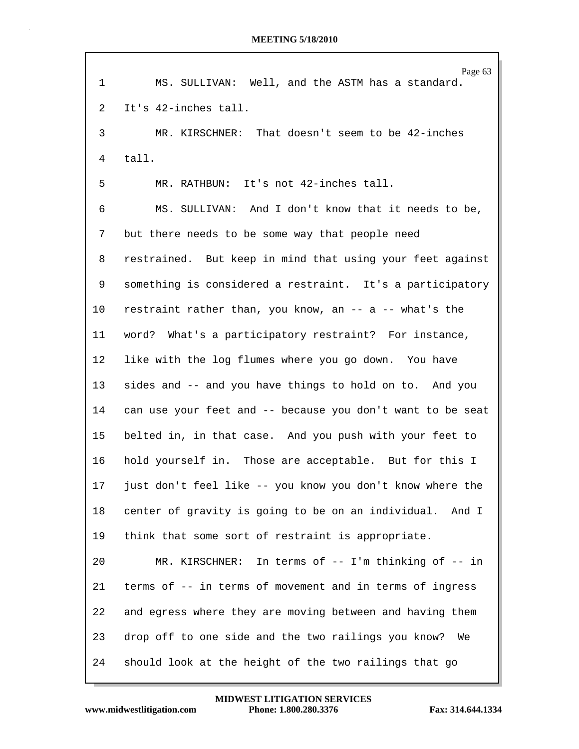1 MS. SULLIVAN: Well, and the ASTM has a standard.
2 It's 42-inches tall.
3 MR. KIRSCHNER: That doesn't seem to be 42-inches
4 tall.
5 MR. RATHBUN: It's not 42-inches tall.
6 MS. SULLIVAN: And I don't know that it needs to be,
7 but there needs to be some way that people need
8 restrained. But keep in mind that using your feet against
9 something is considered a restraint. It's a participatory
10 restraint rather than, you know, an -- a -- what's the
11 word? What's a participatory restraint? For instance,
12 like with the log flumes where you go down. You have
13 sides and -- and you have things to hold on to. And you
14 can use your feet and -- because you don't want to be seat
15 belted in, in that case. And you push with your feet to
16 hold yourself in. Those are acceptable. But for this I
17 just don't feel like -- you know you don't know where the
18 center of gravity is going to be on an individual. And I
19 think that some sort of restraint is appropriate.
20 MR. KIRSCHNER: In terms of -- I'm thinking of -- in
21 terms of -- in terms of movement and in terms of ingress
22 and egress where they are moving between and having them
23 drop off to one side and the two railings you know? We
24 should look at the height of the two railings that go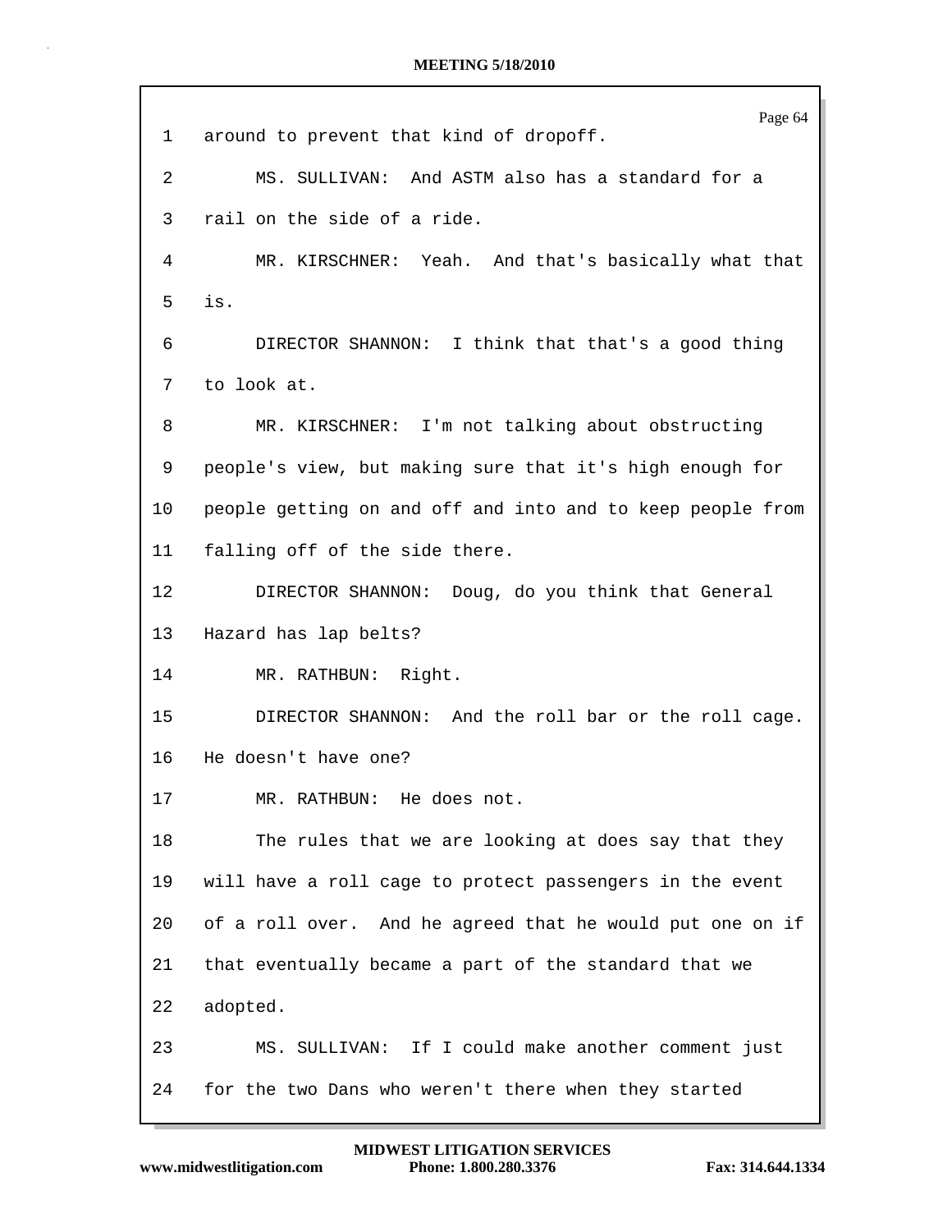1 around to prevent that kind of dropoff.

2 MS. SULLIVAN: And ASTM also has a standard for a

3 rail on the side of a ride.

4 MR. KIRSCHNER: Yeah. And that's basically what that

5 is.

6 DIRECTOR SHANNON: I think that that's a good thing

7 to look at.

8 MR. KIRSCHNER: I'm not talking about obstructing

9 people's view, but making sure that it's high enough for

10 people getting on and off and into and to keep people from

11 falling off of the side there.

12 DIRECTOR SHANNON: Doug, do you think that General

13 Hazard has lap belts?

14 MR. RATHBUN: Right.

15 DIRECTOR SHANNON: And the roll bar or the roll cage.

16 He doesn't have one?

17 MR. RATHBUN: He does not.

18 The rules that we are looking at does say that they

19 will have a roll cage to protect passengers in the event

20 of a roll over. And he agreed that he would put one on if

21 that eventually became a part of the standard that we

22 adopted.

23 MS. SULLIVAN: If I could make another comment just

24 for the two Dans who weren't there when they started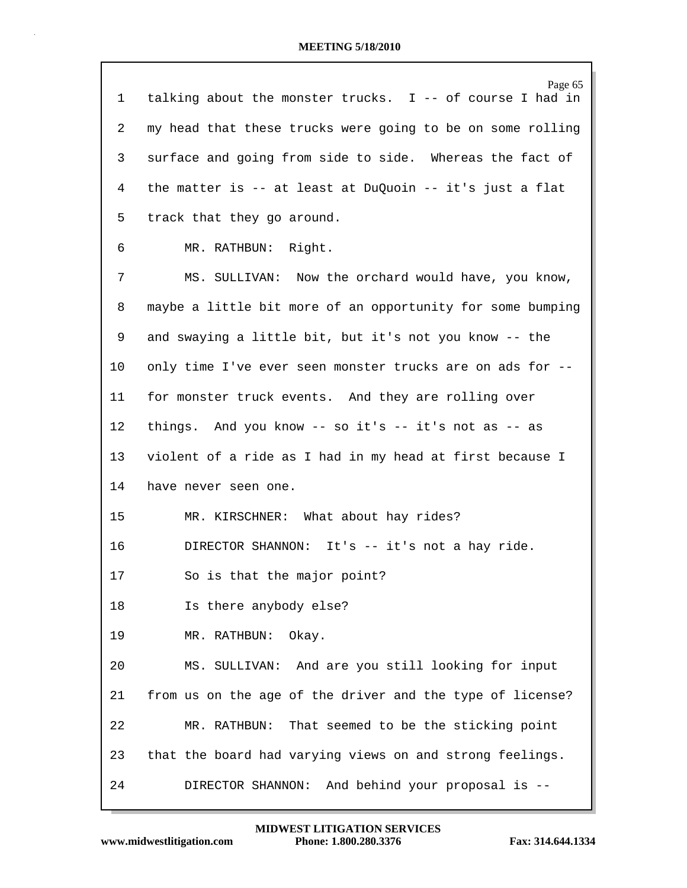1 talking about the monster trucks. I -- of course I had in
2 my head that these trucks were going to be on some rolling
3 surface and going from side to side. Whereas the fact of
4 the matter is -- at least at DuQuoin -- it's just a flat
5 track that they go around.

6 MR. RATHBUN: Right.

7 MS. SULLIVAN: Now the orchard would have, you know,
8 maybe a little bit more of an opportunity for some bumping
9 and swaying a little bit, but it's not you know -- the
10 only time I've ever seen monster trucks are on ads for --
11 for monster truck events. And they are rolling over
12 things. And you know -- so it's -- it's not as -- as
13 violent of a ride as I had in my head at first because I
14 have never seen one.

15 MR. KIRSCHNER: What about hay rides?

16 DIRECTOR SHANNON: It's -- it's not a hay ride.

17 So is that the major point?

18 Is there anybody else?

19 MR. RATHBUN: Okay.

20 MS. SULLIVAN: And are you still looking for input
21 from us on the age of the driver and the type of license?

22 MR. RATHBUN: That seemed to be the sticking point
23 that the board had varying views on and strong feelings.

24 DIRECTOR SHANNON: And behind your proposal is --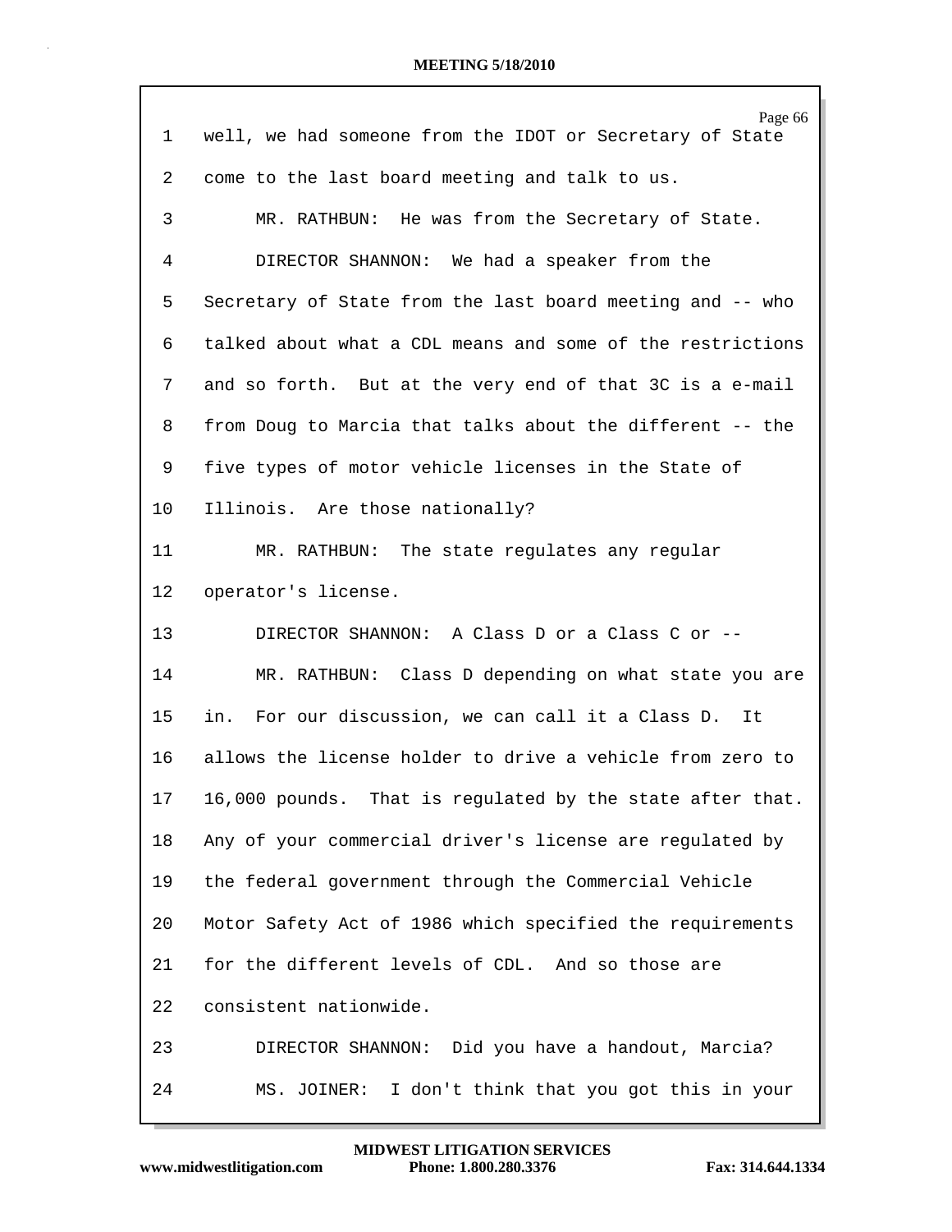well, we had someone from the IDOT or Secretary of State come to the last board meeting and talk to us.

MR. RATHBUN: He was from the Secretary of State.

DIRECTOR SHANNON: We had a speaker from the Secretary of State from the last board meeting and -- who talked about what a CDL means and some of the restrictions and so forth. But at the very end of that 3C is a e-mail from Doug to Marcia that talks about the different -- the five types of motor vehicle licenses in the State of Illinois. Are those nationally?

MR. RATHBUN: The state regulates any regular operator's license.

DIRECTOR SHANNON: A Class D or a Class C or --

MR. RATHBUN: Class D depending on what state you are in. For our discussion, we can call it a Class D. It allows the license holder to drive a vehicle from zero to 16,000 pounds. That is regulated by the state after that. Any of your commercial driver's license are regulated by the federal government through the Commercial Vehicle Motor Safety Act of 1986 which specified the requirements for the different levels of CDL. And so those are consistent nationwide.

DIRECTOR SHANNON: Did you have a handout, Marcia?

MS. JOINER: I don't think that you got this in your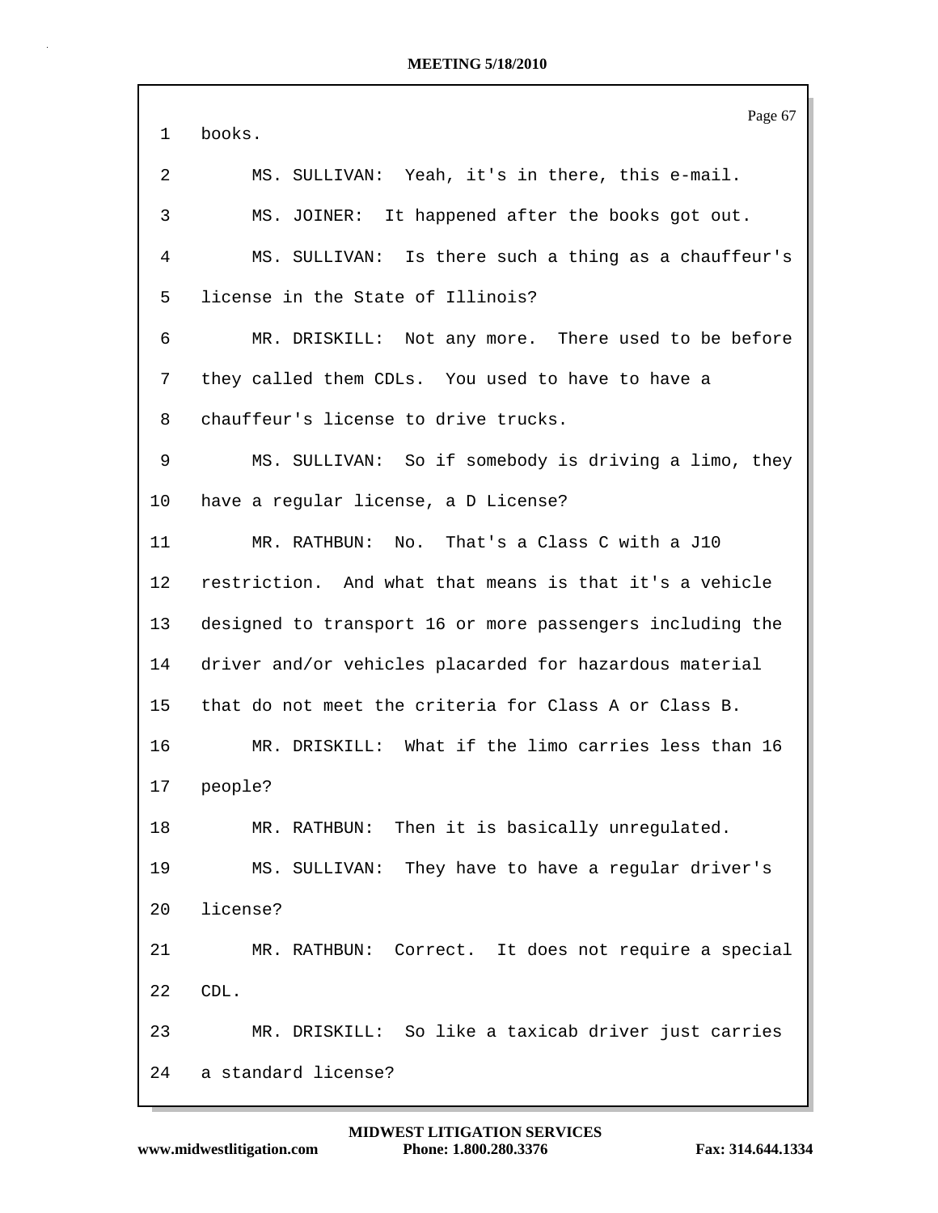1 books.

2 MS. SULLIVAN: Yeah, it's in there, this e-mail.

3 MS. JOINER: It happened after the books got out.

4 MS. SULLIVAN: Is there such a thing as a chauffeur's

5 license in the State of Illinois?

6 MR. DRISKILL: Not any more. There used to be before

7 they called them CDLs. You used to have to have a

8 chauffeur's license to drive trucks.

9 MS. SULLIVAN: So if somebody is driving a limo, they

10 have a regular license, a D License?

11 MR. RATHBUN: No. That's a Class C with a J10

12 restriction. And what that means is that it's a vehicle

13 designed to transport 16 or more passengers including the

14 driver and/or vehicles placarded for hazardous material

15 that do not meet the criteria for Class A or Class B.

16 MR. DRISKILL: What if the limo carries less than 16

17 people?

18 MR. RATHBUN: Then it is basically unregulated.

19 MS. SULLIVAN: They have to have a regular driver's

20 license?

21 MR. RATHBUN: Correct. It does not require a special

22 CDL.

23 MR. DRISKILL: So like a taxicab driver just carries

24 a standard license?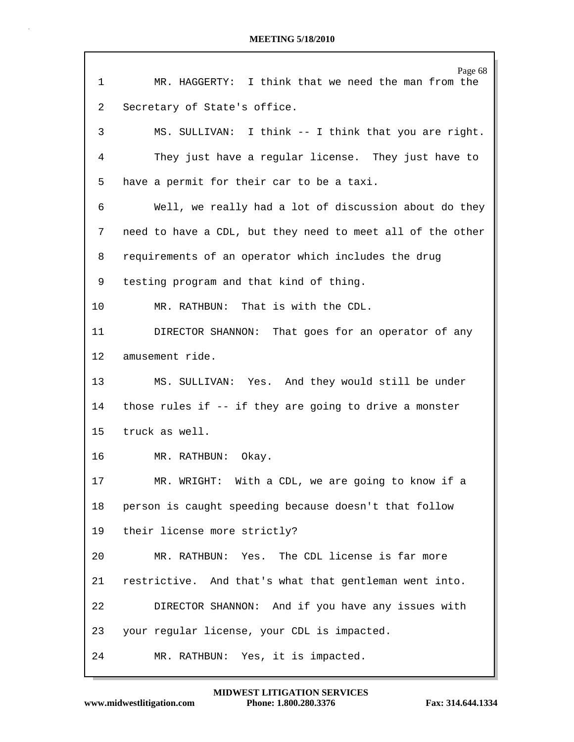MR. HAGGERTY: I think that we need the man from the Secretary of State's office.

MS. SULLIVAN: I think -- I think that you are right.

They just have a regular license. They just have to have a permit for their car to be a taxi.

Well, we really had a lot of discussion about do they need to have a CDL, but they need to meet all of the other requirements of an operator which includes the drug testing program and that kind of thing.

MR. RATHBUN: That is with the CDL.

DIRECTOR SHANNON: That goes for an operator of any amusement ride.

MS. SULLIVAN: Yes. And they would still be under those rules if -- if they are going to drive a monster truck as well.

MR. RATHBUN: Okay.

MR. WRIGHT: With a CDL, we are going to know if a person is caught speeding because doesn't that follow their license more strictly?

MR. RATHBUN: Yes. The CDL license is far more restrictive. And that's what that gentleman went into.

DIRECTOR SHANNON: And if you have any issues with your regular license, your CDL is impacted.

MR. RATHBUN: Yes, it is impacted.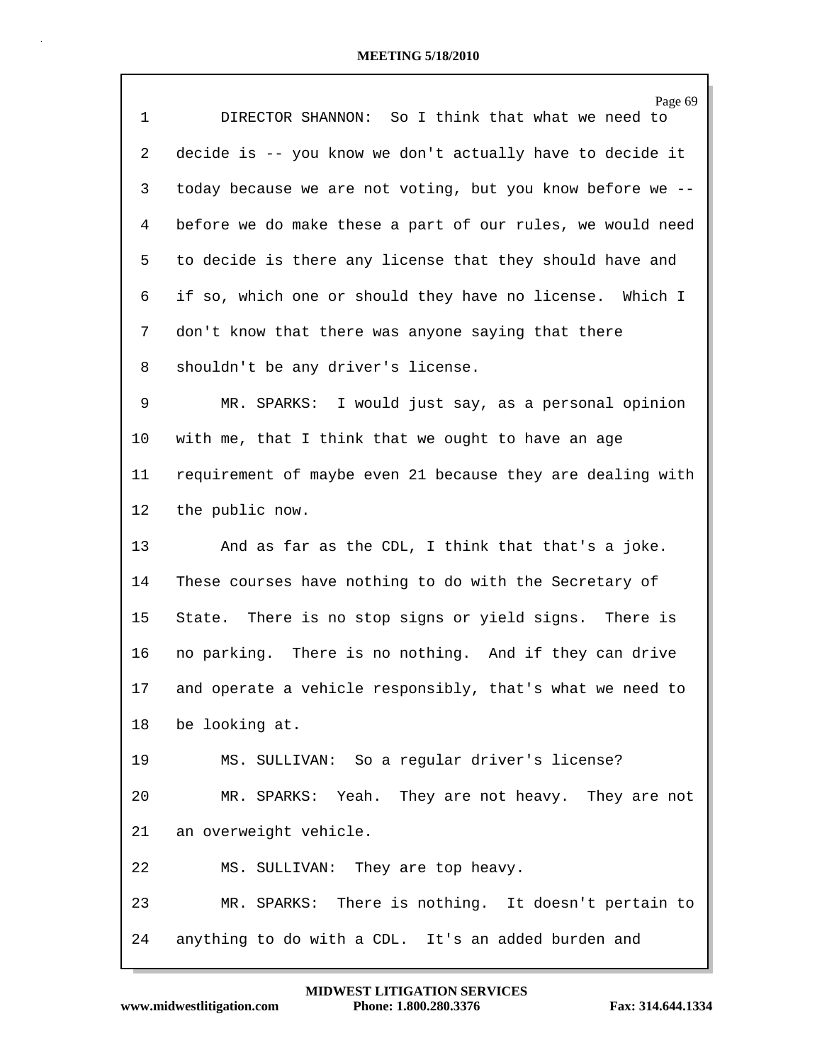1 DIRECTOR SHANNON: So I think that what we need to

2 decide is -- you know we don't actually have to decide it

3 today because we are not voting, but you know before we --

4 before we do make these a part of our rules, we would need

5 to decide is there any license that they should have and

6 if so, which one or should they have no license. Which I

7 don't know that there was anyone saying that there

8 shouldn't be any driver's license.

9 MR. SPARKS: I would just say, as a personal opinion

10 with me, that I think that we ought to have an age

11 requirement of maybe even 21 because they are dealing with

12 the public now.

13 And as far as the CDL, I think that that's a joke.

14 These courses have nothing to do with the Secretary of

15 State. There is no stop signs or yield signs. There is

16 no parking. There is no nothing. And if they can drive

17 and operate a vehicle responsibly, that's what we need to

18 be looking at.

19 MS. SULLIVAN: So a regular driver's license?

20 MR. SPARKS: Yeah. They are not heavy. They are not

21 an overweight vehicle.

22 MS. SULLIVAN: They are top heavy.

23 MR. SPARKS: There is nothing. It doesn't pertain to

24 anything to do with a CDL. It's an added burden and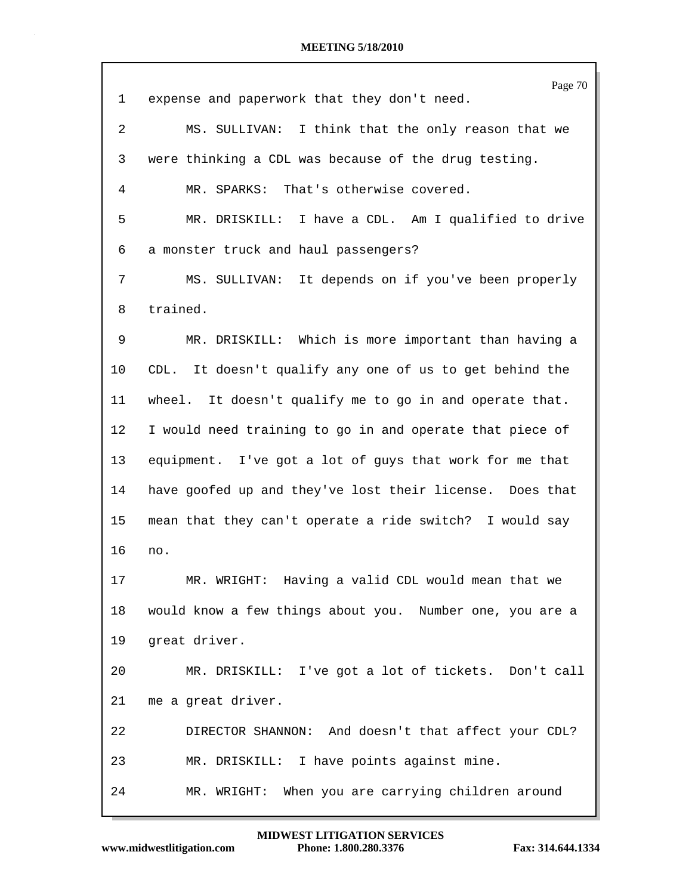1 expense and paperwork that they don't need.

2 MS. SULLIVAN: I think that the only reason that we

3 were thinking a CDL was because of the drug testing.

4 MR. SPARKS: That's otherwise covered.

5 MR. DRISKILL: I have a CDL. Am I qualified to drive

6 a monster truck and haul passengers?

7 MS. SULLIVAN: It depends on if you've been properly

8 trained.

9 MR. DRISKILL: Which is more important than having a

10 CDL. It doesn't qualify any one of us to get behind the

11 wheel. It doesn't qualify me to go in and operate that.

12 I would need training to go in and operate that piece of

13 equipment. I've got a lot of guys that work for me that

14 have goofed up and they've lost their license. Does that

15 mean that they can't operate a ride switch? I would say

16 no.

17 MR. WRIGHT: Having a valid CDL would mean that we

18 would know a few things about you. Number one, you are a

19 great driver.

20 MR. DRISKILL: I've got a lot of tickets. Don't call

21 me a great driver.

22 DIRECTOR SHANNON: And doesn't that affect your CDL?

23 MR. DRISKILL: I have points against mine.

24 MR. WRIGHT: When you are carrying children around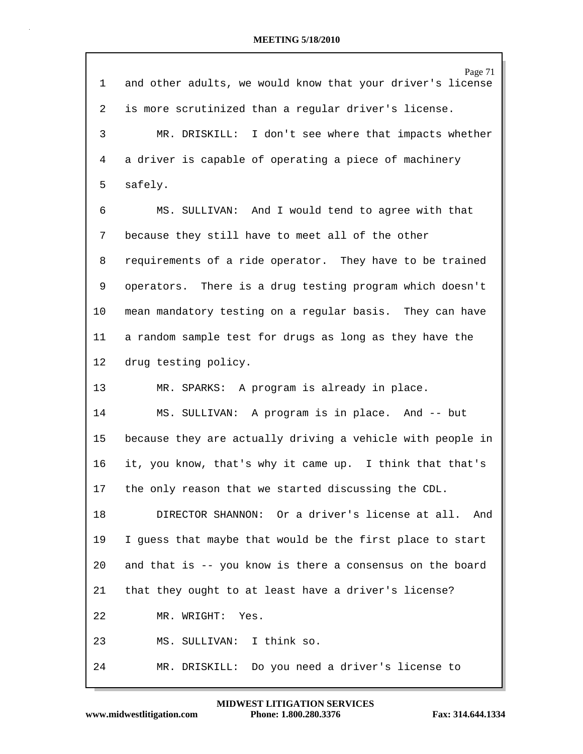and other adults, we would know that your driver's license is more scrutinized than a regular driver's license.

MR. DRISKILL: I don't see where that impacts whether a driver is capable of operating a piece of machinery safely.

MS. SULLIVAN: And I would tend to agree with that because they still have to meet all of the other requirements of a ride operator. They have to be trained operators. There is a drug testing program which doesn't mean mandatory testing on a regular basis. They can have a random sample test for drugs as long as they have the drug testing policy.

MR. SPARKS: A program is already in place.

MS. SULLIVAN: A program is in place. And -- but because they are actually driving a vehicle with people in it, you know, that's why it came up. I think that that's the only reason that we started discussing the CDL.

DIRECTOR SHANNON: Or a driver's license at all. And I guess that maybe that would be the first place to start and that is -- you know is there a consensus on the board that they ought to at least have a driver's license?

MR. WRIGHT: Yes.

MS. SULLIVAN: I think so.

MR. DRISKILL: Do you need a driver's license to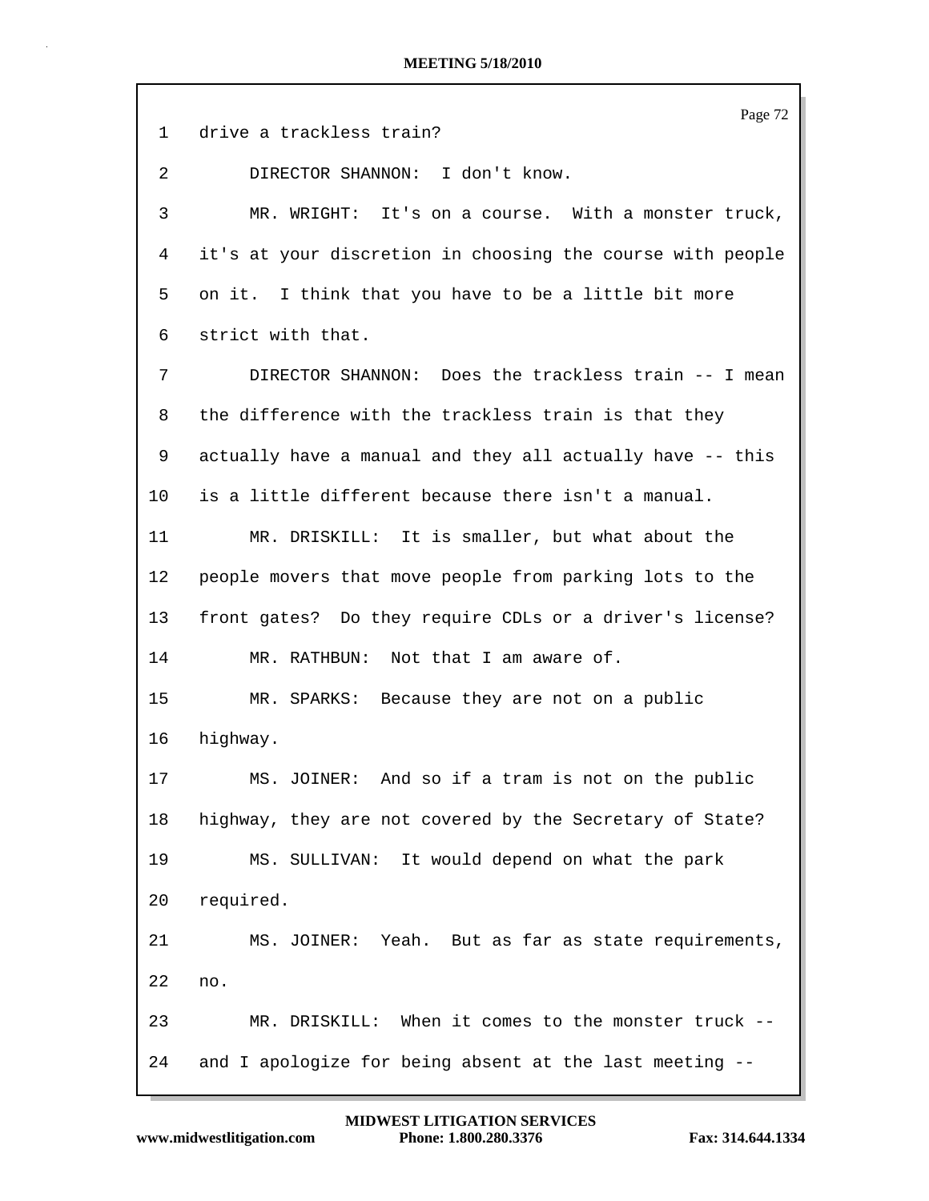1 drive a trackless train?

2 DIRECTOR SHANNON: I don't know.

3 MR. WRIGHT: It's on a course. With a monster truck,

4 it's at your discretion in choosing the course with people

5 on it. I think that you have to be a little bit more

6 strict with that.

7 DIRECTOR SHANNON: Does the trackless train -- I mean

8 the difference with the trackless train is that they

9 actually have a manual and they all actually have -- this

10 is a little different because there isn't a manual.

11 MR. DRISKILL: It is smaller, but what about the

12 people movers that move people from parking lots to the

13 front gates? Do they require CDLs or a driver's license?

14 MR. RATHBUN: Not that I am aware of.

15 MR. SPARKS: Because they are not on a public

16 highway.

17 MS. JOINER: And so if a tram is not on the public

18 highway, they are not covered by the Secretary of State?

19 MS. SULLIVAN: It would depend on what the park

20 required.

21 MS. JOINER: Yeah. But as far as state requirements,

22 no.

23 MR. DRISKILL: When it comes to the monster truck --

24 and I apologize for being absent at the last meeting --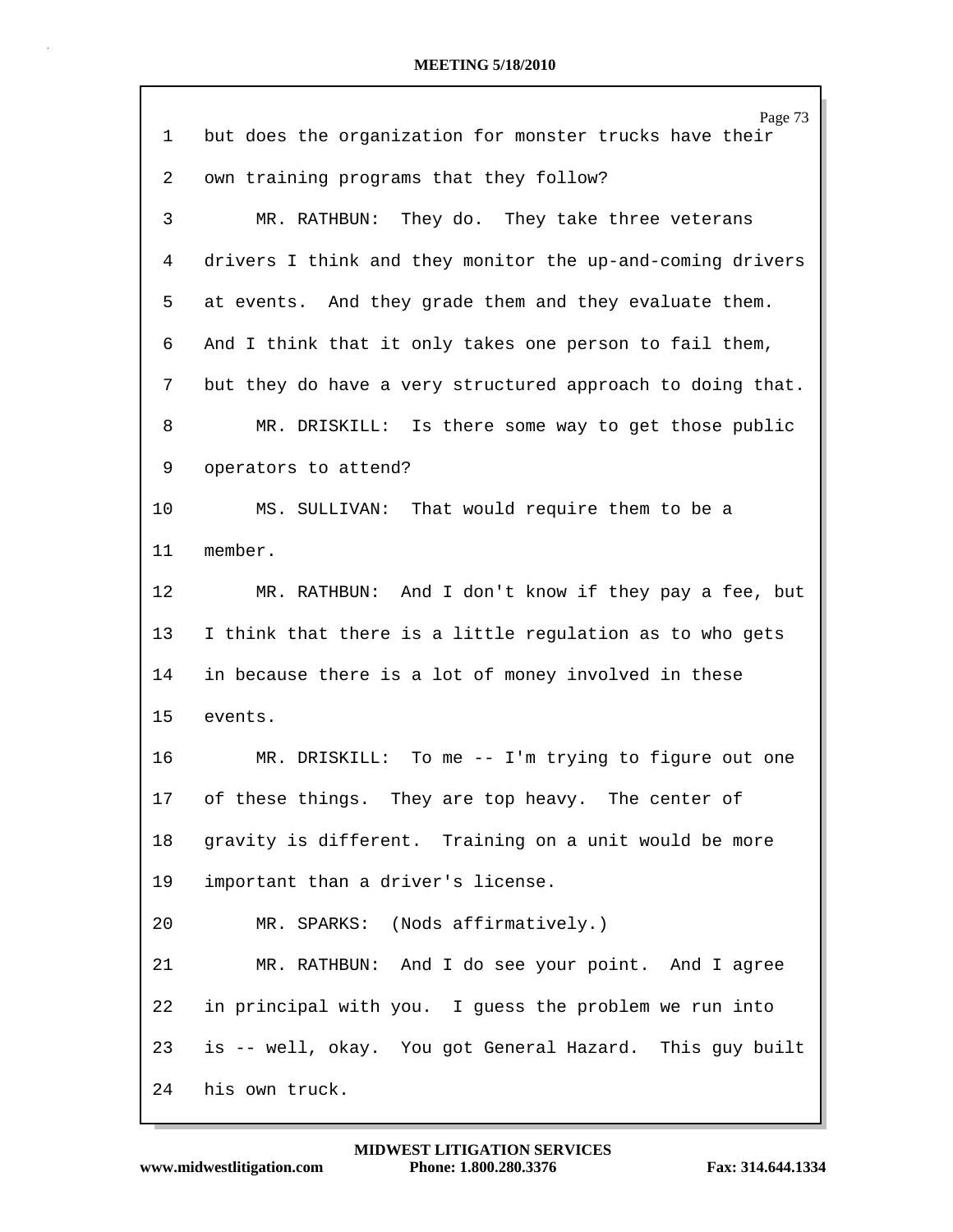but does the organization for monster trucks have their own training programs that they follow?

MR. RATHBUN: They do. They take three veterans drivers I think and they monitor the up-and-coming drivers at events. And they grade them and they evaluate them. And I think that it only takes one person to fail them, but they do have a very structured approach to doing that.

MR. DRISKILL: Is there some way to get those public operators to attend?

MS. SULLIVAN: That would require them to be a member.

MR. RATHBUN: And I don't know if they pay a fee, but I think that there is a little regulation as to who gets in because there is a lot of money involved in these events.

MR. DRISKILL: To me -- I'm trying to figure out one of these things. They are top heavy. The center of gravity is different. Training on a unit would be more important than a driver's license.

MR. SPARKS: (Nods affirmatively.)

MR. RATHBUN: And I do see your point. And I agree in principal with you. I guess the problem we run into is -- well, okay. You got General Hazard. This guy built his own truck.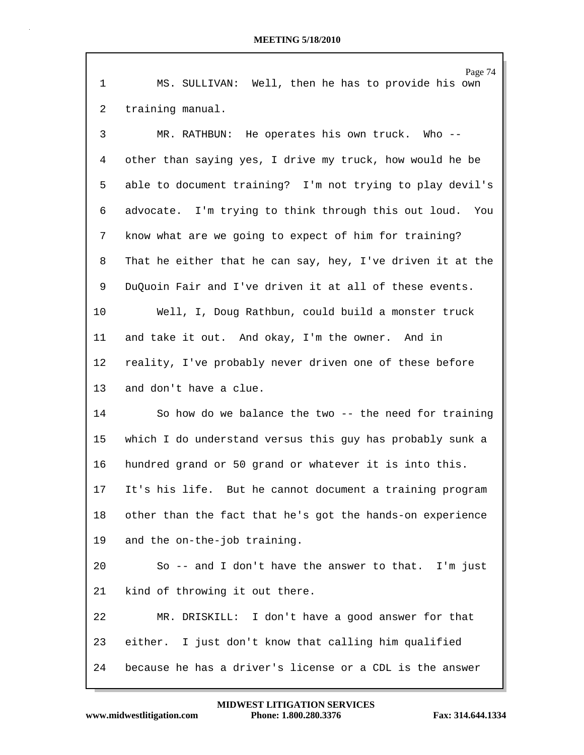1 MS. SULLIVAN: Well, then he has to provide his own
2 training manual.
3 MR. RATHBUN: He operates his own truck. Who --
4 other than saying yes, I drive my truck, how would he be
5 able to document training? I'm not trying to play devil's
6 advocate. I'm trying to think through this out loud. You
7 know what are we going to expect of him for training?
8 That he either that he can say, hey, I've driven it at the
9 DuQuoin Fair and I've driven it at all of these events.
10 Well, I, Doug Rathbun, could build a monster truck
11 and take it out. And okay, I'm the owner. And in
12 reality, I've probably never driven one of these before
13 and don't have a clue.
14 So how do we balance the two -- the need for training
15 which I do understand versus this guy has probably sunk a
16 hundred grand or 50 grand or whatever it is into this.
17 It's his life. But he cannot document a training program
18 other than the fact that he's got the hands-on experience
19 and the on-the-job training.
20 So -- and I don't have the answer to that. I'm just
21 kind of throwing it out there.
22 MR. DRISKILL: I don't have a good answer for that
23 either. I just don't know that calling him qualified
24 because he has a driver's license or a CDL is the answer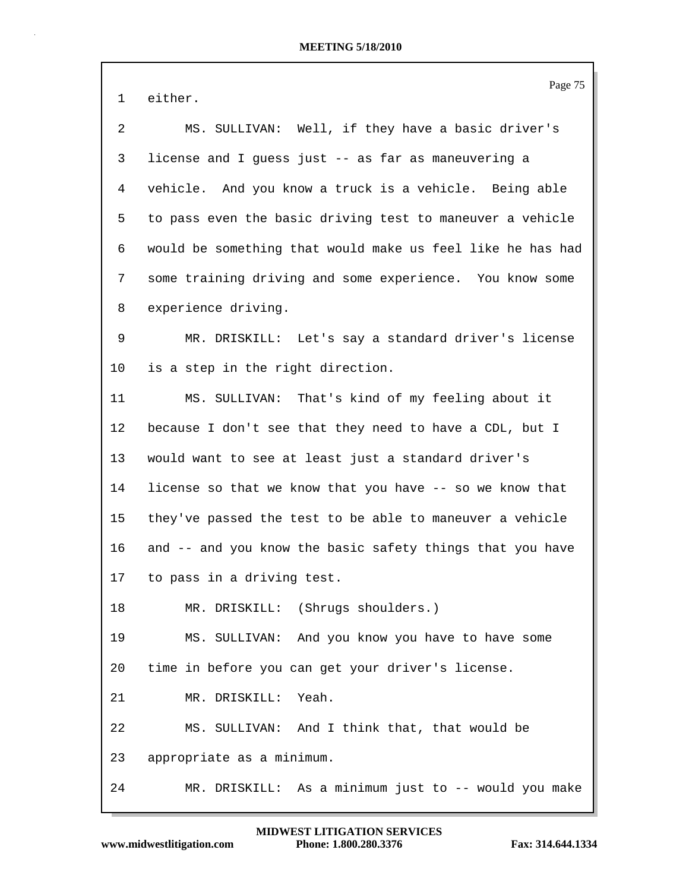either.

MS. SULLIVAN: Well, if they have a basic driver's license and I guess just -- as far as maneuvering a vehicle. And you know a truck is a vehicle. Being able to pass even the basic driving test to maneuver a vehicle would be something that would make us feel like he has had some training driving and some experience. You know some experience driving.

MR. DRISKILL: Let's say a standard driver's license is a step in the right direction.

MS. SULLIVAN: That's kind of my feeling about it because I don't see that they need to have a CDL, but I would want to see at least just a standard driver's license so that we know that you have -- so we know that they've passed the test to be able to maneuver a vehicle and -- and you know the basic safety things that you have to pass in a driving test.

MR. DRISKILL: (Shrugs shoulders.)

MS. SULLIVAN: And you know you have to have some time in before you can get your driver's license.

MR. DRISKILL: Yeah.

MS. SULLIVAN: And I think that, that would be appropriate as a minimum.

MR. DRISKILL: As a minimum just to -- would you make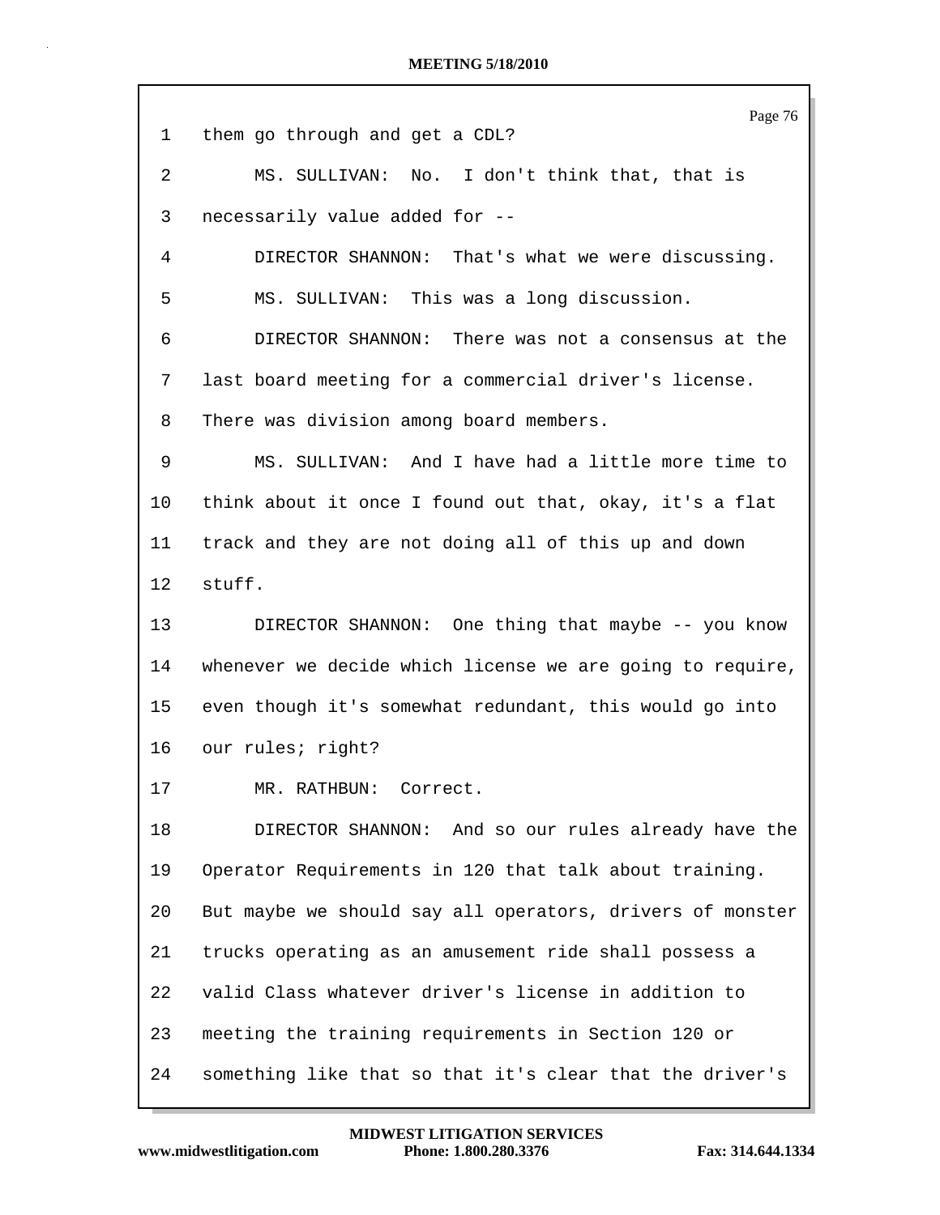1 them go through and get a CDL?

2 MS. SULLIVAN: No. I don't think that, that is

3 necessarily value added for --

4 DIRECTOR SHANNON: That's what we were discussing.

5 MS. SULLIVAN: This was a long discussion.

6 DIRECTOR SHANNON: There was not a consensus at the

7 last board meeting for a commercial driver's license.

8 There was division among board members.

9 MS. SULLIVAN: And I have had a little more time to

10 think about it once I found out that, okay, it's a flat

11 track and they are not doing all of this up and down

12 stuff.

13 DIRECTOR SHANNON: One thing that maybe -- you know

14 whenever we decide which license we are going to require,

15 even though it's somewhat redundant, this would go into

16 our rules; right?

17 MR. RATHBUN: Correct.

18 DIRECTOR SHANNON: And so our rules already have the

19 Operator Requirements in 120 that talk about training.

20 But maybe we should say all operators, drivers of monster

21 trucks operating as an amusement ride shall possess a

22 valid Class whatever driver's license in addition to

23 meeting the training requirements in Section 120 or

24 something like that so that it's clear that the driver's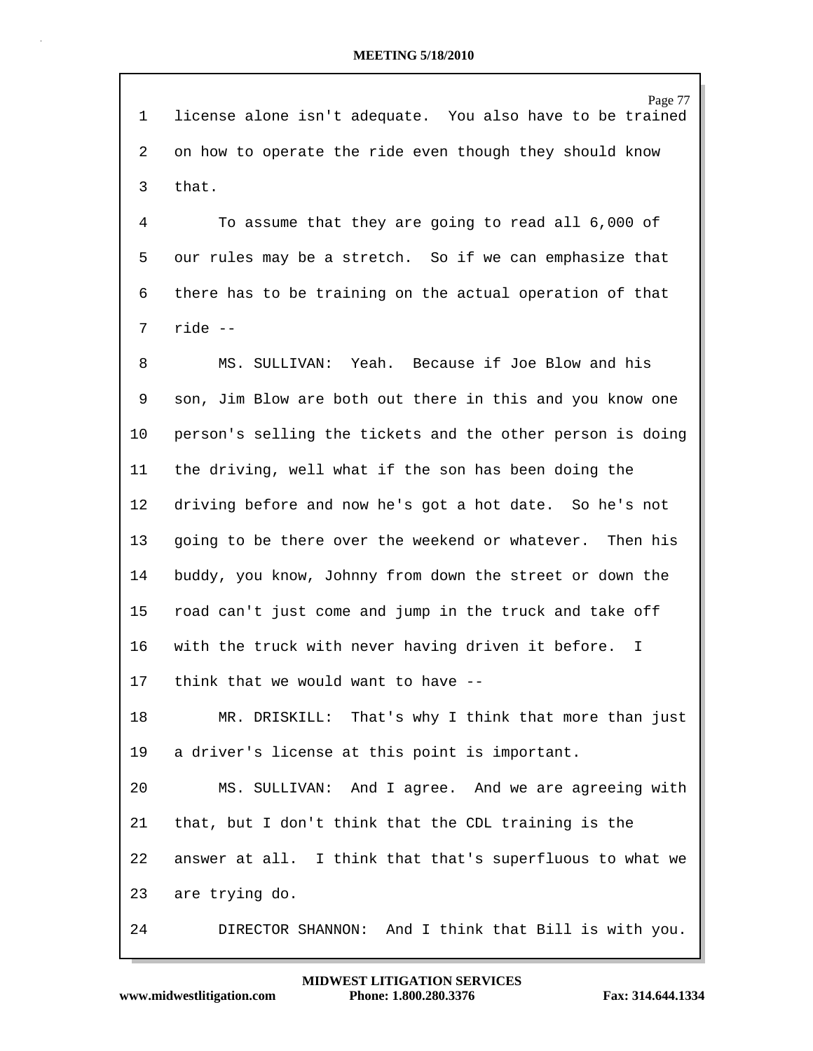license alone isn't adequate. You also have to be trained on how to operate the ride even though they should know that.

To assume that they are going to read all 6,000 of our rules may be a stretch. So if we can emphasize that there has to be training on the actual operation of that ride --

MS. SULLIVAN: Yeah. Because if Joe Blow and his son, Jim Blow are both out there in this and you know one person's selling the tickets and the other person is doing the driving, well what if the son has been doing the driving before and now he's got a hot date. So he's not going to be there over the weekend or whatever. Then his buddy, you know, Johnny from down the street or down the road can't just come and jump in the truck and take off with the truck with never having driven it before. I think that we would want to have --

MR. DRISKILL: That's why I think that more than just a driver's license at this point is important.

MS. SULLIVAN: And I agree. And we are agreeing with that, but I don't think that the CDL training is the answer at all. I think that that's superfluous to what we are trying do.

DIRECTOR SHANNON: And I think that Bill is with you.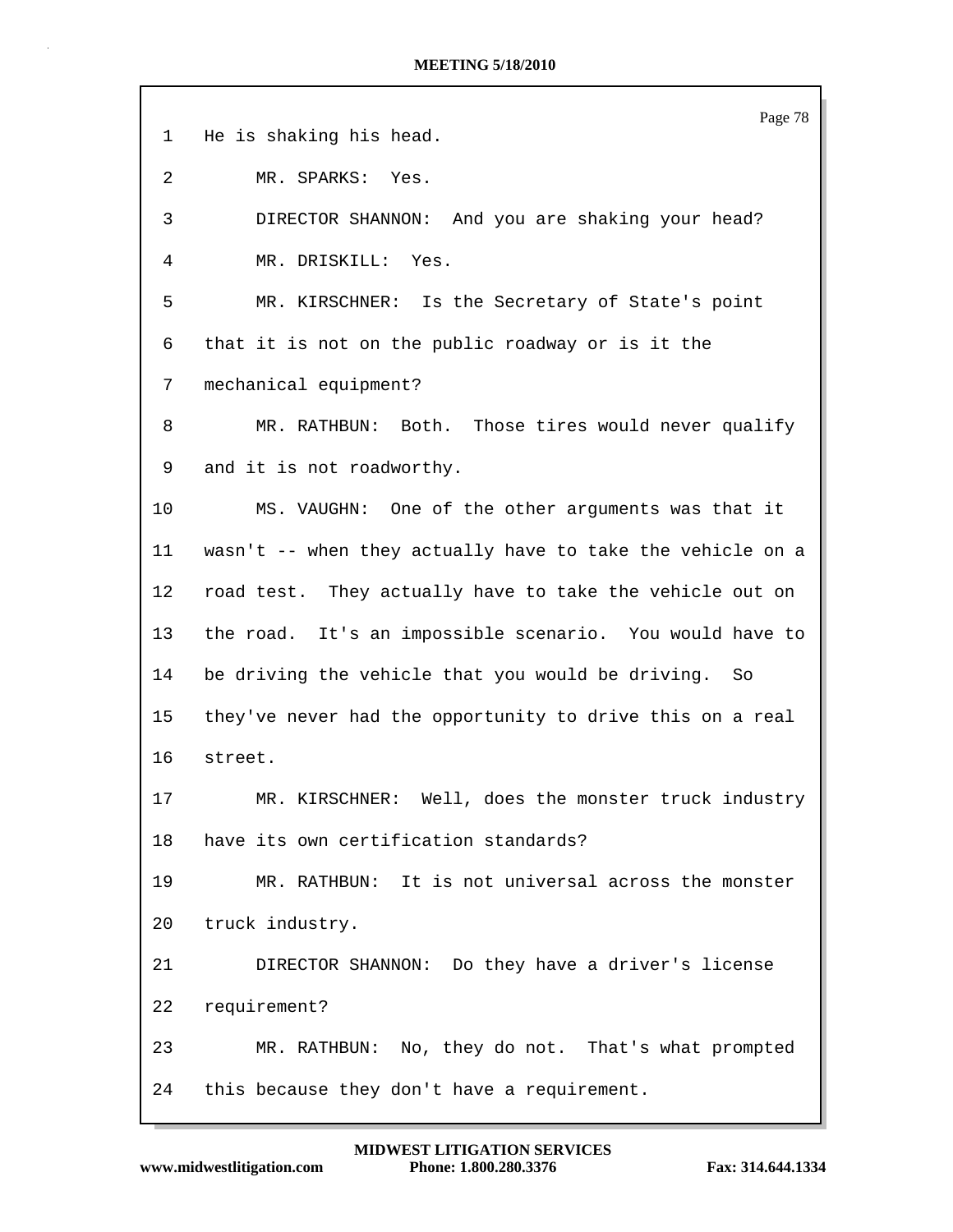1 He is shaking his head.

2 MR. SPARKS: Yes.

3 DIRECTOR SHANNON: And you are shaking your head?

4 MR. DRISKILL: Yes.

5 MR. KIRSCHNER: Is the Secretary of State's point

6 that it is not on the public roadway or is it the

7 mechanical equipment?

8 MR. RATHBUN: Both. Those tires would never qualify

9 and it is not roadworthy.

10 MS. VAUGHN: One of the other arguments was that it

11 wasn't -- when they actually have to take the vehicle on a

12 road test. They actually have to take the vehicle out on

13 the road. It's an impossible scenario. You would have to

14 be driving the vehicle that you would be driving. So

15 they've never had the opportunity to drive this on a real

16 street.

17 MR. KIRSCHNER: Well, does the monster truck industry

18 have its own certification standards?

19 MR. RATHBUN: It is not universal across the monster

20 truck industry.

21 DIRECTOR SHANNON: Do they have a driver's license

22 requirement?

23 MR. RATHBUN: No, they do not. That's what prompted

24 this because they don't have a requirement.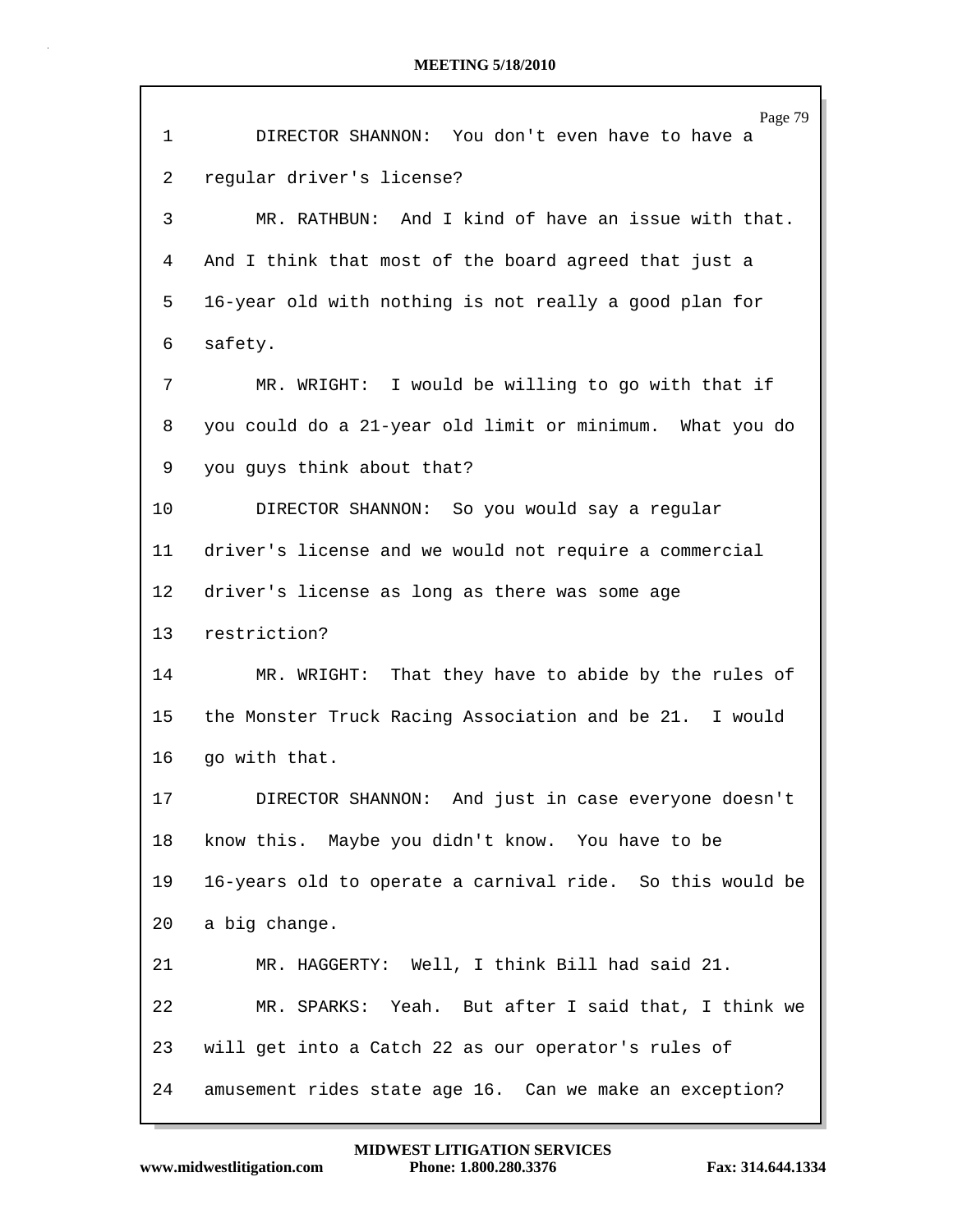DIRECTOR SHANNON: You don't even have to have a regular driver's license?

MR. RATHBUN: And I kind of have an issue with that. And I think that most of the board agreed that just a 16-year old with nothing is not really a good plan for safety.

MR. WRIGHT: I would be willing to go with that if you could do a 21-year old limit or minimum. What you do you guys think about that?

DIRECTOR SHANNON: So you would say a regular driver's license and we would not require a commercial driver's license as long as there was some age restriction?

MR. WRIGHT: That they have to abide by the rules of the Monster Truck Racing Association and be 21. I would go with that.

DIRECTOR SHANNON: And just in case everyone doesn't know this. Maybe you didn't know. You have to be 16-years old to operate a carnival ride. So this would be a big change.

MR. HAGGERTY: Well, I think Bill had said 21.

MR. SPARKS: Yeah. But after I said that, I think we will get into a Catch 22 as our operator's rules of amusement rides state age 16. Can we make an exception?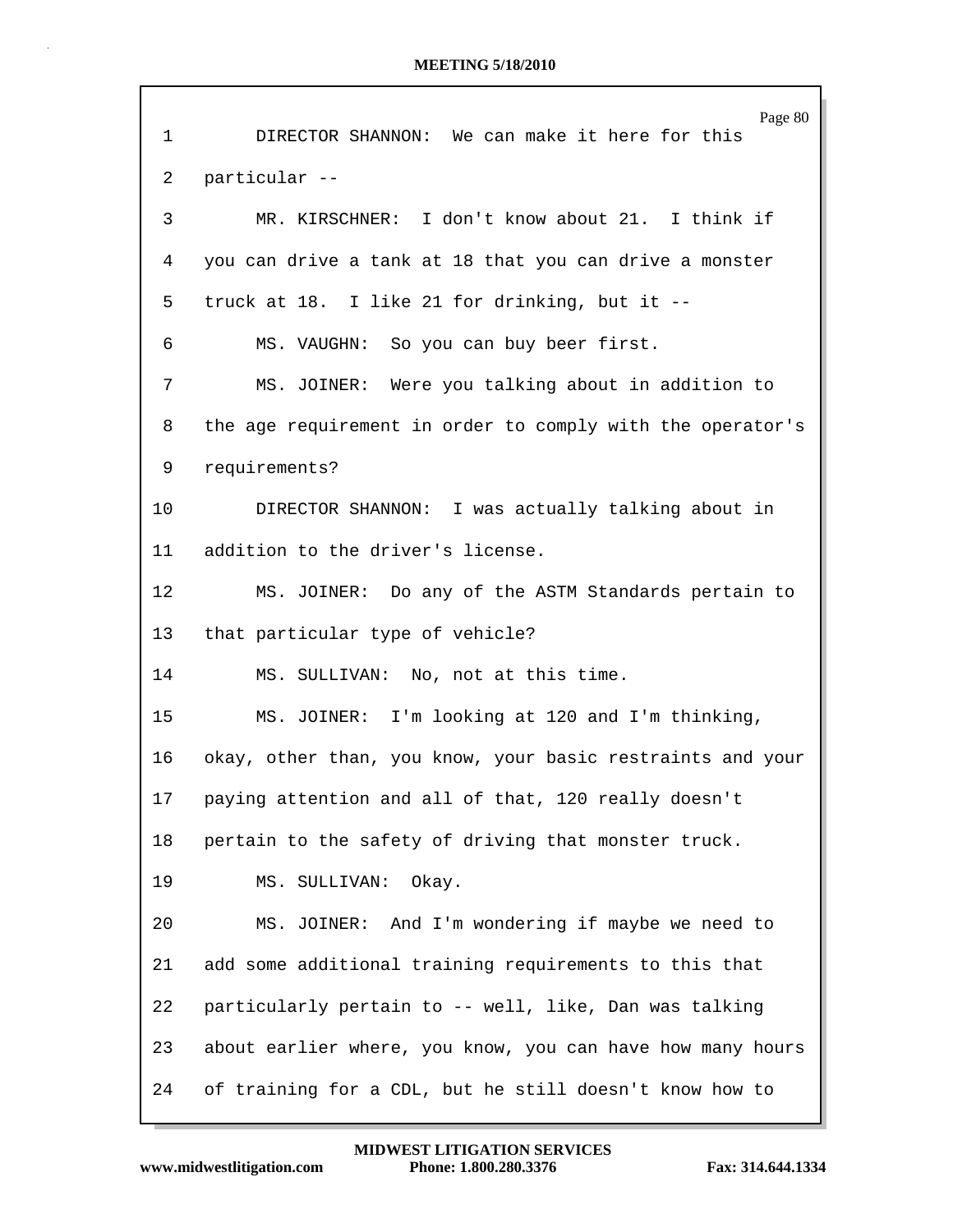DIRECTOR SHANNON: We can make it here for this particular --

MR. KIRSCHNER: I don't know about 21. I think if you can drive a tank at 18 that you can drive a monster truck at 18. I like 21 for drinking, but it --

MS. VAUGHN: So you can buy beer first.

MS. JOINER: Were you talking about in addition to the age requirement in order to comply with the operator's requirements?

DIRECTOR SHANNON: I was actually talking about in addition to the driver's license.

MS. JOINER: Do any of the ASTM Standards pertain to that particular type of vehicle?

MS. SULLIVAN: No, not at this time.

MS. JOINER: I'm looking at 120 and I'm thinking, okay, other than, you know, your basic restraints and your paying attention and all of that, 120 really doesn't pertain to the safety of driving that monster truck.

MS. SULLIVAN: Okay.

MS. JOINER: And I'm wondering if maybe we need to add some additional training requirements to this that particularly pertain to -- well, like, Dan was talking about earlier where, you know, you can have how many hours of training for a CDL, but he still doesn't know how to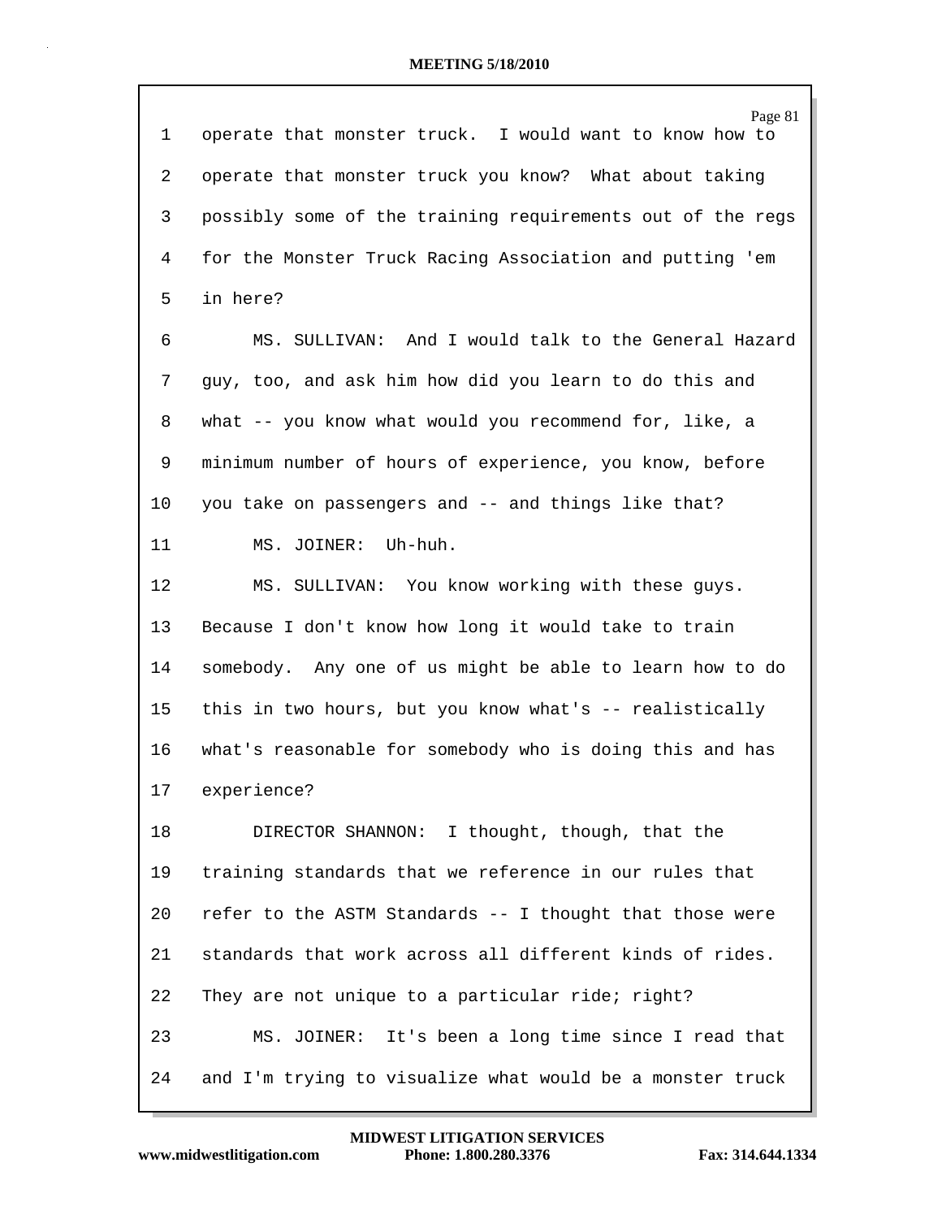1 operate that monster truck. I would want to know how to
2 operate that monster truck you know? What about taking
3 possibly some of the training requirements out of the regs
4 for the Monster Truck Racing Association and putting 'em
5 in here?
6 MS. SULLIVAN: And I would talk to the General Hazard
7 guy, too, and ask him how did you learn to do this and
8 what -- you know what would you recommend for, like, a
9 minimum number of hours of experience, you know, before
10 you take on passengers and -- and things like that?
11 MS. JOINER: Uh-huh.
12 MS. SULLIVAN: You know working with these guys.
13 Because I don't know how long it would take to train
14 somebody. Any one of us might be able to learn how to do
15 this in two hours, but you know what's -- realistically
16 what's reasonable for somebody who is doing this and has
17 experience?
18 DIRECTOR SHANNON: I thought, though, that the
19 training standards that we reference in our rules that
20 refer to the ASTM Standards -- I thought that those were
21 standards that work across all different kinds of rides.
22 They are not unique to a particular ride; right?
23 MS. JOINER: It's been a long time since I read that
24 and I'm trying to visualize what would be a monster truck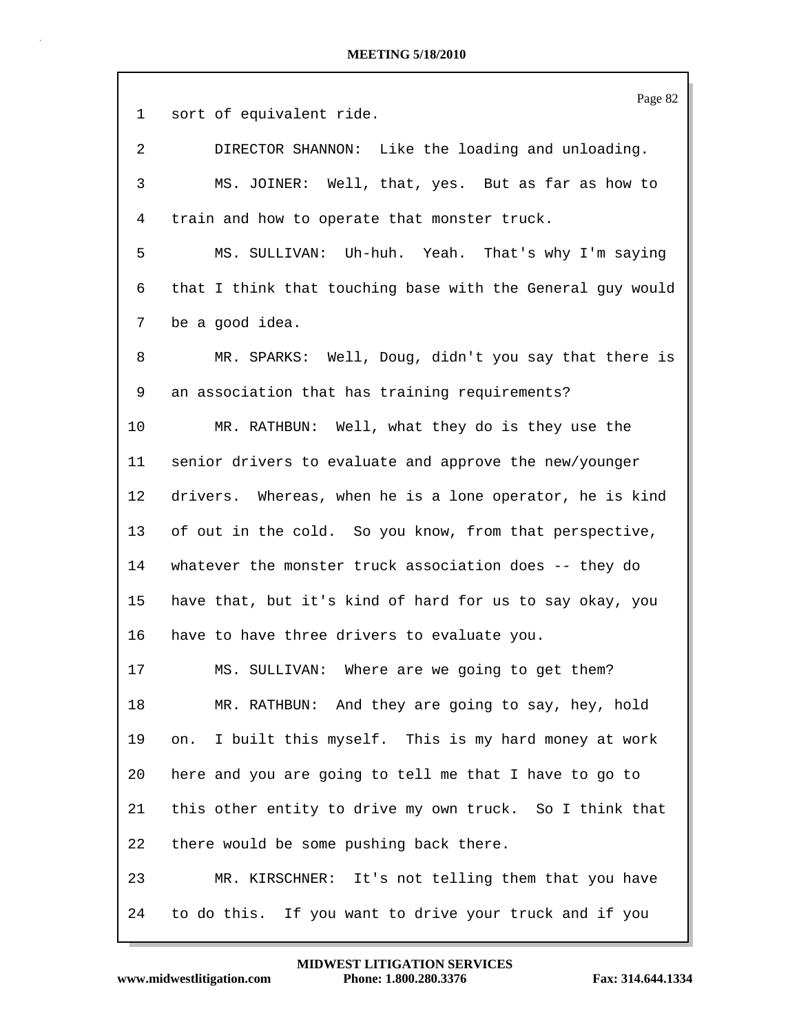1 sort of equivalent ride.

2 DIRECTOR SHANNON: Like the loading and unloading.

3 MS. JOINER: Well, that, yes. But as far as how to

4 train and how to operate that monster truck.

5 MS. SULLIVAN: Uh-huh. Yeah. That's why I'm saying

6 that I think that touching base with the General guy would

7 be a good idea.

8 MR. SPARKS: Well, Doug, didn't you say that there is

9 an association that has training requirements?

10 MR. RATHBUN: Well, what they do is they use the

11 senior drivers to evaluate and approve the new/younger

12 drivers. Whereas, when he is a lone operator, he is kind

13 of out in the cold. So you know, from that perspective,

14 whatever the monster truck association does -- they do

15 have that, but it's kind of hard for us to say okay, you

16 have to have three drivers to evaluate you.

17 MS. SULLIVAN: Where are we going to get them?

18 MR. RATHBUN: And they are going to say, hey, hold

19 on. I built this myself. This is my hard money at work

20 here and you are going to tell me that I have to go to

21 this other entity to drive my own truck. So I think that

22 there would be some pushing back there.

23 MR. KIRSCHNER: It's not telling them that you have

24 to do this. If you want to drive your truck and if you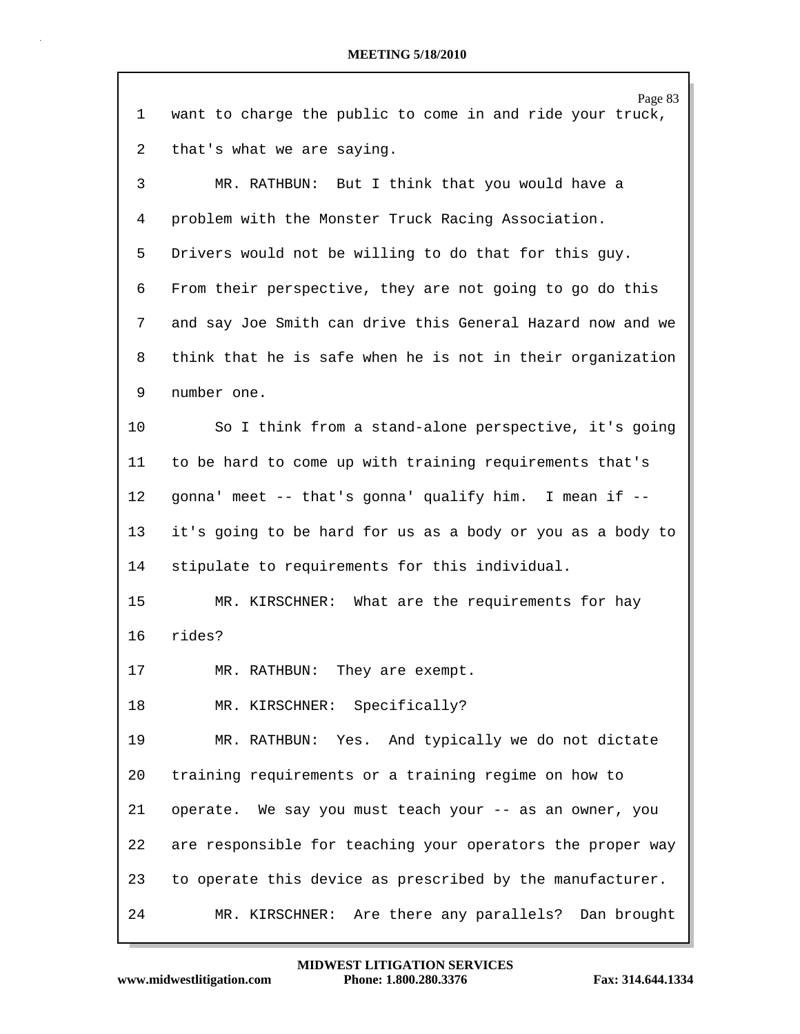1 want to charge the public to come in and ride your truck,

2 that's what we are saying.

3 MR. RATHBUN: But I think that you would have a

4 problem with the Monster Truck Racing Association.

5 Drivers would not be willing to do that for this guy.

6 From their perspective, they are not going to go do this

7 and say Joe Smith can drive this General Hazard now and we

8 think that he is safe when he is not in their organization

9 number one.

10 So I think from a stand-alone perspective, it's going

11 to be hard to come up with training requirements that's

12 gonna' meet -- that's gonna' qualify him. I mean if --

13 it's going to be hard for us as a body or you as a body to

14 stipulate to requirements for this individual.

15 MR. KIRSCHNER: What are the requirements for hay

16 rides?

17 MR. RATHBUN: They are exempt.

18 MR. KIRSCHNER: Specifically?

19 MR. RATHBUN: Yes. And typically we do not dictate

20 training requirements or a training regime on how to

21 operate. We say you must teach your -- as an owner, you

22 are responsible for teaching your operators the proper way

23 to operate this device as prescribed by the manufacturer.

24 MR. KIRSCHNER: Are there any parallels? Dan brought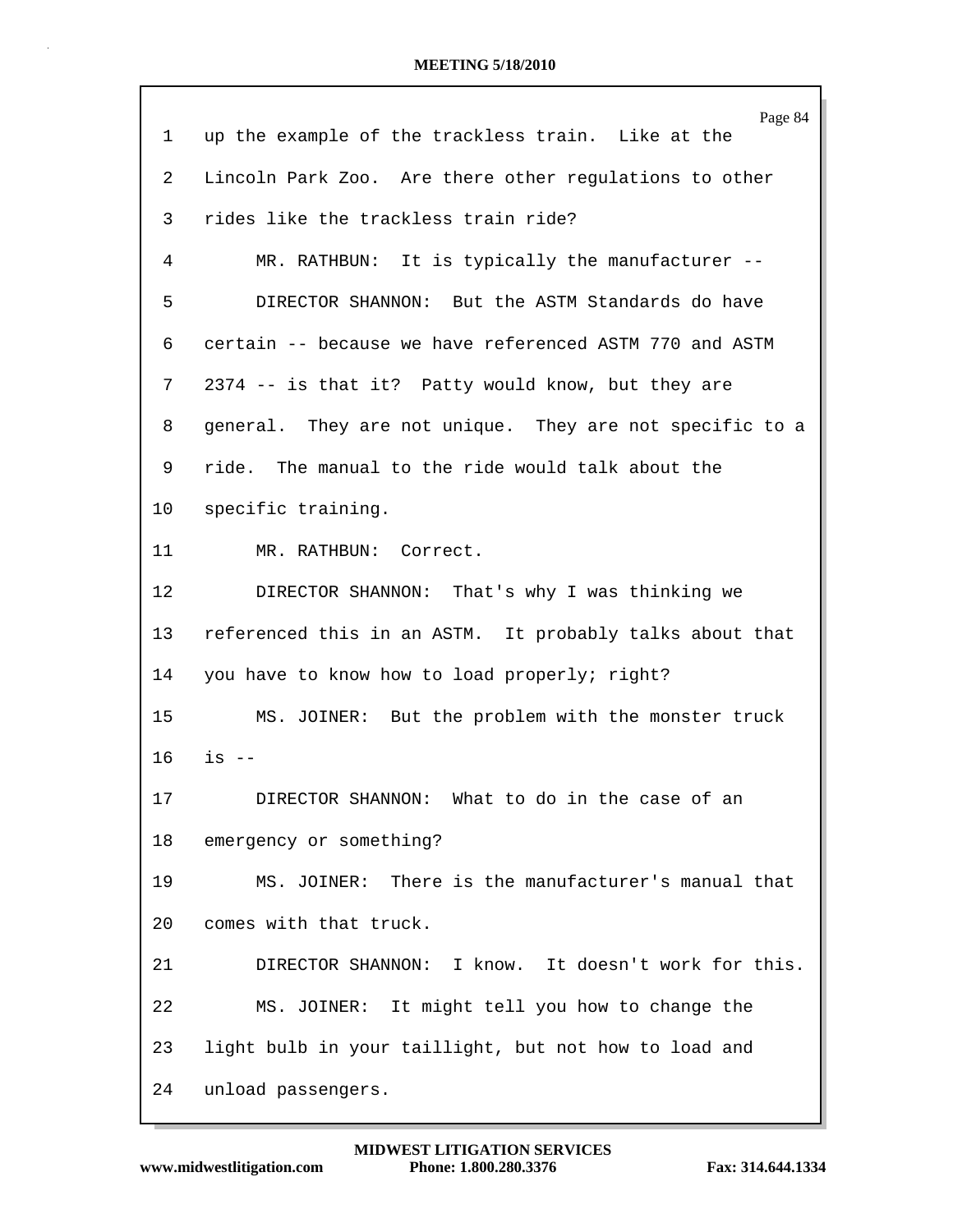1 up the example of the trackless train. Like at the

2 Lincoln Park Zoo. Are there other regulations to other

3 rides like the trackless train ride?

4 MR. RATHBUN: It is typically the manufacturer --

5 DIRECTOR SHANNON: But the ASTM Standards do have

6 certain -- because we have referenced ASTM 770 and ASTM

7 2374 -- is that it? Patty would know, but they are

8 general. They are not unique. They are not specific to a

9 ride. The manual to the ride would talk about the

10 specific training.

11 MR. RATHBUN: Correct.

12 DIRECTOR SHANNON: That's why I was thinking we

13 referenced this in an ASTM. It probably talks about that

14 you have to know how to load properly; right?

15 MS. JOINER: But the problem with the monster truck

16 is --

17 DIRECTOR SHANNON: What to do in the case of an

18 emergency or something?

19 MS. JOINER: There is the manufacturer's manual that

20 comes with that truck.

21 DIRECTOR SHANNON: I know. It doesn't work for this.

22 MS. JOINER: It might tell you how to change the

23 light bulb in your taillight, but not how to load and

24 unload passengers.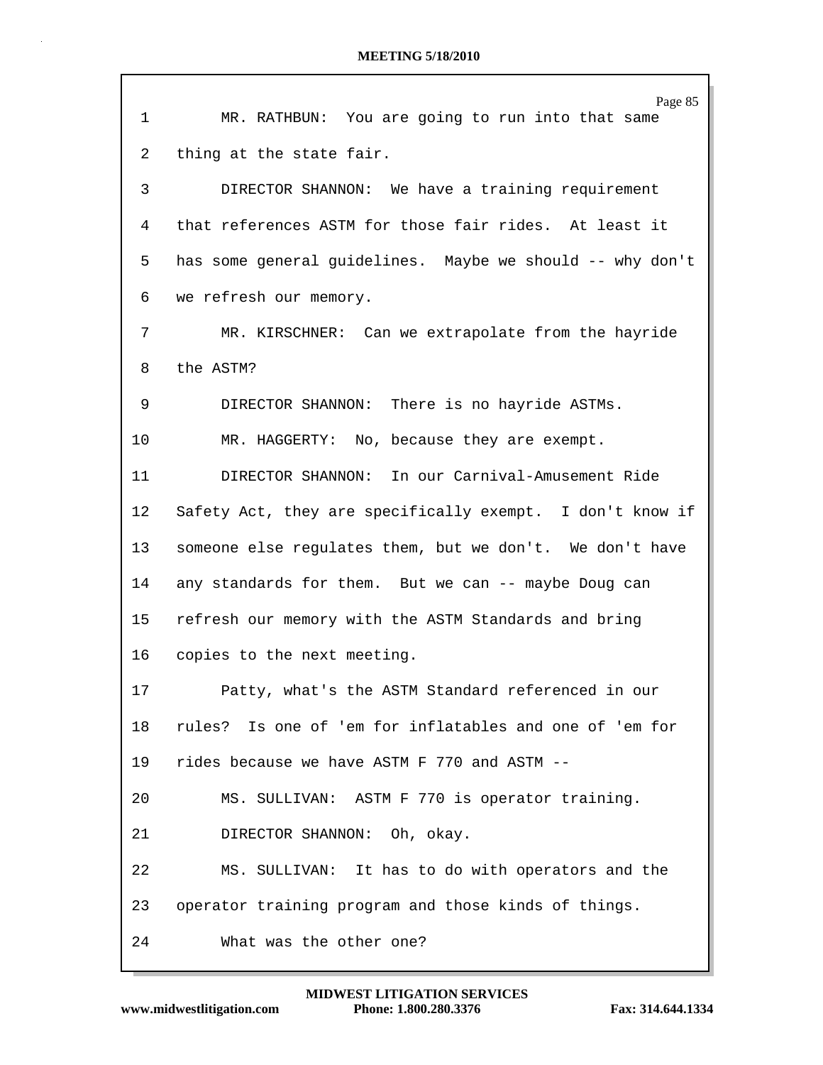1 MR. RATHBUN: You are going to run into that same

2 thing at the state fair.

3 DIRECTOR SHANNON: We have a training requirement

4 that references ASTM for those fair rides. At least it

5 has some general guidelines. Maybe we should -- why don't

6 we refresh our memory.

7 MR. KIRSCHNER: Can we extrapolate from the hayride

8 the ASTM?

9 DIRECTOR SHANNON: There is no hayride ASTMs.

10 MR. HAGGERTY: No, because they are exempt.

11 DIRECTOR SHANNON: In our Carnival-Amusement Ride

12 Safety Act, they are specifically exempt. I don't know if

13 someone else regulates them, but we don't. We don't have

14 any standards for them. But we can -- maybe Doug can

15 refresh our memory with the ASTM Standards and bring

16 copies to the next meeting.

17 Patty, what's the ASTM Standard referenced in our

18 rules? Is one of 'em for inflatables and one of 'em for

19 rides because we have ASTM F 770 and ASTM --

20 MS. SULLIVAN: ASTM F 770 is operator training.

21 DIRECTOR SHANNON: Oh, okay.

22 MS. SULLIVAN: It has to do with operators and the

23 operator training program and those kinds of things.

24 What was the other one?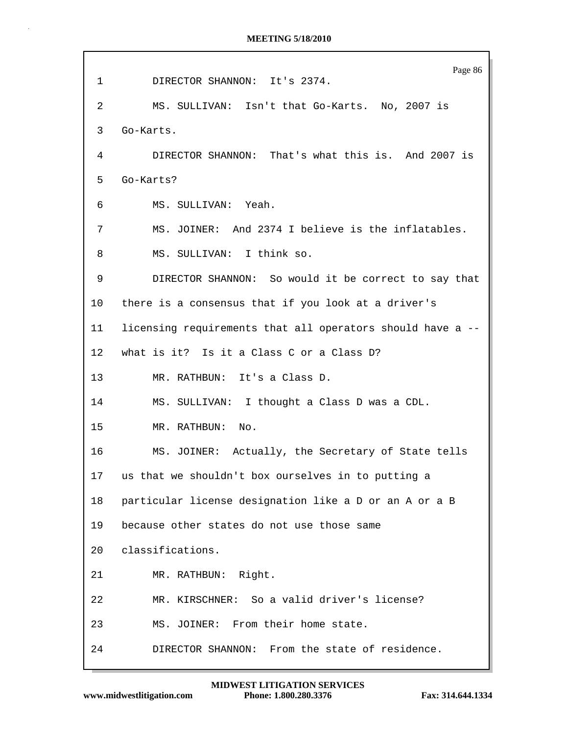1 DIRECTOR SHANNON: It's 2374.

2 MS. SULLIVAN: Isn't that Go-Karts. No, 2007 is

3 Go-Karts.

4 DIRECTOR SHANNON: That's what this is. And 2007 is

5 Go-Karts?

6 MS. SULLIVAN: Yeah.

7 MS. JOINER: And 2374 I believe is the inflatables.

8 MS. SULLIVAN: I think so.

9 DIRECTOR SHANNON: So would it be correct to say that

10 there is a consensus that if you look at a driver's

11 licensing requirements that all operators should have a --

12 what is it? Is it a Class C or a Class D?

13 MR. RATHBUN: It's a Class D.

14 MS. SULLIVAN: I thought a Class D was a CDL.

15 MR. RATHBUN: No.

16 MS. JOINER: Actually, the Secretary of State tells

17 us that we shouldn't box ourselves in to putting a

18 particular license designation like a D or an A or a B

19 because other states do not use those same

20 classifications.

21 MR. RATHBUN: Right.

22 MR. KIRSCHNER: So a valid driver's license?

23 MS. JOINER: From their home state.

24 DIRECTOR SHANNON: From the state of residence.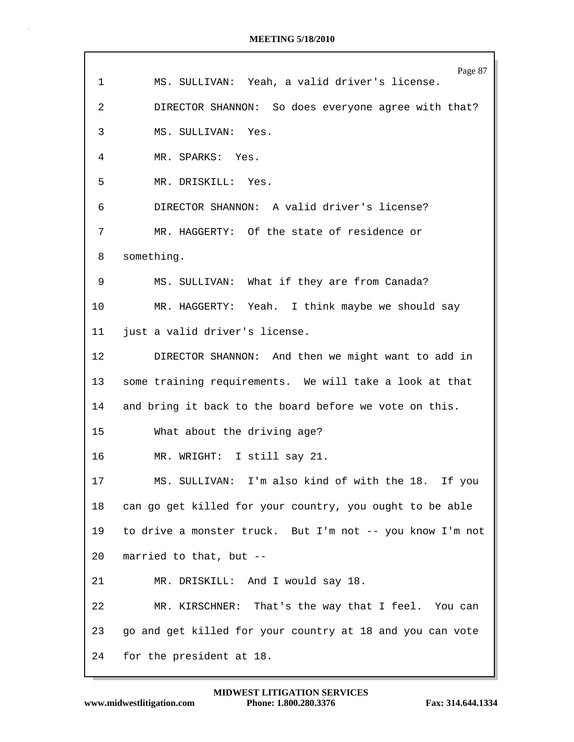1 MS. SULLIVAN: Yeah, a valid driver's license.

2 DIRECTOR SHANNON: So does everyone agree with that?

3 MS. SULLIVAN: Yes.

4 MR. SPARKS: Yes.

5 MR. DRISKILL: Yes.

6 DIRECTOR SHANNON: A valid driver's license?

7 MR. HAGGERTY: Of the state of residence or

8 something.

9 MS. SULLIVAN: What if they are from Canada?

10 MR. HAGGERTY: Yeah. I think maybe we should say

11 just a valid driver's license.

12 DIRECTOR SHANNON: And then we might want to add in

13 some training requirements. We will take a look at that

14 and bring it back to the board before we vote on this.

15 What about the driving age?

16 MR. WRIGHT: I still say 21.

17 MS. SULLIVAN: I'm also kind of with the 18. If you

18 can go get killed for your country, you ought to be able

19 to drive a monster truck. But I'm not -- you know I'm not

20 married to that, but --

21 MR. DRISKILL: And I would say 18.

22 MR. KIRSCHNER: That's the way that I feel. You can

23 go and get killed for your country at 18 and you can vote

24 for the president at 18.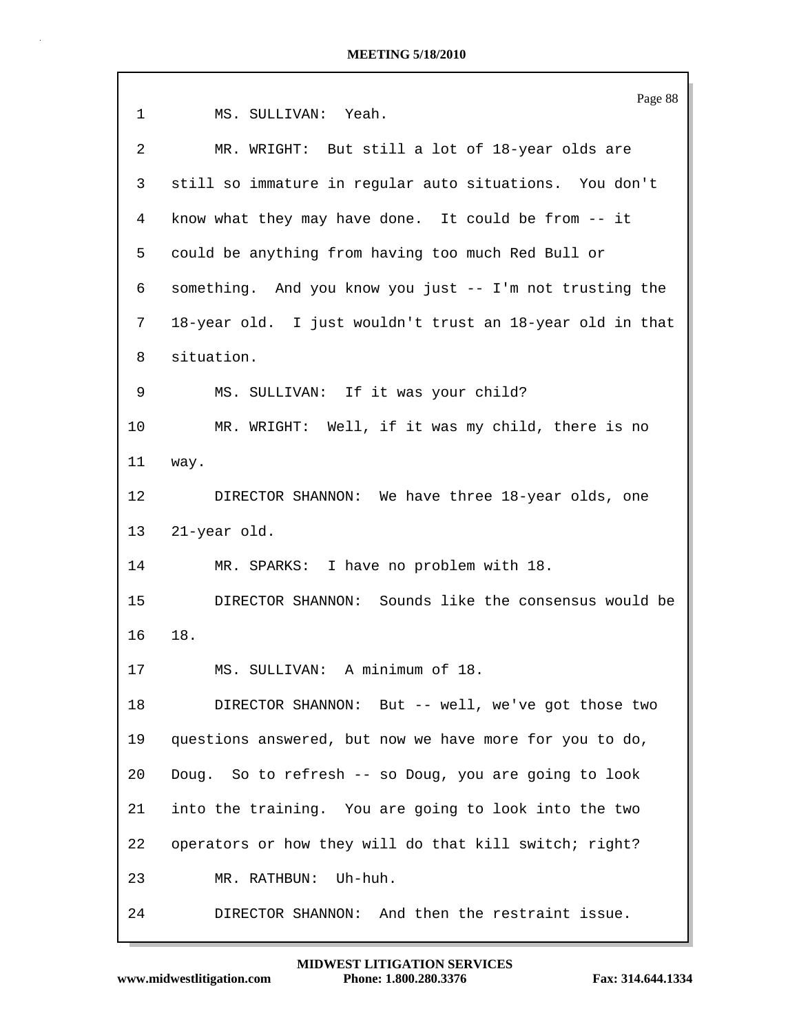1 MS. SULLIVAN: Yeah.

2 MR. WRIGHT: But still a lot of 18-year olds are

3 still so immature in regular auto situations. You don't

4 know what they may have done. It could be from -- it

5 could be anything from having too much Red Bull or

6 something. And you know you just -- I'm not trusting the

7 18-year old. I just wouldn't trust an 18-year old in that

8 situation.

9 MS. SULLIVAN: If it was your child?

10 MR. WRIGHT: Well, if it was my child, there is no

11 way.

12 DIRECTOR SHANNON: We have three 18-year olds, one

13 21-year old.

14 MR. SPARKS: I have no problem with 18.

15 DIRECTOR SHANNON: Sounds like the consensus would be

16 18.

17 MS. SULLIVAN: A minimum of 18.

18 DIRECTOR SHANNON: But -- well, we've got those two

19 questions answered, but now we have more for you to do,

20 Doug. So to refresh -- so Doug, you are going to look

21 into the training. You are going to look into the two

22 operators or how they will do that kill switch; right?

23 MR. RATHBUN: Uh-huh.

24 DIRECTOR SHANNON: And then the restraint issue.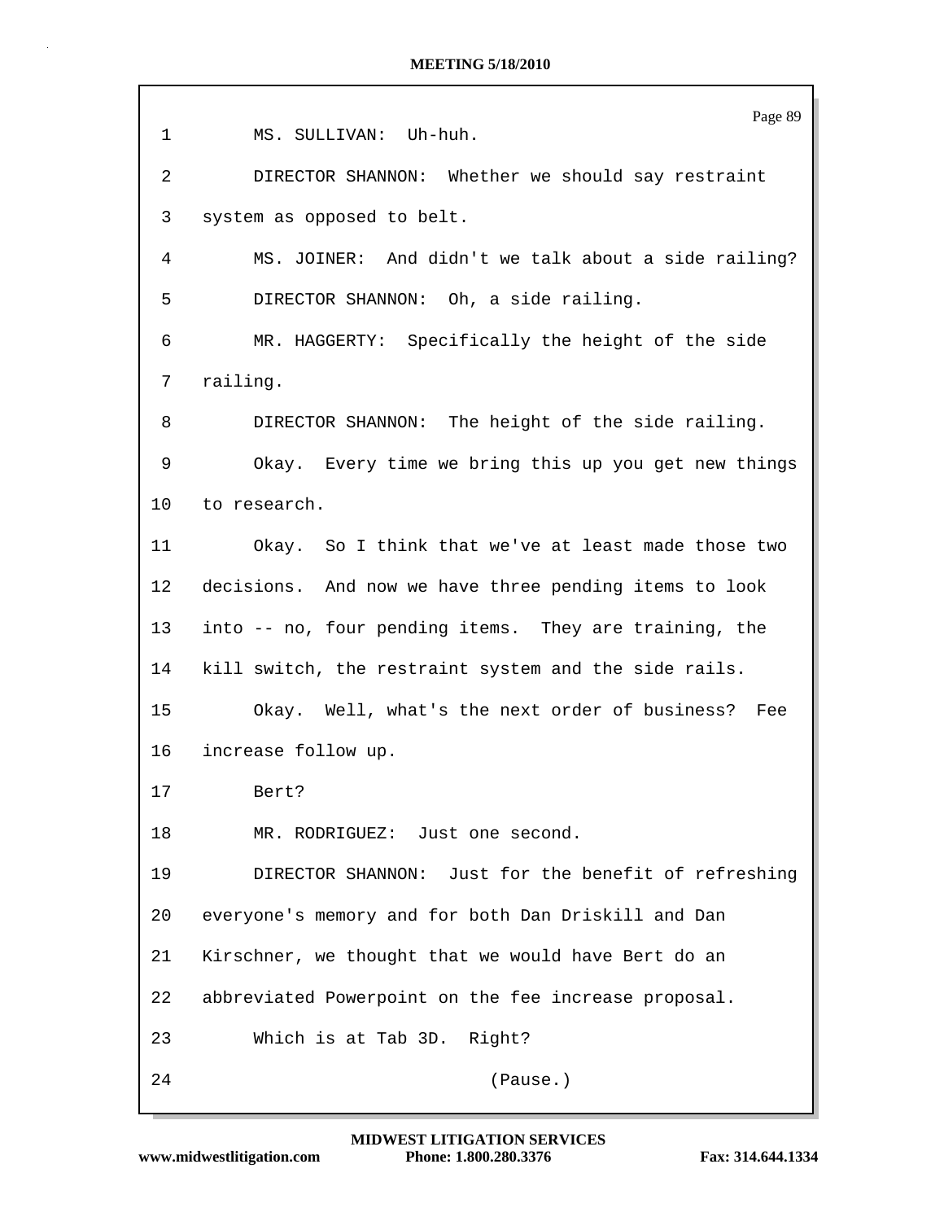1 MS. SULLIVAN: Uh-huh.

2 DIRECTOR SHANNON: Whether we should say restraint

3 system as opposed to belt.

4 MS. JOINER: And didn't we talk about a side railing?

5 DIRECTOR SHANNON: Oh, a side railing.

6 MR. HAGGERTY: Specifically the height of the side

7 railing.

8 DIRECTOR SHANNON: The height of the side railing.

9 Okay. Every time we bring this up you get new things

10 to research.

11 Okay. So I think that we've at least made those two

12 decisions. And now we have three pending items to look

13 into -- no, four pending items. They are training, the

14 kill switch, the restraint system and the side rails.

15 Okay. Well, what's the next order of business? Fee

16 increase follow up.

17 Bert?

18 MR. RODRIGUEZ: Just one second.

19 DIRECTOR SHANNON: Just for the benefit of refreshing

20 everyone's memory and for both Dan Driskill and Dan

21 Kirschner, we thought that we would have Bert do an

22 abbreviated Powerpoint on the fee increase proposal.

23 Which is at Tab 3D. Right?

24 (Pause.)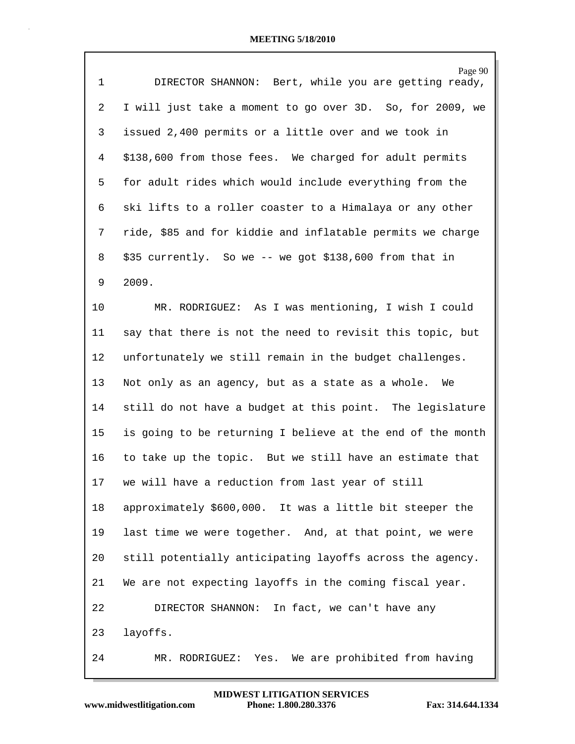DIRECTOR SHANNON: Bert, while you are getting ready, I will just take a moment to go over 3D. So, for 2009, we issued 2,400 permits or a little over and we took in $138,600 from those fees. We charged for adult permits for adult rides which would include everything from the ski lifts to a roller coaster to a Himalaya or any other ride, $85 and for kiddie and inflatable permits we charge $35 currently. So we -- we got $138,600 from that in 2009.

MR. RODRIGUEZ: As I was mentioning, I wish I could say that there is not the need to revisit this topic, but unfortunately we still remain in the budget challenges. Not only as an agency, but as a state as a whole. We still do not have a budget at this point. The legislature is going to be returning I believe at the end of the month to take up the topic. But we still have an estimate that we will have a reduction from last year of still approximately $600,000. It was a little bit steeper the last time we were together. And, at that point, we were still potentially anticipating layoffs across the agency. We are not expecting layoffs in the coming fiscal year.

DIRECTOR SHANNON: In fact, we can't have any layoffs.

MR. RODRIGUEZ: Yes. We are prohibited from having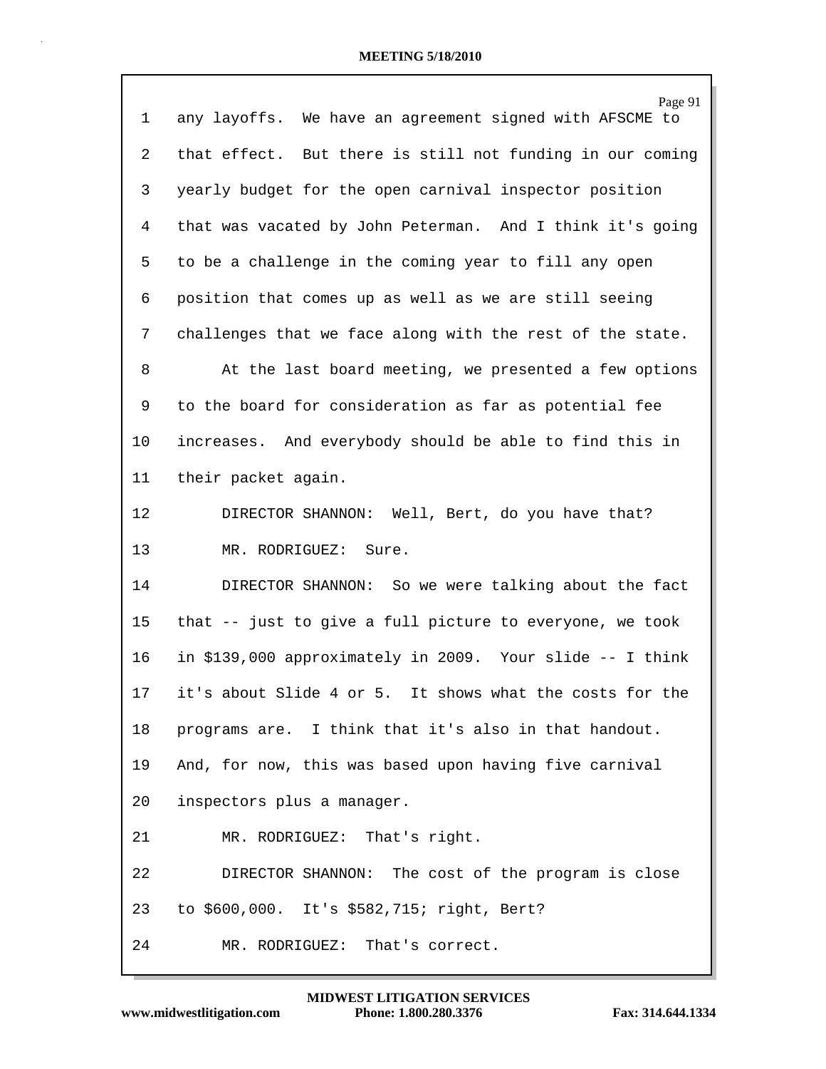any layoffs. We have an agreement signed with AFSCME to that effect. But there is still not funding in our coming yearly budget for the open carnival inspector position that was vacated by John Peterman. And I think it's going to be a challenge in the coming year to fill any open position that comes up as well as we are still seeing challenges that we face along with the rest of the state.

At the last board meeting, we presented a few options to the board for consideration as far as potential fee increases. And everybody should be able to find this in their packet again.

DIRECTOR SHANNON: Well, Bert, do you have that?

MR. RODRIGUEZ: Sure.

DIRECTOR SHANNON: So we were talking about the fact that -- just to give a full picture to everyone, we took in $139,000 approximately in 2009. Your slide -- I think it's about Slide 4 or 5. It shows what the costs for the programs are. I think that it's also in that handout. And, for now, this was based upon having five carnival inspectors plus a manager.

MR. RODRIGUEZ: That's right.

DIRECTOR SHANNON: The cost of the program is close to $600,000. It's $582,715; right, Bert?

MR. RODRIGUEZ: That's correct.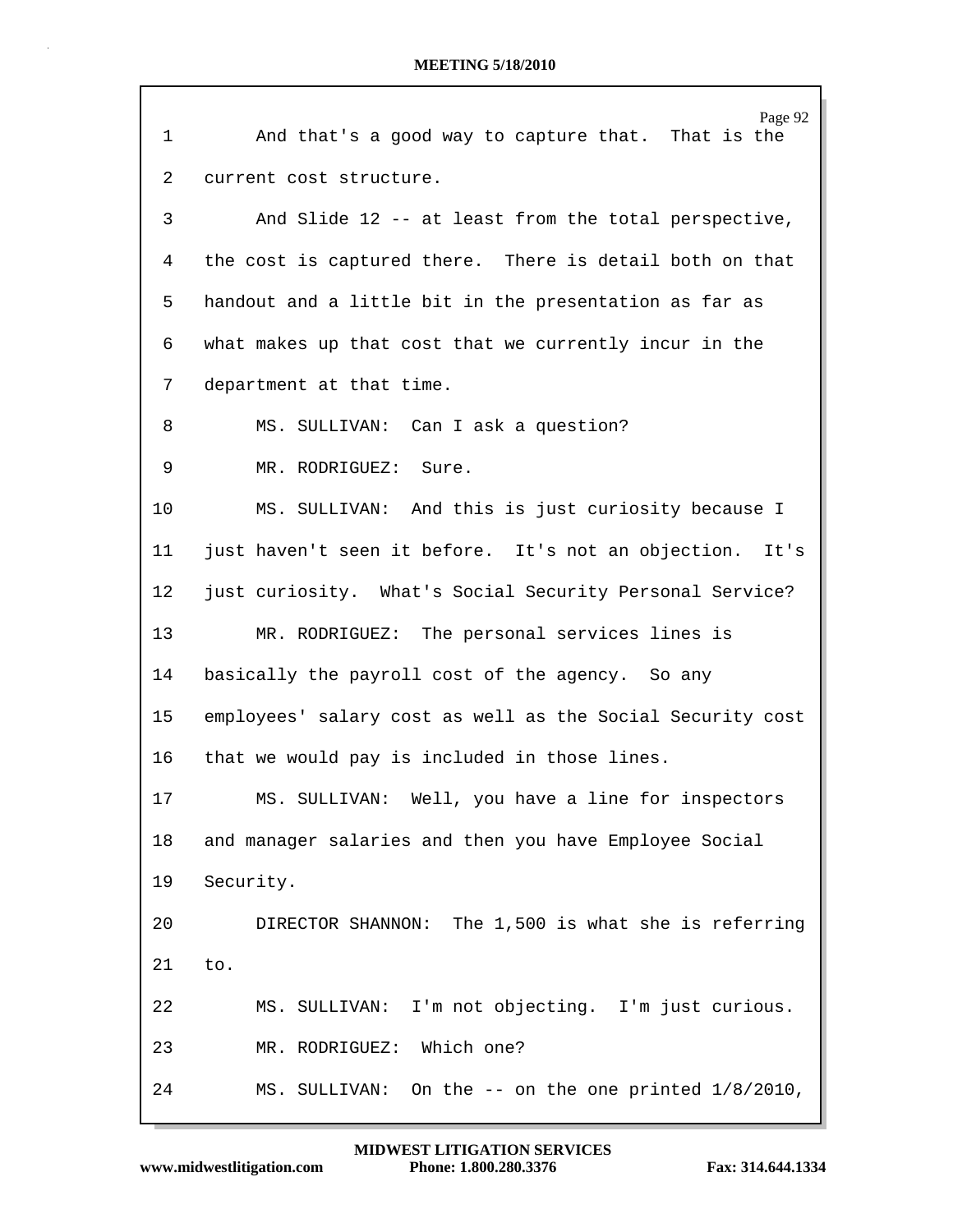1 And that's a good way to capture that. That is the
2 current cost structure.
3 And Slide 12 -- at least from the total perspective,
4 the cost is captured there. There is detail both on that
5 handout and a little bit in the presentation as far as
6 what makes up that cost that we currently incur in the
7 department at that time.
8 MS. SULLIVAN: Can I ask a question?
9 MR. RODRIGUEZ: Sure.
10 MS. SULLIVAN: And this is just curiosity because I
11 just haven't seen it before. It's not an objection. It's
12 just curiosity. What's Social Security Personal Service?
13 MR. RODRIGUEZ: The personal services lines is
14 basically the payroll cost of the agency. So any
15 employees' salary cost as well as the Social Security cost
16 that we would pay is included in those lines.
17 MS. SULLIVAN: Well, you have a line for inspectors
18 and manager salaries and then you have Employee Social
19 Security.
20 DIRECTOR SHANNON: The 1,500 is what she is referring
21 to.
22 MS. SULLIVAN: I'm not objecting. I'm just curious.
23 MR. RODRIGUEZ: Which one?
24 MS. SULLIVAN: On the -- on the one printed 1/8/2010,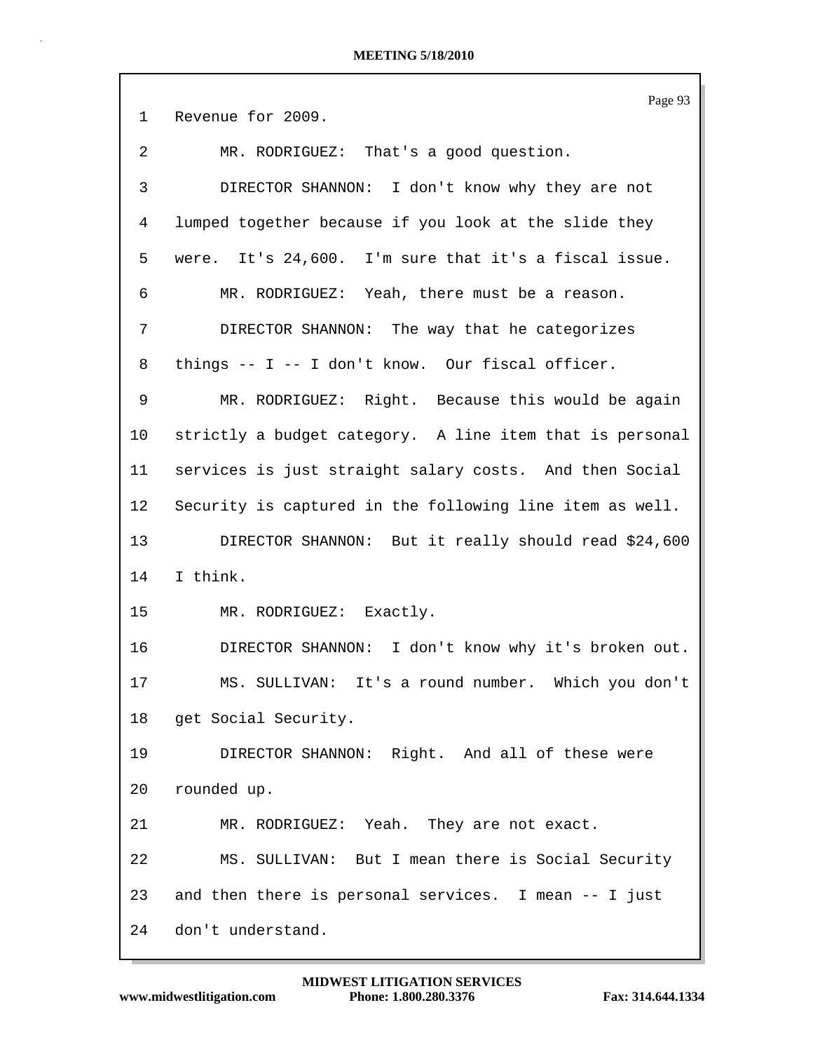1 Revenue for 2009.

2 MR. RODRIGUEZ: That's a good question.

3 DIRECTOR SHANNON: I don't know why they are not

4 lumped together because if you look at the slide they

5 were. It's 24,600. I'm sure that it's a fiscal issue.

6 MR. RODRIGUEZ: Yeah, there must be a reason.

7 DIRECTOR SHANNON: The way that he categorizes

8 things -- I -- I don't know. Our fiscal officer.

9 MR. RODRIGUEZ: Right. Because this would be again

10 strictly a budget category. A line item that is personal

11 services is just straight salary costs. And then Social

12 Security is captured in the following line item as well.

13 DIRECTOR SHANNON: But it really should read $24,600

14 I think.

15 MR. RODRIGUEZ: Exactly.

16 DIRECTOR SHANNON: I don't know why it's broken out.

17 MS. SULLIVAN: It's a round number. Which you don't

18 get Social Security.

19 DIRECTOR SHANNON: Right. And all of these were

20 rounded up.

21 MR. RODRIGUEZ: Yeah. They are not exact.

22 MS. SULLIVAN: But I mean there is Social Security

23 and then there is personal services. I mean -- I just

24 don't understand.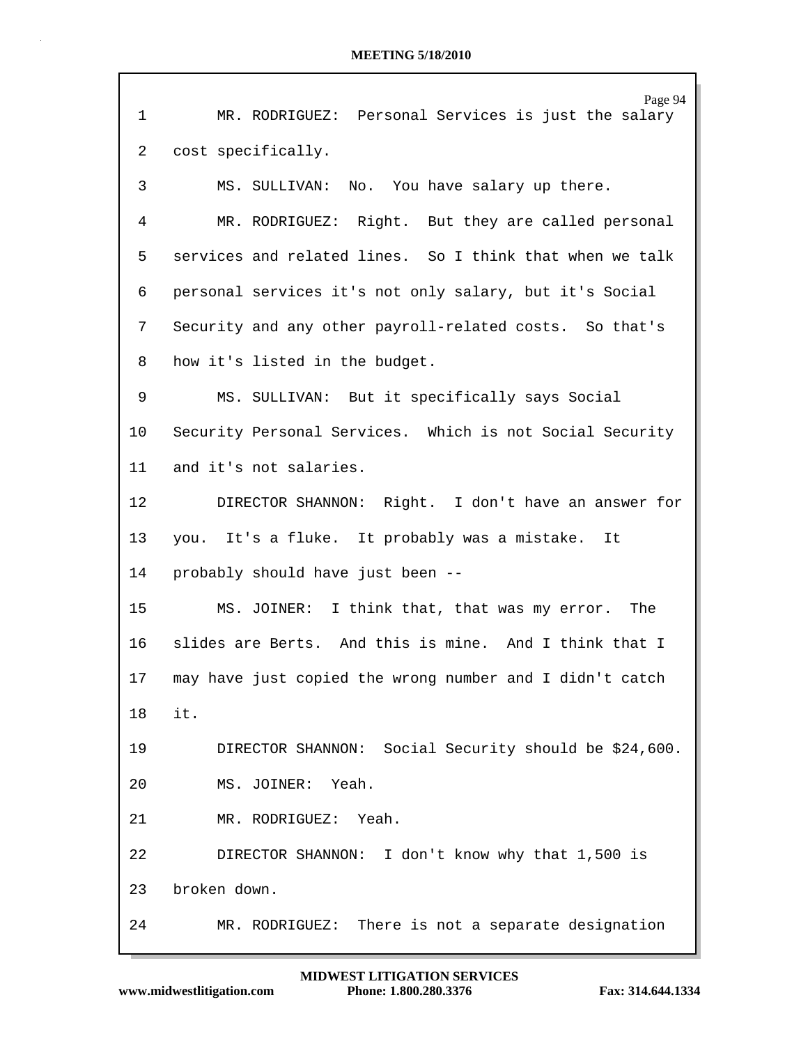1 MR. RODRIGUEZ: Personal Services is just the salary
2 cost specifically.
3 MS. SULLIVAN: No. You have salary up there.
4 MR. RODRIGUEZ: Right. But they are called personal
5 services and related lines. So I think that when we talk
6 personal services it's not only salary, but it's Social
7 Security and any other payroll-related costs. So that's
8 how it's listed in the budget.
9 MS. SULLIVAN: But it specifically says Social
10 Security Personal Services. Which is not Social Security
11 and it's not salaries.
12 DIRECTOR SHANNON: Right. I don't have an answer for
13 you. It's a fluke. It probably was a mistake. It
14 probably should have just been --
15 MS. JOINER: I think that, that was my error. The
16 slides are Berts. And this is mine. And I think that I
17 may have just copied the wrong number and I didn't catch
18 it.
19 DIRECTOR SHANNON: Social Security should be $24,600.
20 MS. JOINER: Yeah.
21 MR. RODRIGUEZ: Yeah.
22 DIRECTOR SHANNON: I don't know why that 1,500 is
23 broken down.
24 MR. RODRIGUEZ: There is not a separate designation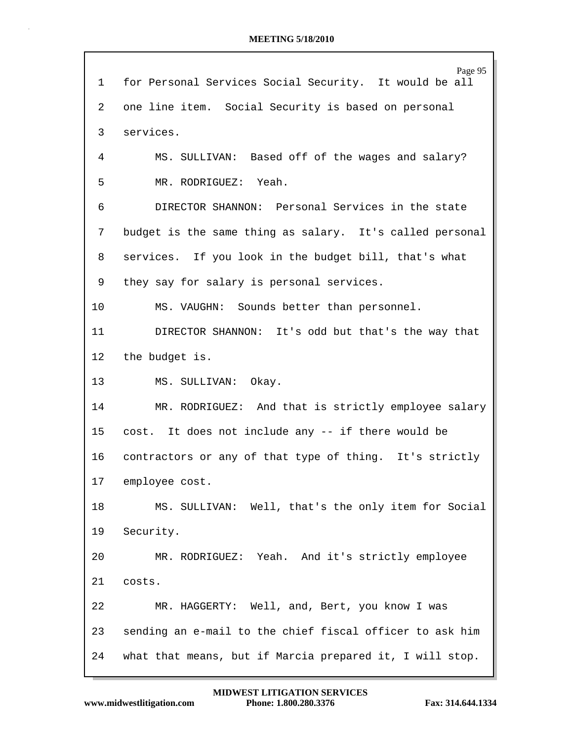1 for Personal Services Social Security. It would be all
2 one line item. Social Security is based on personal
3 services.
4 MS. SULLIVAN: Based off of the wages and salary?
5 MR. RODRIGUEZ: Yeah.
6 DIRECTOR SHANNON: Personal Services in the state
7 budget is the same thing as salary. It's called personal
8 services. If you look in the budget bill, that's what
9 they say for salary is personal services.
10 MS. VAUGHN: Sounds better than personnel.
11 DIRECTOR SHANNON: It's odd but that's the way that
12 the budget is.
13 MS. SULLIVAN: Okay.
14 MR. RODRIGUEZ: And that is strictly employee salary
15 cost. It does not include any -- if there would be
16 contractors or any of that type of thing. It's strictly
17 employee cost.
18 MS. SULLIVAN: Well, that's the only item for Social
19 Security.
20 MR. RODRIGUEZ: Yeah. And it's strictly employee
21 costs.
22 MR. HAGGERTY: Well, and, Bert, you know I was
23 sending an e-mail to the chief fiscal officer to ask him
24 what that means, but if Marcia prepared it, I will stop.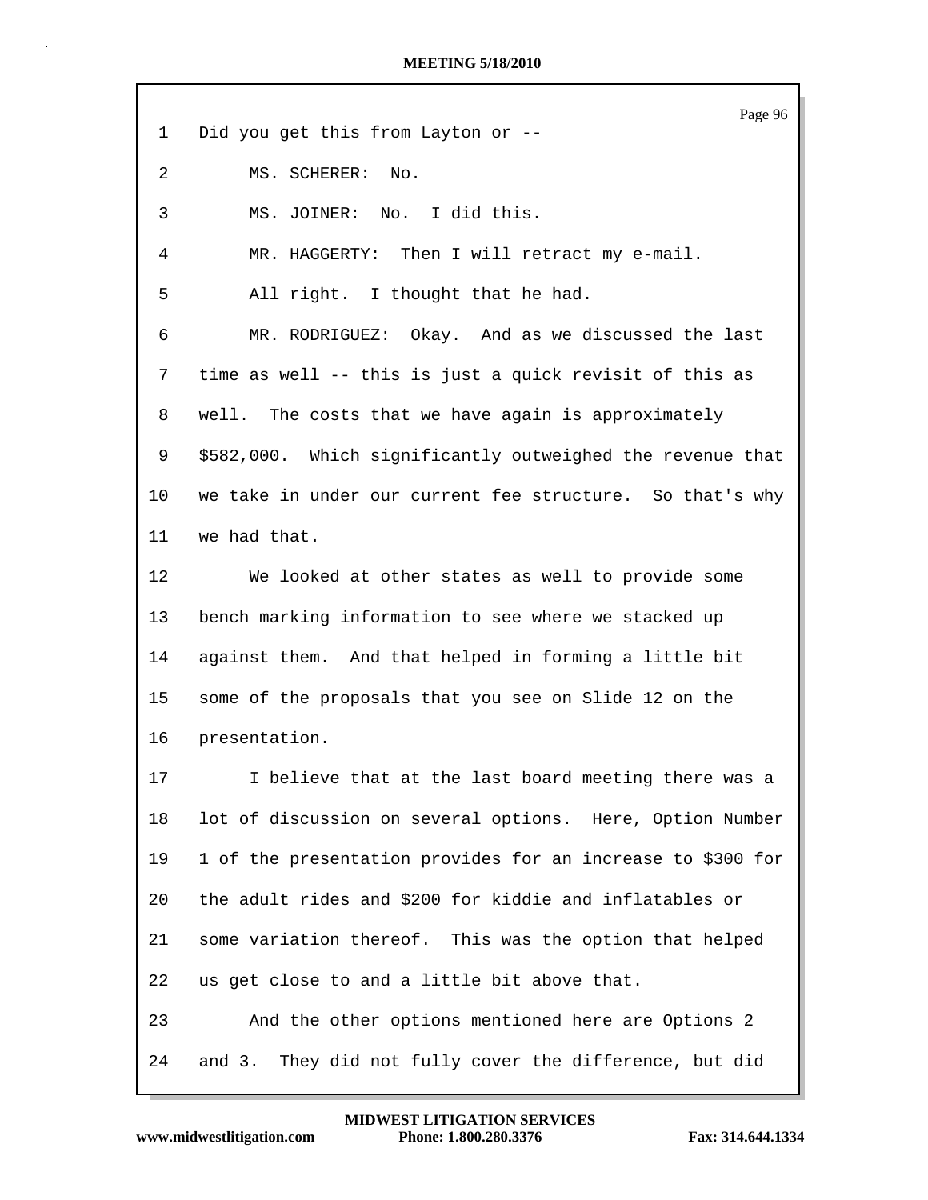1 Did you get this from Layton or --

2 MS. SCHERER: No.

3 MS. JOINER: No. I did this.

4 MR. HAGGERTY: Then I will retract my e-mail.

5 All right. I thought that he had.

6 MR. RODRIGUEZ: Okay. And as we discussed the last

7 time as well -- this is just a quick revisit of this as

8 well. The costs that we have again is approximately

9 $582,000. Which significantly outweighed the revenue that

10 we take in under our current fee structure. So that's why

11 we had that.

12 We looked at other states as well to provide some

13 bench marking information to see where we stacked up

14 against them. And that helped in forming a little bit

15 some of the proposals that you see on Slide 12 on the

16 presentation.

17 I believe that at the last board meeting there was a

18 lot of discussion on several options. Here, Option Number

19 1 of the presentation provides for an increase to $300 for

20 the adult rides and $200 for kiddie and inflatables or

21 some variation thereof. This was the option that helped

22 us get close to and a little bit above that.

23 And the other options mentioned here are Options 2

24 and 3. They did not fully cover the difference, but did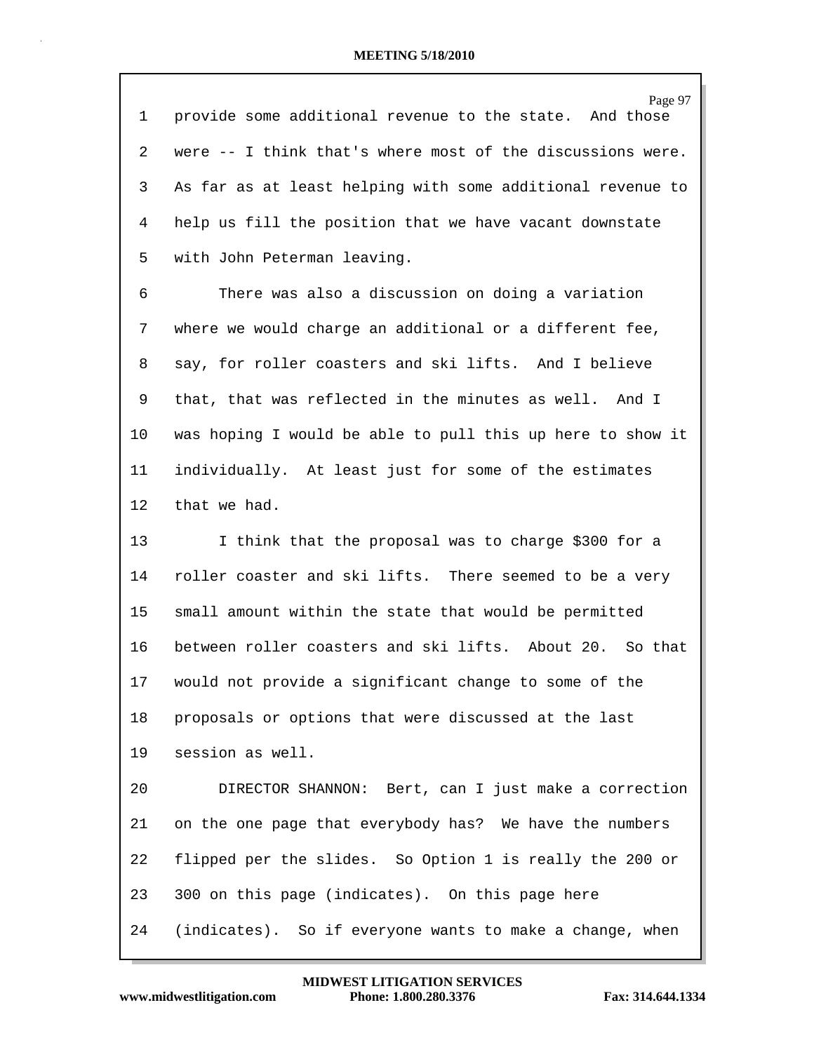1 provide some additional revenue to the state. And those
2 were -- I think that's where most of the discussions were.
3 As far as at least helping with some additional revenue to
4 help us fill the position that we have vacant downstate
5 with John Peterman leaving.
6 There was also a discussion on doing a variation
7 where we would charge an additional or a different fee,
8 say, for roller coasters and ski lifts. And I believe
9 that, that was reflected in the minutes as well. And I
10 was hoping I would be able to pull this up here to show it
11 individually. At least just for some of the estimates
12 that we had.
13 I think that the proposal was to charge $300 for a
14 roller coaster and ski lifts. There seemed to be a very
15 small amount within the state that would be permitted
16 between roller coasters and ski lifts. About 20. So that
17 would not provide a significant change to some of the
18 proposals or options that were discussed at the last
19 session as well.
20 DIRECTOR SHANNON: Bert, can I just make a correction
21 on the one page that everybody has? We have the numbers
22 flipped per the slides. So Option 1 is really the 200 or
23 300 on this page (indicates). On this page here
24 (indicates). So if everyone wants to make a change, when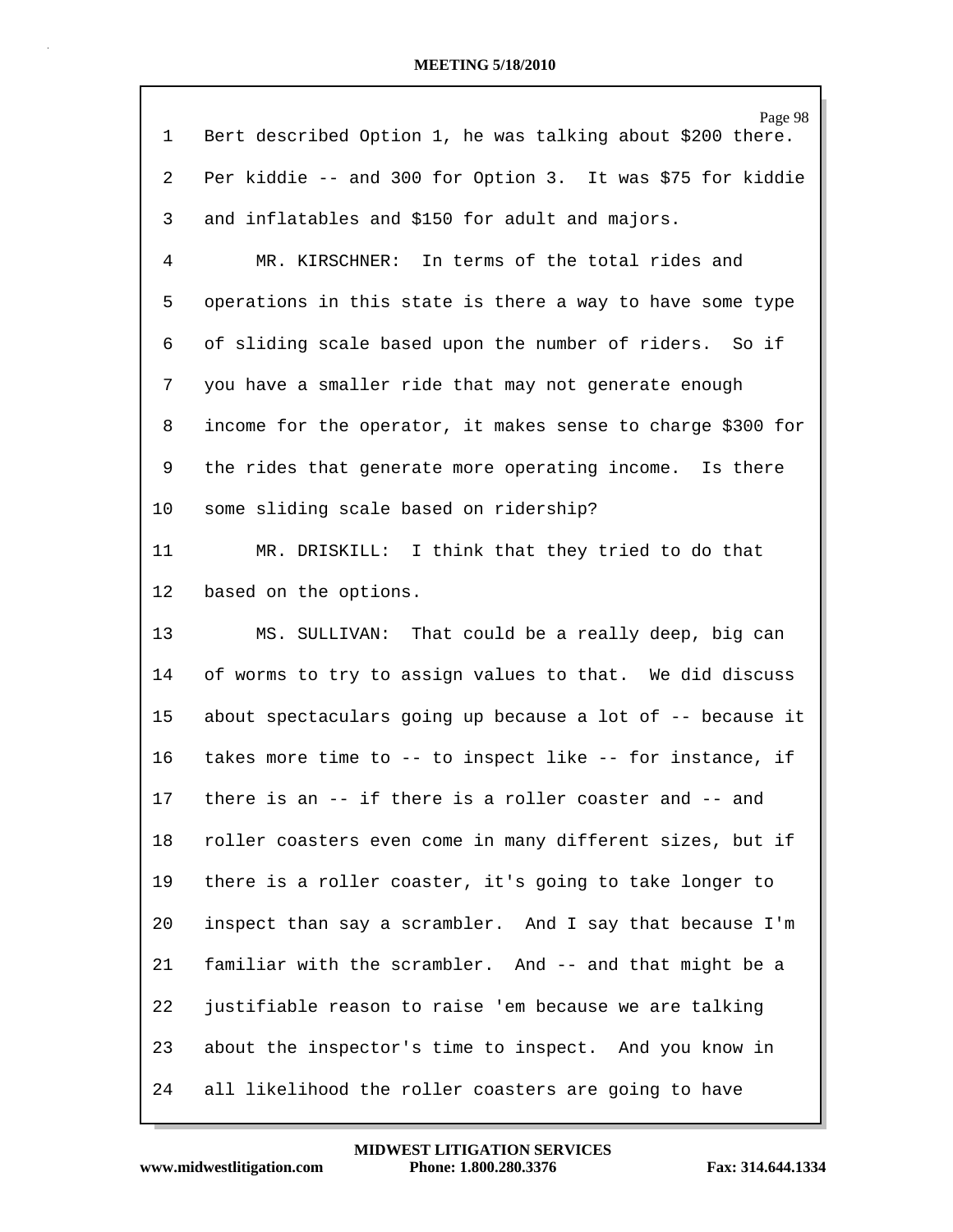1 Bert described Option 1, he was talking about $200 there.
2 Per kiddie -- and 300 for Option 3. It was $75 for kiddie
3 and inflatables and $150 for adult and majors.
4 MR. KIRSCHNER: In terms of the total rides and
5 operations in this state is there a way to have some type
6 of sliding scale based upon the number of riders. So if
7 you have a smaller ride that may not generate enough
8 income for the operator, it makes sense to charge $300 for
9 the rides that generate more operating income. Is there
10 some sliding scale based on ridership?
11 MR. DRISKILL: I think that they tried to do that
12 based on the options.
13 MS. SULLIVAN: That could be a really deep, big can
14 of worms to try to assign values to that. We did discuss
15 about spectaculars going up because a lot of -- because it
16 takes more time to -- to inspect like -- for instance, if
17 there is an -- if there is a roller coaster and -- and
18 roller coasters even come in many different sizes, but if
19 there is a roller coaster, it's going to take longer to
20 inspect than say a scrambler. And I say that because I'm
21 familiar with the scrambler. And -- and that might be a
22 justifiable reason to raise 'em because we are talking
23 about the inspector's time to inspect. And you know in
24 all likelihood the roller coasters are going to have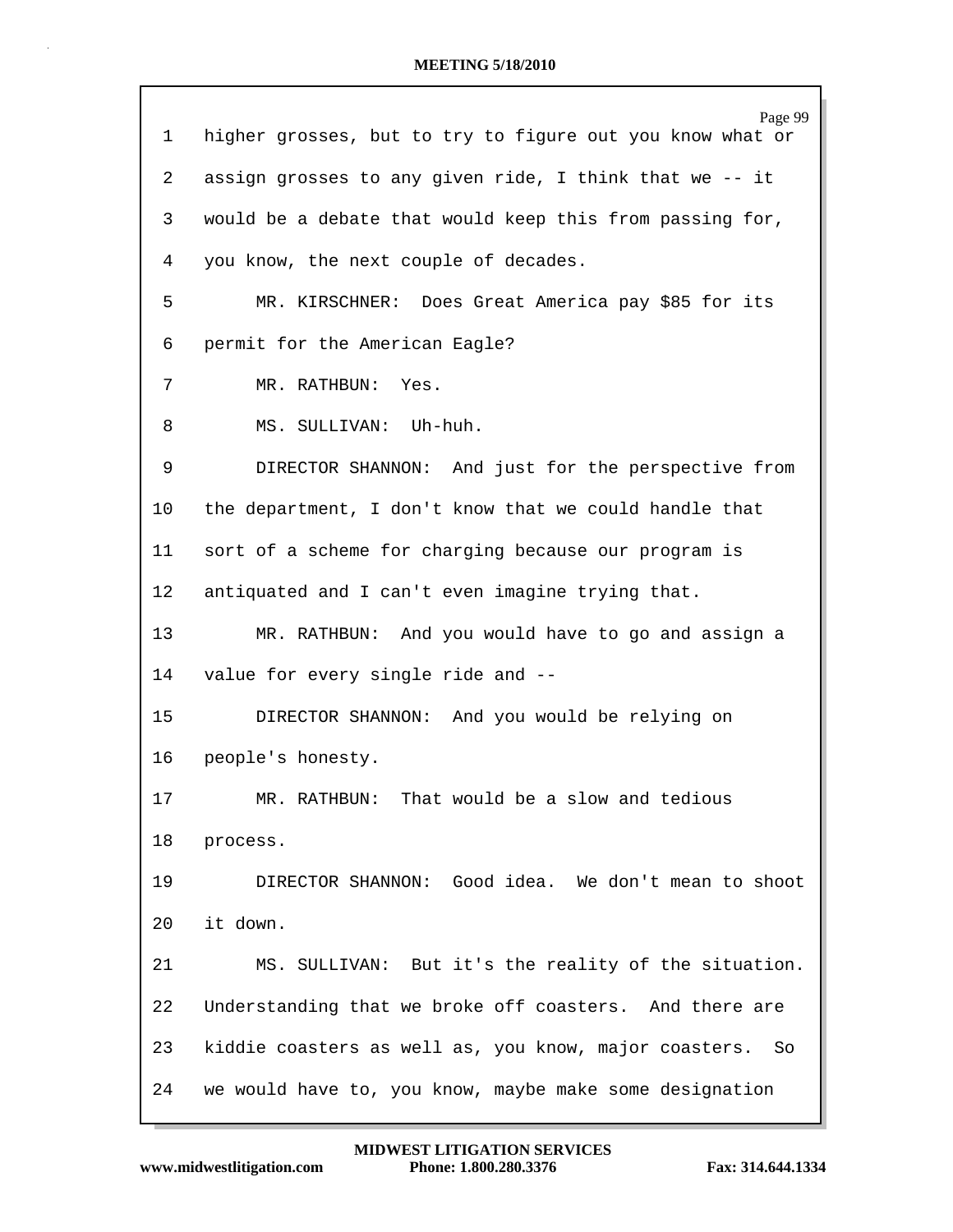higher grosses, but to try to figure out you know what or assign grosses to any given ride, I think that we -- it would be a debate that would keep this from passing for, you know, the next couple of decades.

MR. KIRSCHNER: Does Great America pay $85 for its permit for the American Eagle?

MR. RATHBUN: Yes.

MS. SULLIVAN: Uh-huh.

DIRECTOR SHANNON: And just for the perspective from the department, I don't know that we could handle that sort of a scheme for charging because our program is antiquated and I can't even imagine trying that.

MR. RATHBUN: And you would have to go and assign a value for every single ride and --

DIRECTOR SHANNON: And you would be relying on people's honesty.

MR. RATHBUN: That would be a slow and tedious process.

DIRECTOR SHANNON: Good idea. We don't mean to shoot it down.

MS. SULLIVAN: But it's the reality of the situation. Understanding that we broke off coasters. And there are kiddie coasters as well as, you know, major coasters. So we would have to, you know, maybe make some designation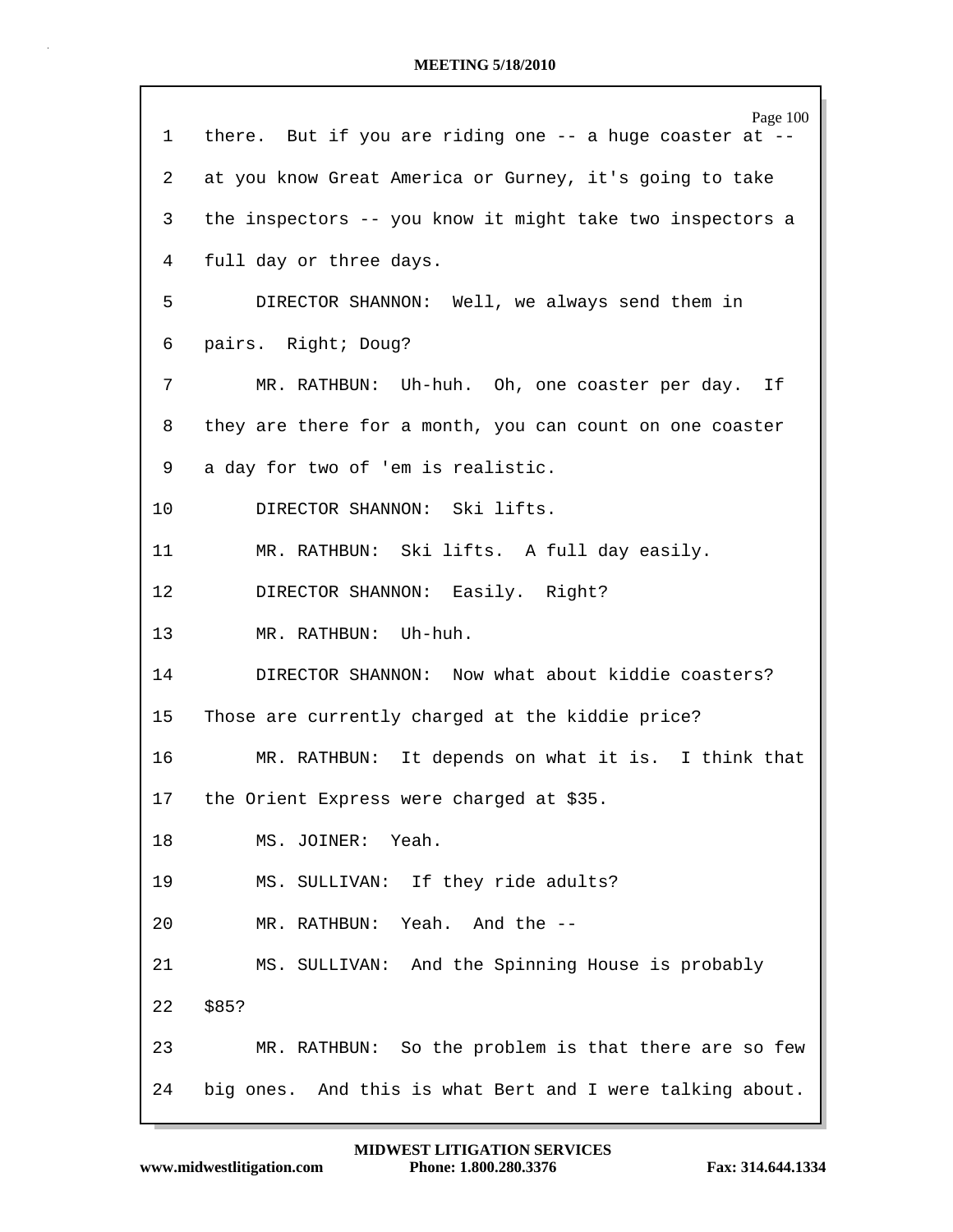1 there. But if you are riding one -- a huge coaster at --

2 at you know Great America or Gurney, it's going to take

3 the inspectors -- you know it might take two inspectors a

4 full day or three days.

5 DIRECTOR SHANNON: Well, we always send them in

6 pairs. Right; Doug?

7 MR. RATHBUN: Uh-huh. Oh, one coaster per day. If

8 they are there for a month, you can count on one coaster

9 a day for two of 'em is realistic.

10 DIRECTOR SHANNON: Ski lifts.

11 MR. RATHBUN: Ski lifts. A full day easily.

12 DIRECTOR SHANNON: Easily. Right?

13 MR. RATHBUN: Uh-huh.

14 DIRECTOR SHANNON: Now what about kiddie coasters?

15 Those are currently charged at the kiddie price?

16 MR. RATHBUN: It depends on what it is. I think that

17 the Orient Express were charged at $35.

18 MS. JOINER: Yeah.

19 MS. SULLIVAN: If they ride adults?

20 MR. RATHBUN: Yeah. And the --

21 MS. SULLIVAN: And the Spinning House is probably

22 $85?

23 MR. RATHBUN: So the problem is that there are so few

24 big ones. And this is what Bert and I were talking about.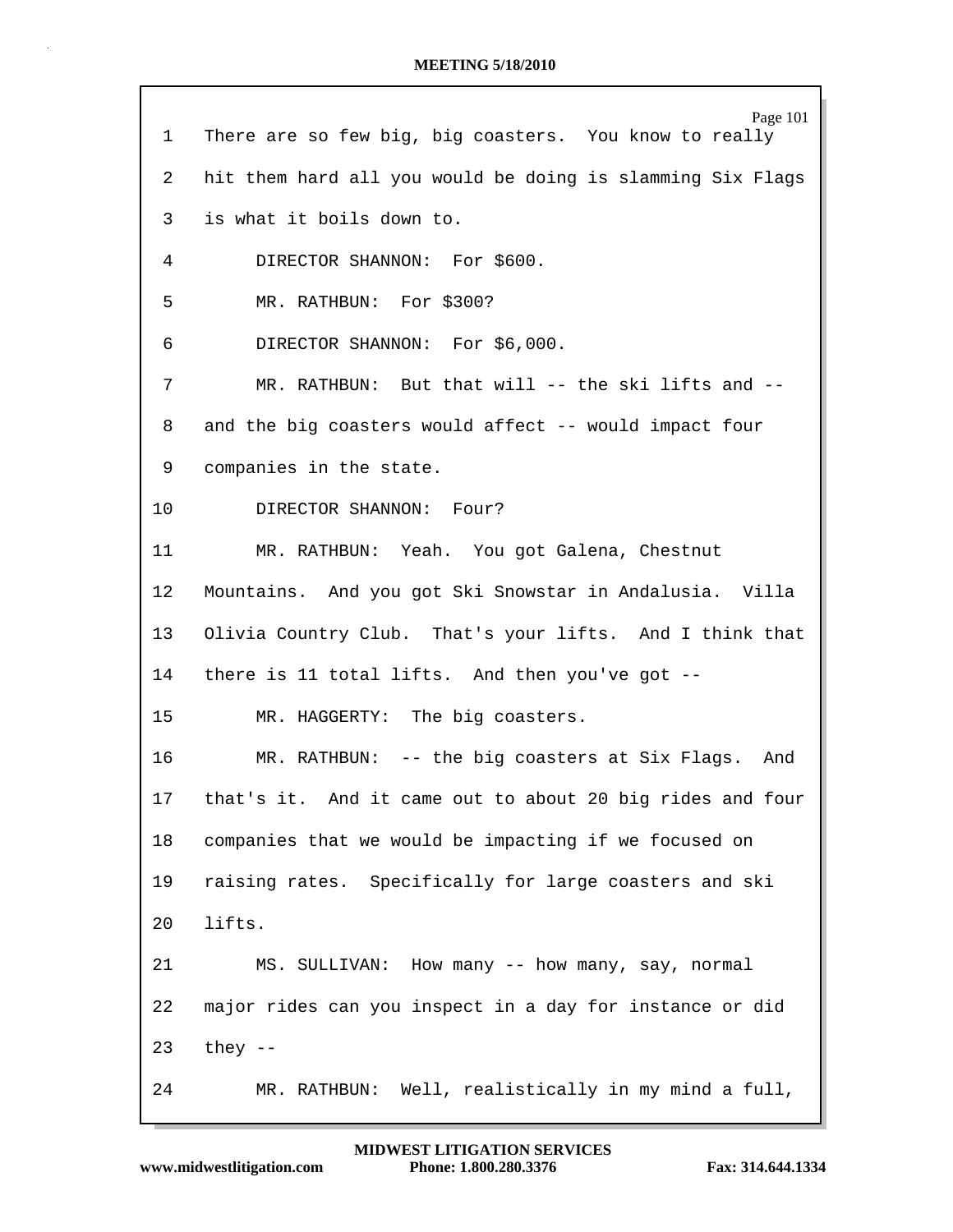1 There are so few big, big coasters. You know to really
2 hit them hard all you would be doing is slamming Six Flags
3 is what it boils down to.
4 DIRECTOR SHANNON: For $600.
5 MR. RATHBUN: For $300?
6 DIRECTOR SHANNON: For $6,000.
7 MR. RATHBUN: But that will -- the ski lifts and --
8 and the big coasters would affect -- would impact four
9 companies in the state.
10 DIRECTOR SHANNON: Four?
11 MR. RATHBUN: Yeah. You got Galena, Chestnut
12 Mountains. And you got Ski Snowstar in Andalusia. Villa
13 Olivia Country Club. That's your lifts. And I think that
14 there is 11 total lifts. And then you've got --
15 MR. HAGGERTY: The big coasters.
16 MR. RATHBUN: -- the big coasters at Six Flags. And
17 that's it. And it came out to about 20 big rides and four
18 companies that we would be impacting if we focused on
19 raising rates. Specifically for large coasters and ski
20 lifts.
21 MS. SULLIVAN: How many -- how many, say, normal
22 major rides can you inspect in a day for instance or did
23 they --
24 MR. RATHBUN: Well, realistically in my mind a full,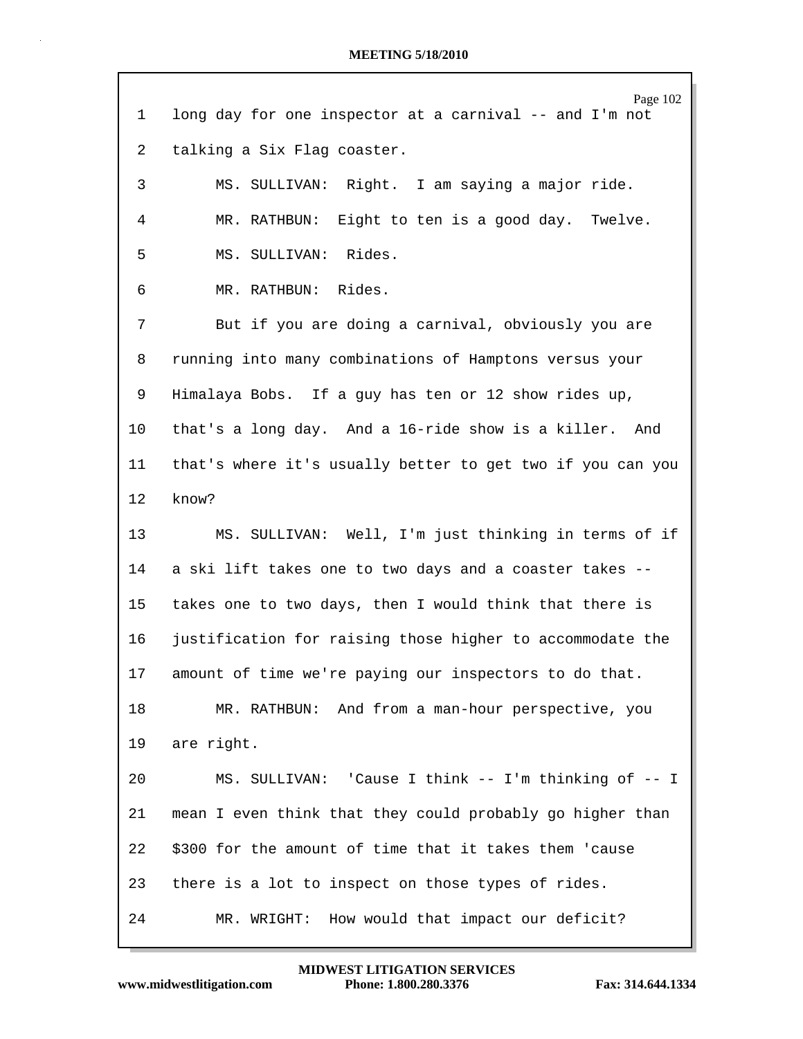1 long day for one inspector at a carnival -- and I'm not
2 talking a Six Flag coaster.
3 MS. SULLIVAN: Right. I am saying a major ride.
4 MR. RATHBUN: Eight to ten is a good day. Twelve.
5 MS. SULLIVAN: Rides.
6 MR. RATHBUN: Rides.
7 But if you are doing a carnival, obviously you are
8 running into many combinations of Hamptons versus your
9 Himalaya Bobs. If a guy has ten or 12 show rides up,
10 that's a long day. And a 16-ride show is a killer. And
11 that's where it's usually better to get two if you can you
12 know?
13 MS. SULLIVAN: Well, I'm just thinking in terms of if
14 a ski lift takes one to two days and a coaster takes --
15 takes one to two days, then I would think that there is
16 justification for raising those higher to accommodate the
17 amount of time we're paying our inspectors to do that.
18 MR. RATHBUN: And from a man-hour perspective, you
19 are right.
20 MS. SULLIVAN: 'Cause I think -- I'm thinking of -- I
21 mean I even think that they could probably go higher than
22 $300 for the amount of time that it takes them 'cause
23 there is a lot to inspect on those types of rides.
24 MR. WRIGHT: How would that impact our deficit?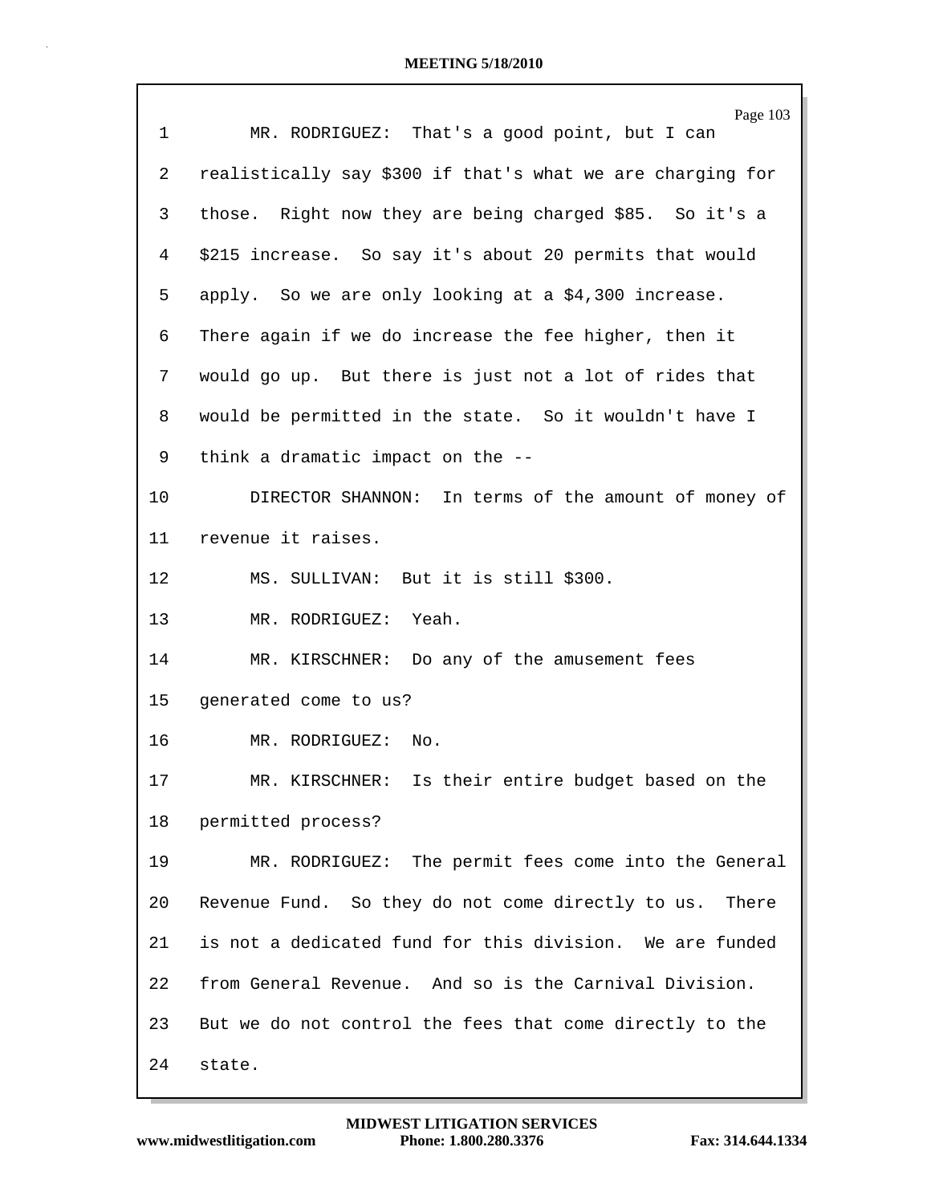1 MR. RODRIGUEZ: That's a good point, but I can

2 realistically say $300 if that's what we are charging for

3 those. Right now they are being charged $85. So it's a

4 $215 increase. So say it's about 20 permits that would

5 apply. So we are only looking at a $4,300 increase.

6 There again if we do increase the fee higher, then it

7 would go up. But there is just not a lot of rides that

8 would be permitted in the state. So it wouldn't have I

9 think a dramatic impact on the --

10 DIRECTOR SHANNON: In terms of the amount of money of

11 revenue it raises.

12 MS. SULLIVAN: But it is still $300.

13 MR. RODRIGUEZ: Yeah.

14 MR. KIRSCHNER: Do any of the amusement fees

15 generated come to us?

16 MR. RODRIGUEZ: No.

17 MR. KIRSCHNER: Is their entire budget based on the

18 permitted process?

19 MR. RODRIGUEZ: The permit fees come into the General

20 Revenue Fund. So they do not come directly to us. There

21 is not a dedicated fund for this division. We are funded

22 from General Revenue. And so is the Carnival Division.

23 But we do not control the fees that come directly to the

24 state.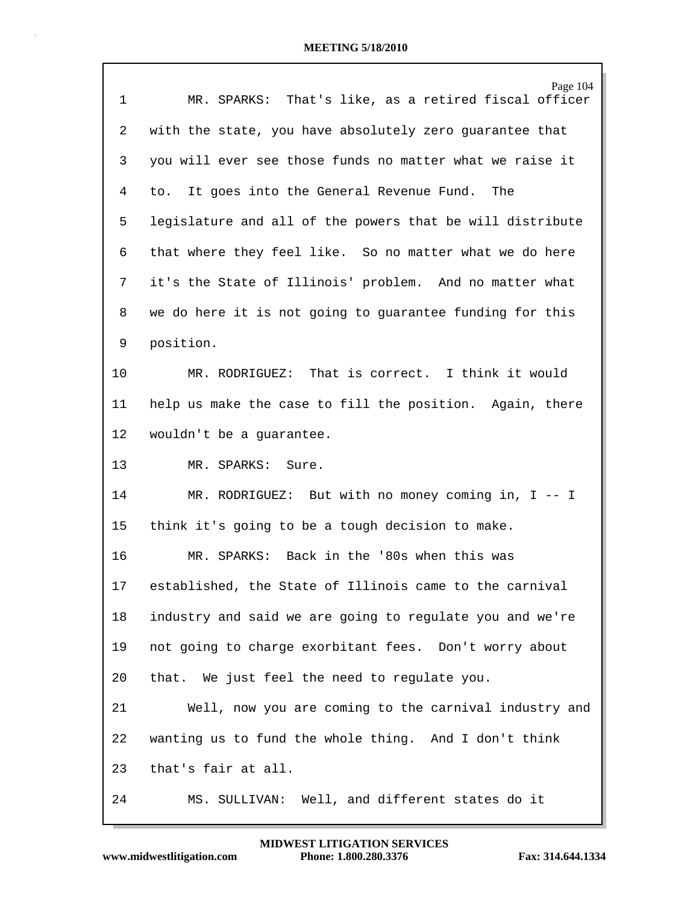1 MR. SPARKS: That's like, as a retired fiscal officer
2 with the state, you have absolutely zero guarantee that
3 you will ever see those funds no matter what we raise it
4 to. It goes into the General Revenue Fund. The
5 legislature and all of the powers that be will distribute
6 that where they feel like. So no matter what we do here
7 it's the State of Illinois' problem. And no matter what
8 we do here it is not going to guarantee funding for this
9 position.
10 MR. RODRIGUEZ: That is correct. I think it would
11 help us make the case to fill the position. Again, there
12 wouldn't be a guarantee.
13 MR. SPARKS: Sure.
14 MR. RODRIGUEZ: But with no money coming in, I -- I
15 think it's going to be a tough decision to make.
16 MR. SPARKS: Back in the '80s when this was
17 established, the State of Illinois came to the carnival
18 industry and said we are going to regulate you and we're
19 not going to charge exorbitant fees. Don't worry about
20 that. We just feel the need to regulate you.
21 Well, now you are coming to the carnival industry and
22 wanting us to fund the whole thing. And I don't think
23 that's fair at all.
24 MS. SULLIVAN: Well, and different states do it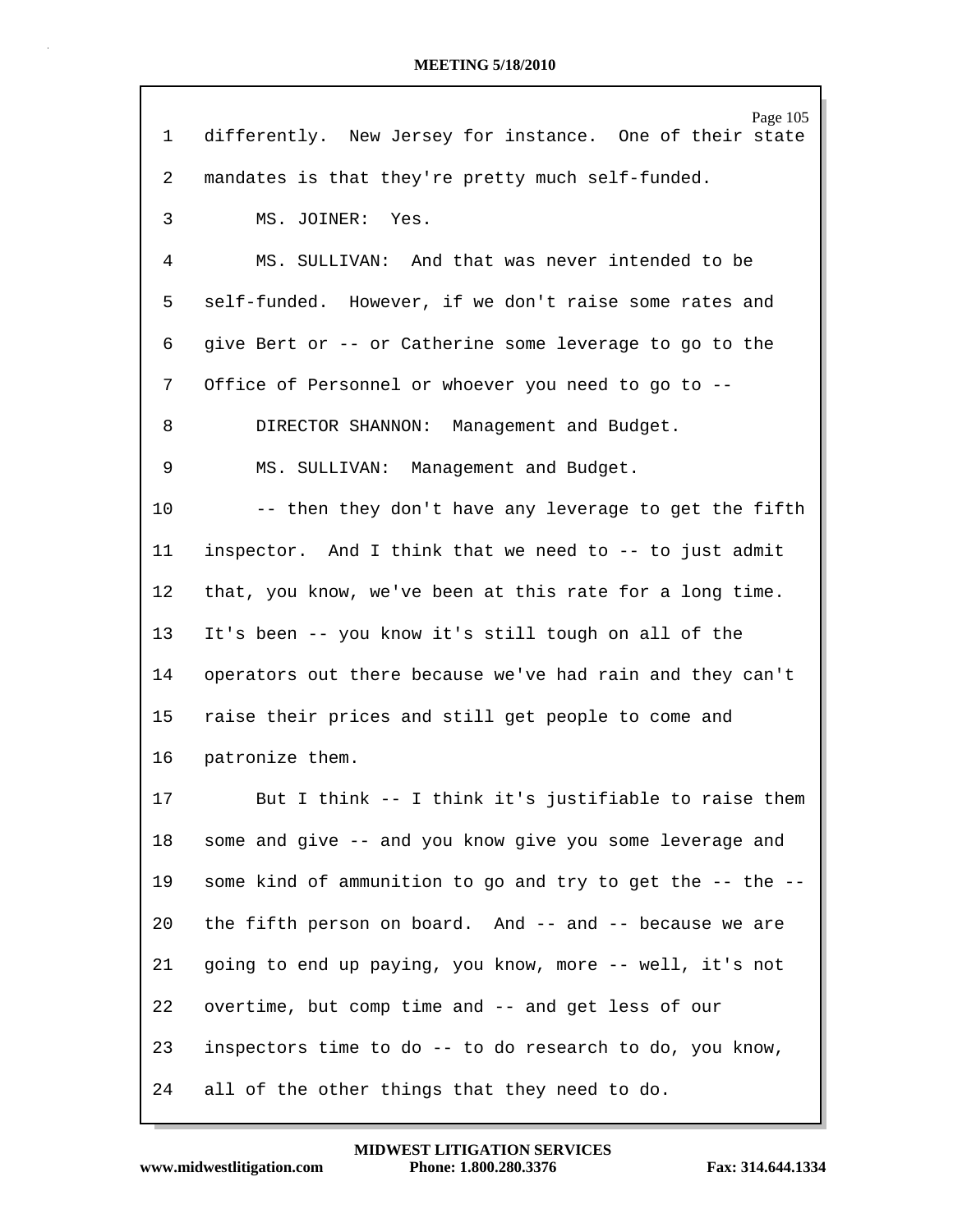differently. New Jersey for instance. One of their state mandates is that they're pretty much self-funded.

MS. JOINER: Yes.

MS. SULLIVAN: And that was never intended to be self-funded. However, if we don't raise some rates and give Bert or -- or Catherine some leverage to go to the Office of Personnel or whoever you need to go to --

DIRECTOR SHANNON: Management and Budget.

MS. SULLIVAN: Management and Budget.

-- then they don't have any leverage to get the fifth inspector. And I think that we need to -- to just admit that, you know, we've been at this rate for a long time. It's been -- you know it's still tough on all of the operators out there because we've had rain and they can't raise their prices and still get people to come and patronize them.

But I think -- I think it's justifiable to raise them some and give -- and you know give you some leverage and some kind of ammunition to go and try to get the -- the -- the fifth person on board. And -- and -- because we are going to end up paying, you know, more -- well, it's not overtime, but comp time and -- and get less of our inspectors time to do -- to do research to do, you know, all of the other things that they need to do.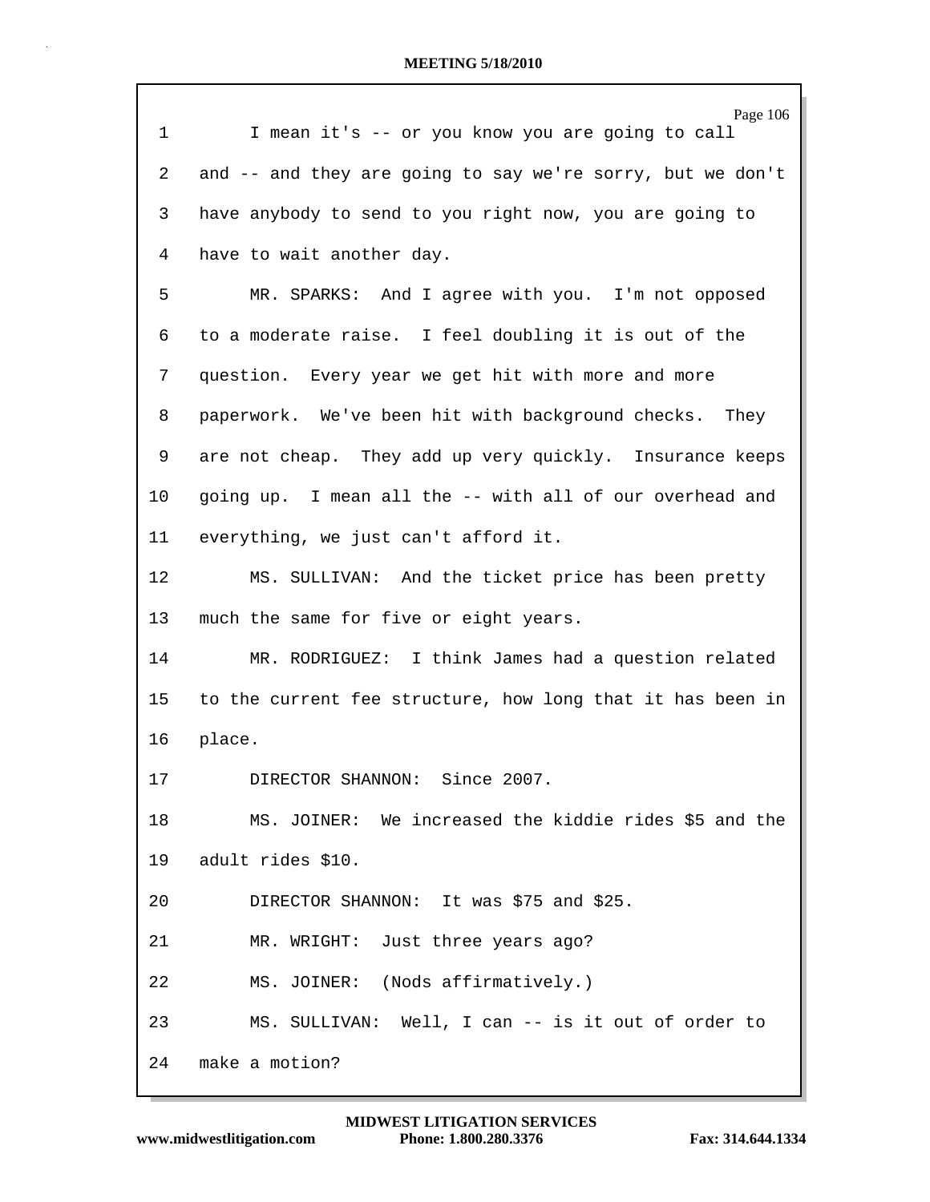1 I mean it's -- or you know you are going to call

2 and -- and they are going to say we're sorry, but we don't

3 have anybody to send to you right now, you are going to

4 have to wait another day.

5 MR. SPARKS: And I agree with you. I'm not opposed

6 to a moderate raise. I feel doubling it is out of the

7 question. Every year we get hit with more and more

8 paperwork. We've been hit with background checks. They

9 are not cheap. They add up very quickly. Insurance keeps

10 going up. I mean all the -- with all of our overhead and

11 everything, we just can't afford it.

12 MS. SULLIVAN: And the ticket price has been pretty

13 much the same for five or eight years.

14 MR. RODRIGUEZ: I think James had a question related

15 to the current fee structure, how long that it has been in

16 place.

17 DIRECTOR SHANNON: Since 2007.

18 MS. JOINER: We increased the kiddie rides $5 and the

19 adult rides $10.

20 DIRECTOR SHANNON: It was $75 and $25.

21 MR. WRIGHT: Just three years ago?

22 MS. JOINER: (Nods affirmatively.)

23 MS. SULLIVAN: Well, I can -- is it out of order to

24 make a motion?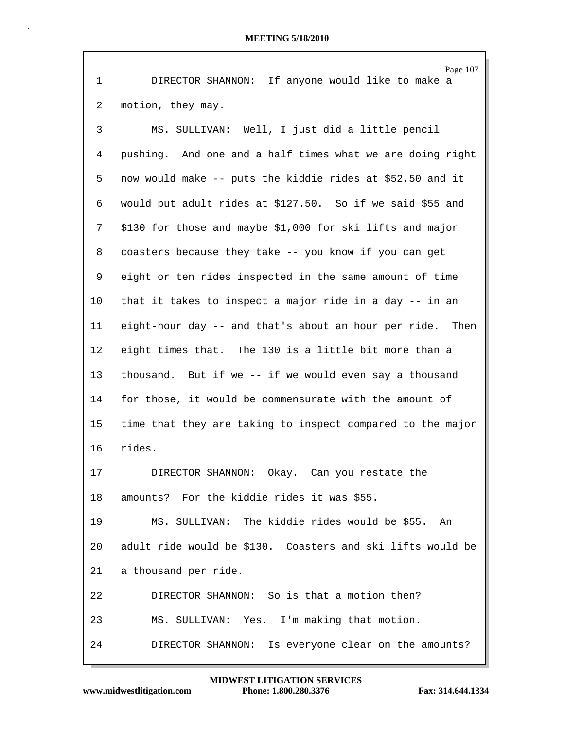1 DIRECTOR SHANNON: If anyone would like to make a
2 motion, they may.
3 MS. SULLIVAN: Well, I just did a little pencil
4 pushing. And one and a half times what we are doing right
5 now would make -- puts the kiddie rides at $52.50 and it
6 would put adult rides at $127.50. So if we said $55 and
7 $130 for those and maybe $1,000 for ski lifts and major
8 coasters because they take -- you know if you can get
9 eight or ten rides inspected in the same amount of time
10 that it takes to inspect a major ride in a day -- in an
11 eight-hour day -- and that's about an hour per ride. Then
12 eight times that. The 130 is a little bit more than a
13 thousand. But if we -- if we would even say a thousand
14 for those, it would be commensurate with the amount of
15 time that they are taking to inspect compared to the major
16 rides.
17 DIRECTOR SHANNON: Okay. Can you restate the
18 amounts? For the kiddie rides it was $55.
19 MS. SULLIVAN: The kiddie rides would be $55. An
20 adult ride would be $130. Coasters and ski lifts would be
21 a thousand per ride.
22 DIRECTOR SHANNON: So is that a motion then?
23 MS. SULLIVAN: Yes. I'm making that motion.
24 DIRECTOR SHANNON: Is everyone clear on the amounts?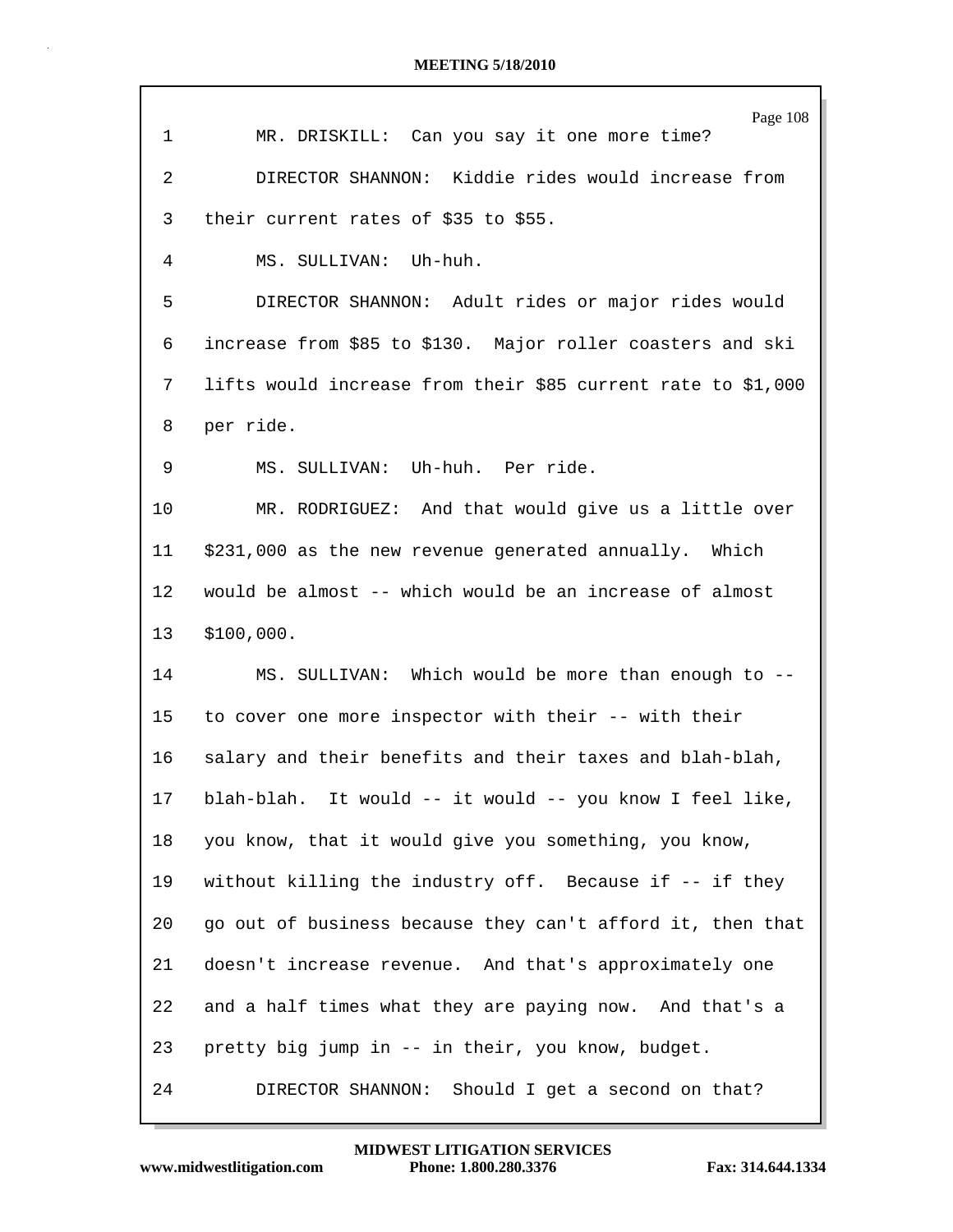1 MR. DRISKILL: Can you say it one more time?

2 DIRECTOR SHANNON: Kiddie rides would increase from

3 their current rates of $35 to $55.

4 MS. SULLIVAN: Uh-huh.

5 DIRECTOR SHANNON: Adult rides or major rides would

6 increase from $85 to $130. Major roller coasters and ski

7 lifts would increase from their $85 current rate to $1,000

8 per ride.

9 MS. SULLIVAN: Uh-huh. Per ride.

10 MR. RODRIGUEZ: And that would give us a little over

11 $231,000 as the new revenue generated annually. Which

12 would be almost -- which would be an increase of almost

13 $100,000.

14 MS. SULLIVAN: Which would be more than enough to --

15 to cover one more inspector with their -- with their

16 salary and their benefits and their taxes and blah-blah,

17 blah-blah. It would -- it would -- you know I feel like,

18 you know, that it would give you something, you know,

19 without killing the industry off. Because if -- if they

20 go out of business because they can't afford it, then that

21 doesn't increase revenue. And that's approximately one

22 and a half times what they are paying now. And that's a

23 pretty big jump in -- in their, you know, budget.

24 DIRECTOR SHANNON: Should I get a second on that?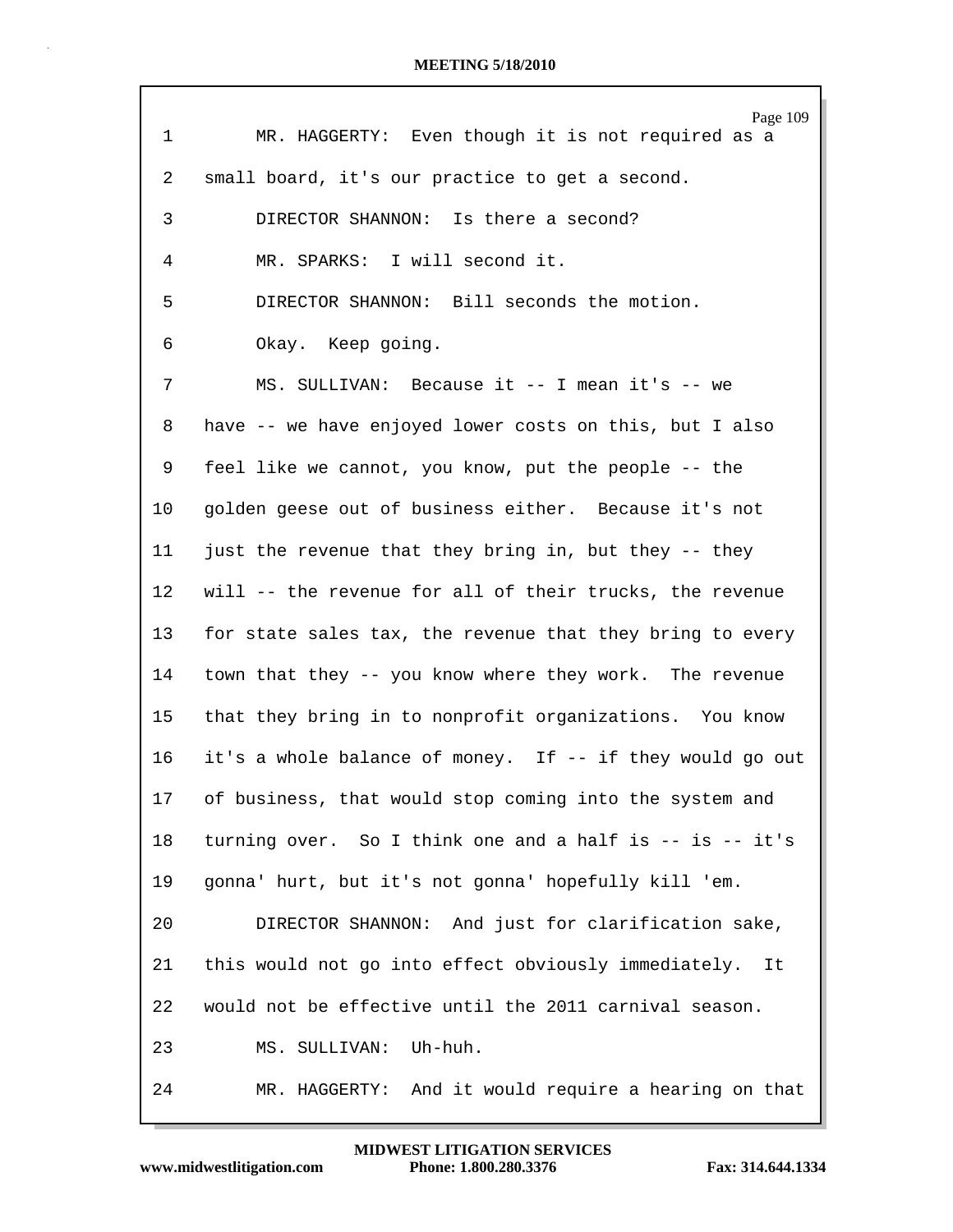1 MR. HAGGERTY: Even though it is not required as a
2 small board, it's our practice to get a second.
3 DIRECTOR SHANNON: Is there a second?
4 MR. SPARKS: I will second it.
5 DIRECTOR SHANNON: Bill seconds the motion.
6 Okay. Keep going.
7 MS. SULLIVAN: Because it -- I mean it's -- we
8 have -- we have enjoyed lower costs on this, but I also
9 feel like we cannot, you know, put the people -- the
10 golden geese out of business either. Because it's not
11 just the revenue that they bring in, but they -- they
12 will -- the revenue for all of their trucks, the revenue
13 for state sales tax, the revenue that they bring to every
14 town that they -- you know where they work. The revenue
15 that they bring in to nonprofit organizations. You know
16 it's a whole balance of money. If -- if they would go out
17 of business, that would stop coming into the system and
18 turning over. So I think one and a half is -- is -- it's
19 gonna' hurt, but it's not gonna' hopefully kill 'em.
20 DIRECTOR SHANNON: And just for clarification sake,
21 this would not go into effect obviously immediately. It
22 would not be effective until the 2011 carnival season.
23 MS. SULLIVAN: Uh-huh.
24 MR. HAGGERTY: And it would require a hearing on that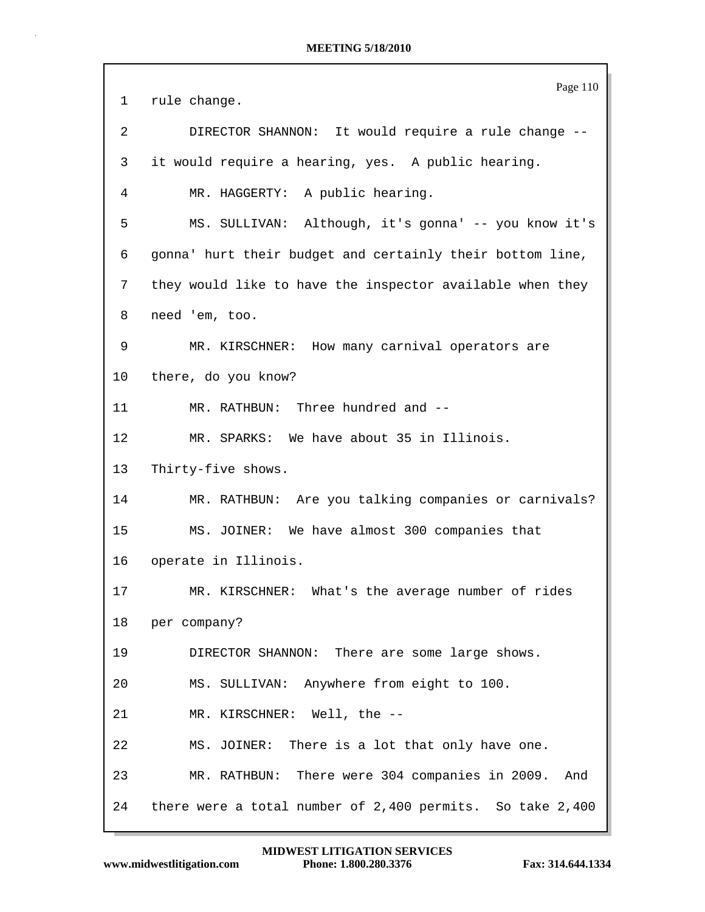1 rule change.

2 DIRECTOR SHANNON: It would require a rule change --

3 it would require a hearing, yes. A public hearing.

4 MR. HAGGERTY: A public hearing.

5 MS. SULLIVAN: Although, it's gonna' -- you know it's

6 gonna' hurt their budget and certainly their bottom line,

7 they would like to have the inspector available when they

8 need 'em, too.

9 MR. KIRSCHNER: How many carnival operators are

10 there, do you know?

11 MR. RATHBUN: Three hundred and --

12 MR. SPARKS: We have about 35 in Illinois.

13 Thirty-five shows.

14 MR. RATHBUN: Are you talking companies or carnivals?

15 MS. JOINER: We have almost 300 companies that

16 operate in Illinois.

17 MR. KIRSCHNER: What's the average number of rides

18 per company?

19 DIRECTOR SHANNON: There are some large shows.

20 MS. SULLIVAN: Anywhere from eight to 100.

21 MR. KIRSCHNER: Well, the --

22 MS. JOINER: There is a lot that only have one.

23 MR. RATHBUN: There were 304 companies in 2009. And

24 there were a total number of 2,400 permits. So take 2,400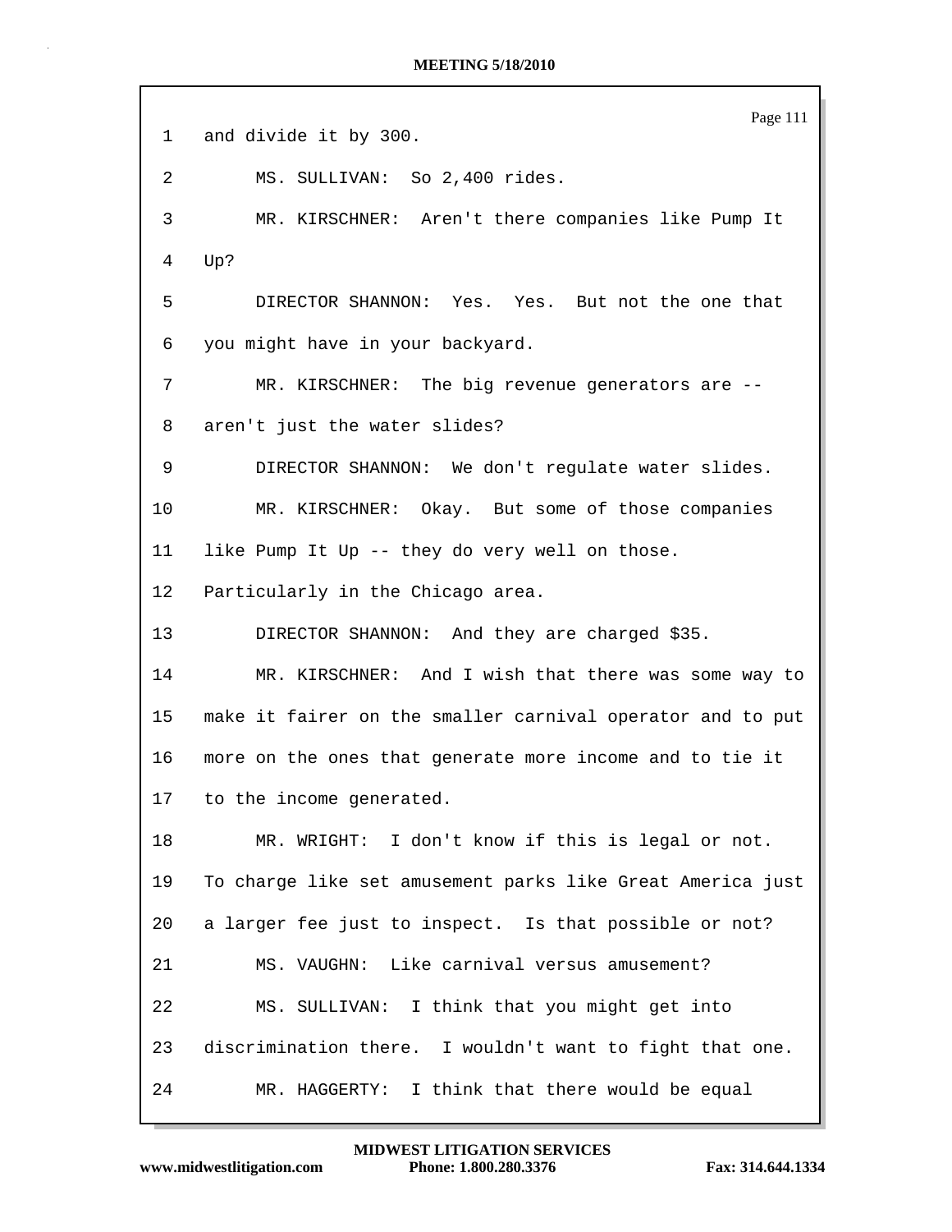1 and divide it by 300.

2 MS. SULLIVAN: So 2,400 rides.

3 MR. KIRSCHNER: Aren't there companies like Pump It

4 Up?

5 DIRECTOR SHANNON: Yes. Yes. But not the one that

6 you might have in your backyard.

7 MR. KIRSCHNER: The big revenue generators are --

8 aren't just the water slides?

9 DIRECTOR SHANNON: We don't regulate water slides.

10 MR. KIRSCHNER: Okay. But some of those companies

11 like Pump It Up -- they do very well on those.

12 Particularly in the Chicago area.

13 DIRECTOR SHANNON: And they are charged $35.

14 MR. KIRSCHNER: And I wish that there was some way to

15 make it fairer on the smaller carnival operator and to put

16 more on the ones that generate more income and to tie it

17 to the income generated.

18 MR. WRIGHT: I don't know if this is legal or not.

19 To charge like set amusement parks like Great America just

20 a larger fee just to inspect. Is that possible or not?

21 MS. VAUGHN: Like carnival versus amusement?

22 MS. SULLIVAN: I think that you might get into

23 discrimination there. I wouldn't want to fight that one.

24 MR. HAGGERTY: I think that there would be equal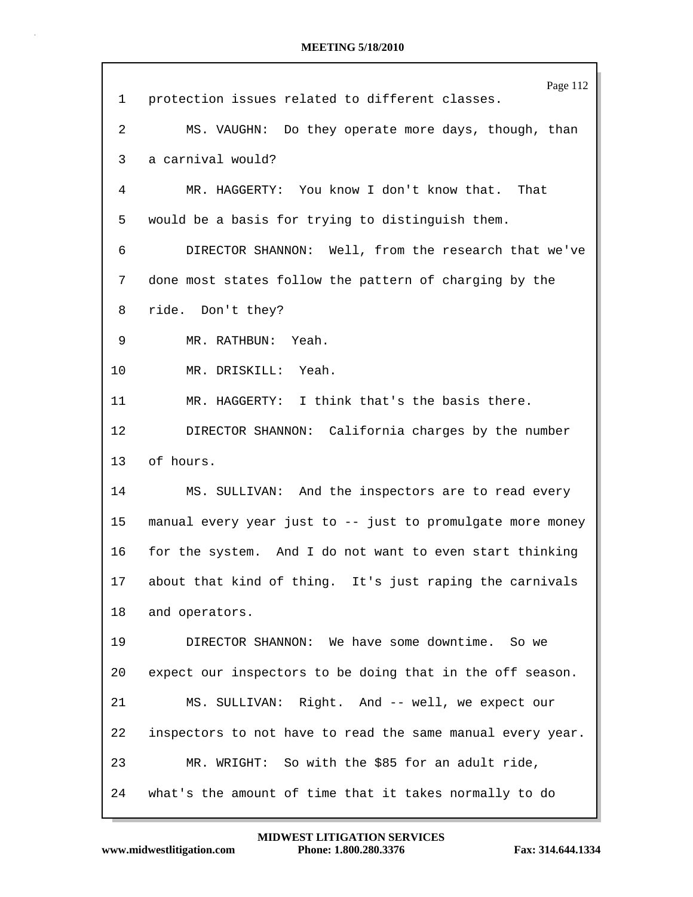1 protection issues related to different classes.

2 MS. VAUGHN: Do they operate more days, though, than

3 a carnival would?

4 MR. HAGGERTY: You know I don't know that. That

5 would be a basis for trying to distinguish them.

6 DIRECTOR SHANNON: Well, from the research that we've

7 done most states follow the pattern of charging by the

8 ride. Don't they?

9 MR. RATHBUN: Yeah.

10 MR. DRISKILL: Yeah.

11 MR. HAGGERTY: I think that's the basis there.

12 DIRECTOR SHANNON: California charges by the number

13 of hours.

14 MS. SULLIVAN: And the inspectors are to read every

15 manual every year just to -- just to promulgate more money

16 for the system. And I do not want to even start thinking

17 about that kind of thing. It's just raping the carnivals

18 and operators.

19 DIRECTOR SHANNON: We have some downtime. So we

20 expect our inspectors to be doing that in the off season.

21 MS. SULLIVAN: Right. And -- well, we expect our

22 inspectors to not have to read the same manual every year.

23 MR. WRIGHT: So with the $85 for an adult ride,

24 what's the amount of time that it takes normally to do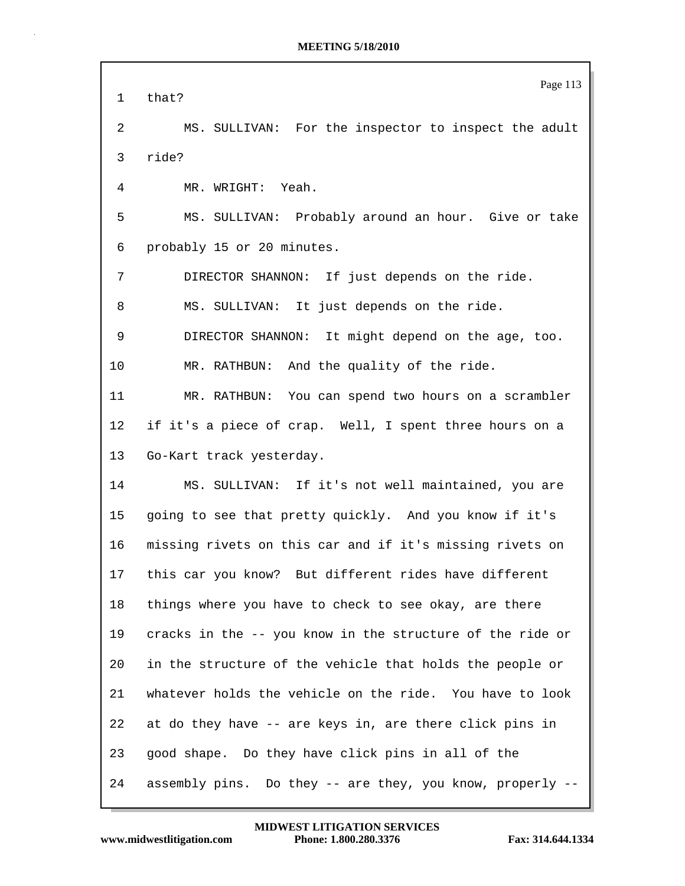that?

MS. SULLIVAN: For the inspector to inspect the adult ride?

MR. WRIGHT: Yeah.

MS. SULLIVAN: Probably around an hour. Give or take probably 15 or 20 minutes.

DIRECTOR SHANNON: If just depends on the ride.

MS. SULLIVAN: It just depends on the ride.

DIRECTOR SHANNON: It might depend on the age, too.

MR. RATHBUN: And the quality of the ride.

MR. RATHBUN: You can spend two hours on a scrambler if it's a piece of crap. Well, I spent three hours on a Go-Kart track yesterday.

MS. SULLIVAN: If it's not well maintained, you are going to see that pretty quickly. And you know if it's missing rivets on this car and if it's missing rivets on this car you know? But different rides have different things where you have to check to see okay, are there cracks in the -- you know in the structure of the ride or in the structure of the vehicle that holds the people or whatever holds the vehicle on the ride. You have to look at do they have -- are keys in, are there click pins in good shape. Do they have click pins in all of the assembly pins. Do they -- are they, you know, properly --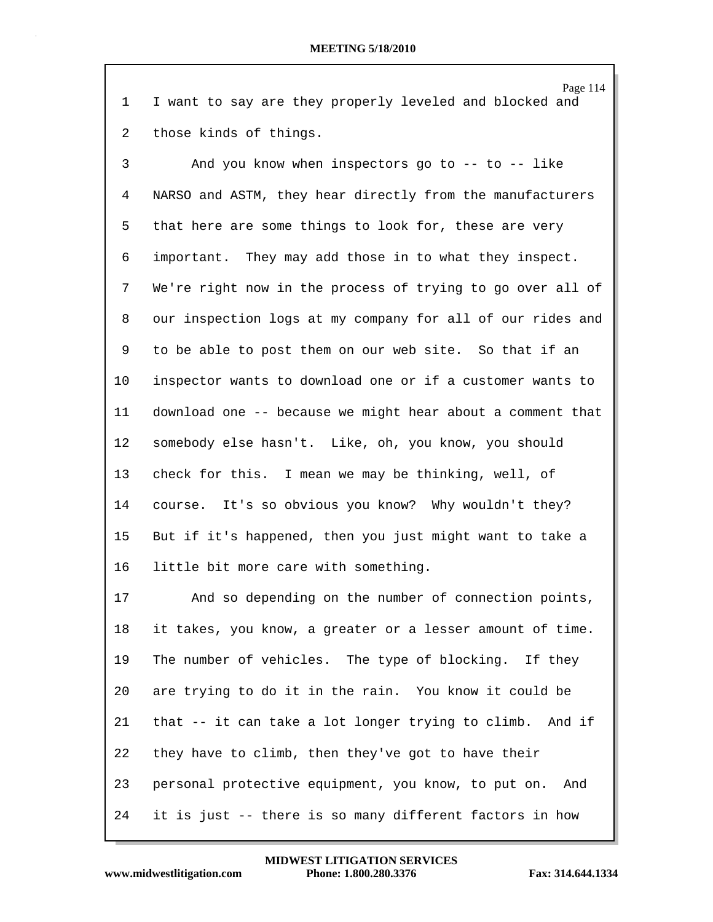1 I want to say are they properly leveled and blocked and
2 those kinds of things.
3 And you know when inspectors go to -- to -- like
4 NARSO and ASTM, they hear directly from the manufacturers
5 that here are some things to look for, these are very
6 important. They may add those in to what they inspect.
7 We're right now in the process of trying to go over all of
8 our inspection logs at my company for all of our rides and
9 to be able to post them on our web site. So that if an
10 inspector wants to download one or if a customer wants to
11 download one -- because we might hear about a comment that
12 somebody else hasn't. Like, oh, you know, you should
13 check for this. I mean we may be thinking, well, of
14 course. It's so obvious you know? Why wouldn't they?
15 But if it's happened, then you just might want to take a
16 little bit more care with something.
17 And so depending on the number of connection points,
18 it takes, you know, a greater or a lesser amount of time.
19 The number of vehicles. The type of blocking. If they
20 are trying to do it in the rain. You know it could be
21 that -- it can take a lot longer trying to climb. And if
22 they have to climb, then they've got to have their
23 personal protective equipment, you know, to put on. And
24 it is just -- there is so many different factors in how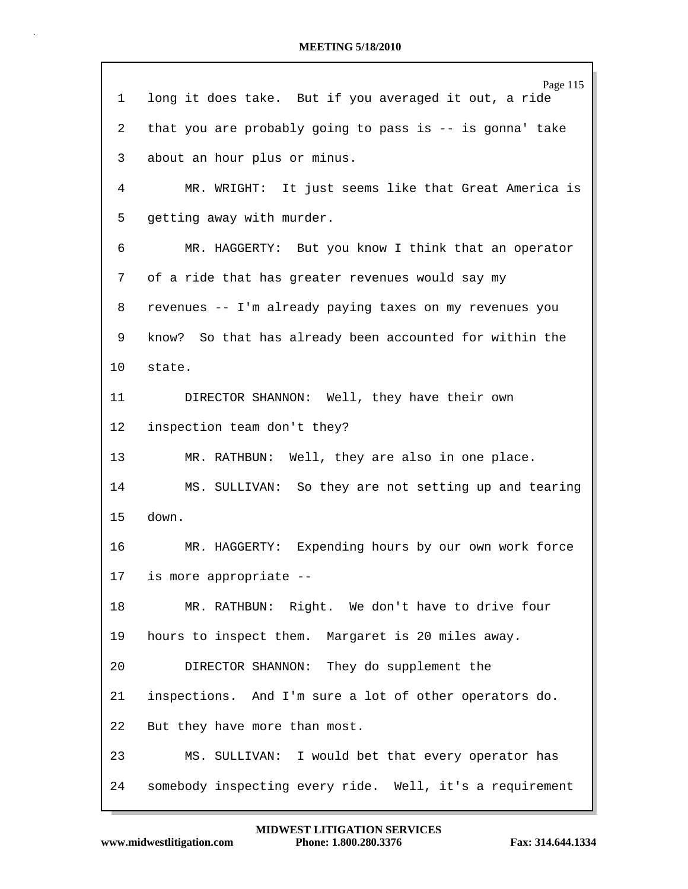long it does take. But if you averaged it out, a ride that you are probably going to pass is -- is gonna' take about an hour plus or minus.

MR. WRIGHT: It just seems like that Great America is getting away with murder.

MR. HAGGERTY: But you know I think that an operator of a ride that has greater revenues would say my revenues -- I'm already paying taxes on my revenues you know? So that has already been accounted for within the state.

DIRECTOR SHANNON: Well, they have their own inspection team don't they?

MR. RATHBUN: Well, they are also in one place.

MS. SULLIVAN: So they are not setting up and tearing down.

MR. HAGGERTY: Expending hours by our own work force is more appropriate --

MR. RATHBUN: Right. We don't have to drive four hours to inspect them. Margaret is 20 miles away.

DIRECTOR SHANNON: They do supplement the inspections. And I'm sure a lot of other operators do. But they have more than most.

MS. SULLIVAN: I would bet that every operator has somebody inspecting every ride. Well, it's a requirement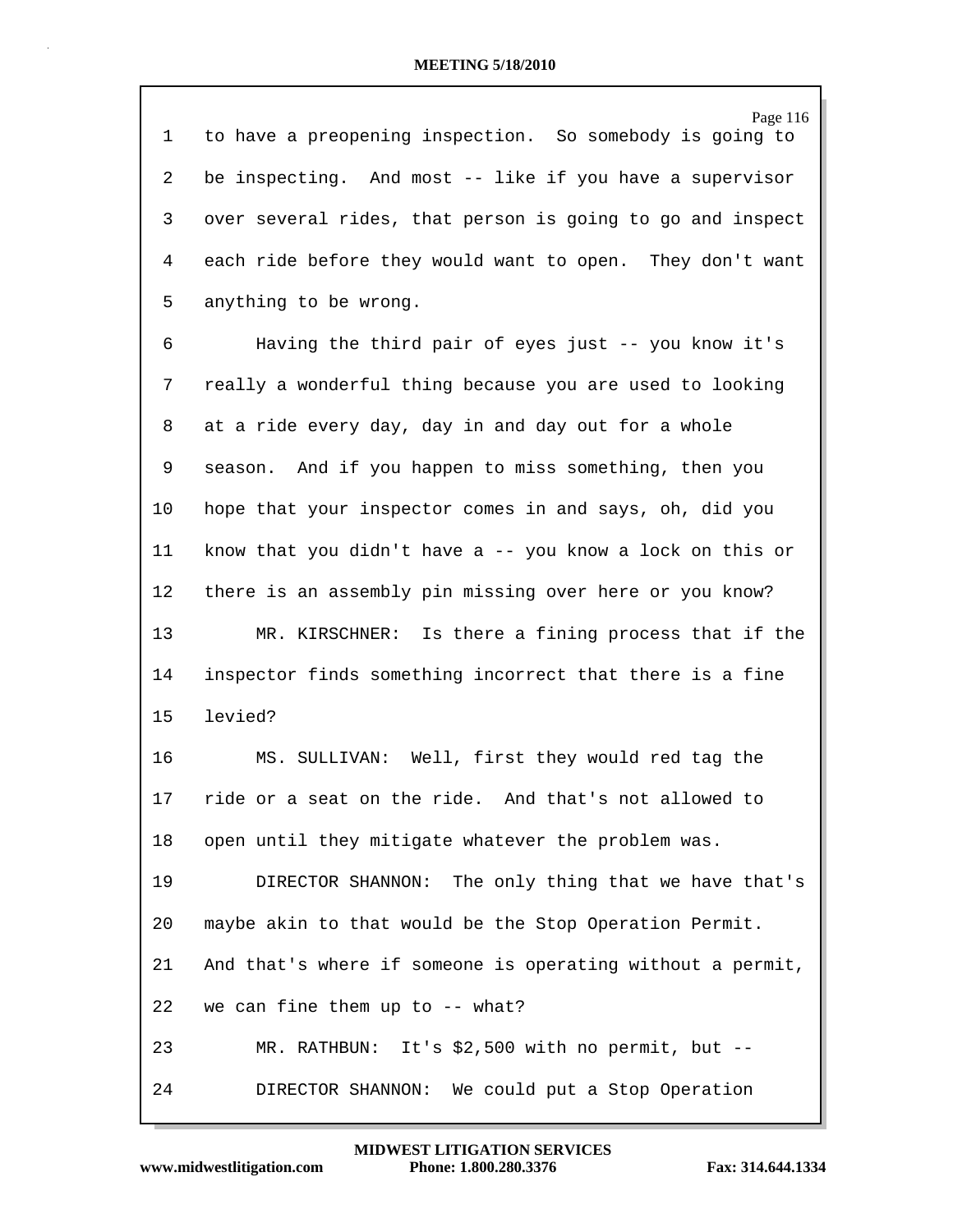to have a preopening inspection. So somebody is going to be inspecting. And most -- like if you have a supervisor over several rides, that person is going to go and inspect each ride before they would want to open. They don't want anything to be wrong.

Having the third pair of eyes just -- you know it's really a wonderful thing because you are used to looking at a ride every day, day in and day out for a whole season. And if you happen to miss something, then you hope that your inspector comes in and says, oh, did you know that you didn't have a -- you know a lock on this or there is an assembly pin missing over here or you know?

MR. KIRSCHNER: Is there a fining process that if the inspector finds something incorrect that there is a fine levied?

MS. SULLIVAN: Well, first they would red tag the ride or a seat on the ride. And that's not allowed to open until they mitigate whatever the problem was.

DIRECTOR SHANNON: The only thing that we have that's maybe akin to that would be the Stop Operation Permit. And that's where if someone is operating without a permit, we can fine them up to -- what?

MR. RATHBUN: It's $2,500 with no permit, but --

DIRECTOR SHANNON: We could put a Stop Operation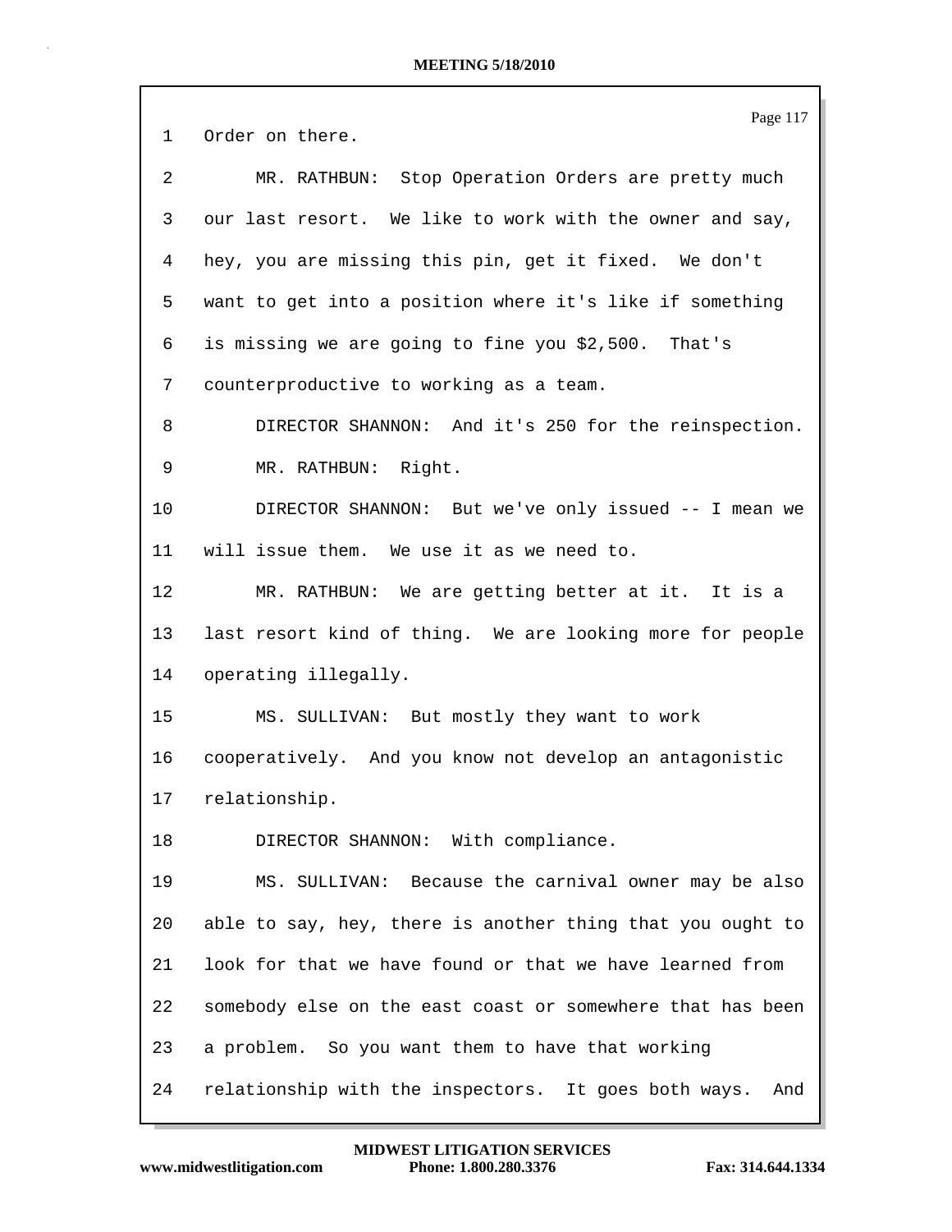1 Order on there.

2 MR. RATHBUN: Stop Operation Orders are pretty much

3 our last resort. We like to work with the owner and say,

4 hey, you are missing this pin, get it fixed. We don't

5 want to get into a position where it's like if something

6 is missing we are going to fine you $2,500. That's

7 counterproductive to working as a team.

8 DIRECTOR SHANNON: And it's 250 for the reinspection.

9 MR. RATHBUN: Right.

10 DIRECTOR SHANNON: But we've only issued -- I mean we

11 will issue them. We use it as we need to.

12 MR. RATHBUN: We are getting better at it. It is a

13 last resort kind of thing. We are looking more for people

14 operating illegally.

15 MS. SULLIVAN: But mostly they want to work

16 cooperatively. And you know not develop an antagonistic

17 relationship.

18 DIRECTOR SHANNON: With compliance.

19 MS. SULLIVAN: Because the carnival owner may be also

20 able to say, hey, there is another thing that you ought to

21 look for that we have found or that we have learned from

22 somebody else on the east coast or somewhere that has been

23 a problem. So you want them to have that working

24 relationship with the inspectors. It goes both ways. And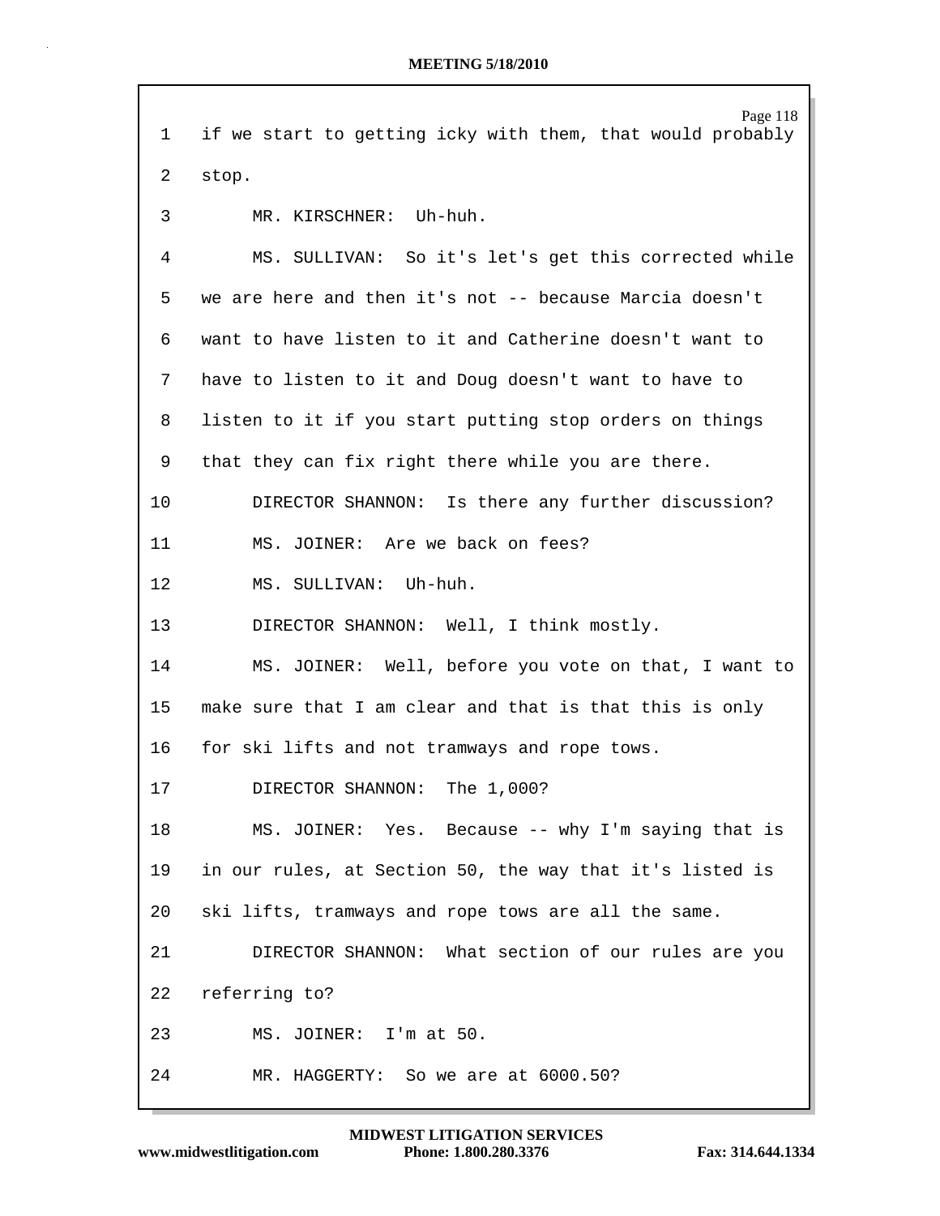1 if we start to getting icky with them, that would probably

2 stop.

3 MR. KIRSCHNER: Uh-huh.

4 MS. SULLIVAN: So it's let's get this corrected while

5 we are here and then it's not -- because Marcia doesn't

6 want to have listen to it and Catherine doesn't want to

7 have to listen to it and Doug doesn't want to have to

8 listen to it if you start putting stop orders on things

9 that they can fix right there while you are there.

10 DIRECTOR SHANNON: Is there any further discussion?

11 MS. JOINER: Are we back on fees?

12 MS. SULLIVAN: Uh-huh.

13 DIRECTOR SHANNON: Well, I think mostly.

14 MS. JOINER: Well, before you vote on that, I want to

15 make sure that I am clear and that is that this is only

16 for ski lifts and not tramways and rope tows.

17 DIRECTOR SHANNON: The 1,000?

18 MS. JOINER: Yes. Because -- why I'm saying that is

19 in our rules, at Section 50, the way that it's listed is

20 ski lifts, tramways and rope tows are all the same.

21 DIRECTOR SHANNON: What section of our rules are you

22 referring to?

23 MS. JOINER: I'm at 50.

24 MR. HAGGERTY: So we are at 6000.50?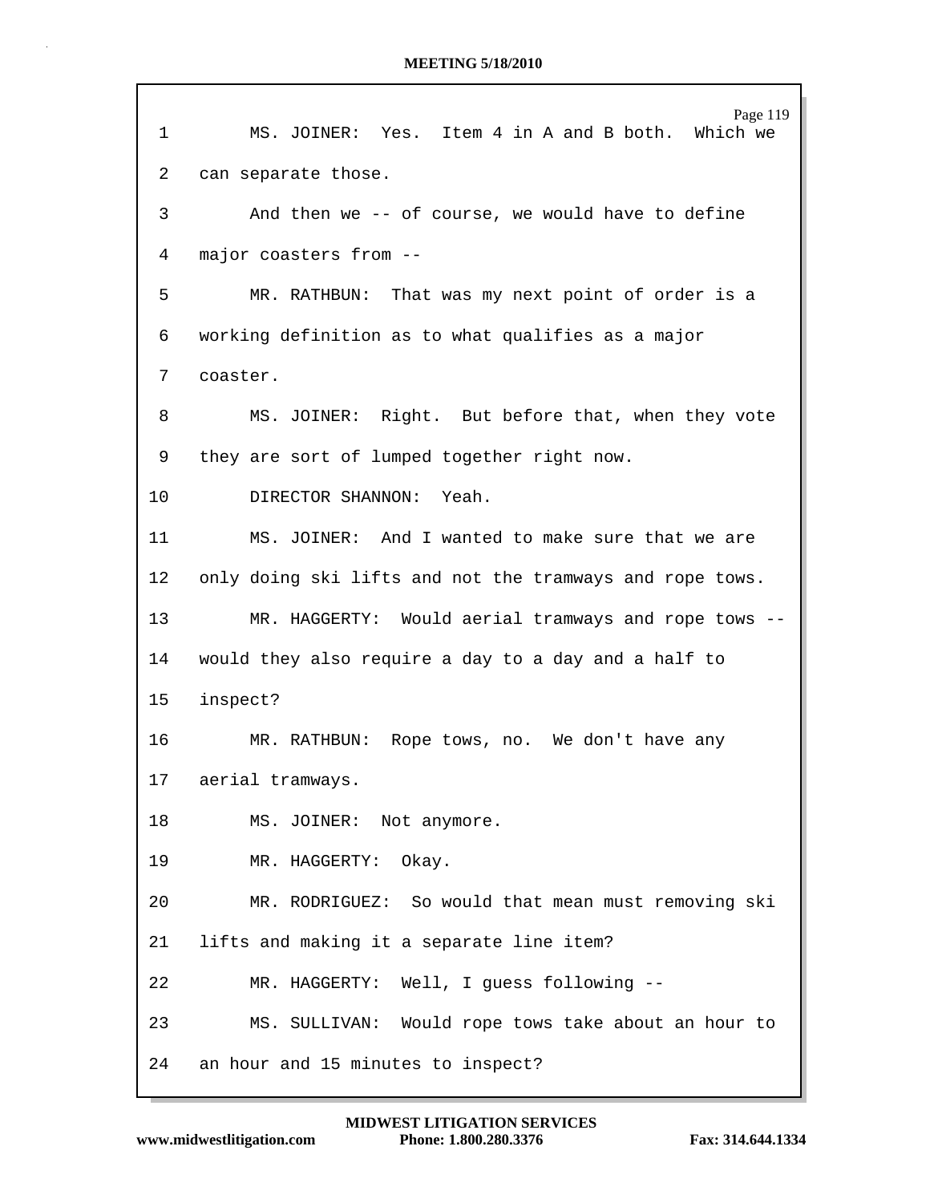1 MS. JOINER: Yes. Item 4 in A and B both. Which we

2 can separate those.

3 And then we -- of course, we would have to define

4 major coasters from --

5 MR. RATHBUN: That was my next point of order is a

6 working definition as to what qualifies as a major

7 coaster.

8 MS. JOINER: Right. But before that, when they vote

9 they are sort of lumped together right now.

10 DIRECTOR SHANNON: Yeah.

11 MS. JOINER: And I wanted to make sure that we are

12 only doing ski lifts and not the tramways and rope tows.

13 MR. HAGGERTY: Would aerial tramways and rope tows --

14 would they also require a day to a day and a half to

15 inspect?

16 MR. RATHBUN: Rope tows, no. We don't have any

17 aerial tramways.

18 MS. JOINER: Not anymore.

19 MR. HAGGERTY: Okay.

20 MR. RODRIGUEZ: So would that mean must removing ski

21 lifts and making it a separate line item?

22 MR. HAGGERTY: Well, I guess following --

23 MS. SULLIVAN: Would rope tows take about an hour to

24 an hour and 15 minutes to inspect?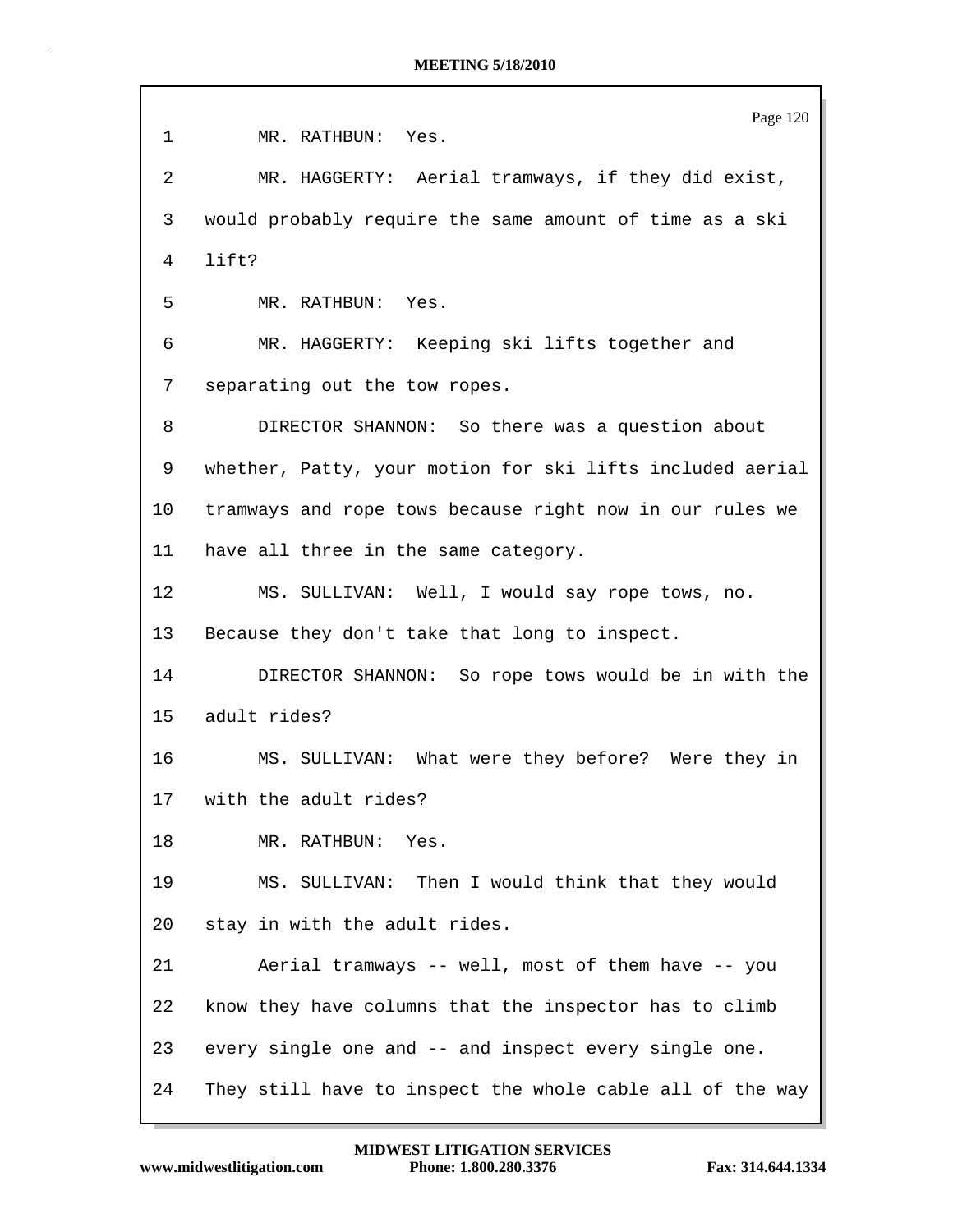1 MR. RATHBUN: Yes.

2 MR. HAGGERTY: Aerial tramways, if they did exist,

3 would probably require the same amount of time as a ski

4 lift?

5 MR. RATHBUN: Yes.

6 MR. HAGGERTY: Keeping ski lifts together and

7 separating out the tow ropes.

8 DIRECTOR SHANNON: So there was a question about

9 whether, Patty, your motion for ski lifts included aerial

10 tramways and rope tows because right now in our rules we

11 have all three in the same category.

12 MS. SULLIVAN: Well, I would say rope tows, no.

13 Because they don't take that long to inspect.

14 DIRECTOR SHANNON: So rope tows would be in with the

15 adult rides?

16 MS. SULLIVAN: What were they before? Were they in

17 with the adult rides?

18 MR. RATHBUN: Yes.

19 MS. SULLIVAN: Then I would think that they would

20 stay in with the adult rides.

21 Aerial tramways -- well, most of them have -- you

22 know they have columns that the inspector has to climb

23 every single one and -- and inspect every single one.

24 They still have to inspect the whole cable all of the way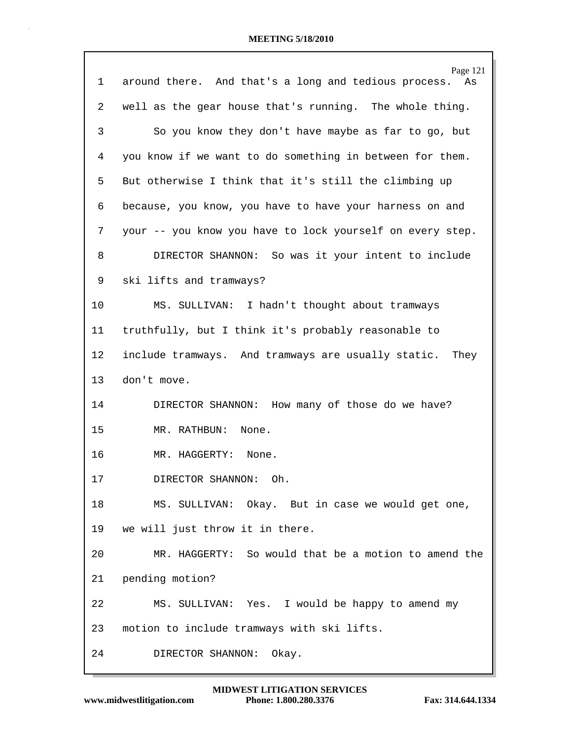1 around there. And that's a long and tedious process. As
2 well as the gear house that's running. The whole thing.
3 So you know they don't have maybe as far to go, but
4 you know if we want to do something in between for them.
5 But otherwise I think that it's still the climbing up
6 because, you know, you have to have your harness on and
7 your -- you know you have to lock yourself on every step.
8 DIRECTOR SHANNON: So was it your intent to include
9 ski lifts and tramways?
10 MS. SULLIVAN: I hadn't thought about tramways
11 truthfully, but I think it's probably reasonable to
12 include tramways. And tramways are usually static. They
13 don't move.
14 DIRECTOR SHANNON: How many of those do we have?
15 MR. RATHBUN: None.
16 MR. HAGGERTY: None.
17 DIRECTOR SHANNON: Oh.
18 MS. SULLIVAN: Okay. But in case we would get one,
19 we will just throw it in there.
20 MR. HAGGERTY: So would that be a motion to amend the
21 pending motion?
22 MS. SULLIVAN: Yes. I would be happy to amend my
23 motion to include tramways with ski lifts.
24 DIRECTOR SHANNON: Okay.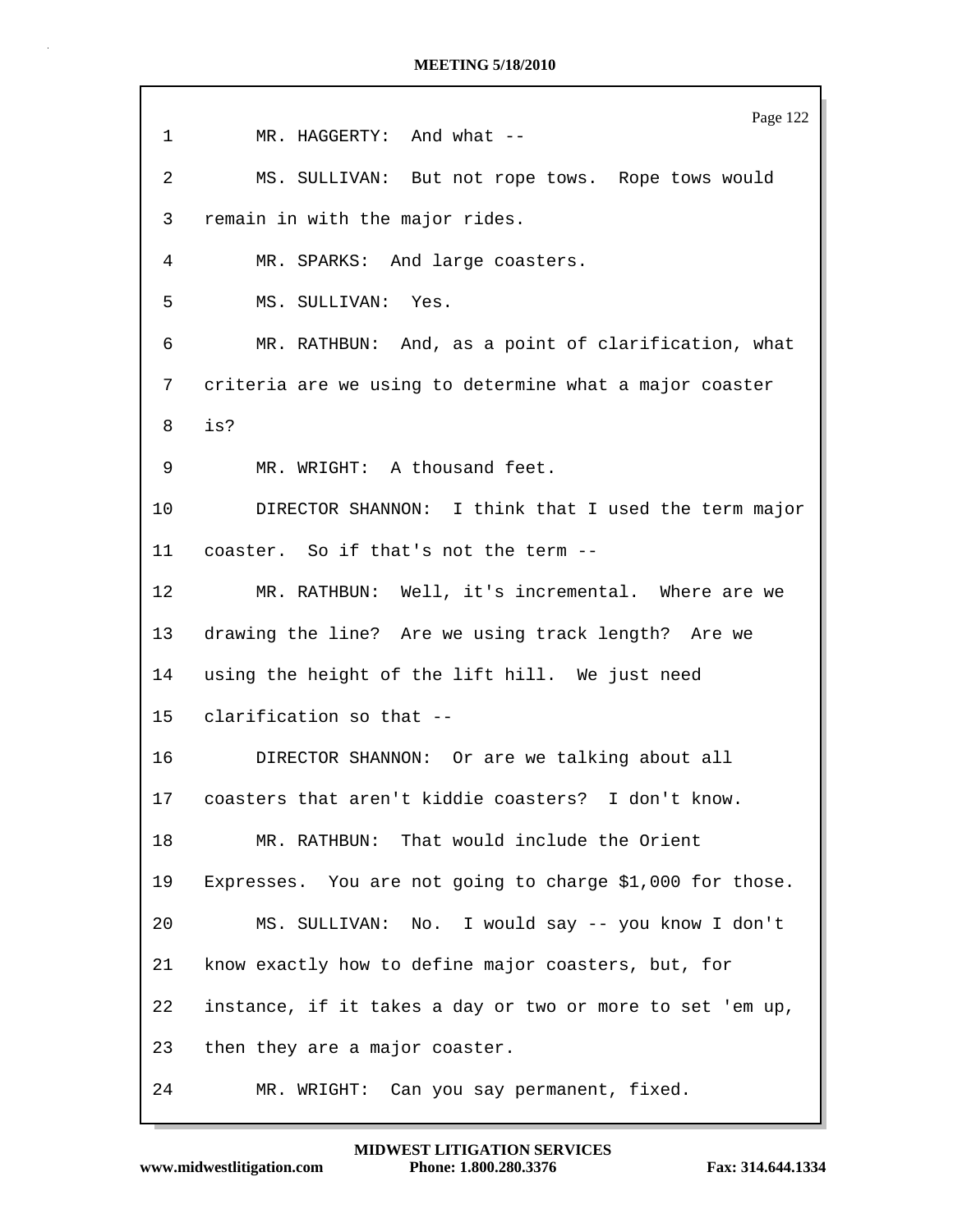1 MR. HAGGERTY: And what --

2 MS. SULLIVAN: But not rope tows. Rope tows would

3 remain in with the major rides.

4 MR. SPARKS: And large coasters.

5 MS. SULLIVAN: Yes.

6 MR. RATHBUN: And, as a point of clarification, what

7 criteria are we using to determine what a major coaster

8 is?

9 MR. WRIGHT: A thousand feet.

10 DIRECTOR SHANNON: I think that I used the term major

11 coaster. So if that's not the term --

12 MR. RATHBUN: Well, it's incremental. Where are we

13 drawing the line? Are we using track length? Are we

14 using the height of the lift hill. We just need

15 clarification so that --

16 DIRECTOR SHANNON: Or are we talking about all

17 coasters that aren't kiddie coasters? I don't know.

18 MR. RATHBUN: That would include the Orient

19 Expresses. You are not going to charge $1,000 for those.

20 MS. SULLIVAN: No. I would say -- you know I don't

21 know exactly how to define major coasters, but, for

22 instance, if it takes a day or two or more to set 'em up,

23 then they are a major coaster.

24 MR. WRIGHT: Can you say permanent, fixed.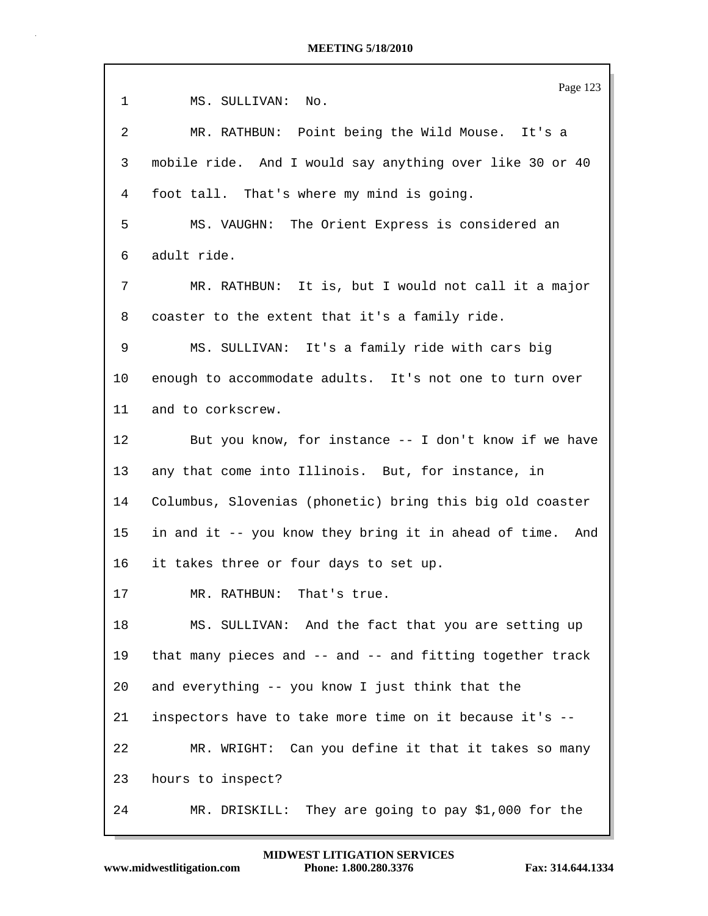1 MS. SULLIVAN: No.

2 MR. RATHBUN: Point being the Wild Mouse. It's a

3 mobile ride. And I would say anything over like 30 or 40

4 foot tall. That's where my mind is going.

5 MS. VAUGHN: The Orient Express is considered an

6 adult ride.

7 MR. RATHBUN: It is, but I would not call it a major

8 coaster to the extent that it's a family ride.

9 MS. SULLIVAN: It's a family ride with cars big

10 enough to accommodate adults. It's not one to turn over

11 and to corkscrew.

12 But you know, for instance -- I don't know if we have

13 any that come into Illinois. But, for instance, in

14 Columbus, Slovenias (phonetic) bring this big old coaster

15 in and it -- you know they bring it in ahead of time. And

16 it takes three or four days to set up.

17 MR. RATHBUN: That's true.

18 MS. SULLIVAN: And the fact that you are setting up

19 that many pieces and -- and -- and fitting together track

20 and everything -- you know I just think that the

21 inspectors have to take more time on it because it's --

22 MR. WRIGHT: Can you define it that it takes so many

23 hours to inspect?

24 MR. DRISKILL: They are going to pay $1,000 for the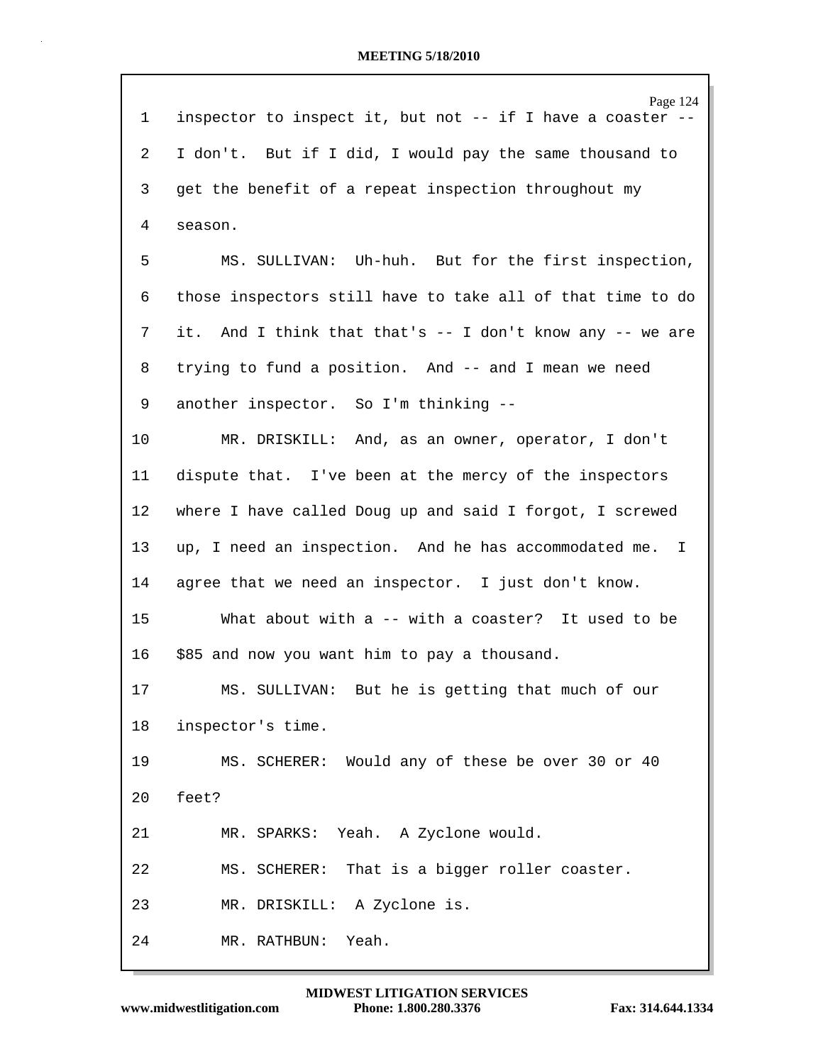inspector to inspect it, but not -- if I have a coaster -- I don't. But if I did, I would pay the same thousand to get the benefit of a repeat inspection throughout my season.

MS. SULLIVAN: Uh-huh. But for the first inspection, those inspectors still have to take all of that time to do it. And I think that that's -- I don't know any -- we are trying to fund a position. And -- and I mean we need another inspector. So I'm thinking --

MR. DRISKILL: And, as an owner, operator, I don't dispute that. I've been at the mercy of the inspectors where I have called Doug up and said I forgot, I screwed up, I need an inspection. And he has accommodated me. I agree that we need an inspector. I just don't know.

What about with a -- with a coaster? It used to be $85 and now you want him to pay a thousand.

MS. SULLIVAN: But he is getting that much of our inspector's time.

MS. SCHERER: Would any of these be over 30 or 40 feet?

MR. SPARKS: Yeah. A Zyclone would.

MS. SCHERER: That is a bigger roller coaster.

MR. DRISKILL: A Zyclone is.

MR. RATHBUN: Yeah.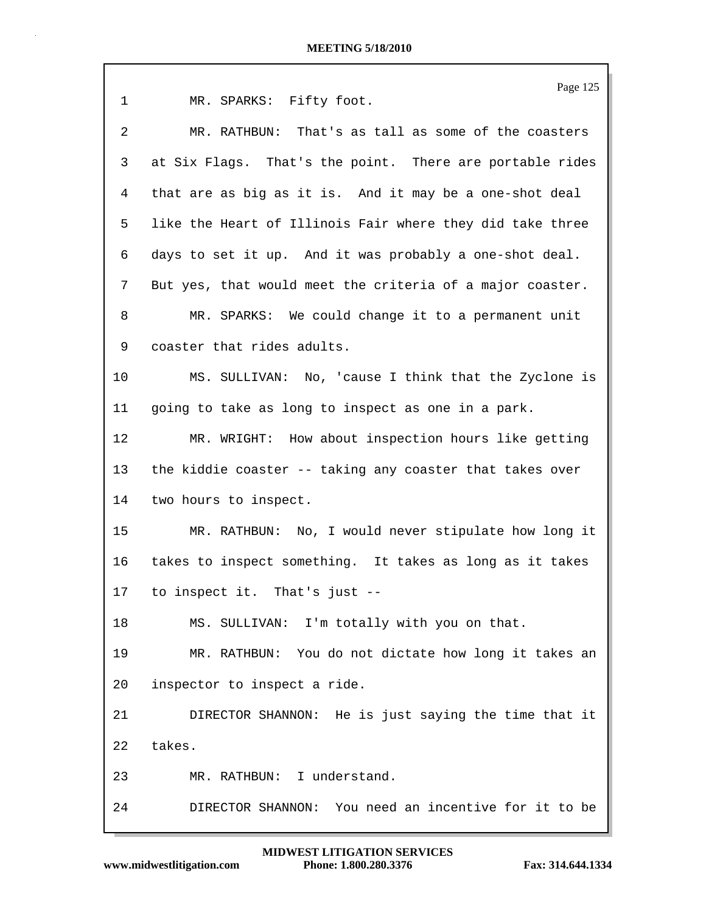1 MR. SPARKS: Fifty foot.

2 MR. RATHBUN: That's as tall as some of the coasters

3 at Six Flags. That's the point. There are portable rides

4 that are as big as it is. And it may be a one-shot deal

5 like the Heart of Illinois Fair where they did take three

6 days to set it up. And it was probably a one-shot deal.

7 But yes, that would meet the criteria of a major coaster.

8 MR. SPARKS: We could change it to a permanent unit

9 coaster that rides adults.

10 MS. SULLIVAN: No, 'cause I think that the Zyclone is

11 going to take as long to inspect as one in a park.

12 MR. WRIGHT: How about inspection hours like getting

13 the kiddie coaster -- taking any coaster that takes over

14 two hours to inspect.

15 MR. RATHBUN: No, I would never stipulate how long it

16 takes to inspect something. It takes as long as it takes

17 to inspect it. That's just --

18 MS. SULLIVAN: I'm totally with you on that.

19 MR. RATHBUN: You do not dictate how long it takes an

20 inspector to inspect a ride.

21 DIRECTOR SHANNON: He is just saying the time that it

22 takes.

23 MR. RATHBUN: I understand.

24 DIRECTOR SHANNON: You need an incentive for it to be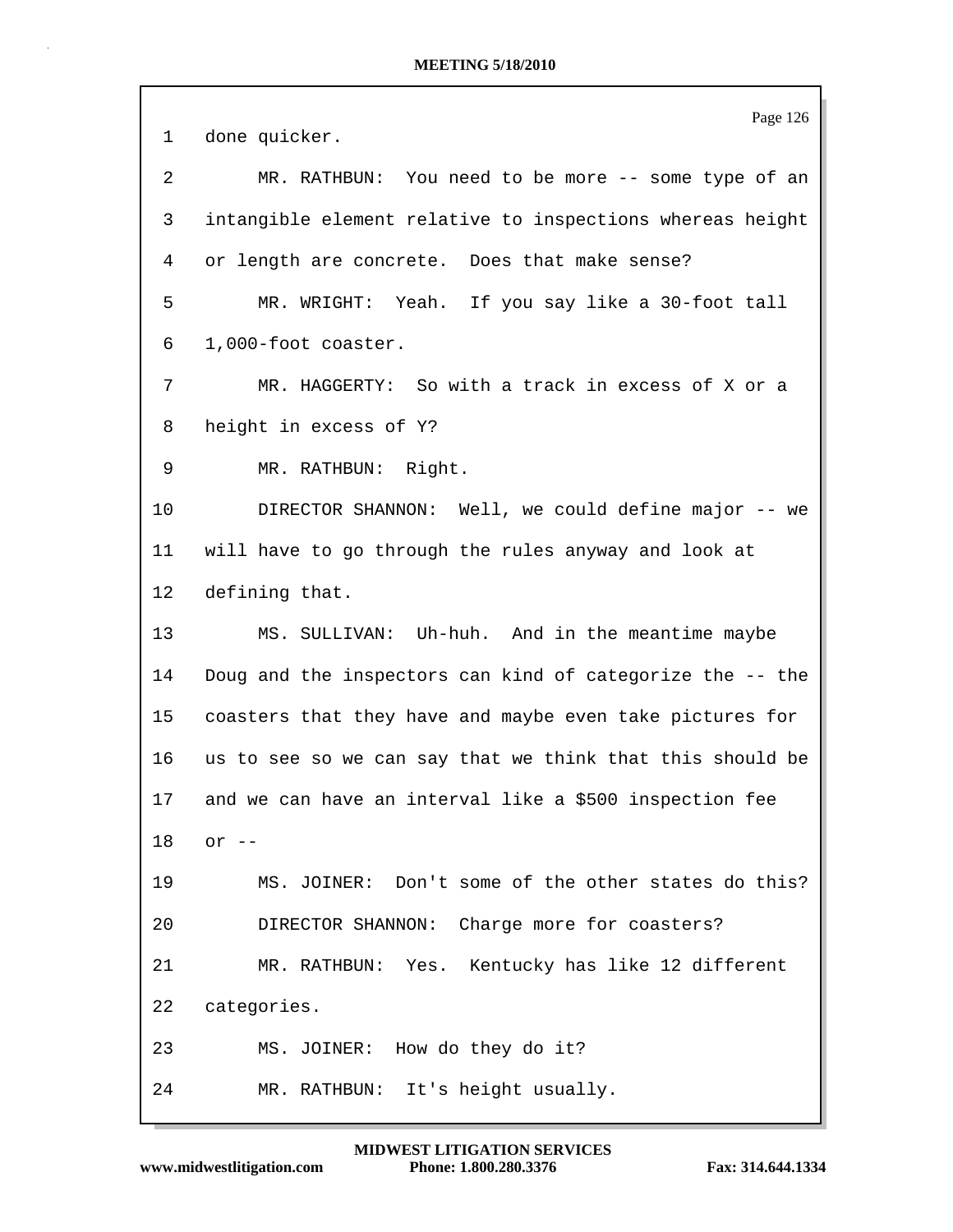1 done quicker.

2 MR. RATHBUN: You need to be more -- some type of an

3 intangible element relative to inspections whereas height

4 or length are concrete. Does that make sense?

5 MR. WRIGHT: Yeah. If you say like a 30-foot tall

6 1,000-foot coaster.

7 MR. HAGGERTY: So with a track in excess of X or a

8 height in excess of Y?

9 MR. RATHBUN: Right.

10 DIRECTOR SHANNON: Well, we could define major -- we

11 will have to go through the rules anyway and look at

12 defining that.

13 MS. SULLIVAN: Uh-huh. And in the meantime maybe

14 Doug and the inspectors can kind of categorize the -- the

15 coasters that they have and maybe even take pictures for

16 us to see so we can say that we think that this should be

17 and we can have an interval like a $500 inspection fee

18 or --

19 MS. JOINER: Don't some of the other states do this?

20 DIRECTOR SHANNON: Charge more for coasters?

21 MR. RATHBUN: Yes. Kentucky has like 12 different

22 categories.

23 MS. JOINER: How do they do it?

24 MR. RATHBUN: It's height usually.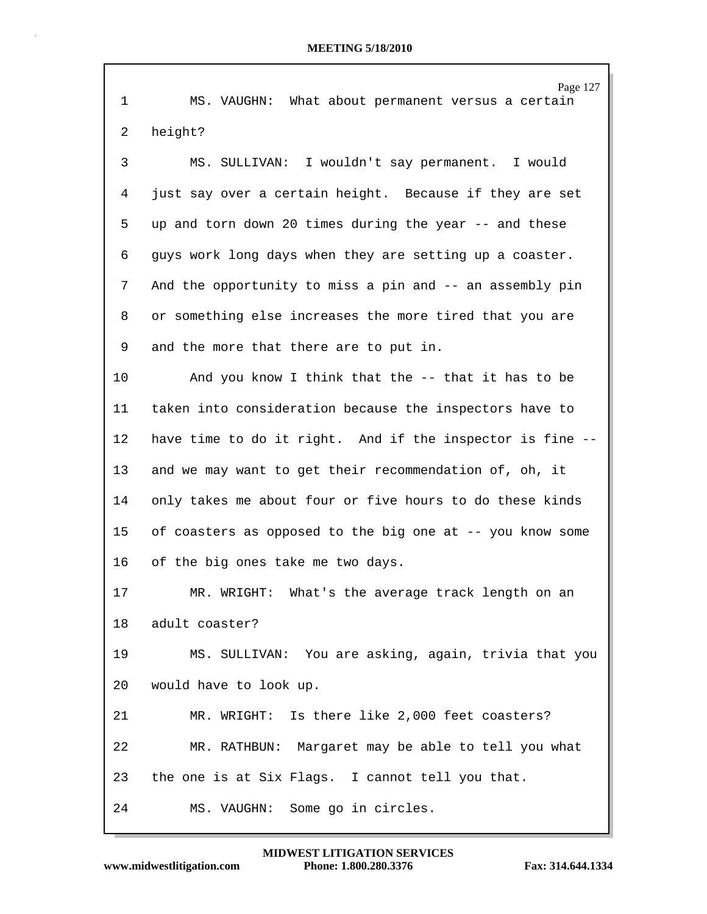MS. VAUGHN: What about permanent versus a certain height?

MS. SULLIVAN: I wouldn't say permanent. I would just say over a certain height. Because if they are set up and torn down 20 times during the year -- and these guys work long days when they are setting up a coaster. And the opportunity to miss a pin and -- an assembly pin or something else increases the more tired that you are and the more that there are to put in.

And you know I think that the -- that it has to be taken into consideration because the inspectors have to have time to do it right. And if the inspector is fine -- and we may want to get their recommendation of, oh, it only takes me about four or five hours to do these kinds of coasters as opposed to the big one at -- you know some of the big ones take me two days.

MR. WRIGHT: What's the average track length on an adult coaster?

MS. SULLIVAN: You are asking, again, trivia that you would have to look up.

MR. WRIGHT: Is there like 2,000 feet coasters?

MR. RATHBUN: Margaret may be able to tell you what the one is at Six Flags. I cannot tell you that.

MS. VAUGHN: Some go in circles.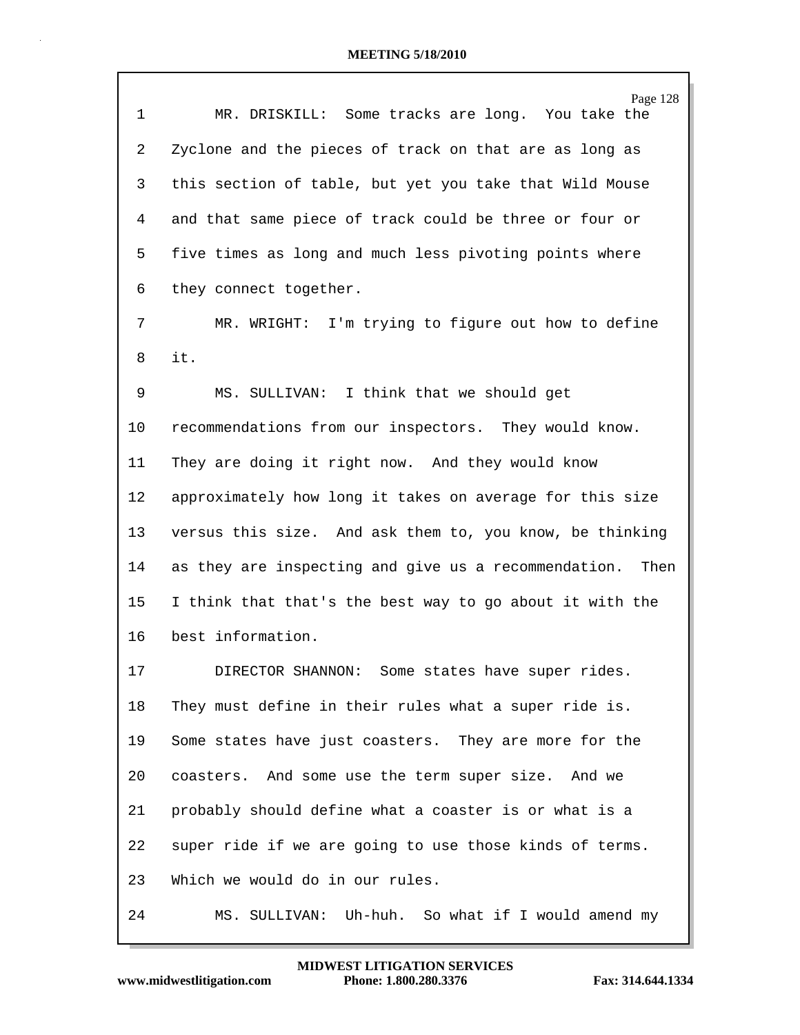1 MR. DRISKILL: Some tracks are long. You take the
2 Zyclone and the pieces of track on that are as long as
3 this section of table, but yet you take that Wild Mouse
4 and that same piece of track could be three or four or
5 five times as long and much less pivoting points where
6 they connect together.
7 MR. WRIGHT: I'm trying to figure out how to define
8 it.
9 MS. SULLIVAN: I think that we should get
10 recommendations from our inspectors. They would know.
11 They are doing it right now. And they would know
12 approximately how long it takes on average for this size
13 versus this size. And ask them to, you know, be thinking
14 as they are inspecting and give us a recommendation. Then
15 I think that that's the best way to go about it with the
16 best information.
17 DIRECTOR SHANNON: Some states have super rides.
18 They must define in their rules what a super ride is.
19 Some states have just coasters. They are more for the
20 coasters. And some use the term super size. And we
21 probably should define what a coaster is or what is a
22 super ride if we are going to use those kinds of terms.
23 Which we would do in our rules.
24 MS. SULLIVAN: Uh-huh. So what if I would amend my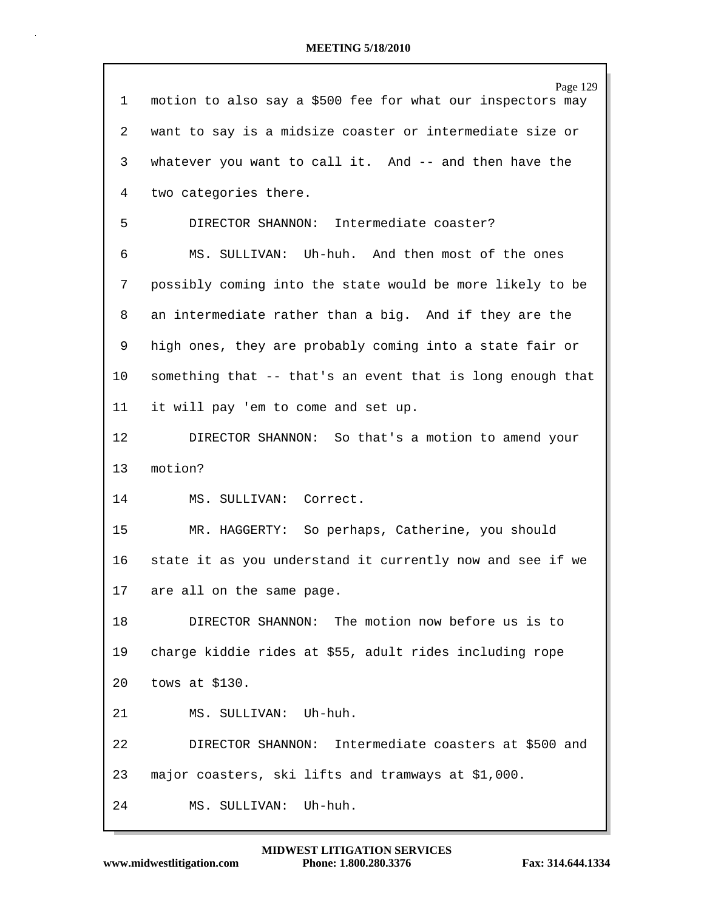1 motion to also say a $500 fee for what our inspectors may

2 want to say is a midsize coaster or intermediate size or

3 whatever you want to call it. And -- and then have the

4 two categories there.

5 DIRECTOR SHANNON: Intermediate coaster?

6 MS. SULLIVAN: Uh-huh. And then most of the ones

7 possibly coming into the state would be more likely to be

8 an intermediate rather than a big. And if they are the

9 high ones, they are probably coming into a state fair or

10 something that -- that's an event that is long enough that

11 it will pay 'em to come and set up.

12 DIRECTOR SHANNON: So that's a motion to amend your

13 motion?

14 MS. SULLIVAN: Correct.

15 MR. HAGGERTY: So perhaps, Catherine, you should

16 state it as you understand it currently now and see if we

17 are all on the same page.

18 DIRECTOR SHANNON: The motion now before us is to

19 charge kiddie rides at $55, adult rides including rope

20 tows at $130.

21 MS. SULLIVAN: Uh-huh.

22 DIRECTOR SHANNON: Intermediate coasters at $500 and

23 major coasters, ski lifts and tramways at $1,000.

24 MS. SULLIVAN: Uh-huh.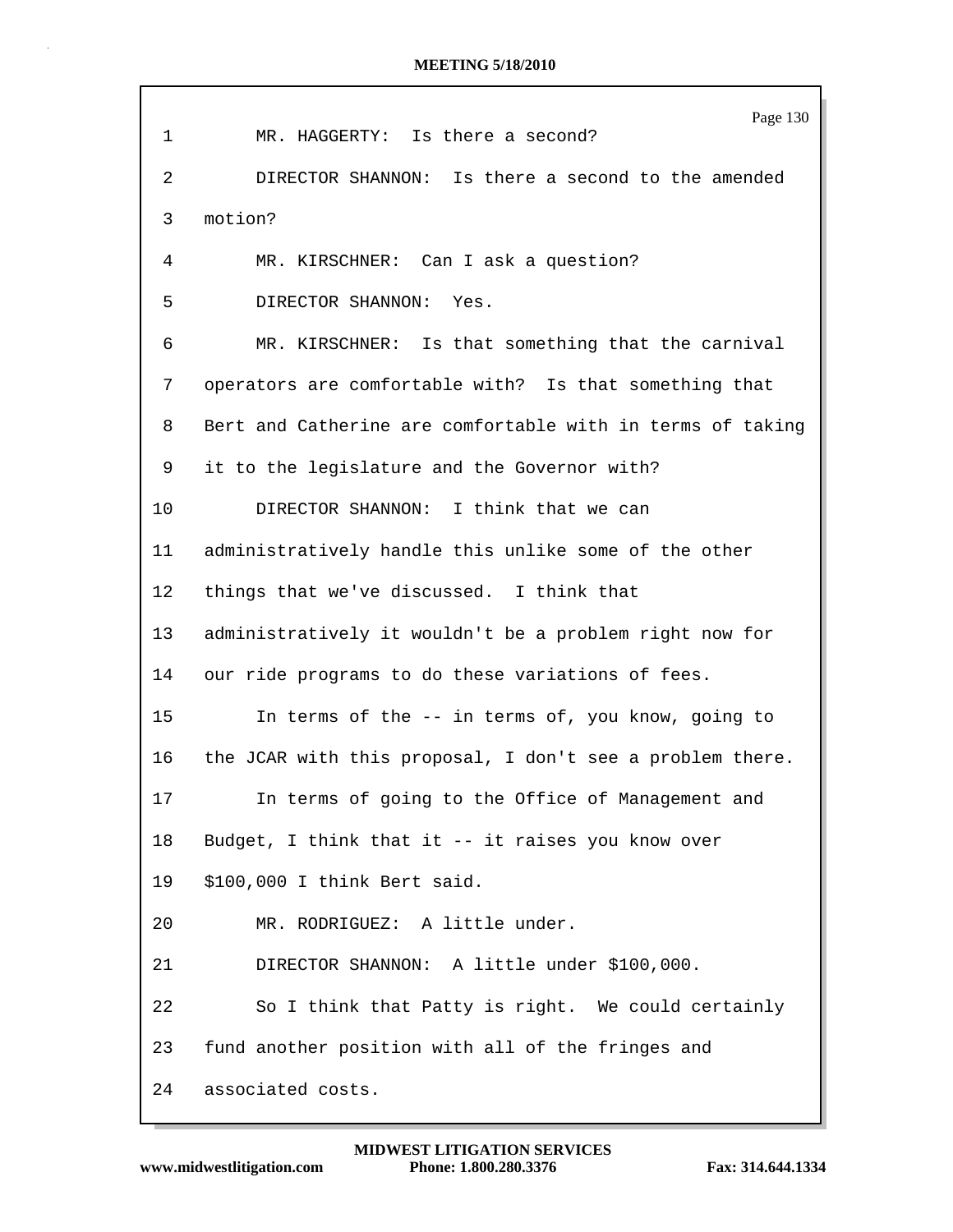1 MR. HAGGERTY: Is there a second?

2 DIRECTOR SHANNON: Is there a second to the amended

3 motion?

4 MR. KIRSCHNER: Can I ask a question?

5 DIRECTOR SHANNON: Yes.

6 MR. KIRSCHNER: Is that something that the carnival

7 operators are comfortable with? Is that something that

8 Bert and Catherine are comfortable with in terms of taking

9 it to the legislature and the Governor with?

10 DIRECTOR SHANNON: I think that we can

11 administratively handle this unlike some of the other

12 things that we've discussed. I think that

13 administratively it wouldn't be a problem right now for

14 our ride programs to do these variations of fees.

15 In terms of the -- in terms of, you know, going to

16 the JCAR with this proposal, I don't see a problem there.

17 In terms of going to the Office of Management and

18 Budget, I think that it -- it raises you know over

19 $100,000 I think Bert said.

20 MR. RODRIGUEZ: A little under.

21 DIRECTOR SHANNON: A little under $100,000.

22 So I think that Patty is right. We could certainly

23 fund another position with all of the fringes and

24 associated costs.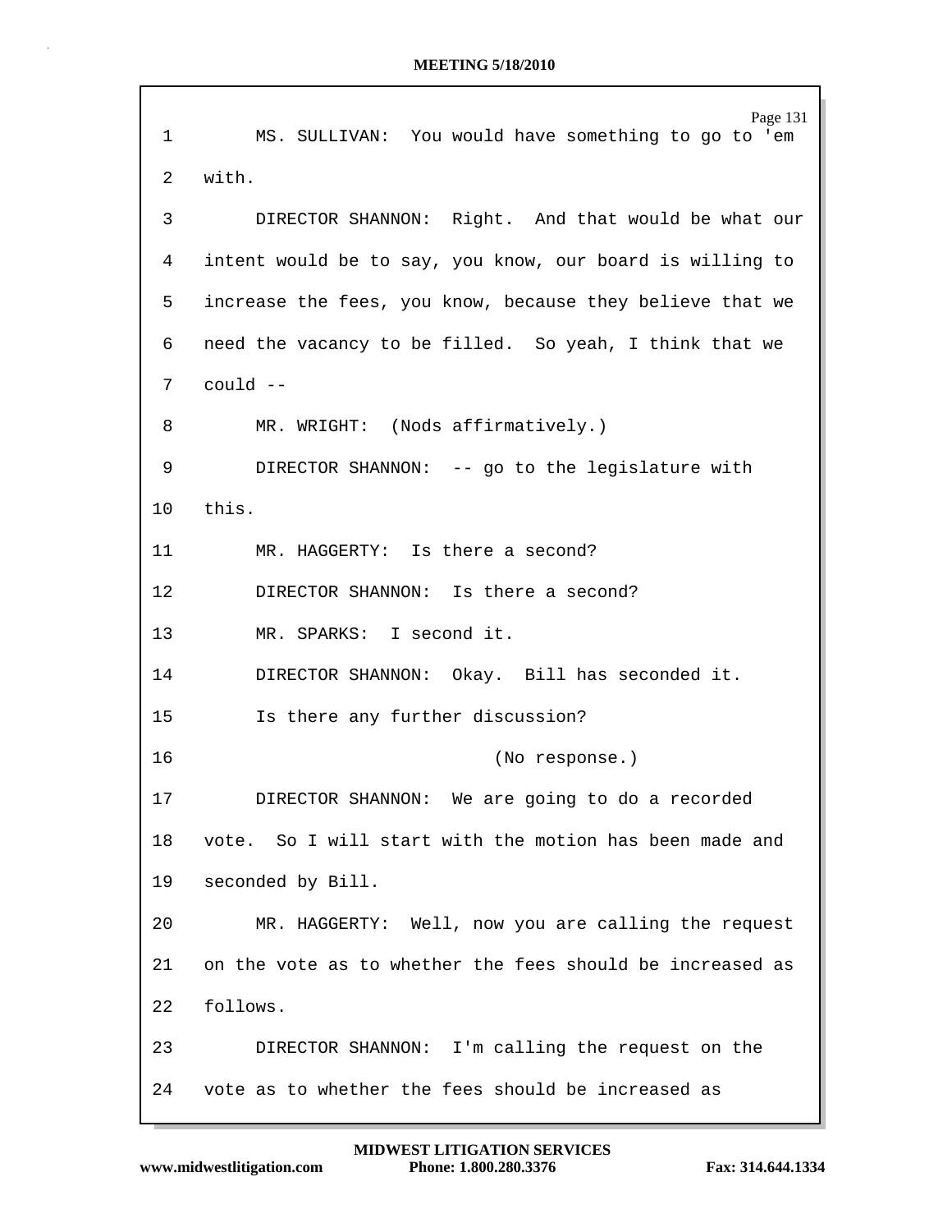1 MS. SULLIVAN: You would have something to go to 'em

2 with.

3 DIRECTOR SHANNON: Right. And that would be what our

4 intent would be to say, you know, our board is willing to

5 increase the fees, you know, because they believe that we

6 need the vacancy to be filled. So yeah, I think that we

7 could --

8 MR. WRIGHT: (Nods affirmatively.)

9 DIRECTOR SHANNON: -- go to the legislature with

10 this.

11 MR. HAGGERTY: Is there a second?

12 DIRECTOR SHANNON: Is there a second?

13 MR. SPARKS: I second it.

14 DIRECTOR SHANNON: Okay. Bill has seconded it.

15 Is there any further discussion?

16 (No response.)

17 DIRECTOR SHANNON: We are going to do a recorded

18 vote. So I will start with the motion has been made and

19 seconded by Bill.

20 MR. HAGGERTY: Well, now you are calling the request

21 on the vote as to whether the fees should be increased as

22 follows.

23 DIRECTOR SHANNON: I'm calling the request on the

24 vote as to whether the fees should be increased as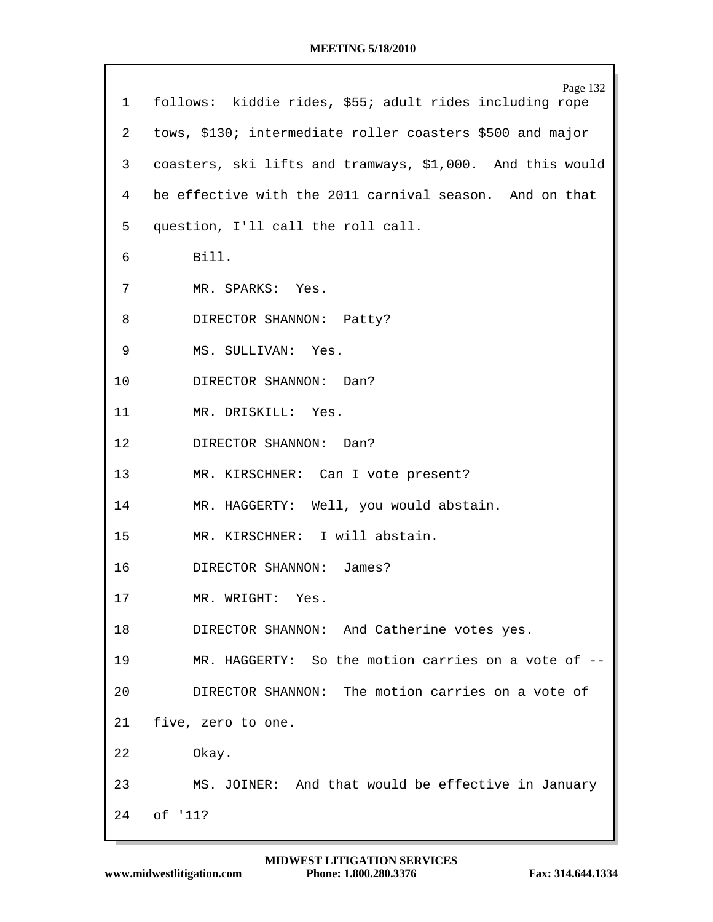follows: kiddie rides, $55; adult rides including rope tows, $130; intermediate roller coasters $500 and major coasters, ski lifts and tramways, $1,000. And this would be effective with the 2011 carnival season. And on that question, I'll call the roll call.

Bill.

MR. SPARKS: Yes.

DIRECTOR SHANNON: Patty?

MS. SULLIVAN: Yes.

DIRECTOR SHANNON: Dan?

MR. DRISKILL: Yes.

DIRECTOR SHANNON: Dan?

MR. KIRSCHNER: Can I vote present?

MR. HAGGERTY: Well, you would abstain.

MR. KIRSCHNER: I will abstain.

DIRECTOR SHANNON: James?

MR. WRIGHT: Yes.

DIRECTOR SHANNON: And Catherine votes yes.

MR. HAGGERTY: So the motion carries on a vote of --

DIRECTOR SHANNON: The motion carries on a vote of five, zero to one.

Okay.

MS. JOINER: And that would be effective in January of '11?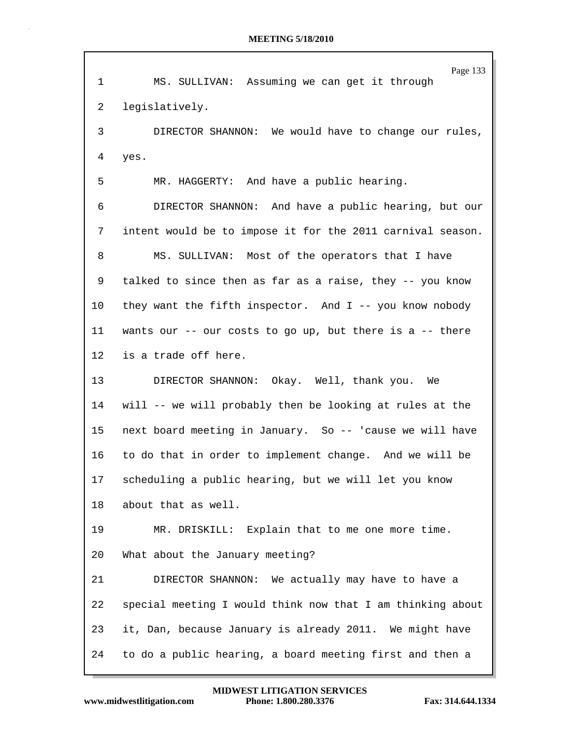1 MS. SULLIVAN: Assuming we can get it through

2 legislatively.

3 DIRECTOR SHANNON: We would have to change our rules,

4 yes.

5 MR. HAGGERTY: And have a public hearing.

6 DIRECTOR SHANNON: And have a public hearing, but our

7 intent would be to impose it for the 2011 carnival season.

8 MS. SULLIVAN: Most of the operators that I have

9 talked to since then as far as a raise, they -- you know

10 they want the fifth inspector. And I -- you know nobody

11 wants our -- our costs to go up, but there is a -- there

12 is a trade off here.

13 DIRECTOR SHANNON: Okay. Well, thank you. We

14 will -- we will probably then be looking at rules at the

15 next board meeting in January. So -- 'cause we will have

16 to do that in order to implement change. And we will be

17 scheduling a public hearing, but we will let you know

18 about that as well.

19 MR. DRISKILL: Explain that to me one more time.

20 What about the January meeting?

21 DIRECTOR SHANNON: We actually may have to have a

22 special meeting I would think now that I am thinking about

23 it, Dan, because January is already 2011. We might have

24 to do a public hearing, a board meeting first and then a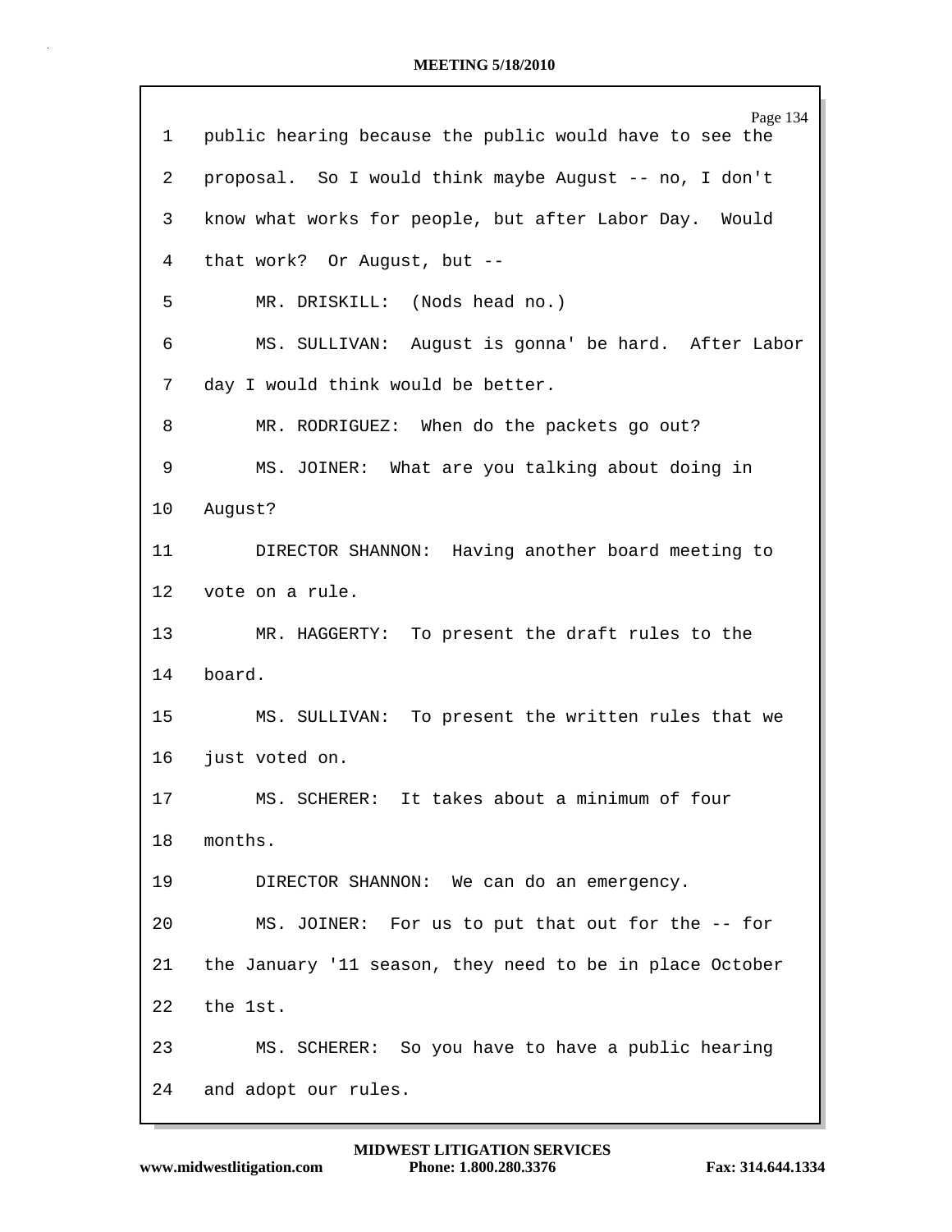1 public hearing because the public would have to see the

2 proposal. So I would think maybe August -- no, I don't

3 know what works for people, but after Labor Day. Would

4 that work? Or August, but --

5 MR. DRISKILL: (Nods head no.)

6 MS. SULLIVAN: August is gonna' be hard. After Labor

7 day I would think would be better.

8 MR. RODRIGUEZ: When do the packets go out?

9 MS. JOINER: What are you talking about doing in

10 August?

11 DIRECTOR SHANNON: Having another board meeting to

12 vote on a rule.

13 MR. HAGGERTY: To present the draft rules to the

14 board.

15 MS. SULLIVAN: To present the written rules that we

16 just voted on.

17 MS. SCHERER: It takes about a minimum of four

18 months.

19 DIRECTOR SHANNON: We can do an emergency.

20 MS. JOINER: For us to put that out for the -- for

21 the January '11 season, they need to be in place October

22 the 1st.

23 MS. SCHERER: So you have to have a public hearing

24 and adopt our rules.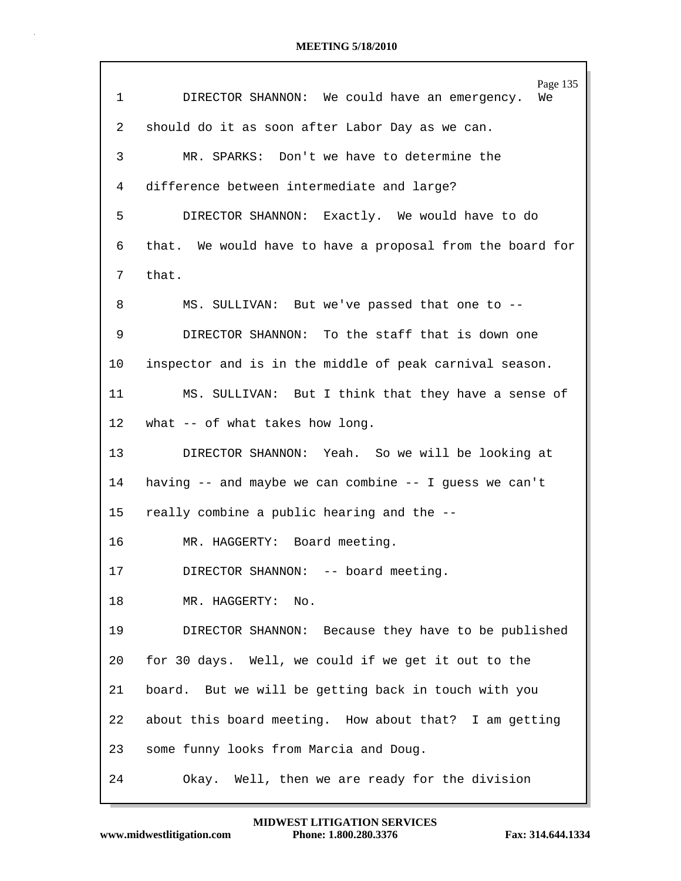1 DIRECTOR SHANNON: We could have an emergency. We
2 should do it as soon after Labor Day as we can.
3 MR. SPARKS: Don't we have to determine the
4 difference between intermediate and large?
5 DIRECTOR SHANNON: Exactly. We would have to do
6 that. We would have to have a proposal from the board for
7 that.
8 MS. SULLIVAN: But we've passed that one to --
9 DIRECTOR SHANNON: To the staff that is down one
10 inspector and is in the middle of peak carnival season.
11 MS. SULLIVAN: But I think that they have a sense of
12 what -- of what takes how long.
13 DIRECTOR SHANNON: Yeah. So we will be looking at
14 having -- and maybe we can combine -- I guess we can't
15 really combine a public hearing and the --
16 MR. HAGGERTY: Board meeting.
17 DIRECTOR SHANNON: -- board meeting.
18 MR. HAGGERTY: No.
19 DIRECTOR SHANNON: Because they have to be published
20 for 30 days. Well, we could if we get it out to the
21 board. But we will be getting back in touch with you
22 about this board meeting. How about that? I am getting
23 some funny looks from Marcia and Doug.
24 Okay. Well, then we are ready for the division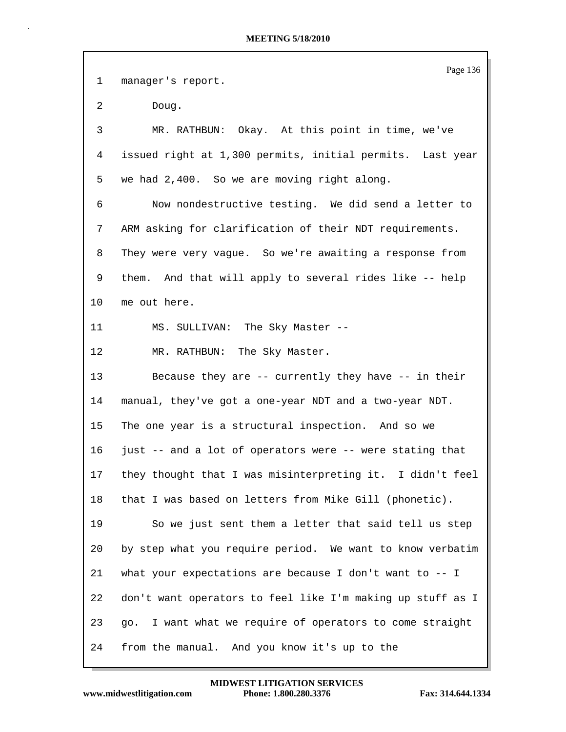1 manager's report.

2 Doug.

3 MR. RATHBUN: Okay. At this point in time, we've

4 issued right at 1,300 permits, initial permits. Last year

5 we had 2,400. So we are moving right along.

6 Now nondestructive testing. We did send a letter to

7 ARM asking for clarification of their NDT requirements.

8 They were very vague. So we're awaiting a response from

9 them. And that will apply to several rides like -- help

10 me out here.

11 MS. SULLIVAN: The Sky Master --

12 MR. RATHBUN: The Sky Master.

13 Because they are -- currently they have -- in their

14 manual, they've got a one-year NDT and a two-year NDT.

15 The one year is a structural inspection. And so we

16 just -- and a lot of operators were -- were stating that

17 they thought that I was misinterpreting it. I didn't feel

18 that I was based on letters from Mike Gill (phonetic).

19 So we just sent them a letter that said tell us step

20 by step what you require period. We want to know verbatim

21 what your expectations are because I don't want to -- I

22 don't want operators to feel like I'm making up stuff as I

23 go. I want what we require of operators to come straight

24 from the manual. And you know it's up to the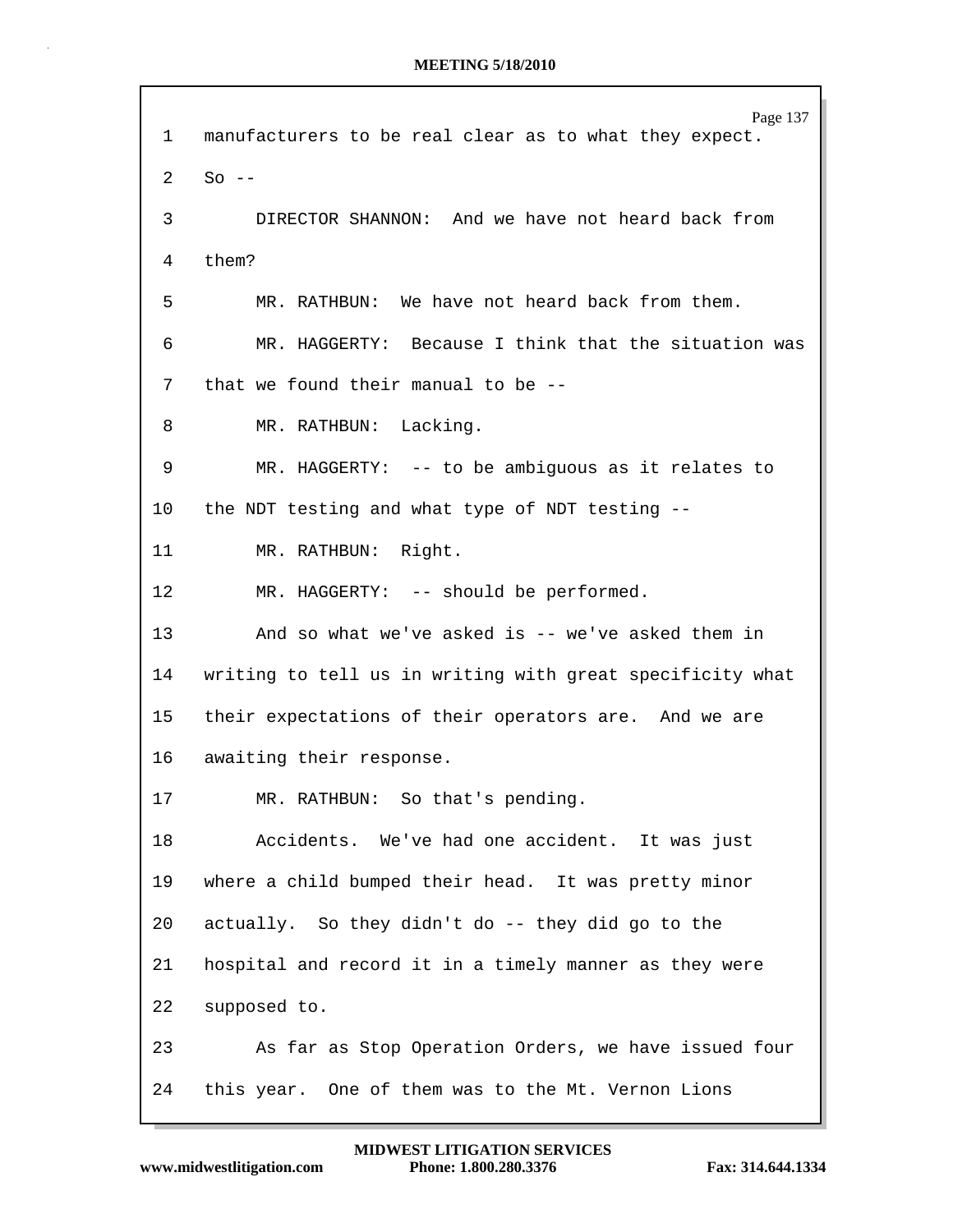1 manufacturers to be real clear as to what they expect.

2 So --

3 DIRECTOR SHANNON: And we have not heard back from

4 them?

5 MR. RATHBUN: We have not heard back from them.

6 MR. HAGGERTY: Because I think that the situation was

7 that we found their manual to be --

8 MR. RATHBUN: Lacking.

9 MR. HAGGERTY: -- to be ambiguous as it relates to

10 the NDT testing and what type of NDT testing --

11 MR. RATHBUN: Right.

12 MR. HAGGERTY: -- should be performed.

13 And so what we've asked is -- we've asked them in

14 writing to tell us in writing with great specificity what

15 their expectations of their operators are. And we are

16 awaiting their response.

17 MR. RATHBUN: So that's pending.

18 Accidents. We've had one accident. It was just

19 where a child bumped their head. It was pretty minor

20 actually. So they didn't do -- they did go to the

21 hospital and record it in a timely manner as they were

22 supposed to.

23 As far as Stop Operation Orders, we have issued four

24 this year. One of them was to the Mt. Vernon Lions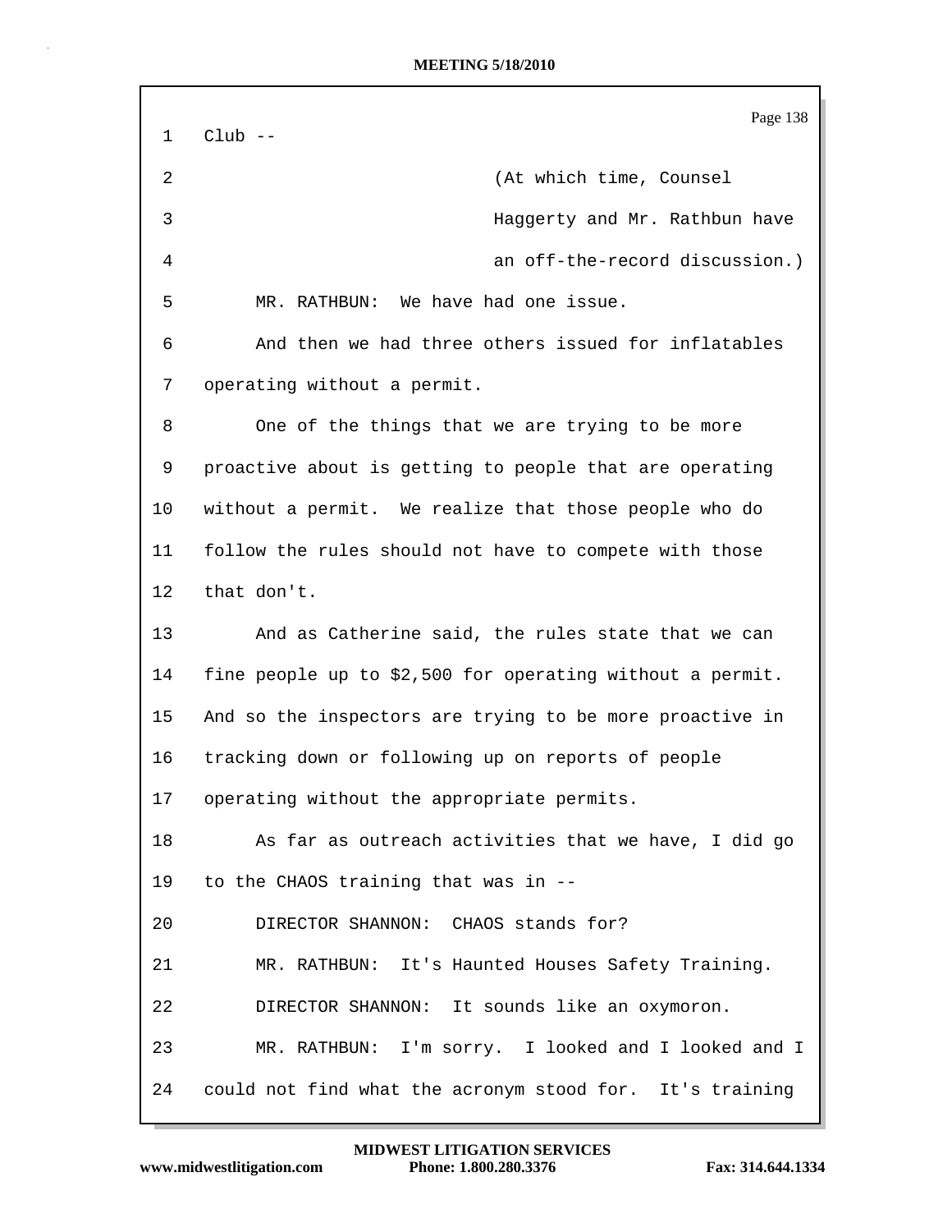1 Club --

2 (At which time, Counsel

3 Haggerty and Mr. Rathbun have

4 an off-the-record discussion.)

5 MR. RATHBUN: We have had one issue.

6 And then we had three others issued for inflatables

7 operating without a permit.

8 One of the things that we are trying to be more

9 proactive about is getting to people that are operating

10 without a permit. We realize that those people who do

11 follow the rules should not have to compete with those

12 that don't.

13 And as Catherine said, the rules state that we can

14 fine people up to $2,500 for operating without a permit.

15 And so the inspectors are trying to be more proactive in

16 tracking down or following up on reports of people

17 operating without the appropriate permits.

18 As far as outreach activities that we have, I did go

19 to the CHAOS training that was in --

20 DIRECTOR SHANNON: CHAOS stands for?

21 MR. RATHBUN: It's Haunted Houses Safety Training.

22 DIRECTOR SHANNON: It sounds like an oxymoron.

23 MR. RATHBUN: I'm sorry. I looked and I looked and I

24 could not find what the acronym stood for. It's training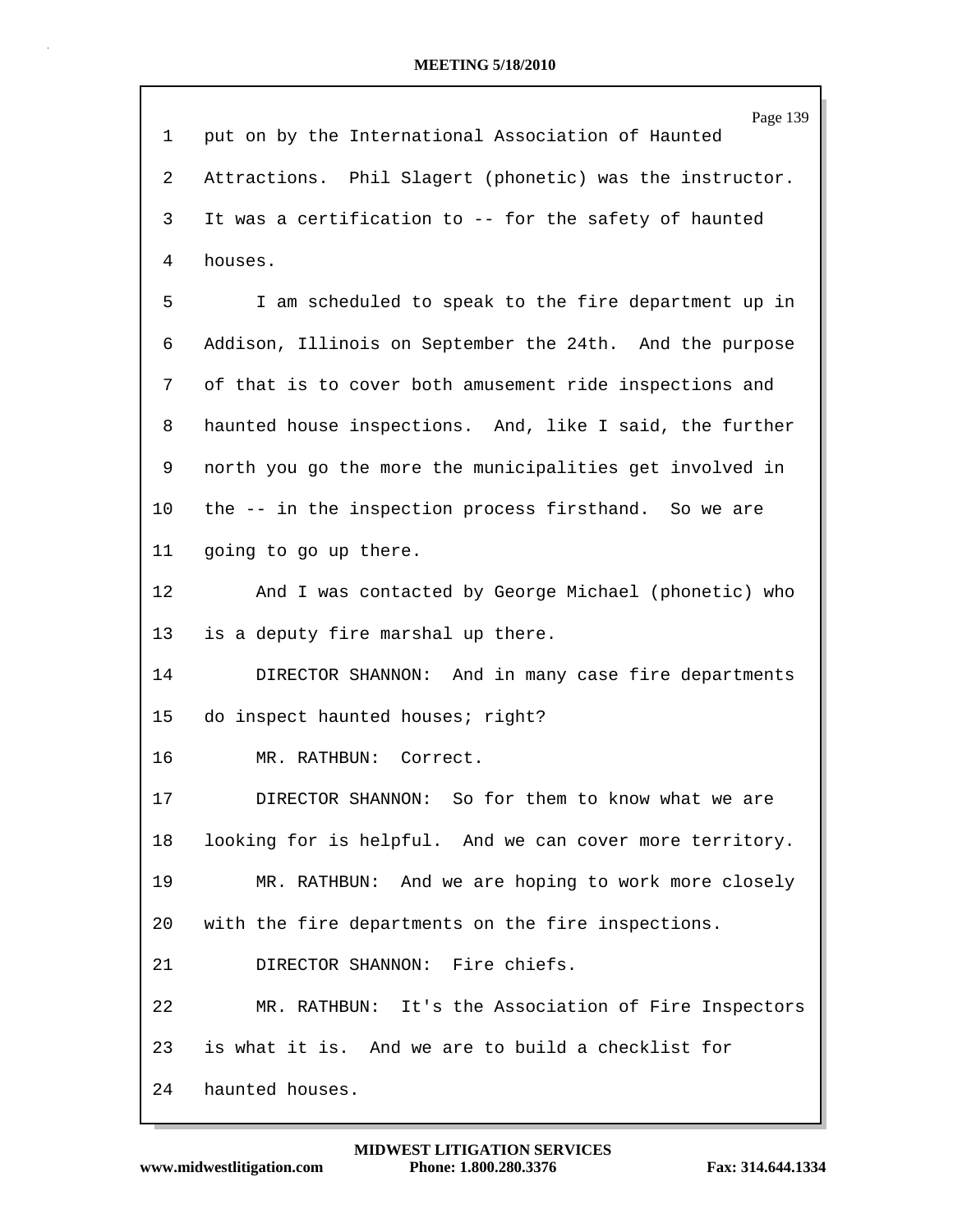put on by the International Association of Haunted Attractions. Phil Slagert (phonetic) was the instructor. It was a certification to -- for the safety of haunted houses.

I am scheduled to speak to the fire department up in Addison, Illinois on September the 24th. And the purpose of that is to cover both amusement ride inspections and haunted house inspections. And, like I said, the further north you go the more the municipalities get involved in the -- in the inspection process firsthand. So we are going to go up there.

And I was contacted by George Michael (phonetic) who is a deputy fire marshal up there.

DIRECTOR SHANNON: And in many case fire departments do inspect haunted houses; right?

MR. RATHBUN: Correct.

DIRECTOR SHANNON: So for them to know what we are looking for is helpful. And we can cover more territory.

MR. RATHBUN: And we are hoping to work more closely with the fire departments on the fire inspections.

DIRECTOR SHANNON: Fire chiefs.

MR. RATHBUN: It's the Association of Fire Inspectors is what it is. And we are to build a checklist for haunted houses.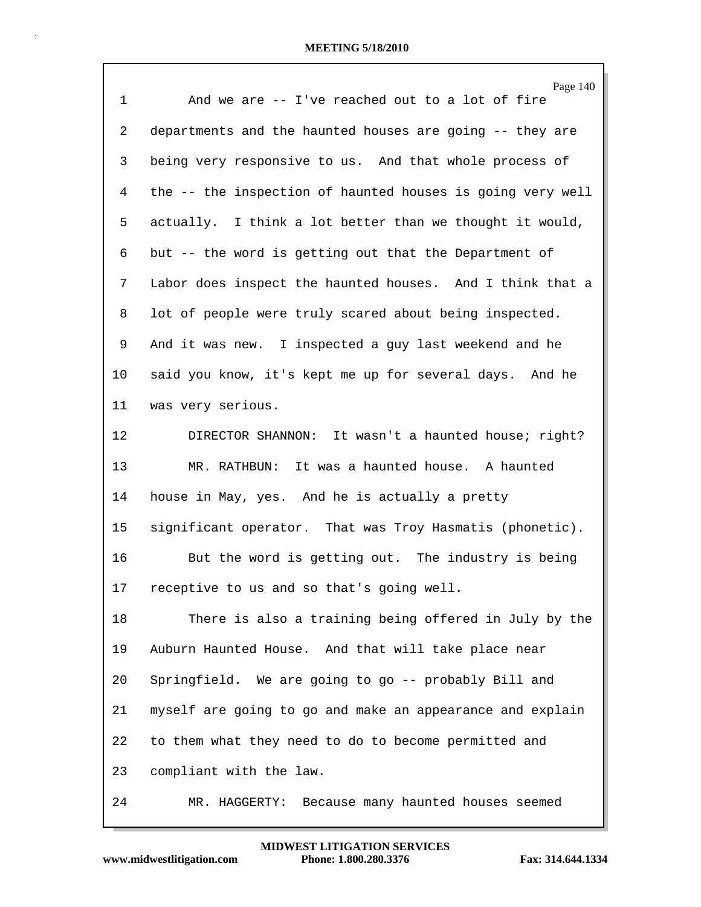1 And we are -- I've reached out to a lot of fire
2 departments and the haunted houses are going -- they are
3 being very responsive to us. And that whole process of
4 the -- the inspection of haunted houses is going very well
5 actually. I think a lot better than we thought it would,
6 but -- the word is getting out that the Department of
7 Labor does inspect the haunted houses. And I think that a
8 lot of people were truly scared about being inspected.
9 And it was new. I inspected a guy last weekend and he
10 said you know, it's kept me up for several days. And he
11 was very serious.
12 DIRECTOR SHANNON: It wasn't a haunted house; right?
13 MR. RATHBUN: It was a haunted house. A haunted
14 house in May, yes. And he is actually a pretty
15 significant operator. That was Troy Hasmatis (phonetic).
16 But the word is getting out. The industry is being
17 receptive to us and so that's going well.
18 There is also a training being offered in July by the
19 Auburn Haunted House. And that will take place near
20 Springfield. We are going to go -- probably Bill and
21 myself are going to go and make an appearance and explain
22 to them what they need to do to become permitted and
23 compliant with the law.
24 MR. HAGGERTY: Because many haunted houses seemed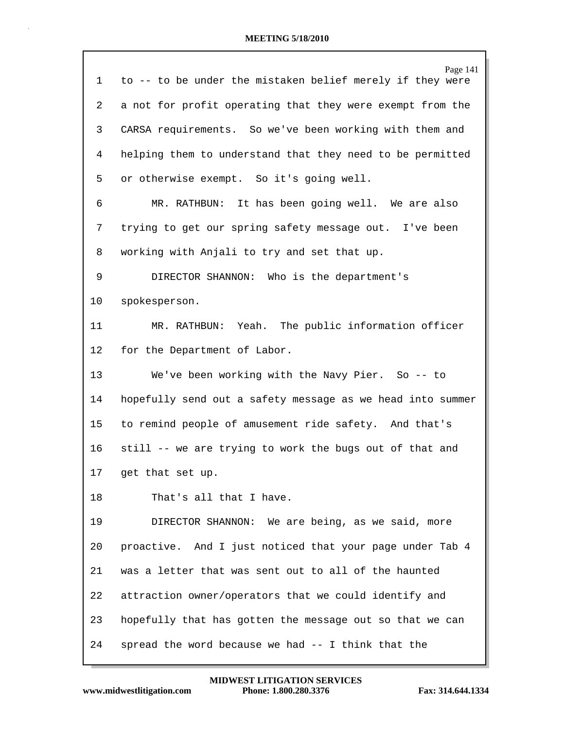1 to -- to be under the mistaken belief merely if they were

2 a not for profit operating that they were exempt from the

3 CARSA requirements. So we've been working with them and

4 helping them to understand that they need to be permitted

5 or otherwise exempt. So it's going well.

6 MR. RATHBUN: It has been going well. We are also

7 trying to get our spring safety message out. I've been

8 working with Anjali to try and set that up.

9 DIRECTOR SHANNON: Who is the department's

10 spokesperson.

11 MR. RATHBUN: Yeah. The public information officer

12 for the Department of Labor.

13 We've been working with the Navy Pier. So -- to

14 hopefully send out a safety message as we head into summer

15 to remind people of amusement ride safety. And that's

16 still -- we are trying to work the bugs out of that and

17 get that set up.

18 That's all that I have.

19 DIRECTOR SHANNON: We are being, as we said, more

20 proactive. And I just noticed that your page under Tab 4

21 was a letter that was sent out to all of the haunted

22 attraction owner/operators that we could identify and

23 hopefully that has gotten the message out so that we can

24 spread the word because we had -- I think that the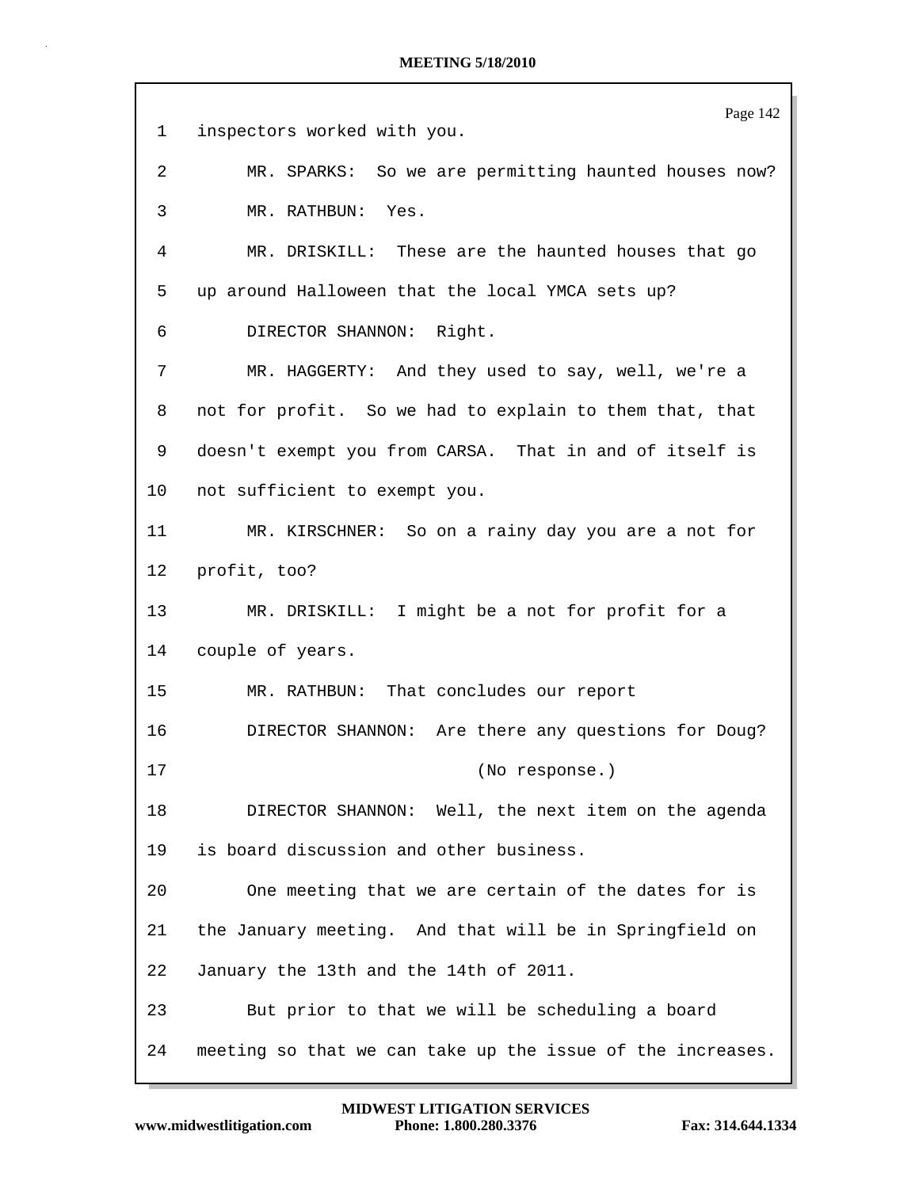1 inspectors worked with you.

2 MR. SPARKS: So we are permitting haunted houses now?

3 MR. RATHBUN: Yes.

4 MR. DRISKILL: These are the haunted houses that go

5 up around Halloween that the local YMCA sets up?

6 DIRECTOR SHANNON: Right.

7 MR. HAGGERTY: And they used to say, well, we're a

8 not for profit. So we had to explain to them that, that

9 doesn't exempt you from CARSA. That in and of itself is

10 not sufficient to exempt you.

11 MR. KIRSCHNER: So on a rainy day you are a not for

12 profit, too?

13 MR. DRISKILL: I might be a not for profit for a

14 couple of years.

15 MR. RATHBUN: That concludes our report

16 DIRECTOR SHANNON: Are there any questions for Doug?

17 (No response.)

18 DIRECTOR SHANNON: Well, the next item on the agenda

19 is board discussion and other business.

20 One meeting that we are certain of the dates for is

21 the January meeting. And that will be in Springfield on

22 January the 13th and the 14th of 2011.

23 But prior to that we will be scheduling a board

24 meeting so that we can take up the issue of the increases.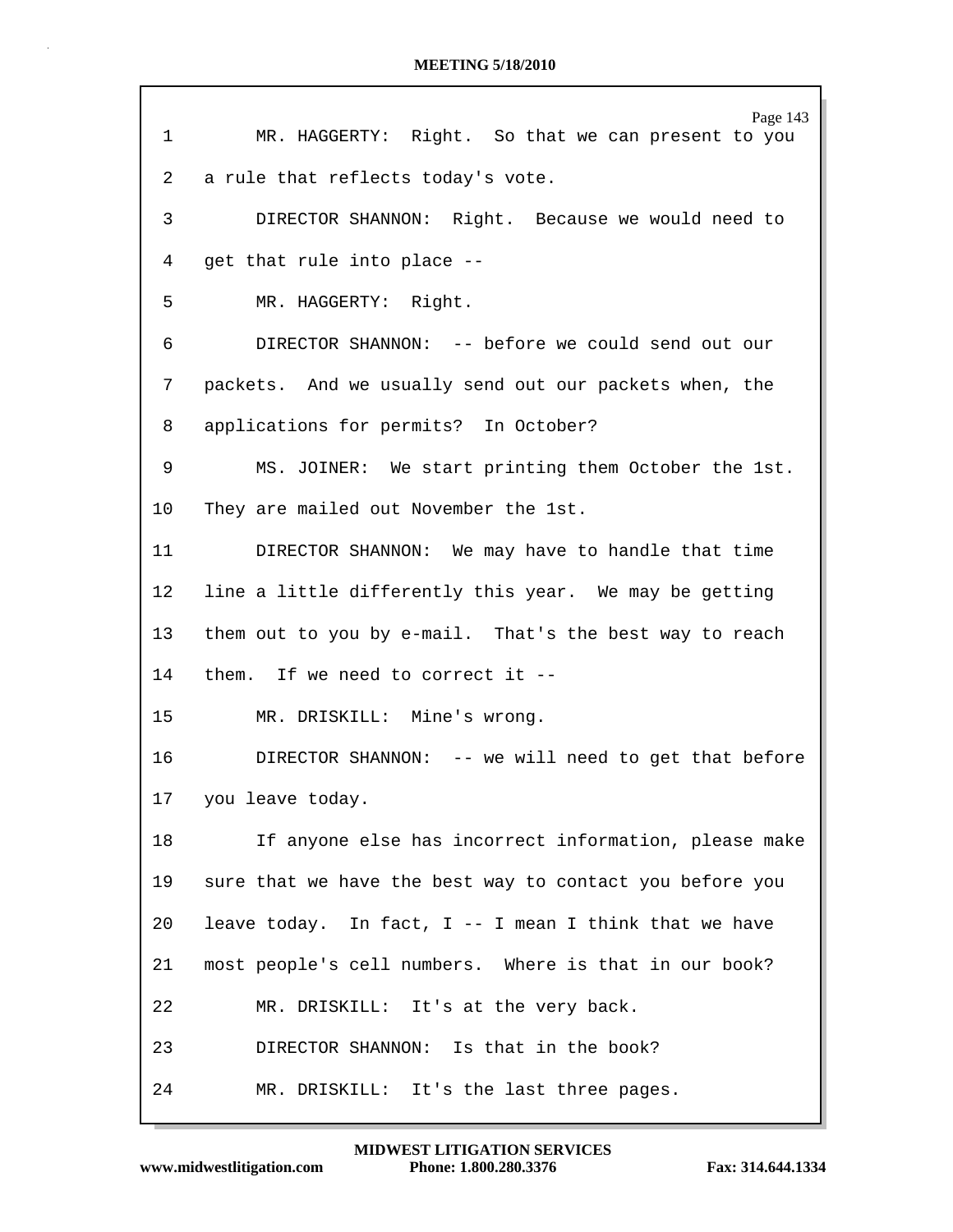1 MR. HAGGERTY: Right. So that we can present to you
2 a rule that reflects today's vote.
3 DIRECTOR SHANNON: Right. Because we would need to
4 get that rule into place --
5 MR. HAGGERTY: Right.
6 DIRECTOR SHANNON: -- before we could send out our
7 packets. And we usually send out our packets when, the
8 applications for permits? In October?
9 MS. JOINER: We start printing them October the 1st.
10 They are mailed out November the 1st.
11 DIRECTOR SHANNON: We may have to handle that time
12 line a little differently this year. We may be getting
13 them out to you by e-mail. That's the best way to reach
14 them. If we need to correct it --
15 MR. DRISKILL: Mine's wrong.
16 DIRECTOR SHANNON: -- we will need to get that before
17 you leave today.
18 If anyone else has incorrect information, please make
19 sure that we have the best way to contact you before you
20 leave today. In fact, I -- I mean I think that we have
21 most people's cell numbers. Where is that in our book?
22 MR. DRISKILL: It's at the very back.
23 DIRECTOR SHANNON: Is that in the book?
24 MR. DRISKILL: It's the last three pages.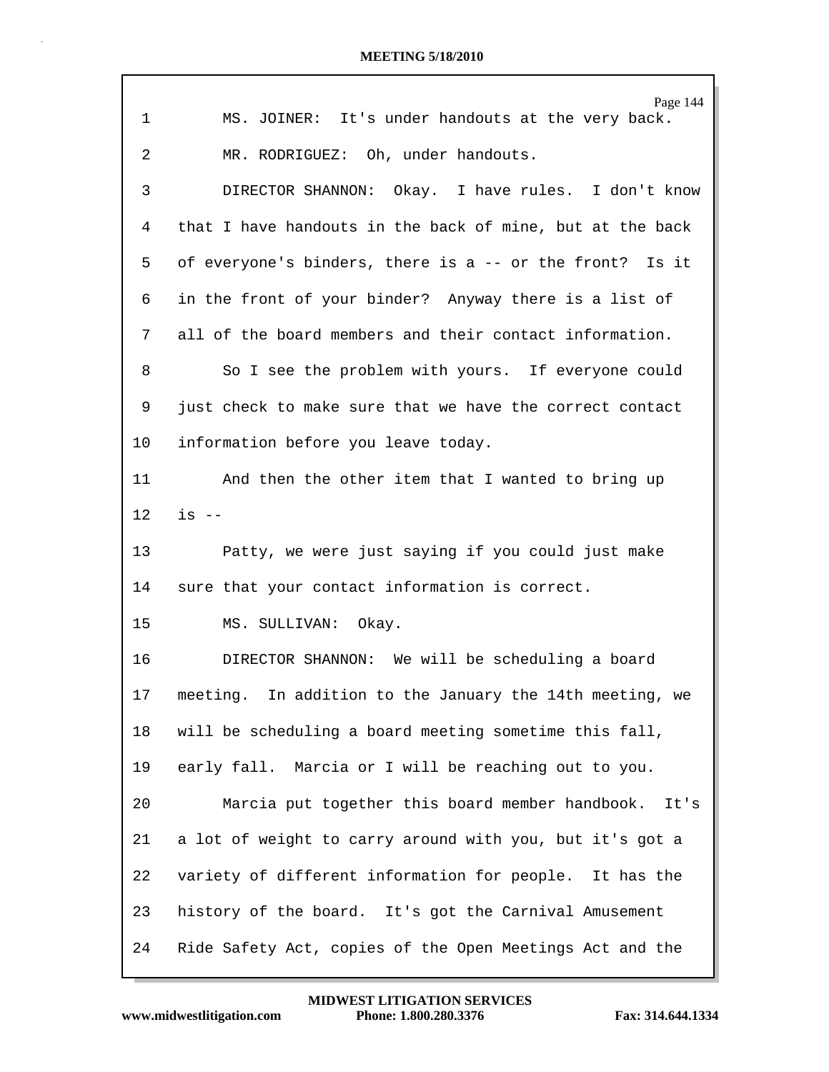MS. JOINER: It's under handouts at the very back.

MR. RODRIGUEZ: Oh, under handouts.

DIRECTOR SHANNON: Okay. I have rules. I don't know that I have handouts in the back of mine, but at the back of everyone's binders, there is a -- or the front? Is it in the front of your binder? Anyway there is a list of all of the board members and their contact information.

So I see the problem with yours. If everyone could just check to make sure that we have the correct contact information before you leave today.

And then the other item that I wanted to bring up is --

Patty, we were just saying if you could just make sure that your contact information is correct.

MS. SULLIVAN: Okay.

DIRECTOR SHANNON: We will be scheduling a board meeting. In addition to the January the 14th meeting, we will be scheduling a board meeting sometime this fall, early fall. Marcia or I will be reaching out to you.

Marcia put together this board member handbook. It's a lot of weight to carry around with you, but it's got a variety of different information for people. It has the history of the board. It's got the Carnival Amusement Ride Safety Act, copies of the Open Meetings Act and the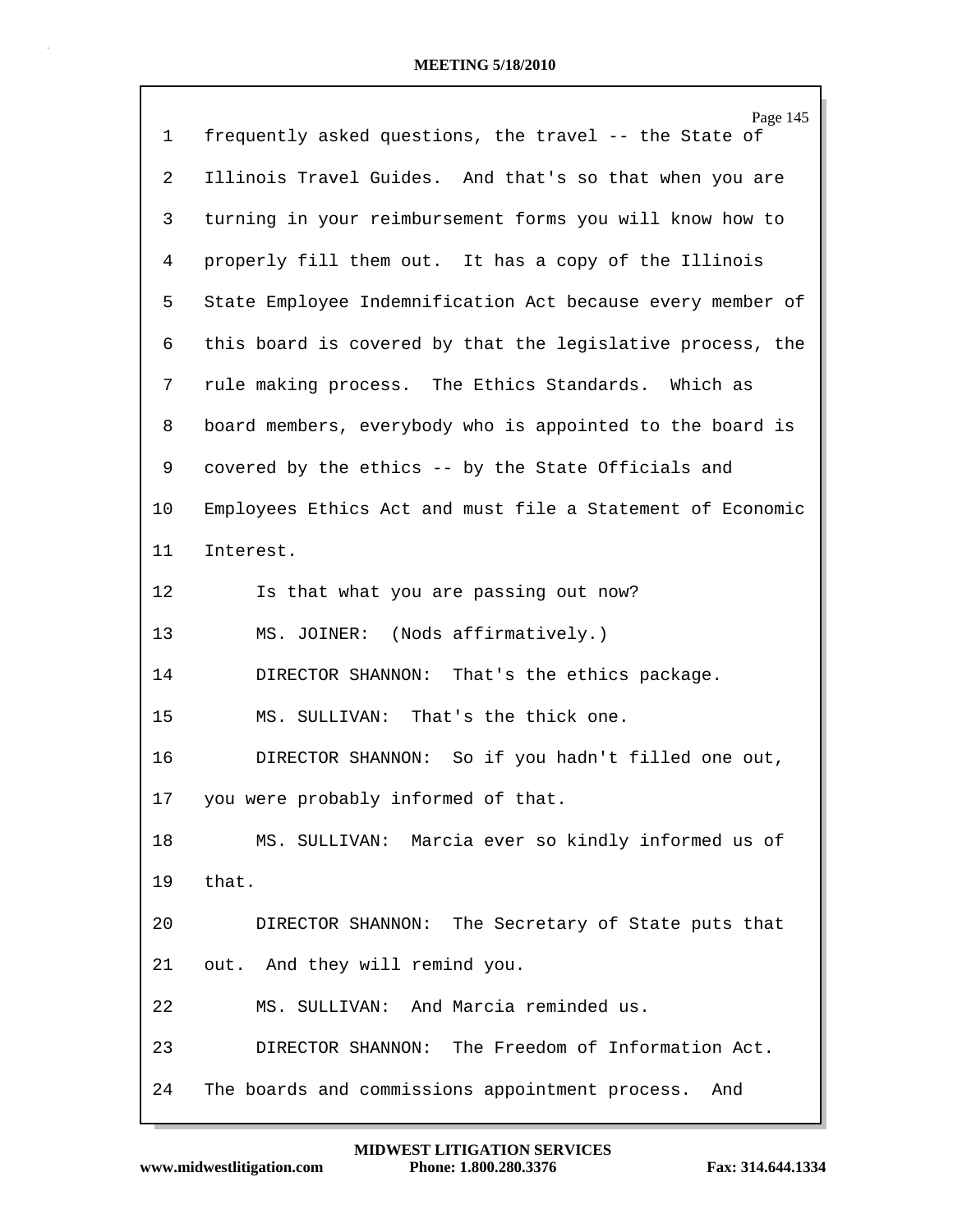frequently asked questions, the travel -- the State of Illinois Travel Guides. And that's so that when you are turning in your reimbursement forms you will know how to properly fill them out. It has a copy of the Illinois State Employee Indemnification Act because every member of this board is covered by that the legislative process, the rule making process. The Ethics Standards. Which as board members, everybody who is appointed to the board is covered by the ethics -- by the State Officials and Employees Ethics Act and must file a Statement of Economic Interest.

Is that what you are passing out now?

MS. JOINER: (Nods affirmatively.)

DIRECTOR SHANNON: That's the ethics package.

MS. SULLIVAN: That's the thick one.

DIRECTOR SHANNON: So if you hadn't filled one out, you were probably informed of that.

MS. SULLIVAN: Marcia ever so kindly informed us of that.

DIRECTOR SHANNON: The Secretary of State puts that out. And they will remind you.

MS. SULLIVAN: And Marcia reminded us.

DIRECTOR SHANNON: The Freedom of Information Act. The boards and commissions appointment process. And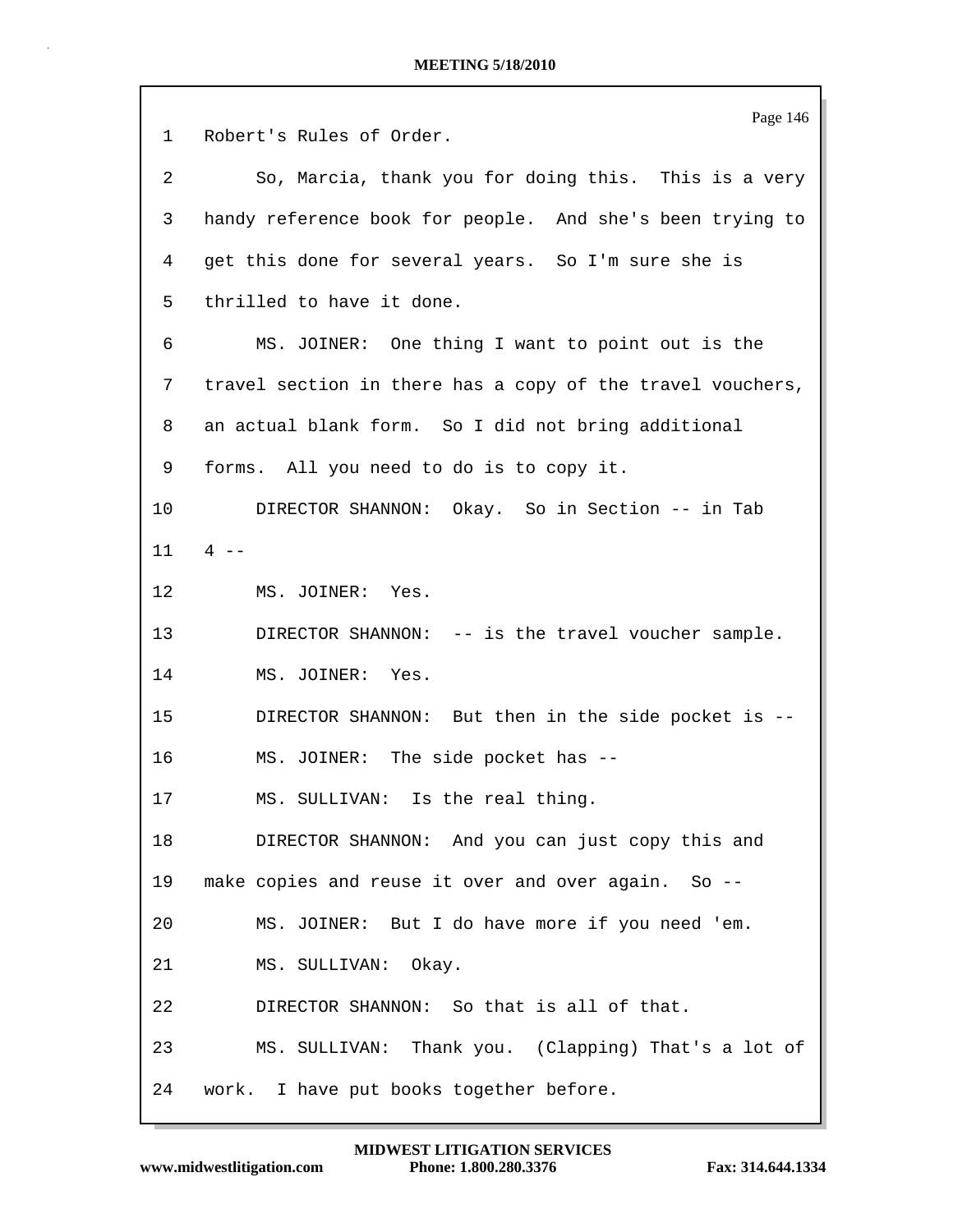1 Robert's Rules of Order.

2 So, Marcia, thank you for doing this. This is a very

3 handy reference book for people. And she's been trying to

4 get this done for several years. So I'm sure she is

5 thrilled to have it done.

6 MS. JOINER: One thing I want to point out is the

7 travel section in there has a copy of the travel vouchers,

8 an actual blank form. So I did not bring additional

9 forms. All you need to do is to copy it.

10 DIRECTOR SHANNON: Okay. So in Section -- in Tab

11 4 --

12 MS. JOINER: Yes.

13 DIRECTOR SHANNON: -- is the travel voucher sample.

14 MS. JOINER: Yes.

15 DIRECTOR SHANNON: But then in the side pocket is --

16 MS. JOINER: The side pocket has --

17 MS. SULLIVAN: Is the real thing.

18 DIRECTOR SHANNON: And you can just copy this and

19 make copies and reuse it over and over again. So --

20 MS. JOINER: But I do have more if you need 'em.

21 MS. SULLIVAN: Okay.

22 DIRECTOR SHANNON: So that is all of that.

23 MS. SULLIVAN: Thank you. (Clapping) That's a lot of

24 work. I have put books together before.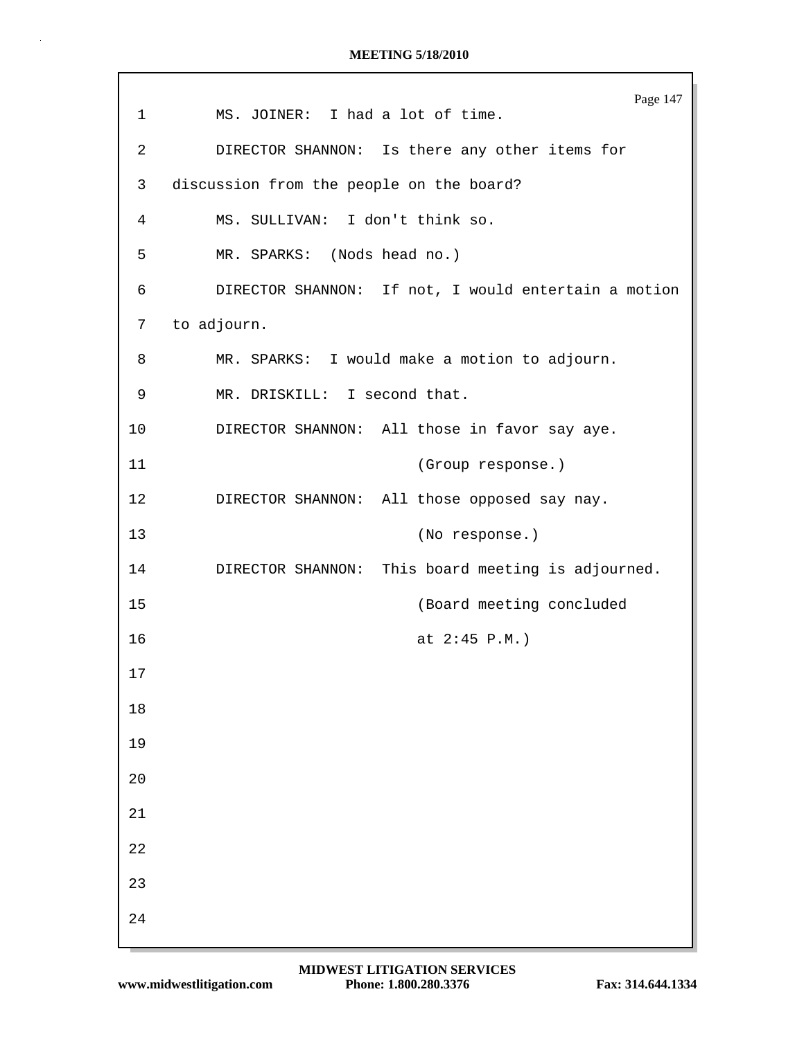MS. JOINER: I had a lot of time.

DIRECTOR SHANNON: Is there any other items for discussion from the people on the board?

MS. SULLIVAN: I don't think so.

MR. SPARKS: (Nods head no.)

DIRECTOR SHANNON: If not, I would entertain a motion to adjourn.

MR. SPARKS: I would make a motion to adjourn.

MR. DRISKILL: I second that.

DIRECTOR SHANNON: All those in favor say aye.

(Group response.)

DIRECTOR SHANNON: All those opposed say nay.

(No response.)

DIRECTOR SHANNON: This board meeting is adjourned.

(Board meeting concluded at 2:45 P.M.)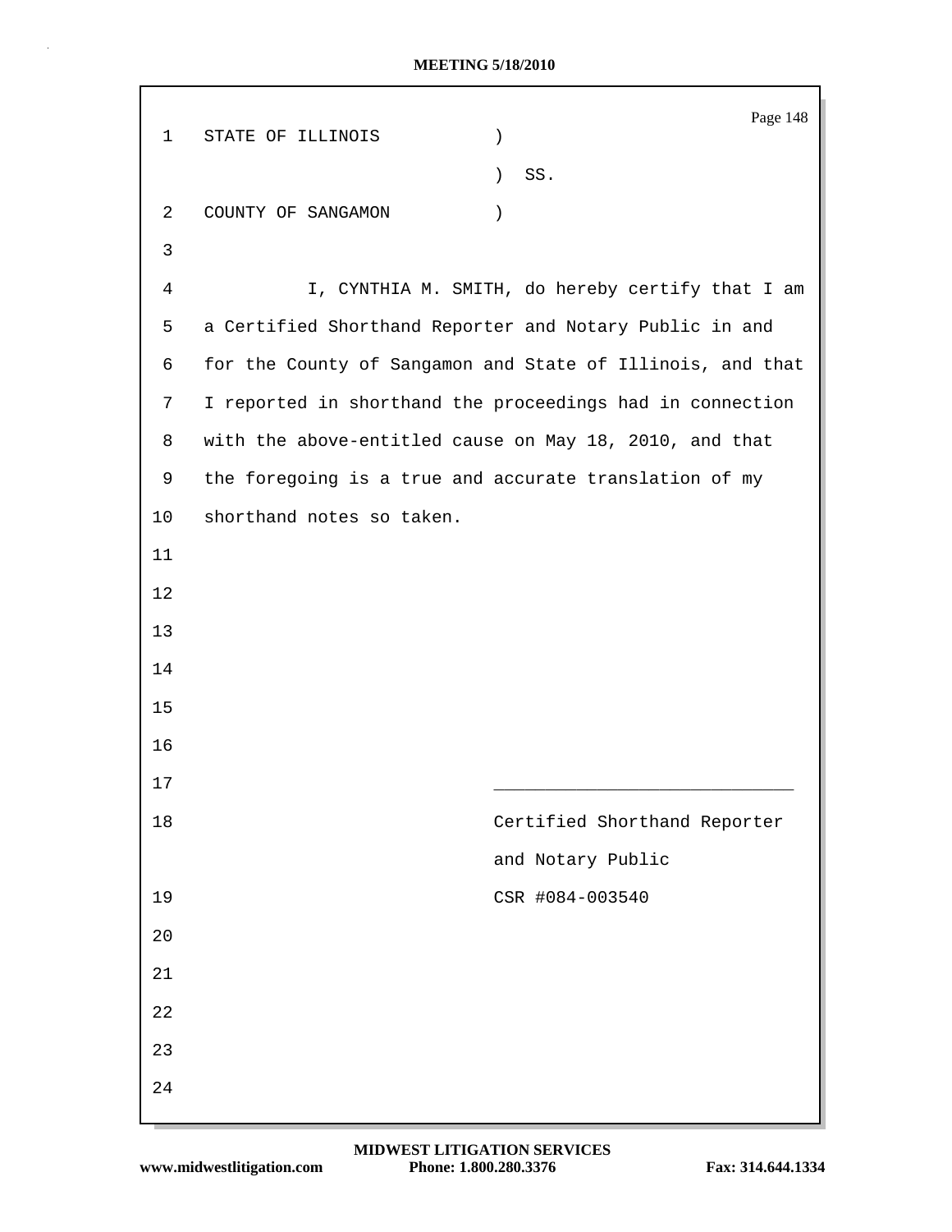STATE OF ILLINOIS )
) SS.
COUNTY OF SANGAMON )

I, CYNTHIA M. SMITH, do hereby certify that I am a Certified Shorthand Reporter and Notary Public in and for the County of Sangamon and State of Illinois, and that I reported in shorthand the proceedings had in connection with the above-entitled cause on May 18, 2010, and that the foregoing is a true and accurate translation of my shorthand notes so taken.

\_\_\_\_\_\_\_\_\_\_\_\_\_\_\_\_\_\_\_\_\_\_\_\_\_\_\_\_\_\_

Certified Shorthand Reporter
and Notary Public
CSR #084-003540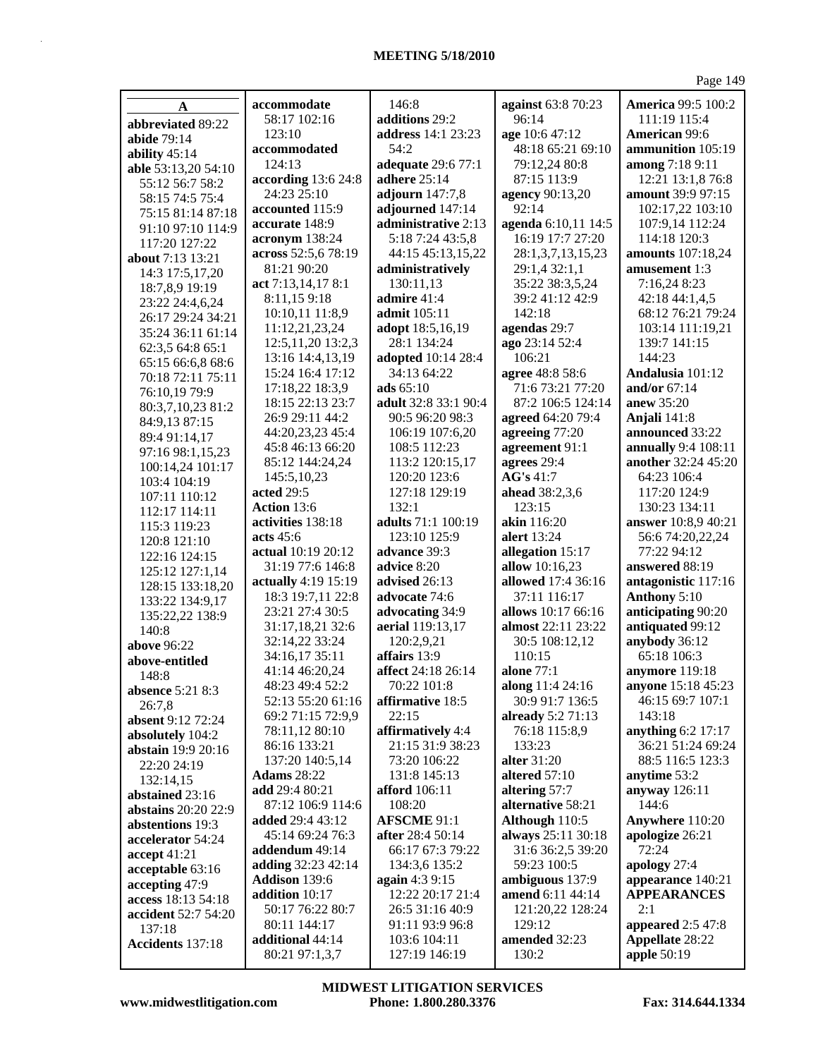**A**

**abbreviated** 89:22
**abide** 79:14
**ability** 45:14
**able** 53:13,20 54:10 55:12 56:7 58:2 58:15 74:5 75:4 75:15 81:14 87:18 91:10 97:10 114:9 117:20 127:22
**about** 7:13 13:21 14:3 17:5,17,20 18:7,8,9 19:19 23:22 24:4,6,24 26:17 29:24 34:21 35:24 36:11 61:14 62:3,5 64:8 65:1 65:15 66:6,8 68:6 70:18 72:11 75:11 76:10,19 79:9 80:3,7,10,23 81:2 84:9,13 87:15 89:4 91:14,17 97:16 98:1,15,23 100:14,24 101:17 103:4 104:19 107:11 110:12 112:17 114:11 115:3 119:23 120:8 121:10 122:16 124:15 125:12 127:1,14 128:15 133:18,20 133:22 134:9,17 135:22,22 138:9 140:8
**above** 96:22
**above-entitled** 148:8
**absence** 5:21 8:3 26:7,8
**absent** 9:12 72:24
**absolutely** 104:2
**abstain** 19:9 20:16 22:20 24:19 132:14,15
**abstained** 23:16
**abstains** 20:20 22:9
**abstentions** 19:3
**accelerator** 54:24
**accept** 41:21
**acceptable** 63:16
**accepting** 47:9
**access** 18:13 54:18
**accident** 52:7 54:20 137:18
**Accidents** 137:18
**accommodate** 58:17 102:16 123:10
**accommodated** 124:13
**according** 13:6 24:8 24:23 25:10
**accounted** 115:9
**accurate** 148:9
**acronym** 138:24
**across** 52:5,6 78:19 81:21 90:20
**act** 7:13,14,17 8:1 8:11,15 9:18 10:10,11 11:8,9 11:12,21,23,24 12:5,11,20 13:2,3 13:16 14:4,13,19 15:24 16:4 17:12 17:18,22 18:3,9 18:15 22:13 23:7 26:9 29:11 44:2 44:20,23,23 45:4 45:8 46:13 66:20 85:12 144:24,24 145:5,10,23
**acted** 29:5
**Action** 13:6
**activities** 138:18
**acts** 45:6
**actual** 10:19 20:12 31:19 77:6 146:8
**actually** 4:19 15:19 18:3 19:7,11 22:8 23:21 27:4 30:5 31:17,18,21 32:6 32:14,22 33:24 34:16,17 35:11 41:14 46:20,24 48:23 49:4 52:2 52:13 55:20 61:16 69:2 71:15 72:9,9 78:11,12 80:10 86:16 133:21 137:20 140:5,14
**Adams** 28:22
**add** 29:4 80:21 87:12 106:9 114:6
**added** 29:4 43:12 45:14 69:24 76:3
**addendum** 49:14
**adding** 32:23 42:14
**Addison** 139:6
**addition** 10:17 50:17 76:22 80:7 80:11 144:17
**additional** 44:14 80:21 97:1,3,7 146:8
**additions** 29:2
**address** 14:1 23:23 54:2
**adequate** 29:6 77:1
**adhere** 25:14
**adjourn** 147:7,8
**adjourned** 147:14
**administrative** 2:13 5:18 7:24 43:5,8 44:15 45:13,15,22
**administratively** 130:11,13
**admire** 41:4
**admit** 105:11
**adopt** 18:5,16,19 28:1 134:24
**adopted** 10:14 28:4 34:13 64:22
**ads** 65:10
**adult** 32:8 33:1 90:4 90:5 96:20 98:3 106:19 107:6,20 108:5 112:23 113:2 120:15,17 120:20 123:6 127:18 129:19 132:1
**adults** 71:1 100:19 123:10 125:9
**advance** 39:3
**advice** 8:20
**advised** 26:13
**advocate** 74:6
**advocating** 34:9
**aerial** 119:13,17 120:2,9,21
**affairs** 13:9
**affect** 24:18 26:14 70:22 101:8
**affirmative** 18:5 22:15
**affirmatively** 4:4 21:15 31:9 38:23 73:20 106:22 131:8 145:13
**afford** 106:11 108:20
**AFSCME** 91:1
**after** 28:4 50:14 66:17 67:3 79:22 134:3,6 135:2
**again** 4:3 9:15 12:22 20:17 21:4 26:5 31:16 40:9 91:11 93:9 96:8 103:6 104:11 127:19 146:19
**against** 63:8 70:23 96:14
**age** 10:6 47:12 48:18 65:21 69:10 79:12,24 80:8 87:15 113:9
**agency** 90:13,20 92:14
**agenda** 6:10,11 14:5 16:19 17:7 27:20 28:1,3,7,13,15,23 29:1,4 32:1,1 35:22 38:3,5,24 39:2 41:12 42:9 142:18
**agendas** 29:7
**ago** 23:14 52:4 106:21
**agree** 48:8 58:6 71:6 73:21 77:20 87:2 106:5 124:14
**agreed** 64:20 79:4
**agreeing** 77:20
**agreement** 91:1
**agrees** 29:4
**AG's** 41:7
**ahead** 38:2,3,6 123:15
**akin** 116:20
**alert** 13:24
**allegation** 15:17
**allow** 10:16,23
**allowed** 17:4 36:16 37:11 116:17
**allows** 10:17 66:16
**almost** 22:11 23:22 30:5 108:12,12 110:15
**alone** 77:1
**along** 11:4 24:16 30:9 91:7 136:5
**already** 5:2 71:13 76:18 115:8,9 133:23
**alter** 31:20
**altered** 57:10
**altering** 57:7
**alternative** 58:21
**Although** 110:5
**always** 25:11 30:18 31:6 36:2,5 39:20 59:23 100:5
**ambiguous** 137:9
**amend** 6:11 44:14 121:20,22 128:24 129:12
**amended** 32:23 130:2
**America** 99:5 100:2 111:19 115:4
**American** 99:6
**ammunition** 105:19
**among** 7:18 9:11 12:21 13:1,8 76:8
**amount** 39:9 97:15 102:17,22 103:10 107:9,14 112:24 114:18 120:3
**amounts** 107:18,24
**amusement** 1:3 7:16,24 8:23 42:18 44:1,4,5 68:12 76:21 79:24 103:14 111:19,21 139:7 141:15 144:23
**Andalusia** 101:12
**and/or** 67:14
**anew** 35:20
**Anjali** 141:8
**announced** 33:22
**annually** 9:4 108:11
**another** 32:24 45:20 64:23 106:4 117:20 124:9 130:23 134:11
**answer** 10:8,9 40:21 56:6 74:20,22,24 77:22 94:12
**answered** 88:19
**antagonistic** 117:16
**Anthony** 5:10
**anticipating** 90:20
**antiquated** 99:12
**anybody** 36:12 65:18 106:3
**anymore** 119:18
**anyone** 15:18 45:23 46:15 69:7 107:1 143:18
**anything** 6:2 17:17 36:21 51:24 69:24 88:5 116:5 123:3
**anytime** 53:2
**anyway** 126:11 144:6
**Anywhere** 110:20
**apologize** 26:21 72:24
**apology** 27:4
**appearance** 140:21
**APPEARANCES** 2:1
**appeared** 2:5 47:8
**Appellate** 28:22
**apple** 50:19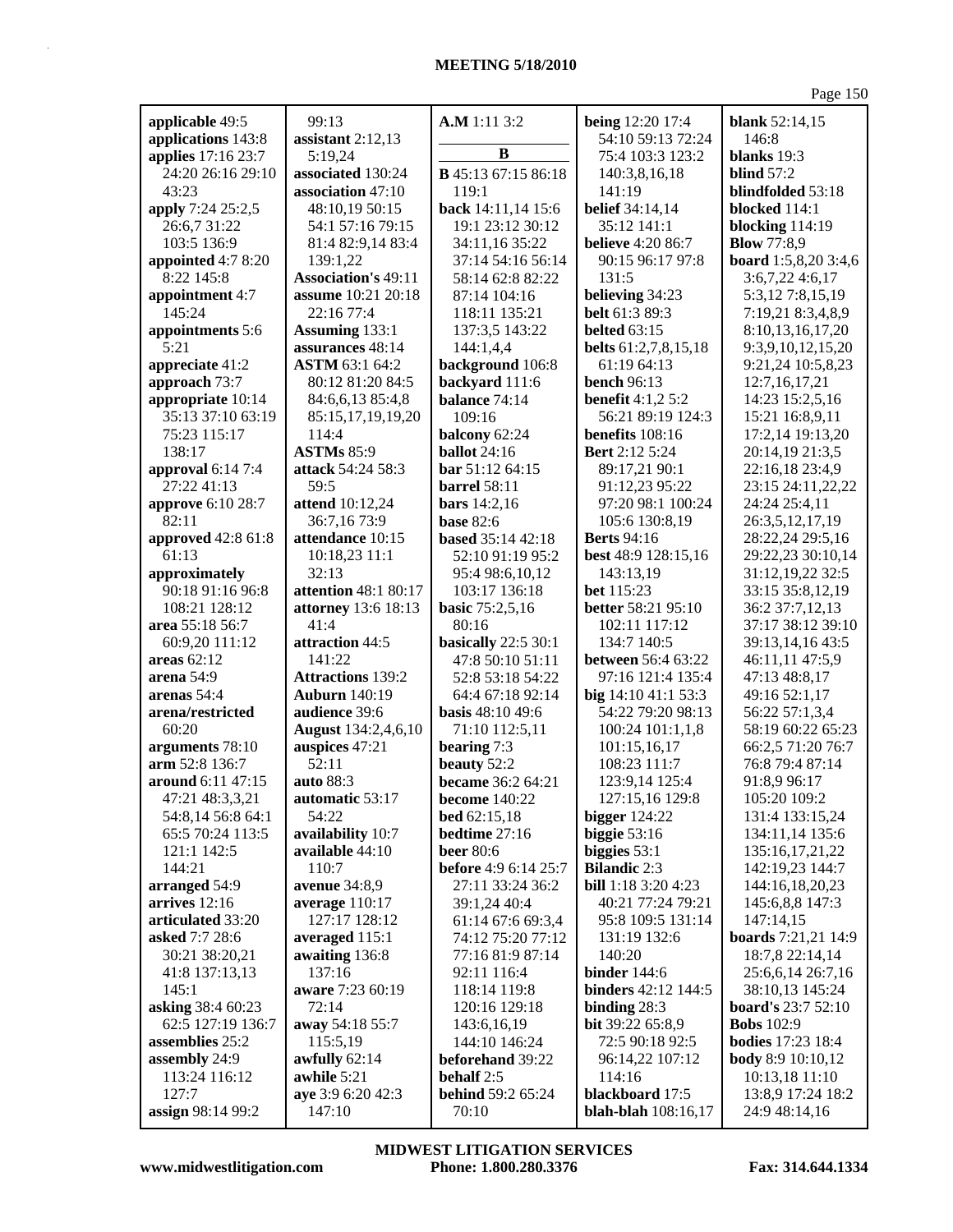**applicable** 49:5
**applications** 143:8
**applies** 17:16 23:7 24:20 26:16 29:10 43:23
**apply** 7:24 25:2,5 26:6,7 31:22 103:5 136:9
**appointed** 4:7 8:20 8:22 145:8
**appointment** 4:7 145:24
**appointments** 5:6 5:21
**appreciate** 41:2
**approach** 73:7
**appropriate** 10:14 35:13 37:10 63:19 75:23 115:17 138:17
**approval** 6:14 7:4 27:22 41:13
**approve** 6:10 28:7 82:11
**approved** 42:8 61:8 61:13
**approximately** 90:18 91:16 96:8 108:21 128:12
**area** 55:18 56:7 60:9,20 111:12
**areas** 62:12
**arena** 54:9
**arenas** 54:4
**arena/restricted** 60:20
**arguments** 78:10
**arm** 52:8 136:7
**around** 6:11 47:15 47:21 48:3,3,21 54:8,14 56:8 64:1 65:5 70:24 113:5 121:1 142:5 144:21
**arranged** 54:9
**arrives** 12:16
**articulated** 33:20
**asked** 7:7 28:6 30:21 38:20,21 41:8 137:13,13 145:1
**asking** 38:4 60:23 62:5 127:19 136:7
**assemblies** 25:2
**assembly** 24:9 113:24 116:12 127:7
**assign** 98:14 99:2 99:13
**assistant** 2:12,13 5:19,24
**associated** 130:24
**association** 47:10 48:10,19 50:15 54:1 57:16 79:15 81:4 82:9,14 83:4 139:1,22
**Association's** 49:11
**assume** 10:21 20:18 22:16 77:4
**Assuming** 133:1
**assurances** 48:14
**ASTM** 63:1 64:2 80:12 81:20 84:5 84:6,6,13 85:4,8 85:15,17,19,19,20 114:4
**ASTMs** 85:9
**attack** 54:24 58:3 59:5
**attend** 10:12,24 36:7,16 73:9
**attendance** 10:15 10:18,23 11:1 32:13
**attention** 48:1 80:17
**attorney** 13:6 18:13 41:4
**attraction** 44:5 141:22
**Attractions** 139:2
**Auburn** 140:19
**audience** 39:6
**August** 134:2,4,6,10
**auspices** 47:21 52:11
**auto** 88:3
**automatic** 53:17 54:22
**availability** 10:7
**available** 44:10 110:7
**avenue** 34:8,9
**average** 110:17 127:17 128:12
**averaged** 115:1
**awaiting** 136:8 137:16
**aware** 7:23 60:19 72:14
**away** 54:18 55:7 115:5,19
**awfully** 62:14
**awhile** 5:21
**aye** 3:9 6:20 42:3 147:10
**A.M** 1:11 3:2

## B

**B** 45:13 67:15 86:18 119:1
**back** 14:11,14 15:6 19:1 23:12 30:12 34:11,16 35:22 37:14 54:16 56:14 58:14 62:8 82:22 87:14 104:16 118:11 135:21 137:3,5 143:22 144:1,4,4
**background** 106:8
**backyard** 111:6
**balance** 74:14 109:16
**balcony** 62:24
**ballot** 24:16
**bar** 51:12 64:15
**barrel** 58:11
**bars** 14:2,16
**base** 82:6
**based** 35:14 42:18 52:10 91:19 95:2 95:4 98:6,10,12 103:17 136:18
**basic** 75:2,5,16 80:16
**basically** 22:5 30:1 47:8 50:10 51:11 52:8 53:18 54:22 64:4 67:18 92:14
**basis** 48:10 49:6 71:10 112:5,11
**bearing** 7:3
**beauty** 52:2
**became** 36:2 64:21
**become** 140:22
**bed** 62:15,18
**bedtime** 27:16
**beer** 80:6
**before** 4:9 6:14 25:7 27:11 33:24 36:2 39:1,24 40:4 61:14 67:6 69:3,4 74:12 75:20 77:12 77:16 81:9 87:14 92:11 116:4 118:14 119:8 120:16 129:18 143:6,16,19 144:10 146:24
**beforehand** 39:22
**behalf** 2:5
**behind** 59:2 65:24 70:10
**being** 12:20 17:4 54:10 59:13 72:24 75:4 103:3 123:2 140:3,8,16,18 141:19
**belief** 34:14,14 35:12 141:1
**believe** 4:20 86:7 90:15 96:17 97:8 131:5
**believing** 34:23
**belt** 61:3 89:3
**belted** 63:15
**belts** 61:2,7,8,15,18 61:19 64:13
**bench** 96:13
**benefit** 4:1,2 5:2 56:21 89:19 124:3
**benefits** 108:16
**Bert** 2:12 5:24 89:17,21 90:1 91:12,23 95:22 97:20 98:1 100:24 105:6 130:8,19
**Berts** 94:16
**best** 48:9 128:15,16 143:13,19
**bet** 115:23
**better** 58:21 95:10 102:11 117:12 134:7 140:5
**between** 56:4 63:22 97:16 121:4 135:4
**big** 14:10 41:1 53:3 54:22 79:20 98:13 100:24 101:1,1,8 101:15,16,17 108:23 111:7 123:9,14 125:4 127:15,16 129:8
**bigger** 124:22
**biggie** 53:16
**biggies** 53:1
**Bilandic** 2:3
**bill** 1:18 3:20 4:23 40:21 77:24 79:21 95:8 109:5 131:14 131:19 132:6 140:20
**binder** 144:6
**binders** 42:12 144:5
**binding** 28:3
**bit** 39:22 65:8,9 72:5 90:18 92:5 96:14,22 107:12 114:16
**blackboard** 17:5
**blah-blah** 108:16,17
**blank** 52:14,15 146:8
**blanks** 19:3
**blind** 57:2
**blindfolded** 53:18
**blocked** 114:1
**blocking** 114:19
**Blow** 77:8,9
**board** 1:5,8,20 3:4,6 3:6,7,22 4:6,17 5:3,12 7:8,15,19 7:19,21 8:3,4,8,9 8:10,13,16,17,20 9:3,9,10,12,15,20 9:21,24 10:5,8,23 12:7,16,17,21 14:23 15:2,5,16 15:21 16:8,9,11 17:2,14 19:13,20 20:14,19 21:3,5 22:16,18 23:4,9 23:15 24:11,22,22 24:24 25:4,11 26:3,5,12,17,19 28:22,24 29:5,16 29:22,23 30:10,14 31:12,19,22 32:5 33:15 35:8,12,19 36:2 37:7,12,13 37:17 38:12 39:10 39:13,14,16 43:5 46:11,11 47:5,9 47:13 48:8,17 49:16 52:1,17 56:22 57:1,3,4 58:19 60:22 65:23 66:2,5 71:20 76:7 76:8 79:4 87:14 91:8,9 96:17 105:20 109:2 131:4 133:15,24 134:11,14 135:6 135:16,17,21,22 142:19,23 144:7 144:16,18,20,23 145:6,8,8 147:3 147:14,15
**boards** 7:21,21 14:9 18:7,8 22:14,14 25:6,6,14 26:7,16 38:10,13 145:24
**board's** 23:7 52:10
**Bobs** 102:9
**bodies** 17:23 18:4
**body** 8:9 10:10,12 10:13,18 11:10 13:8,9 17:24 18:2 24:9 48:14,16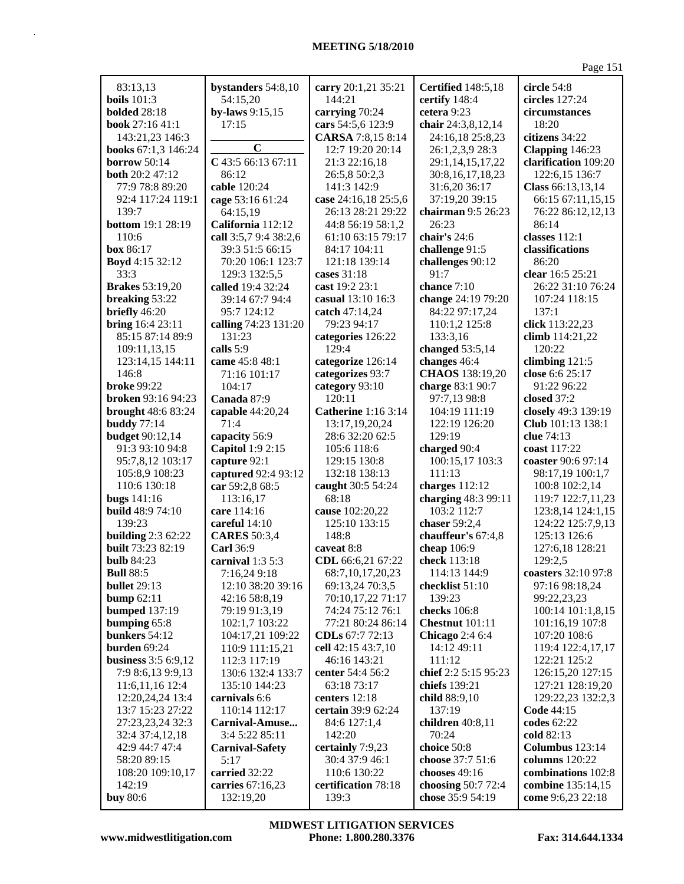83:13,13
**boils** 101:3
**bolded** 28:18
**book** 27:16 41:1 143:21,23 146:3
**books** 67:1,3 146:24
**borrow** 50:14
**both** 20:2 47:12 77:9 78:8 89:20 92:4 117:24 119:1 139:7
**bottom** 19:1 28:19 110:6
**box** 86:17
**Boyd** 4:15 32:12 33:3
**Brakes** 53:19,20
**breaking** 53:22
**briefly** 46:20
**bring** 16:4 23:11 85:15 87:14 89:9 109:11,13,15 123:14,15 144:11 146:8
**broke** 99:22
**broken** 93:16 94:23
**brought** 48:6 83:24
**buddy** 77:14
**budget** 90:12,14 91:3 93:10 94:8 95:7,8,12 103:17 105:8,9 108:23 110:6 130:18
**bugs** 141:16
**build** 48:9 74:10 139:23
**building** 2:3 62:22
**built** 73:23 82:19
**bulb** 84:23
**Bull** 88:5
**bullet** 29:13
**bump** 62:11
**bumped** 137:19
**bumping** 65:8
**bunkers** 54:12
**burden** 69:24
**business** 3:5 6:9,12 7:9 8:6,13 9:9,13 11:6,11,16 12:4 12:20,24,24 13:4 13:7 15:23 27:22 27:23,23,24 32:3 32:4 37:4,12,18 42:9 44:7 47:4 58:20 89:15 108:20 109:10,17 142:19
**buy** 80:6
**bystanders** 54:8,10 54:15,20
**by-laws** 9:15,15 17:15

## C

**C** 43:5 66:13 67:11 86:12
**cable** 120:24
**cage** 53:16 61:24 64:15,19
**California** 112:12
**call** 3:5,7 9:4 38:2,6 39:3 51:5 66:15 70:20 106:1 123:7 129:3 132:5,5
**called** 19:4 32:24 39:14 67:7 94:4 95:7 124:12
**calling** 74:23 131:20 131:23
**calls** 5:9
**came** 45:8 48:1 71:16 101:17 104:17
**Canada** 87:9
**capable** 44:20,24 71:4
**capacity** 56:9
**Capitol** 1:9 2:15
**capture** 92:1
**captured** 92:4 93:12
**car** 59:2,8 68:5 113:16,17
**care** 114:16
**careful** 14:10
**CARES** 50:3,4
**Carl** 36:9
**carnival** 1:3 5:3 7:16,24 9:18 12:10 38:20 39:16 42:16 58:8,19 79:19 91:3,19 102:1,7 103:22 104:17,21 109:22 110:9 111:15,21 112:3 117:19 130:6 132:4 133:7 135:10 144:23
**carnivals** 6:6 110:14 112:17
**Carnival-Amuse...** 3:4 5:22 85:11
**Carnival-Safety** 5:17
**carried** 32:22
**carries** 67:16,23 132:19,20
**carry** 20:1,21 35:21 144:21
**carrying** 70:24
**cars** 54:5,6 123:9
**CARSA** 7:8,15 8:14 12:7 19:20 20:14 21:3 22:16,18 26:5,8 50:2,3 141:3 142:9
**case** 24:16,18 25:5,6 26:13 28:21 29:22 44:8 56:19 58:1,2 61:10 63:15 79:17 84:17 104:11 121:18 139:14
**cases** 31:18
**cast** 19:2 23:1
**casual** 13:10 16:3
**catch** 47:14,24 79:23 94:17
**categories** 126:22 129:4
**categorize** 126:14
**categorizes** 93:7
**category** 93:10 120:11
**Catherine** 1:16 3:14 13:17,19,20,24 28:6 32:20 62:5 105:16 118:6 129:15 130:8 132:18 138:13
**caught** 30:5 54:24 68:18
**cause** 102:20,22 125:10 133:15 148:8
**caveat** 8:8
**CDL** 66:6,21 67:22 68:7,10,17,20,23 69:13,24 70:3,5 70:10,17,22 71:17 74:24 75:12 76:1 77:21 80:24 86:14
**CDLs** 67:7 72:13
**cell** 42:15 43:7,10 46:16 143:21
**center** 54:4 56:2 63:18 73:17
**centers** 12:18
**certain** 39:9 62:24 84:6 127:1,4 142:20
**certainly** 7:9,23 30:4 37:9 46:1 110:6 130:22
**certification** 78:18 139:3
**Certified** 148:5,18
**certify** 148:4
**cetera** 9:23
**chair** 24:3,8,12,14 24:16,18 25:8,23 26:1,2,3,9 28:3 29:1,14,15,17,22 30:8,16,17,18,23 31:6,20 36:17 37:19,20 39:15
**chairman** 9:5 26:23 26:23
**chair's** 24:6
**challenge** 91:5
**challenges** 90:12 91:7
**chance** 7:10
**change** 24:19 79:20 84:22 97:17,24 110:1,2 125:8 133:3,16
**changed** 53:5,14
**changes** 46:4
**CHAOS** 138:19,20
**charge** 83:1 90:7 97:7,13 98:8 104:19 111:19 122:19 126:20 129:19
**charged** 90:4 100:15,17 103:3 111:13
**charges** 112:12
**charging** 48:3 99:11 103:2 112:7
**chaser** 59:2,4
**chauffeur's** 67:4,8
**cheap** 106:9
**check** 113:18 114:13 144:9
**checklist** 51:10 139:23
**checks** 106:8
**Chestnut** 101:11
**Chicago** 2:4 6:4 14:12 49:11 111:12
**chief** 2:2 5:15 95:23
**chiefs** 139:21
**child** 88:9,10 137:19
**children** 40:8,11 70:24
**choice** 50:8
**choose** 37:7 51:6
**chooses** 49:16
**choosing** 50:7 72:4
**chose** 35:9 54:19
**circle** 54:8
**circles** 127:24
**circumstances** 18:20
**citizens** 34:22
**Clapping** 146:23
**clarification** 109:20 122:6,15 136:7
**Class** 66:13,13,14 66:15 67:11,15,15 76:22 86:12,12,13 86:14
**classes** 112:1
**classifications** 86:20
**clear** 16:5 25:21 26:22 31:10 76:24 107:24 118:15 137:1
**click** 113:22,23
**climb** 114:21,22 120:22
**climbing** 121:5
**close** 6:6 25:17 91:22 96:22
**closed** 37:2
**closely** 49:3 139:19
**Club** 101:13 138:1
**clue** 74:13
**coast** 117:22
**coaster** 90:6 97:14 98:17,19 100:1,7 100:8 102:2,14 119:7 122:7,11,23 123:8,14 124:1,15 124:22 125:7,9,13 125:13 126:6 127:6,18 128:21 129:2,5
**coasters** 32:10 97:8 97:16 98:18,24 99:22,23,23 100:14 101:1,8,15 101:16,19 107:8 107:20 108:6 119:4 122:4,17,17 122:21 125:2 126:15,20 127:15 127:21 128:19,20 129:22,23 132:2,3
**Code** 44:15
**codes** 62:22
**cold** 82:13
**Columbus** 123:14
**columns** 120:22
**combinations** 102:8
**combine** 135:14,15
**come** 9:6,23 22:18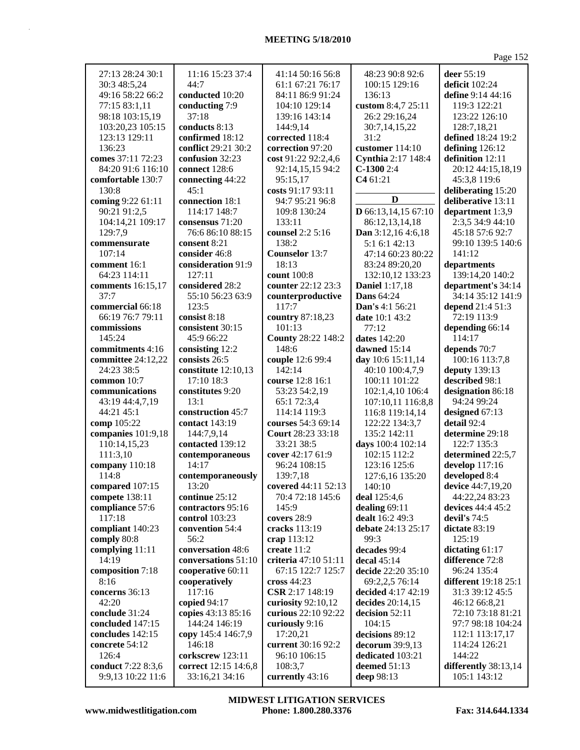27:13 28:24 30:1 30:3 48:5,24 49:16 58:22 66:2 77:15 83:1,11 98:18 103:15,19 103:20,23 105:15 123:13 129:11 136:23

**comes** 37:11 72:23 84:20 91:6 116:10

**comfortable** 130:7 130:8

**coming** 9:22 61:11 90:21 91:2,5 104:14,21 109:17 129:7,9

**commensurate** 107:14

**comment** 16:1 64:23 114:11

**comments** 16:15,17 37:7

**commercial** 66:18 66:19 76:7 79:11

**commissions** 145:24

**commitments** 4:16

**committee** 24:12,22 24:23 38:5

**common** 10:7

**communications** 43:19 44:4,7,19 44:21 45:1

**comp** 105:22

**companies** 101:9,18 110:14,15,23 111:3,10

**company** 110:18 114:8

**compared** 107:15

**compete** 138:11

**compliance** 57:6 117:18

**compliant** 140:23

**comply** 80:8

**complying** 11:11 14:19

**composition** 7:18 8:16

**concerns** 36:13 42:20

**conclude** 31:24

**concluded** 147:15

**concludes** 142:15

**concrete** 54:12 126:4

**conduct** 7:22 8:3,6 9:9,13 10:22 11:6 11:16 15:23 37:4 44:7

**conducted** 10:20

**conducting** 7:9 37:18

**conducts** 8:13

**confirmed** 18:12

**conflict** 29:21 30:2

**confusion** 32:23

**connect** 128:6

**connecting** 44:22 45:1

**connection** 18:1 114:17 148:7

**consensus** 71:20 76:6 86:10 88:15

**consent** 8:21

**consider** 46:8

**consideration** 91:9 127:11

**considered** 28:2 55:10 56:23 63:9 123:5

**consist** 8:18

**consistent** 30:15 45:9 66:22

**consisting** 12:2

**consists** 26:5

**constitute** 12:10,13 17:10 18:3

**constitutes** 9:20 13:1

**construction** 45:7

**contact** 143:19 144:7,9,14

**contacted** 139:12

**contemporaneous** 14:17

**contemporaneously** 13:20

**continue** 25:12

**contractors** 95:16

**control** 103:23

**convention** 54:4 56:2

**conversation** 48:6

**conversations** 51:10

**cooperative** 60:11

**cooperatively** 117:16

**copied** 94:17

**copies** 43:13 85:16 144:24 146:19

**copy** 145:4 146:7,9 146:18

**corkscrew** 123:11

**correct** 12:15 14:6,8 33:16,21 34:16 41:14 50:16 56:8 61:1 67:21 76:17 84:11 86:9 91:24 104:10 129:14 139:16 143:14 144:9,14

**corrected** 118:4

**correction** 97:20

**cost** 91:22 92:2,4,6 92:14,15,15 94:2 95:15,17

**costs** 91:17 93:11 94:7 95:21 96:8 109:8 130:24 133:11

**counsel** 2:2 5:16 138:2

**Counselor** 13:7 18:13

**count** 100:8

**counter** 22:12 23:3

**counterproductive** 117:7

**country** 87:18,23 101:13

**County** 28:22 148:2 148:6

**couple** 12:6 99:4 142:14

**course** 12:8 16:1 53:23 54:2,19 65:1 72:3,4 114:14 119:3

**courses** 54:3 69:14

**Court** 28:23 33:18 33:21 38:5

**cover** 42:17 61:9 96:24 108:15 139:7,18

**covered** 44:11 52:13 70:4 72:18 145:6 145:9

**covers** 28:9

**cracks** 113:19

**crap** 113:12

**create** 11:2

**criteria** 47:10 51:11 67:15 122:7 125:7

**cross** 44:23

**CSR** 2:17 148:19

**curiosity** 92:10,12

**curious** 22:10 92:22

**curiously** 9:16 17:20,21

**current** 30:16 92:2 96:10 106:15 108:3,7

**currently** 43:16 48:23 90:8 92:6 100:15 129:16 136:13

**custom** 8:4,7 25:11 26:2 29:16,24 30:7,14,15,22 31:2

**customer** 114:10

**Cynthia** 2:17 148:4

**C-1300** 2:4

**C4** 61:21

## D

**D** 66:13,14,15 67:10 86:12,13,14,18

**Dan** 3:12,16 4:6,18 5:1 6:1 42:13 47:14 60:23 80:22 83:24 89:20,20 132:10,12 133:23

**Daniel** 1:17,18

**Dans** 64:24

**Dan's** 4:1 56:21

**date** 10:1 43:2 77:12

**dates** 142:20

**dawned** 15:14

**day** 10:6 15:11,14 40:10 100:4,7,9 100:11 101:22 102:1,4,10 106:4 107:10,11 116:8,8 116:8 119:14,14 122:22 134:3,7 135:2 142:11

**days** 100:4 102:14 102:15 112:2 123:16 125:6 127:6,16 135:20 140:10

**deal** 125:4,6

**dealing** 69:11

**dealt** 16:2 49:3

**debate** 24:13 25:17 99:3

**decades** 99:4

**decal** 45:14

**decide** 22:20 35:10 69:2,2,5 76:14

**decided** 4:17 42:19

**decides** 20:14,15

**decision** 52:11 104:15

**decisions** 89:12

**decorum** 39:9,13

**dedicated** 103:21

**deemed** 51:13

**deep** 98:13

**deer** 55:19

**deficit** 102:24

**define** 9:14 44:16 119:3 122:21 123:22 126:10 128:7,18,21

**defined** 18:24 19:2

**defining** 126:12

**definition** 12:11 20:12 44:15,18,19 45:3,8 119:6

**deliberating** 15:20

**deliberative** 13:11

**department** 1:3,9 2:3,5 34:9 44:10 45:18 57:6 92:7 99:10 139:5 140:6 141:12

**departments** 139:14,20 140:2

**department's** 34:14 34:14 35:12 141:9

**depend** 21:4 51:3 72:19 113:9

**depending** 66:14 114:17

**depends** 70:7 100:16 113:7,8

**deputy** 139:13

**described** 98:1

**designation** 86:18 94:24 99:24

**designed** 67:13

**detail** 92:4

**determine** 29:18 122:7 135:3

**determined** 22:5,7

**develop** 117:16

**developed** 8:4

**device** 44:7,19,20 44:22,24 83:23

**devices** 44:4 45:2

**devil's** 74:5

**dictate** 83:19 125:19

**dictating** 61:17

**difference** 72:8 96:24 135:4

**different** 19:18 25:1 31:3 39:12 45:5 46:12 66:8,21 72:10 73:18 81:21 97:7 98:18 104:24 112:1 113:17,17 114:24 126:21 144:22

**differently** 38:13,14 105:1 143:12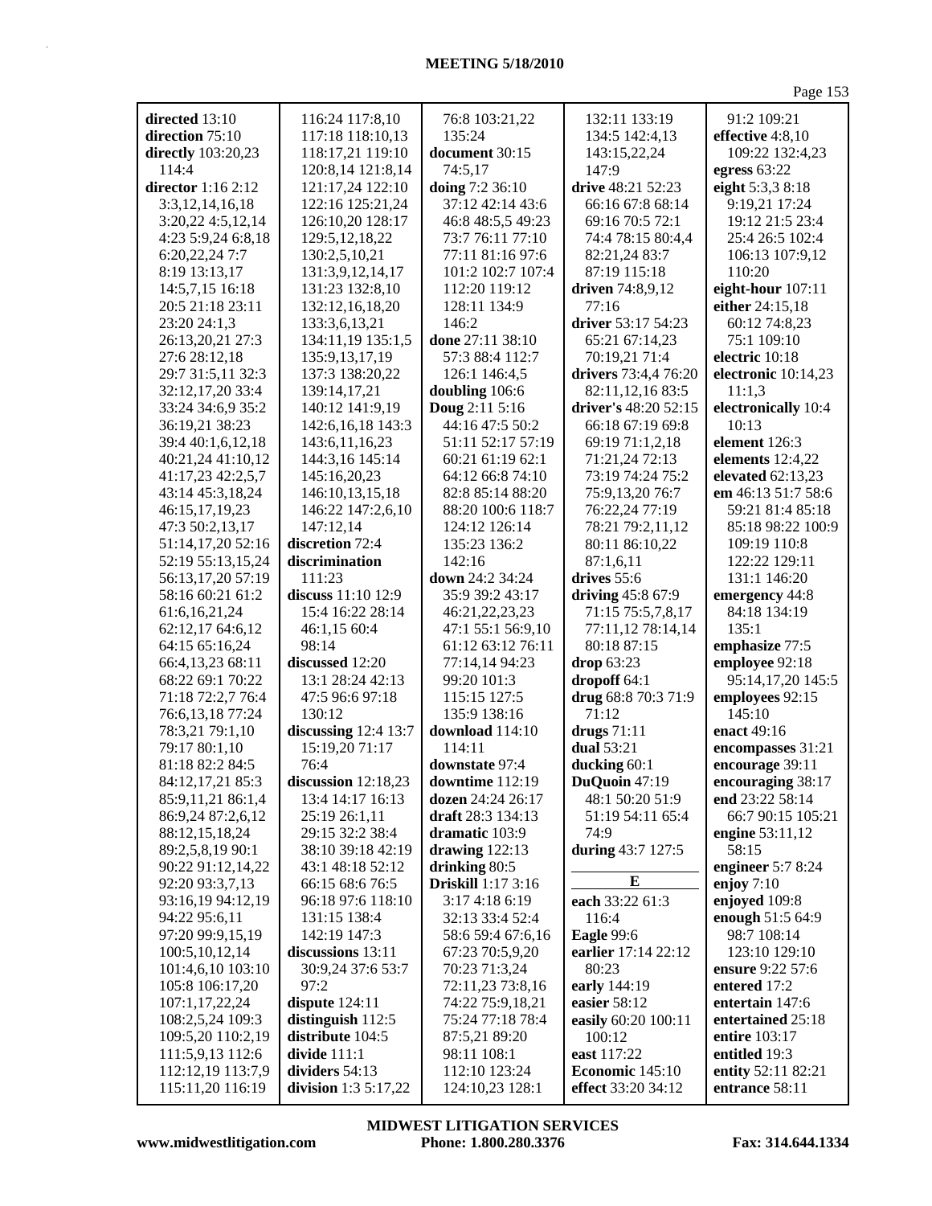**directed** 13:10
**direction** 75:10
**directly** 103:20,23 114:4
**director** 1:16 2:12 3:3,12,14,16,18 3:20,22 4:5,12,14 4:23 5:9,24 6:8,18 6:20,22,24 7:7 8:19 13:13,17 14:5,7,15 16:18 20:5 21:18 23:11 23:20 24:1,3 26:13,20,21 27:3 27:6 28:12,18 29:7 31:5,11 32:3 32:12,17,20 33:4 33:24 34:6,9 35:2 36:19,21 38:23 39:4 40:1,6,12,18 40:21,24 41:10,12 41:17,23 42:2,5,7 43:14 45:3,18,24 46:15,17,19,23 47:3 50:2,13,17 51:14,17,20 52:16 52:19 55:13,15,24 56:13,17,20 57:19 58:16 60:21 61:2 61:6,16,21,24 62:12,17 64:6,12 64:15 65:16,24 66:4,13,23 68:11 68:22 69:1 70:22 71:18 72:2,7 76:4 76:6,13,18 77:24 78:3,21 79:1,10 79:17 80:1,10 81:18 82:2 84:5 84:12,17,21 85:3 85:9,11,21 86:1,4 86:9,24 87:2,6,12 88:12,15,18,24 89:2,5,8,19 90:1 90:22 91:12,14,22 92:20 93:3,7,13 93:16,19 94:12,19 94:22 95:6,11 97:20 99:9,15,19 100:5,10,12,14 101:4,6,10 103:10 105:8 106:17,20 107:1,17,22,24 108:2,5,24 109:3 109:5,20 110:2,19 111:5,9,13 112:6 112:12,19 113:7,9 115:11,20 116:19 116:24 117:8,10 117:18 118:10,13 118:17,21 119:10 120:8,14 121:8,14 121:17,24 122:10 122:16 125:21,24 126:10,20 128:17 129:5,12,18,22 130:2,5,10,21 131:3,9,12,14,17 131:23 132:8,10 132:12,16,18,20 133:3,6,13,21 134:11,19 135:1,5 135:9,13,17,19 137:3 138:20,22 139:14,17,21 140:12 141:9,19 142:6,16,18 143:3 143:6,11,16,23 144:3,16 145:14 145:16,20,23 146:10,13,15,18 146:22 147:2,6,10 147:12,14
**discretion** 72:4
**discrimination** 111:23
**discuss** 11:10 12:9 15:4 16:22 28:14 46:1,15 60:4 98:14
**discussed** 12:20 13:1 28:24 42:13 47:5 96:6 97:18 130:12
**discussing** 12:4 13:7 15:19,20 71:17 76:4
**discussion** 12:18,23 13:4 14:17 16:13 25:19 26:1,11 29:15 32:2 38:4 38:10 39:18 42:19 43:1 48:18 52:12 66:15 68:6 76:5 96:18 97:6 118:10 131:15 138:4 142:19 147:3
**discussions** 13:11 30:9,24 37:6 53:7 97:2
**dispute** 124:11
**distinguish** 112:5
**distribute** 104:5
**divide** 111:1
**dividers** 54:13
**division** 1:3 5:17,22 76:8 103:21,22 135:24
**document** 30:15 74:5,17
**doing** 7:2 36:10 37:12 42:14 43:6 46:8 48:5,5 49:23 73:7 76:11 77:10 77:11 81:16 97:6 101:2 102:7 107:4 112:20 119:12 128:11 134:9 146:2
**done** 27:11 38:10 57:3 88:4 112:7 126:1 146:4,5
**doubling** 106:6
**Doug** 2:11 5:16 44:16 47:5 50:2 51:11 52:17 57:19 60:21 61:19 62:1 64:12 66:8 74:10 82:8 85:14 88:20 88:20 100:6 118:7 124:12 126:14 135:23 136:2 142:16
**down** 24:2 34:24 35:9 39:2 43:17 46:21,22,23,23 47:1 55:1 56:9,10 61:12 63:12 76:11 77:14,14 94:23 99:20 101:3 115:15 127:5 135:9 138:16
**download** 114:10 114:11
**downstate** 97:4
**downtime** 112:19
**dozen** 24:24 26:17
**draft** 28:3 134:13
**dramatic** 103:9
**drawing** 122:13
**drinking** 80:5
**Driskill** 1:17 3:16 3:17 4:18 6:19 32:13 33:4 52:4 58:6 59:4 67:6,16 67:23 70:5,9,20 70:23 71:3,24 72:11,23 73:8,16 74:22 75:9,18,21 75:24 77:18 78:4 87:5,21 89:20 98:11 108:1 112:10 123:24 124:10,23 128:1 132:11 133:19 134:5 142:4,13 143:15,22,24 147:9
**drive** 48:21 52:23 66:16 67:8 68:14 69:16 70:5 72:1 74:4 78:15 80:4,4 82:21,24 83:7 87:19 115:18
**driven** 74:8,9,12 77:16
**driver** 53:17 54:23 65:21 67:14,23 70:19,21 71:4
**drivers** 73:4,4 76:20 82:11,12,16 83:5
**driver's** 48:20 52:15 66:18 67:19 69:8 69:19 71:1,2,18 71:21,24 72:13 73:19 74:24 75:2 75:9,13,20 76:7 76:22,24 77:19 78:21 79:2,11,12 80:11 86:10,22 87:1,6,11
**drives** 55:6
**driving** 45:8 67:9 71:15 75:5,7,8,17 77:11,12 78:14,14 80:18 87:15
**drop** 63:23
**dropoff** 64:1
**drug** 68:8 70:3 71:9 71:12
**drugs** 71:11
**dual** 53:21
**ducking** 60:1
**DuQuoin** 47:19 48:1 50:20 51:9 51:19 54:11 65:4 74:9
**during** 43:7 127:5

## E

**each** 33:22 61:3 116:4
**Eagle** 99:6
**earlier** 17:14 22:12 80:23
**early** 144:19
**easier** 58:12
**easily** 60:20 100:11 100:12
**east** 117:22
**Economic** 145:10
**effect** 33:20 34:12 91:2 109:21
**effective** 4:8,10 109:22 132:4,23
**egress** 63:22
**eight** 5:3,3 8:18 9:19,21 17:24 19:12 21:5 23:4 25:4 26:5 102:4 106:13 107:9,12 110:20
**eight-hour** 107:11
**either** 24:15,18 60:12 74:8,23 75:1 109:10
**electric** 10:18
**electronic** 10:14,23 11:1,3
**electronically** 10:4 10:13
**element** 126:3
**elements** 12:4,22
**elevated** 62:13,23
**em** 46:13 51:7 58:6 59:21 81:4 85:18 85:18 98:22 100:9 109:19 110:8 122:22 129:11 131:1 146:20
**emergency** 44:8 84:18 134:19 135:1
**emphasize** 77:5
**employee** 92:18 95:14,17,20 145:5
**employees** 92:15 145:10
**enact** 49:16
**encompasses** 31:21
**encourage** 39:11
**encouraging** 38:17
**end** 23:22 58:14 66:7 90:15 105:21
**engine** 53:11,12 58:15
**engineer** 5:7 8:24
**enjoy** 7:10
**enjoyed** 109:8
**enough** 51:5 64:9 98:7 108:14 123:10 129:10
**ensure** 9:22 57:6
**entered** 17:2
**entertain** 147:6
**entertained** 25:18
**entire** 103:17
**entitled** 19:3
**entity** 52:11 82:21
**entrance** 58:11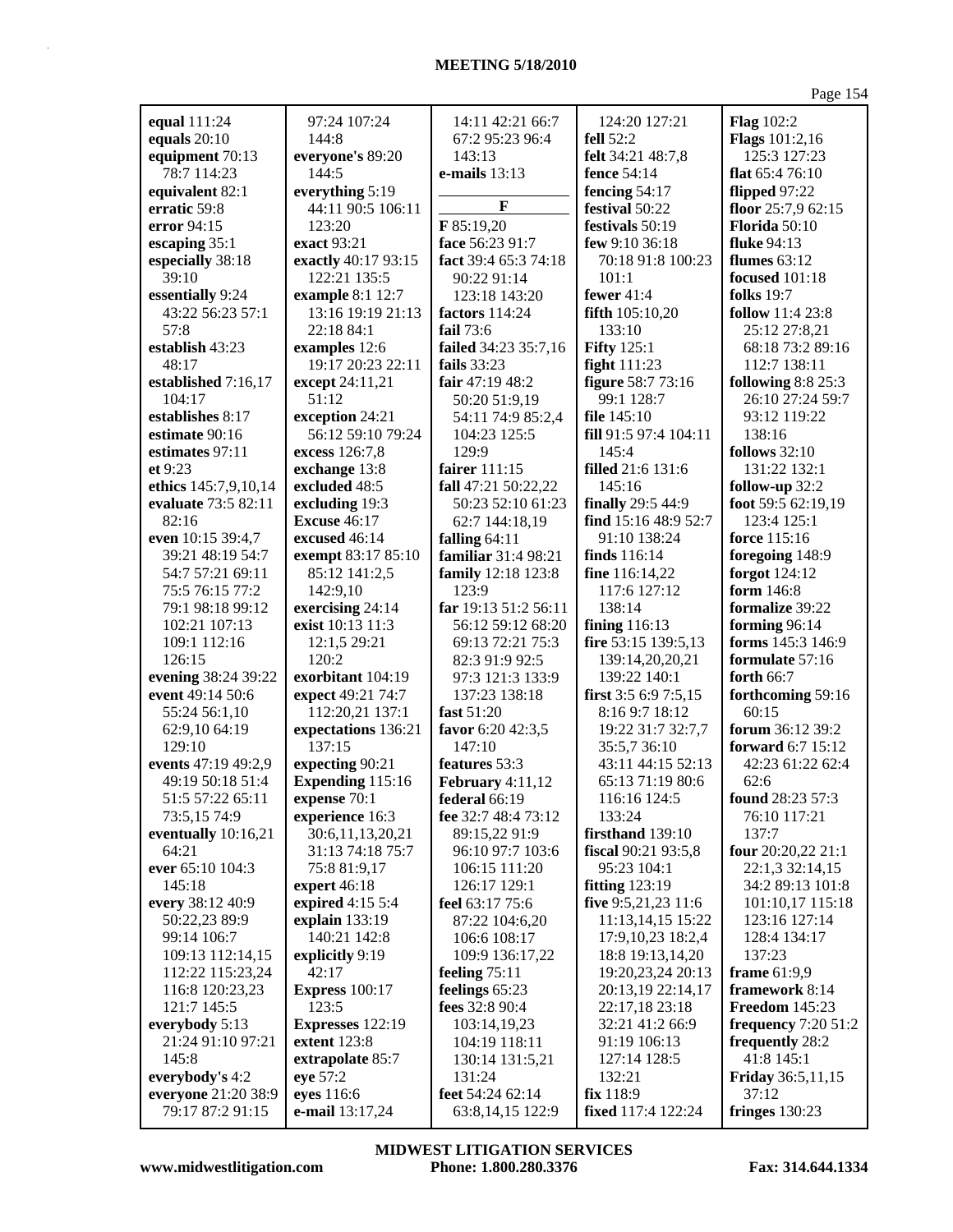**equal** 111:24
**equals** 20:10
**equipment** 70:13 78:7 114:23
**equivalent** 82:1
**erratic** 59:8
**error** 94:15
**escaping** 35:1
**especially** 38:18 39:10
**essentially** 9:24 43:22 56:23 57:1 57:8
**establish** 43:23 48:17
**established** 7:16,17 104:17
**establishes** 8:17
**estimate** 90:16
**estimates** 97:11
**et** 9:23
**ethics** 145:7,9,10,14
**evaluate** 73:5 82:11 82:16
**even** 10:15 39:4,7 39:21 48:19 54:7 54:7 57:21 69:11 75:5 76:15 77:2 79:1 98:18 99:12 102:21 107:13 109:1 112:16 126:15
**evening** 38:24 39:22
**event** 49:14 50:6 55:24 56:1,10 62:9,10 64:19 129:10
**events** 47:19 49:2,9 49:19 50:18 51:4 51:5 57:22 65:11 73:5,15 74:9
**eventually** 10:16,21 64:21
**ever** 65:10 104:3 145:18
**every** 38:12 40:9 50:22,23 89:9 99:14 106:7 109:13 112:14,15 112:22 115:23,24 116:8 120:23,23 121:7 145:5
**everybody** 5:13 21:24 91:10 97:21 145:8
**everybody's** 4:2
**everyone** 21:20 38:9 79:17 87:2 91:15 97:24 107:24 144:8
**everyone's** 89:20 144:5
**everything** 5:19 44:11 90:5 106:11 123:20
**exact** 93:21
**exactly** 40:17 93:15 122:21 135:5
**example** 8:1 12:7 13:16 19:19 21:13 22:18 84:1
**examples** 12:6 19:17 20:23 22:11
**except** 24:11,21 51:12
**exception** 24:21 56:12 59:10 79:24
**excess** 126:7,8
**exchange** 13:8
**excluded** 48:5
**excluding** 19:3
**Excuse** 46:17
**excused** 46:14
**exempt** 83:17 85:10 85:12 141:2,5 142:9,10
**exercising** 24:14
**exist** 10:13 11:3 12:1,5 29:21 120:2
**exorbitant** 104:19
**expect** 49:21 74:7 112:20,21 137:1
**expectations** 136:21 137:15
**expecting** 90:21
**Expending** 115:16
**expense** 70:1
**experience** 16:3 30:6,11,13,20,21 31:13 74:18 75:7 75:8 81:9,17
**expert** 46:18
**expired** 4:15 5:4
**explain** 133:19 140:21 142:8
**explicitly** 9:19 42:17
**Express** 100:17 123:5
**Expresses** 122:19
**extent** 123:8
**extrapolate** 85:7
**eye** 57:2
**eyes** 116:6
**e-mail** 13:17,24 14:11 42:21 66:7 67:2 95:23 96:4 143:13
**e-mails** 13:13

**F**

**F** 85:19,20
**face** 56:23 91:7
**fact** 39:4 65:3 74:18 90:22 91:14 123:18 143:20
**factors** 114:24
**fail** 73:6
**failed** 34:23 35:7,16
**fails** 33:23
**fair** 47:19 48:2 50:20 51:9,19 54:11 74:9 85:2,4 104:23 125:5 129:9
**fairer** 111:15
**fall** 47:21 50:22,22 50:23 52:10 61:23 62:7 144:18,19
**falling** 64:11
**familiar** 31:4 98:21
**family** 12:18 123:8 123:9
**far** 19:13 51:2 56:11 56:12 59:12 68:20 69:13 72:21 75:3 82:3 91:9 92:5 97:3 121:3 133:9 137:23 138:18
**fast** 51:20
**favor** 6:20 42:3,5 147:10
**features** 53:3
**February** 4:11,12
**federal** 66:19
**fee** 32:7 48:4 73:12 89:15,22 91:9 96:10 97:7 103:6 106:15 111:20 126:17 129:1
**feel** 63:17 75:6 87:22 104:6,20 106:6 108:17 109:9 136:17,22
**feeling** 75:11
**feelings** 65:23
**fees** 32:8 90:4 103:14,19,23 104:19 118:11 130:14 131:5,21 131:24
**feet** 54:24 62:14 63:8,14,15 122:9 124:20 127:21
**fell** 52:2
**felt** 34:21 48:7,8
**fence** 54:14
**fencing** 54:17
**festival** 50:22
**festivals** 50:19
**few** 9:10 36:18 70:18 91:8 100:23 101:1
**fewer** 41:4
**fifth** 105:10,20 133:10
**Fifty** 125:1
**fight** 111:23
**figure** 58:7 73:16 99:1 128:7
**file** 145:10
**fill** 91:5 97:4 104:11 145:4
**filled** 21:6 131:6 145:16
**finally** 29:5 44:9
**find** 15:16 48:9 52:7 91:10 138:24
**finds** 116:14
**fine** 116:14,22 117:6 127:12 138:14
**fining** 116:13
**fire** 53:15 139:5,13 139:14,20,20,21 139:22 140:1
**first** 3:5 6:9 7:5,15 8:16 9:7 18:12 19:22 31:7 32:7,7 35:5,7 36:10 43:11 44:15 52:13 65:13 71:19 80:6 116:16 124:5 133:24
**firsthand** 139:10
**fiscal** 90:21 93:5,8 95:23 104:1
**fitting** 123:19
**five** 9:5,21,23 11:6 11:13,14,15 15:22 17:9,10,23 18:2,4 18:8 19:13,14,20 19:20,23,24 20:13 20:13,19 22:14,17 22:17,18 23:18 32:21 41:2 66:9 91:19 106:13 127:14 128:5 132:21
**fix** 118:9
**fixed** 117:4 122:24
**Flag** 102:2
**Flags** 101:2,16 125:3 127:23
**flat** 65:4 76:10
**flipped** 97:22
**floor** 25:7,9 62:15
**Florida** 50:10
**fluke** 94:13
**flumes** 63:12
**focused** 101:18
**folks** 19:7
**follow** 11:4 23:8 25:12 27:8,21 68:18 73:2 89:16 112:7 138:11
**following** 8:8 25:3 26:10 27:24 59:7 93:12 119:22 138:16
**follows** 32:10 131:22 132:1
**follow-up** 32:2
**foot** 59:5 62:19,19 123:4 125:1
**force** 115:16
**foregoing** 148:9
**forgot** 124:12
**form** 146:8
**formalize** 39:22
**forming** 96:14
**forms** 145:3 146:9
**formulate** 57:16
**forth** 66:7
**forthcoming** 59:16 60:15
**forum** 36:12 39:2
**forward** 6:7 15:12 42:23 61:22 62:4 62:6
**found** 28:23 57:3 76:10 117:21 137:7
**four** 20:20,22 21:1 22:1,3 32:14,15 34:2 89:13 101:8 101:10,17 115:18 123:16 127:14 128:4 134:17 137:23
**frame** 61:9,9
**framework** 8:14
**Freedom** 145:23
**frequency** 7:20 51:2
**frequently** 28:2 41:8 145:1
**Friday** 36:5,11,15 37:12
**fringes** 130:23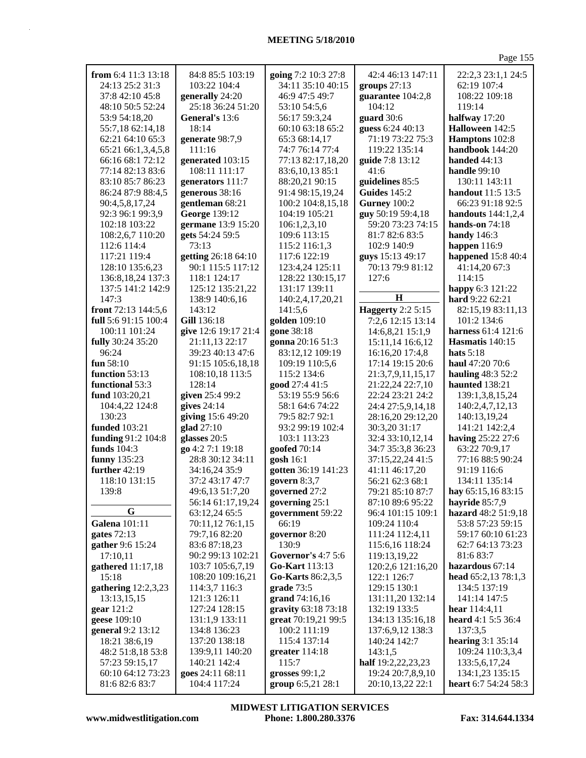**from** 6:4 11:3 13:18 24:13 25:2 31:3 37:8 42:10 45:8 48:10 50:5 52:24 53:9 54:18,20 55:7,18 62:14,18 62:21 64:10 65:3 65:21 66:1,3,4,5,8 66:16 68:1 72:12 77:14 82:13 83:6 83:10 85:7 86:23 86:24 87:9 88:4,5 90:4,5,8,17,24 92:3 96:1 99:3,9 102:18 103:22 108:2,6,7 110:20 112:6 114:4 117:21 119:4 128:10 135:6,23 136:8,18,24 137:3 137:5 141:2 142:9 147:3
**front** 72:13 144:5,6
**full** 5:6 91:15 100:4 100:11 101:24
**fully** 30:24 35:20 96:24
**fun** 58:10
**function** 53:13
**functional** 53:3
**fund** 103:20,21 104:4,22 124:8 130:23
**funded** 103:21
**funding** 91:2 104:8
**funds** 104:3
**funny** 135:23
**further** 42:19 118:10 131:15 139:8

**G**

**Galena** 101:11
**gates** 72:13
**gather** 9:6 15:24 17:10,11
**gathered** 11:17,18 15:18
**gathering** 12:2,3,23 13:13,15,15
**gear** 121:2
**geese** 109:10
**general** 9:2 13:12 18:21 38:6,19 48:2 51:8,18 53:8 57:23 59:15,17 60:10 64:12 73:23 81:6 82:6 83:7 84:8 85:5 103:19 103:22 104:4
**generally** 24:20 25:18 36:24 51:20
**General's** 13:6 18:14
**generate** 98:7,9 111:16
**generated** 103:15 108:11 111:17
**generators** 111:7
**generous** 38:16
**gentleman** 68:21
**George** 139:12
**germane** 13:9 15:20
**gets** 54:24 59:5 73:13
**getting** 26:18 64:10 90:1 115:5 117:12 118:1 124:17 125:12 135:21,22 138:9 140:6,16 143:12
**Gill** 136:18
**give** 12:6 19:17 21:4 21:11,13 22:17 39:23 40:13 47:6 91:15 105:6,18,18 108:10,18 113:5 128:14
**given** 25:4 99:2
**gives** 24:14
**giving** 15:6 49:20
**glad** 27:10
**glasses** 20:5
**go** 4:2 7:1 19:18 28:8 30:12 34:11 34:16,24 35:9 37:2 43:17 47:7 49:6,13 51:7,20 56:14 61:17,19,24 63:12,24 65:5 70:11,12 76:1,15 79:7,16 82:20 83:6 87:18,23 90:2 99:13 102:21 103:7 105:6,7,19 108:20 109:16,21 114:3,7 116:3 121:3 126:11 127:24 128:15 131:1,9 133:11 134:8 136:23 137:20 138:18 139:9,11 140:20 140:21 142:4
**goes** 24:11 68:11 104:4 117:24
**going** 7:2 10:3 27:8 34:11 35:10 40:15 46:9 47:5 49:7 53:10 54:5,6 56:17 59:3,24 60:10 63:18 65:2 65:3 68:14,17 74:7 76:14 77:4 77:13 82:17,18,20 83:6,10,13 85:1 88:20,21 90:15 91:4 98:15,19,24 100:2 104:8,15,18 104:19 105:21 106:1,2,3,10 109:6 113:15 115:2 116:1,3 117:6 122:19 123:4,24 125:11 128:22 130:15,17 131:17 139:11 140:2,4,17,20,21 141:5,6
**golden** 109:10
**gone** 38:18
**gonna** 20:16 51:3 83:12,12 109:19 109:19 110:5,6 115:2 134:6
**good** 27:4 41:5 53:19 55:9 56:6 58:1 64:6 74:22 79:5 82:7 92:1 93:2 99:19 102:4 103:1 113:23
**goofed** 70:14
**gosh** 16:1
**gotten** 36:19 141:23
**govern** 8:3,7
**governed** 27:2
**governing** 25:1
**government** 59:22 66:19
**governor** 8:20 130:9
**Governor's** 4:7 5:6
**Go-Kart** 113:13
**Go-Karts** 86:2,3,5
**grade** 73:5
**grand** 74:16,16
**gravity** 63:18 73:18
**great** 70:19,21 99:5 100:2 111:19 115:4 137:14
**greater** 114:18 115:7
**grosses** 99:1,2
**group** 6:5,21 28:1 42:4 46:13 147:11
**groups** 27:13
**guarantee** 104:2,8 104:12
**guard** 30:6
**guess** 6:24 40:13 71:19 73:22 75:3 119:22 135:14
**guide** 7:8 13:12 41:6
**guidelines** 85:5
**Guides** 145:2
**Gurney** 100:2
**guy** 50:19 59:4,18 59:20 73:23 74:15 81:7 82:6 83:5 102:9 140:9
**guys** 15:13 49:17 70:13 79:9 81:12 127:6

**H**

**Haggerty** 2:2 5:15 7:2,6 12:15 13:14 14:6,8,21 15:1,9 15:11,14 16:6,12 16:16,20 17:4,8 17:14 19:15 20:6 21:3,7,9,11,15,17 21:22,24 22:7,10 22:24 23:21 24:2 24:4 27:5,9,14,18 28:16,20 29:12,20 30:3,20 31:17 32:4 33:10,12,14 34:7 35:3,8 36:23 37:15,22,24 41:5 41:11 46:17,20 56:21 62:3 68:1 79:21 85:10 87:7 87:10 89:6 95:22 96:4 101:15 109:1 109:24 110:4 111:24 112:4,11 115:6,16 118:24 119:13,19,22 120:2,6 121:16,20 122:1 126:7 129:15 130:1 131:11,20 132:14 132:19 133:5 134:13 135:16,18 137:6,9,12 138:3 140:24 142:7 143:1,5
**half** 19:2,22,23,23 19:24 20:7,8,9,10 20:10,13,22 22:1 22:2,3 23:1,1 24:5 62:19 107:4 108:22 109:18 119:14
**halfway** 17:20
**Halloween** 142:5
**Hamptons** 102:8
**handbook** 144:20
**handed** 44:13
**handle** 99:10 130:11 143:11
**handout** 11:5 13:5 66:23 91:18 92:5
**handouts** 144:1,2,4
**hands-on** 74:18
**handy** 146:3
**happen** 116:9
**happened** 15:8 40:4 41:14,20 67:3 114:15
**happy** 6:3 121:22
**hard** 9:22 62:21 82:15,19 83:11,13 101:2 134:6
**harness** 61:4 121:6
**Hasmatis** 140:15
**hats** 5:18
**haul** 47:20 70:6
**hauling** 48:3 52:2
**haunted** 138:21 139:1,3,8,15,24 140:2,4,7,12,13 140:13,19,24 141:21 142:2,4
**having** 25:22 27:6 63:22 70:9,17 77:16 88:5 90:24 91:19 116:6 134:11 135:14
**hay** 65:15,16 83:15
**hayride** 85:7,9
**hazard** 48:2 51:9,18 53:8 57:23 59:15 59:17 60:10 61:23 62:7 64:13 73:23 81:6 83:7
**hazardous** 67:14
**head** 65:2,13 78:1,3 134:5 137:19 141:14 147:5
**hear** 114:4,11
**heard** 4:1 5:5 36:4 137:3,5
**hearing** 3:1 35:14 109:24 110:3,3,4 133:5,6,17,24 134:1,23 135:15
**heart** 6:7 54:24 58:3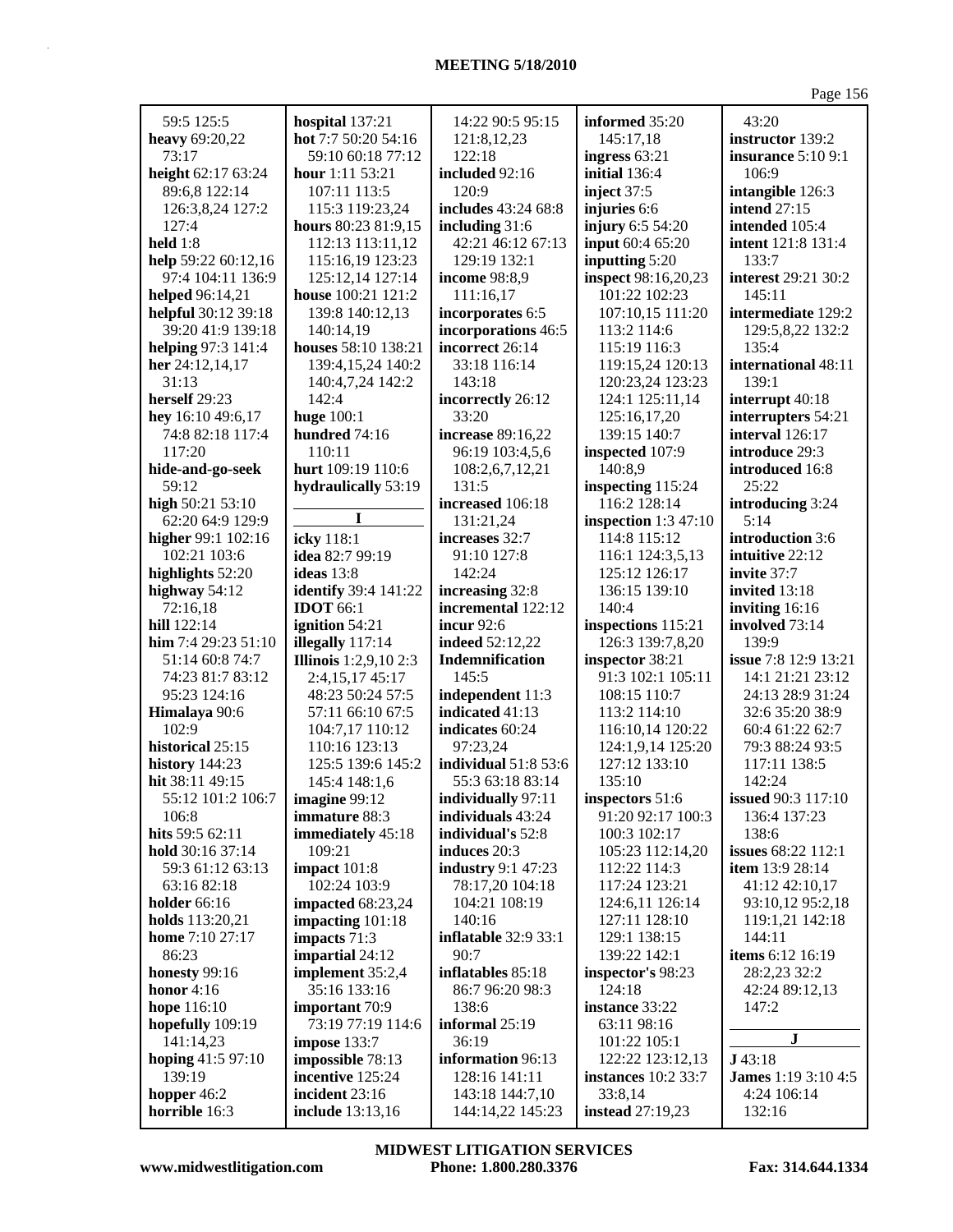59:5 125:5
**heavy** 69:20,22 73:17
**height** 62:17 63:24 89:6,8 122:14 126:3,8,24 127:2 127:4
**held** 1:8
**help** 59:22 60:12,16 97:4 104:11 136:9
**helped** 96:14,21
**helpful** 30:12 39:18 39:20 41:9 139:18
**helping** 97:3 141:4
**her** 24:12,14,17 31:13
**herself** 29:23
**hey** 16:10 49:6,17 74:8 82:18 117:4 117:20
**hide-and-go-seek** 59:12
**high** 50:21 53:10 62:20 64:9 129:9
**higher** 99:1 102:16 102:21 103:6
**highlights** 52:20
**highway** 54:12 72:16,18
**hill** 122:14
**him** 7:4 29:23 51:10 51:14 60:8 74:7 74:23 81:7 83:12 95:23 124:16
**Himalaya** 90:6 102:9
**historical** 25:15
**history** 144:23
**hit** 38:11 49:15 55:12 101:2 106:7 106:8
**hits** 59:5 62:11
**hold** 30:16 37:14 59:3 61:12 63:13 63:16 82:18
**holder** 66:16
**holds** 113:20,21
**home** 7:10 27:17 86:23
**honesty** 99:16
**honor** 4:16
**hope** 116:10
**hopefully** 109:19 141:14,23
**hoping** 41:5 97:10 139:19
**hopper** 46:2
**horrible** 16:3
**hospital** 137:21
**hot** 7:7 50:20 54:16 59:10 60:18 77:12
**hour** 1:11 53:21 107:11 113:5 115:3 119:23,24
**hours** 80:23 81:9,15 112:13 113:11,12 115:16,19 123:23 125:12,14 127:14
**house** 100:21 121:2 139:8 140:12,13 140:14,19
**houses** 58:10 138:21 139:4,15,24 140:2 140:4,7,24 142:2 142:4
**huge** 100:1
**hundred** 74:16 110:11
**hurt** 109:19 110:6
**hydraulically** 53:19

## I

**icky** 118:1
**idea** 82:7 99:19
**ideas** 13:8
**identify** 39:4 141:22
**IDOT** 66:1
**ignition** 54:21
**illegally** 117:14
**Illinois** 1:2,9,10 2:3 2:4,15,17 45:17 48:23 50:24 57:5 57:11 66:10 67:5 104:7,17 110:12 110:16 123:13 125:5 139:6 145:2 145:4 148:1,6
**imagine** 99:12
**immature** 88:3
**immediately** 45:18 109:21
**impact** 101:8 102:24 103:9
**impacted** 68:23,24
**impacting** 101:18
**impacts** 71:3
**impartial** 24:12
**implement** 35:2,4 35:16 133:16
**important** 70:9 73:19 77:19 114:6
**impose** 133:7
**impossible** 78:13
**incentive** 125:24
**incident** 23:16
**include** 13:13,16 14:22 90:5 95:15 121:8,12,23 122:18
**included** 92:16 120:9
**includes** 43:24 68:8
**including** 31:6 42:21 46:12 67:13 129:19 132:1
**income** 98:8,9 111:16,17
**incorporates** 6:5
**incorporations** 46:5
**incorrect** 26:14 33:18 116:14 143:18
**incorrectly** 26:12 33:20
**increase** 89:16,22 96:19 103:4,5,6 108:2,6,7,12,21 131:5
**increased** 106:18 131:21,24
**increases** 32:7 91:10 127:8 142:24
**increasing** 32:8
**incremental** 122:12
**incur** 92:6
**indeed** 52:12,22
**Indemnification** 145:5
**independent** 11:3
**indicated** 41:13
**indicates** 60:24 97:23,24
**individual** 51:8 53:6 55:3 63:18 83:14
**individually** 97:11
**individuals** 43:24
**individual's** 52:8
**induces** 20:3
**industry** 9:1 47:23 78:17,20 104:18 104:21 108:19 140:16
**inflatable** 32:9 33:1 90:7
**inflatables** 85:18 86:7 96:20 98:3 138:6
**informal** 25:19 36:19
**information** 96:13 128:16 141:11 143:18 144:7,10 144:14,22 145:23
**informed** 35:20 145:17,18
**ingress** 63:21
**initial** 136:4
**inject** 37:5
**injuries** 6:6
**injury** 6:5 54:20
**input** 60:4 65:20
**inputting** 5:20
**inspect** 98:16,20,23 101:22 102:23 107:10,15 111:20 113:2 114:6 115:19 116:3 119:15,24 120:13 120:23,24 123:23 124:1 125:11,14 125:16,17,20 139:15 140:7
**inspected** 107:9 140:8,9
**inspecting** 115:24 116:2 128:14
**inspection** 1:3 47:10 114:8 115:12 116:1 124:3,5,13 125:12 126:17 136:15 139:10 140:4
**inspections** 115:21 126:3 139:7,8,20
**inspector** 38:21 91:3 102:1 105:11 108:15 110:7 113:2 114:10 116:10,14 120:22 124:1,9,14 125:20 127:12 133:10 135:10
**inspectors** 51:6 91:20 92:17 100:3 100:3 102:17 105:23 112:14,20 112:22 114:3 117:24 123:21 124:6,11 126:14 127:11 128:10 129:1 138:15 139:22 142:1
**inspector's** 98:23 124:18
**instance** 33:22 63:11 98:16 101:22 105:1 122:22 123:12,13
**instances** 10:2 33:7 33:8,14
**instead** 27:19,23 43:20
**instructor** 139:2
**insurance** 5:10 9:1 106:9
**intangible** 126:3
**intend** 27:15
**intended** 105:4
**intent** 121:8 131:4 133:7
**interest** 29:21 30:2 145:11
**intermediate** 129:2 129:5,8,22 132:2 135:4
**international** 48:11 139:1
**interrupt** 40:18
**interrupters** 54:21
**interval** 126:17
**introduce** 29:3
**introduced** 16:8 25:22
**introducing** 3:24 5:14
**introduction** 3:6
**intuitive** 22:12
**invite** 37:7
**invited** 13:18
**inviting** 16:16
**involved** 73:14 139:9
**issue** 7:8 12:9 13:21 14:1 21:21 23:12 24:13 28:9 31:24 32:6 35:20 38:9 60:4 61:22 62:7 79:3 88:24 93:5 117:11 138:5 142:24
**issued** 90:3 117:10 136:4 137:23 138:6
**issues** 68:22 112:1
**item** 13:9 28:14 41:12 42:10,17 93:10,12 95:2,18 119:1,21 142:18 144:11
**items** 6:12 16:19 28:2,23 32:2 42:24 89:12,13 147:2

## J

**J** 43:18
**James** 1:19 3:10 4:5 4:24 106:14 132:16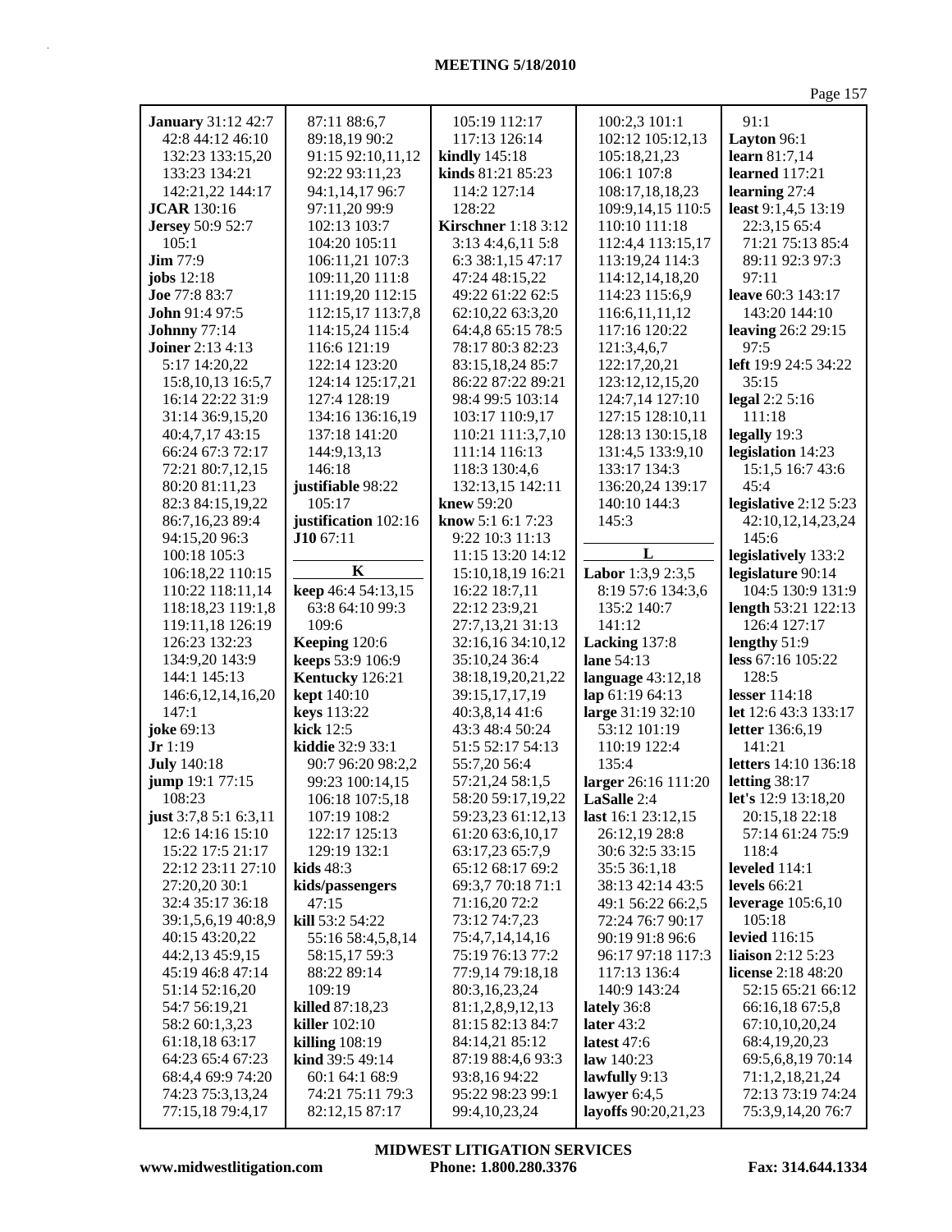**January** 31:12 42:7 42:8 44:12 46:10 132:23 133:15,20 133:23 134:21 142:21,22 144:17
**JCAR** 130:16
**Jersey** 50:9 52:7 105:1
**Jim** 77:9
**jobs** 12:18
**Joe** 77:8 83:7
**John** 91:4 97:5
**Johnny** 77:14
**Joiner** 2:13 4:13 5:17 14:20,22 15:8,10,13 16:5,7 16:14 22:22 31:9 31:14 36:9,15,20 40:4,7,17 43:15 66:24 67:3 72:17 72:21 80:7,12,15 80:20 81:11,23 82:3 84:15,19,22 86:7,16,23 89:4 94:15,20 96:3 100:18 105:3 106:18,22 110:15 110:22 118:11,14 118:18,23 119:1,8 119:11,18 126:19 126:23 132:23 134:9,20 143:9 144:1 145:13 146:6,12,14,16,20 147:1
**joke** 69:13
**Jr** 1:19
**July** 140:18
**jump** 19:1 77:15 108:23
**just** 3:7,8 5:1 6:3,11 12:6 14:16 15:10 15:22 17:5 21:17 22:12 23:11 27:10 27:20,20 30:1 32:4 35:17 36:18 39:1,5,6,19 40:8,9 40:15 43:20,22 44:2,13 45:9,15 45:19 46:8 47:14 51:14 52:16,20 54:7 56:19,21 58:2 60:1,3,23 61:18,18 63:17 64:23 65:4 67:23 68:4,4 69:9 74:20 74:23 75:3,13,24 77:15,18 79:4,17 87:11 88:6,7 89:18,19 90:2 91:15 92:10,11,12 92:22 93:11,23 94:1,14,17 96:7 97:11,20 99:9 102:13 103:7 104:20 105:11 106:11,21 107:3 109:11,20 111:8 111:19,20 112:15 112:15,17 113:7,8 114:15,24 115:4 116:6 121:19 122:14 123:20 124:14 125:17,21 127:4 128:19 134:16 136:16,19 137:18 141:20 144:9,13,13 146:18
**justifiable** 98:22 105:17
**justification** 102:16
**J10** 67:11

**K**

**keep** 46:4 54:13,15 63:8 64:10 99:3 109:6
**Keeping** 120:6
**keeps** 53:9 106:9
**Kentucky** 126:21
**kept** 140:10
**keys** 113:22
**kick** 12:5
**kiddie** 32:9 33:1 90:7 96:20 98:2,2 99:23 100:14,15 106:18 107:5,18 107:19 108:2 122:17 125:13 129:19 132:1
**kids** 48:3
**kids/passengers** 47:15
**kill** 53:2 54:22 55:16 58:4,5,8,14 58:15,17 59:3 88:22 89:14 109:19
**killed** 87:18,23
**killer** 102:10
**killing** 108:19
**kind** 39:5 49:14 60:1 64:1 68:9 74:21 75:11 79:3 82:12,15 87:17 105:19 112:17 117:13 126:14
**kindly** 145:18
**kinds** 81:21 85:23 114:2 127:14 128:22
**Kirschner** 1:18 3:12 3:13 4:4,6,11 5:8 6:3 38:1,15 47:17 47:24 48:15,22 49:22 61:22 62:5 62:10,22 63:3,20 64:4,8 65:15 78:5 78:17 80:3 82:23 83:15,18,24 85:7 86:22 87:22 89:21 98:4 99:5 103:14 103:17 110:9,17 110:21 111:3,7,10 111:14 116:13 118:3 130:4,6 132:13,15 142:11
**knew** 59:20
**know** 5:1 6:1 7:23 9:22 10:3 11:13 11:15 13:20 14:12 15:10,18,19 16:21 16:22 18:7,11 22:12 23:9,21 27:7,13,21 31:13 32:16,16 34:10,12 35:10,24 36:4 38:18,19,20,21,22 39:15,17,19 40:3,8,14 41:6 43:3 48:4 50:24 51:5 52:17 54:13 55:7,20 56:4 57:21,24 58:1,5 58:20 59:17,19,22 59:23,23 61:12,13 61:20 63:6,10,17 63:17,23 65:7,9 65:12 68:17 69:2 69:3,7 70:18 71:1 71:16,20 72:2 73:12 74:7,23 75:4,7,14,14,16 75:19 76:13 77:2 77:9,14 79:18,18 80:3,16,23,24 81:1,2,8,9,12,13 81:15 82:13 84:7 84:14,21 85:12 87:19 88:4,6 93:3 93:8,16 94:22 95:22 98:23 99:1 99:4,10,23,24 100:2,3 101:1 102:12 105:12,13 105:18,21,23 106:1 107:8 108:17,18,18,23 109:9,14,15 110:5 110:10 111:18 112:4,4 113:15,17 113:19,24 114:3 114:12,14,18,20 114:23 115:6,9 116:6,11,11,12 117:16 120:22 121:3,4,6,7 122:17,20,21 123:12,12,15,20 124:7,14 127:10 127:15 128:10,11 128:13 130:15,18 131:4,5 133:9,10 133:17 134:3 136:20,24 139:17 140:10 144:3 145:3

**L**

**Labor** 1:3,9 2:3,5 8:19 57:6 134:3,6 135:2 140:7 141:12
**Lacking** 137:8
**lane** 54:13
**language** 43:12,18
**lap** 61:19 64:13
**large** 31:19 32:10 53:12 101:19 110:19 122:4 135:4
**larger** 26:16 111:20
**LaSalle** 2:4
**last** 16:1 23:12,15 26:12,19 28:8 30:6 32:5 33:15 35:5 36:1,18 38:13 42:14 43:5 49:1 56:22 66:2,5 72:24 76:7 90:17 90:19 91:8 96:6 96:17 97:18 117:3 117:13 136:4 140:9 143:24
**lately** 36:8
**later** 43:2
**latest** 47:6
**law** 140:23
**lawfully** 9:13
**lawyer** 6:4,5
**layoffs** 90:20,21,23 91:1
**Layton** 96:1
**learn** 81:7,14
**learned** 117:21
**learning** 27:4
**least** 9:1,4,5 13:19 22:3,15 65:4 71:21 75:13 85:4 89:11 92:3 97:3 97:11
**leave** 60:3 143:17 143:20 144:10
**leaving** 26:2 29:15 97:5
**left** 19:9 24:5 34:22 35:15
**legal** 2:2 5:16 111:18
**legally** 19:3
**legislation** 14:23 15:1,5 16:7 43:6 45:4
**legislative** 2:12 5:23 42:10,12,14,23,24 145:6
**legislatively** 133:2
**legislature** 90:14 104:5 130:9 131:9
**length** 53:21 122:13 126:4 127:17
**lengthy** 51:9
**less** 67:16 105:22 128:5
**lesser** 114:18
**let** 12:6 43:3 133:17
**letter** 136:6,19 141:21
**letters** 14:10 136:18
**letting** 38:17
**let's** 12:9 13:18,20 20:15,18 22:18 57:14 61:24 75:9 118:4
**leveled** 114:1
**levels** 66:21
**leverage** 105:6,10 105:18
**levied** 116:15
**liaison** 2:12 5:23
**license** 2:18 48:20 52:15 65:21 66:12 66:16,18 67:5,8 67:10,10,20,24 68:4,19,20,23 69:5,6,8,19 70:14 71:1,2,18,21,24 72:13 73:19 74:24 75:3,9,14,20 76:7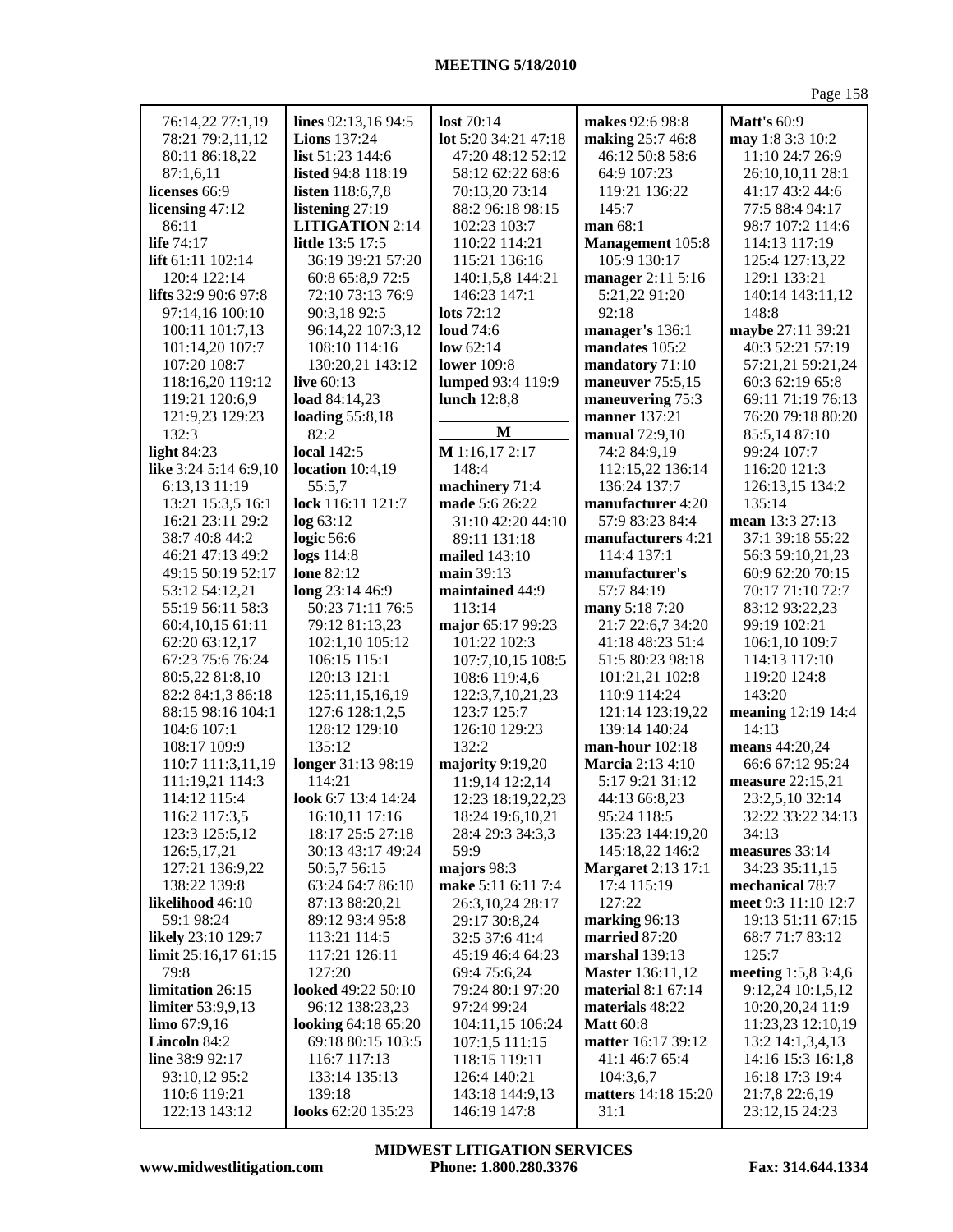76:14,22 77:1,19
78:21 79:2,11,12
80:11 86:18,22
87:1,6,11
**licenses** 66:9
**licensing** 47:12
86:11
**life** 74:17
**lift** 61:11 102:14
120:4 122:14
**lifts** 32:9 90:6 97:8
97:14,16 100:10
100:11 101:7,13
101:14,20 107:7
107:20 108:7
118:16,20 119:12
119:21 120:6,9
121:9,23 129:23
132:3
**light** 84:23
**like** 3:24 5:14 6:9,10
6:13,13 11:19
13:21 15:3,5 16:1
16:21 23:11 29:2
38:7 40:8 44:2
46:21 47:13 49:2
49:15 50:19 52:17
53:12 54:12,21
55:19 56:11 58:3
60:4,10,15 61:11
62:20 63:12,17
67:23 75:6 76:24
80:5,22 81:8,10
82:2 84:1,3 86:18
88:15 98:16 104:1
104:6 107:1
108:17 109:9
110:7 111:3,11,19
111:19,21 114:3
114:12 115:4
116:2 117:3,5
123:3 125:5,12
126:5,17,21
127:21 136:9,22
138:22 139:8
**likelihood** 46:10
59:1 98:24
**likely** 23:10 129:7
**limit** 25:16,17 61:15
79:8
**limitation** 26:15
**limiter** 53:9,9,13
**limo** 67:9,16
**Lincoln** 84:2
**line** 38:9 92:17
93:10,12 95:2
110:6 119:21
122:13 143:12

**lines** 92:13,16 94:5
**Lions** 137:24
**list** 51:23 144:6
**listed** 94:8 118:19
**listen** 118:6,7,8
**listening** 27:19
**LITIGATION** 2:14
**little** 13:5 17:5
36:19 39:21 57:20
60:8 65:8,9 72:5
72:10 73:13 76:9
90:3,18 92:5
96:14,22 107:3,12
108:10 114:16
130:20,21 143:12
**live** 60:13
**load** 84:14,23
**loading** 55:8,18
82:2
**local** 142:5
**location** 10:4,19
55:5,7
**lock** 116:11 121:7
**log** 63:12
**logic** 56:6
**logs** 114:8
**lone** 82:12
**long** 23:14 46:9
50:23 71:11 76:5
79:12 81:13,23
102:1,10 105:12
106:15 115:1
120:13 121:1
125:11,15,16,19
127:6 128:1,2,5
128:12 129:10
135:12
**longer** 31:13 98:19
114:21
**look** 6:7 13:4 14:24
16:10,11 17:16
18:17 25:5 27:18
30:13 43:17 49:24
50:5,7 56:15
63:24 64:7 86:10
87:13 88:20,21
89:12 93:4 95:8
113:21 114:5
117:21 126:11
127:20
**looked** 49:22 50:10
96:12 138:23,23
**looking** 64:18 65:20
69:18 80:15 103:5
116:7 117:13
133:14 135:13
139:18
**looks** 62:20 135:23

**lost** 70:14
**lot** 5:20 34:21 47:18
47:20 48:12 52:12
58:12 62:22 68:6
70:13,20 73:14
88:2 96:18 98:15
102:23 103:7
110:22 114:21
115:21 136:16
140:1,5,8 144:21
146:23 147:1
**lots** 72:12
**loud** 74:6
**low** 62:14
**lower** 109:8
**lumped** 93:4 119:9
**lunch** 12:8,8

## M

**M** 1:16,17 2:17
148:4
**machinery** 71:4
**made** 5:6 26:22
31:10 42:20 44:10
89:11 131:18
**mailed** 143:10
**main** 39:13
**maintained** 44:9
113:14
**major** 65:17 99:23
101:22 102:3
107:7,10,15 108:5
108:6 119:4,6
122:3,7,10,21,23
123:7 125:7
126:10 129:23
132:2
**majority** 9:19,20
11:9,14 12:2,14
12:23 18:19,22,23
18:24 19:6,10,21
28:4 29:3 34:3,3
59:9
**majors** 98:3
**make** 5:11 6:11 7:4
26:3,10,24 28:17
29:17 30:8,24
32:5 37:6 41:4
45:19 46:4 64:23
69:4 75:6,24
79:24 80:1 97:20
97:24 99:24
104:11,15 106:24
107:1,5 111:15
118:15 119:11
126:4 140:21
143:18 144:9,13
146:19 147:8

**makes** 92:6 98:8
**making** 25:7 46:8
46:12 50:8 58:6
64:9 107:23
119:21 136:22
145:7
**man** 68:1
**Management** 105:8
105:9 130:17
**manager** 2:11 5:16
5:21,22 91:20
92:18
**manager's** 136:1
**mandates** 105:2
**mandatory** 71:10
**maneuver** 75:5,15
**maneuvering** 75:3
**manner** 137:21
**manual** 72:9,10
74:2 84:9,19
112:15,22 136:14
136:24 137:7
**manufacturer** 4:20
57:9 83:23 84:4
**manufacturers** 4:21
114:4 137:1
**manufacturer's**
57:7 84:19
**many** 5:18 7:20
21:7 22:6,7 34:20
41:18 48:23 51:4
51:5 80:23 98:18
101:21,21 102:8
110:9 114:24
121:14 123:19,22
139:14 140:24
**man-hour** 102:18
**Marcia** 2:13 4:10
5:17 9:21 31:12
44:13 66:8,23
95:24 118:5
135:23 144:19,20
145:18,22 146:2
**Margaret** 2:13 17:1
17:4 115:19
127:22
**marking** 96:13
**married** 87:20
**marshal** 139:13
**Master** 136:11,12
**material** 8:1 67:14
**materials** 48:22
**Matt** 60:8
**matter** 16:17 39:12
41:1 46:7 65:4
104:3,6,7
**matters** 14:18 15:20
31:1

**Matt's** 60:9
**may** 1:8 3:3 10:2
11:10 24:7 26:9
26:10,10,11 28:1
41:17 43:2 44:6
77:5 88:4 94:17
98:7 107:2 114:6
114:13 117:19
125:4 127:13,22
129:1 133:21
140:14 143:11,12
148:8
**maybe** 27:11 39:21
40:3 52:21 57:19
57:21,21 59:21,24
60:3 62:19 65:8
69:11 71:19 76:13
76:20 79:18 80:20
85:5,14 87:10
99:24 107:7
116:20 121:3
126:13,15 134:2
135:14
**mean** 13:3 27:13
37:1 39:18 55:22
56:3 59:10,21,23
60:9 62:20 70:15
70:17 71:10 72:7
83:12 93:22,23
99:19 102:21
106:1,10 109:7
114:13 117:10
119:20 124:8
143:20
**meaning** 12:19 14:4
14:13
**means** 44:20,24
66:6 67:12 95:24
**measure** 22:15,21
23:2,5,10 32:14
32:22 33:22 34:13
34:13
**measures** 33:14
34:23 35:11,15
**mechanical** 78:7
**meet** 9:3 11:10 12:7
19:13 51:11 67:15
68:7 71:7 83:12
125:7
**meeting** 1:5,8 3:4,6
9:12,24 10:1,5,12
10:20,20,24 11:9
11:23,23 12:10,19
13:2 14:1,3,4,13
14:16 15:3 16:1,8
16:18 17:3 19:4
21:7,8 22:6,19
23:12,15 24:23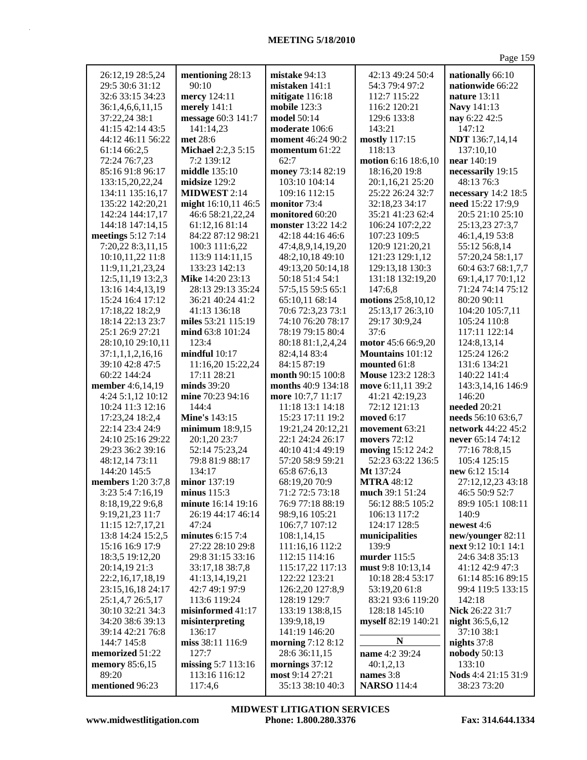26:12,19 28:5,24
29:5 30:6 31:12
32:6 33:15 34:23
36:1,4,6,6,11,15
37:22,24 38:1
41:15 42:14 43:5
44:12 46:11 56:22
61:14 66:2,5
72:24 76:7,23
85:16 91:8 96:17
133:15,20,22,24
134:11 135:16,17
135:22 142:20,21
142:24 144:17,17
144:18 147:14,15
**meetings** 5:12 7:14
7:20,22 8:3,11,15
10:10,11,22 11:8
11:9,11,21,23,24
12:5,11,19 13:2,3
13:16 14:4,13,19
15:24 16:4 17:12
17:18,22 18:2,9
18:14 22:13 23:7
25:1 26:9 27:21
28:10,10 29:10,11
37:1,1,1,2,16,16
39:10 42:8 47:5
60:22 144:24
**member** 4:6,14,19
4:24 5:1,12 10:12
10:24 11:3 12:16
17:23,24 18:2,4
22:14 23:4 24:9
24:10 25:16 29:22
29:23 36:2 39:16
48:12,14 73:11
144:20 145:5
**members** 1:20 3:7,8
3:23 5:4 7:16,19
8:18,19,22 9:6,8
9:19,21,23 11:7
11:15 12:7,17,21
13:8 14:24 15:2,5
15:16 16:9 17:9
18:3,5 19:12,20
20:14,19 21:3
22:2,16,17,18,19
23:15,16,18 24:17
25:1,4,7 26:5,17
30:10 32:21 34:3
34:20 38:6 39:13
39:14 42:21 76:8
144:7 145:8
**memorized** 51:22
**memory** 85:6,15
89:20
**mentioned** 96:23
**mentioning** 28:13
90:10
**mercy** 124:11
**merely** 141:1
**message** 60:3 141:7
141:14,23
**met** 28:6
**Michael** 2:2,3 5:15
7:2 139:12
**middle** 135:10
**midsize** 129:2
**MIDWEST** 2:14
**might** 16:10,11 46:5
46:6 58:21,22,24
61:12,16 81:14
84:22 87:12 98:21
100:3 111:6,22
113:9 114:11,15
133:23 142:13
**Mike** 14:20 23:13
28:13 29:13 35:24
36:21 40:24 41:2
41:13 136:18
**miles** 53:21 115:19
**mind** 63:8 101:24
123:4
**mindful** 10:17
11:16,20 15:22,24
17:11 28:21
**minds** 39:20
**mine** 70:23 94:16
144:4
**Mine's** 143:15
**minimum** 18:9,15
20:1,20 23:7
52:14 75:23,24
79:8 81:9 88:17
134:17
**minor** 137:19
**minus** 115:3
**minute** 16:14 19:16
26:19 44:17 46:14
47:24
**minutes** 6:15 7:4
27:22 28:10 29:8
29:8 31:15 33:16
33:17,18 38:7,8
41:13,14,19,21
42:7 49:1 97:9
113:6 119:24
**misinformed** 41:17
**misinterpreting**
136:17
**miss** 38:11 116:9
127:7
**missing** 5:7 113:16
113:16 116:12
117:4,6
**mistake** 94:13
**mistaken** 141:1
**mitigate** 116:18
**mobile** 123:3
**model** 50:14
**moderate** 106:6
**moment** 46:24 90:2
**momentum** 61:22
62:7
**money** 73:14 82:19
103:10 104:14
109:16 112:15
**monitor** 73:4
**monitored** 60:20
**monster** 13:22 14:2
42:18 44:16 46:6
47:4,8,9,14,19,20
48:2,10,18 49:10
49:13,20 50:14,18
50:18 51:4 54:1
57:5,15 59:5 65:1
65:10,11 68:14
70:6 72:3,23 73:1
74:10 76:20 78:17
78:19 79:15 80:4
80:18 81:1,2,4,24
82:4,14 83:4
84:15 87:19
**month** 90:15 100:8
**months** 40:9 134:18
**more** 10:7,7 11:17
11:18 13:1 14:18
15:23 17:11 19:2
19:21,24 20:12,21
22:1 24:24 26:17
40:10 41:4 49:19
57:20 58:9 59:21
65:8 67:6,13
68:19,20 70:9
71:2 72:5 73:18
76:9 77:18 88:19
98:9,16 105:21
106:7,7 107:12
108:1,14,15
111:16,16 112:2
112:15 114:16
115:17,22 117:13
122:22 123:21
126:2,20 127:8,9
128:19 129:7
133:19 138:8,15
139:9,18,19
141:19 146:20
**morning** 7:12 8:12
28:6 36:11,15
**mornings** 37:12
**most** 9:14 27:21
35:13 38:10 40:3
42:13 49:24 50:4
54:3 79:4 97:2
112:7 115:22
116:2 120:21
129:6 133:8
143:21
**mostly** 117:15
118:13
**motion** 6:16 18:6,10
18:16,20 19:8
20:1,16,21 25:20
25:22 26:24 32:7
32:18,23 34:17
35:21 41:23 62:4
106:24 107:2,22
107:23 109:5
120:9 121:20,21
121:23 129:1,12
129:13,18 130:3
131:18 132:19,20
147:6,8
**motions** 25:8,10,12
25:13,17 26:3,10
29:17 30:9,24
37:6
**motor** 45:6 66:9,20
**Mountains** 101:12
**mounted** 61:8
**Mouse** 123:2 128:3
**move** 6:11,11 39:2
41:21 42:19,23
72:12 121:13
**moved** 6:17
**movement** 63:21
**movers** 72:12
**moving** 15:12 24:2
52:23 63:22 136:5
**Mt** 137:24
**MTRA** 48:12
**much** 39:1 51:24
56:12 88:5 105:2
106:13 117:2
124:17 128:5
**municipalities**
139:9
**murder** 115:5
**must** 9:8 10:13,14
10:18 28:4 53:17
53:19,20 61:8
83:21 93:6 119:20
128:18 145:10
**myself** 82:19 140:21

**N**

**name** 4:2 39:24
40:1,2,13
**names** 3:8
**NARSO** 114:4
**nationally** 66:10
**nationwide** 66:22
**nature** 13:11
**Navy** 141:13
**nay** 6:22 42:5
147:12
**NDT** 136:7,14,14
137:10,10
**near** 140:19
**necessarily** 19:15
48:13 76:3
**necessary** 14:2 18:5
**need** 15:22 17:9,9
20:5 21:10 25:10
25:13,23 27:3,7
46:1,4,19 53:8
55:12 56:8,14
57:20,24 58:1,17
60:4 63:7 68:1,7,7
69:1,4,17 70:1,12
71:24 74:14 75:12
80:20 90:11
104:20 105:7,11
105:24 110:8
117:11 122:14
124:8,13,14
125:24 126:2
131:6 134:21
140:22 141:4
143:3,14,16 146:9
146:20
**needed** 20:21
**needs** 56:10 63:6,7
**network** 44:22 45:2
**never** 65:14 74:12
77:16 78:8,15
105:4 125:15
**new** 6:12 15:14
27:12,12,23 43:18
46:5 50:9 52:7
89:9 105:1 108:11
140:9
**newest** 4:6
**new/younger** 82:11
**next** 9:12 10:1 14:1
24:6 34:8 35:13
41:12 42:9 47:3
61:14 85:16 89:15
99:4 119:5 133:15
142:18
**Nick** 26:22 31:7
**night** 36:5,6,12
37:10 38:1
**nights** 37:8
**nobody** 50:13
133:10
**Nods** 4:4 21:15 31:9
38:23 73:20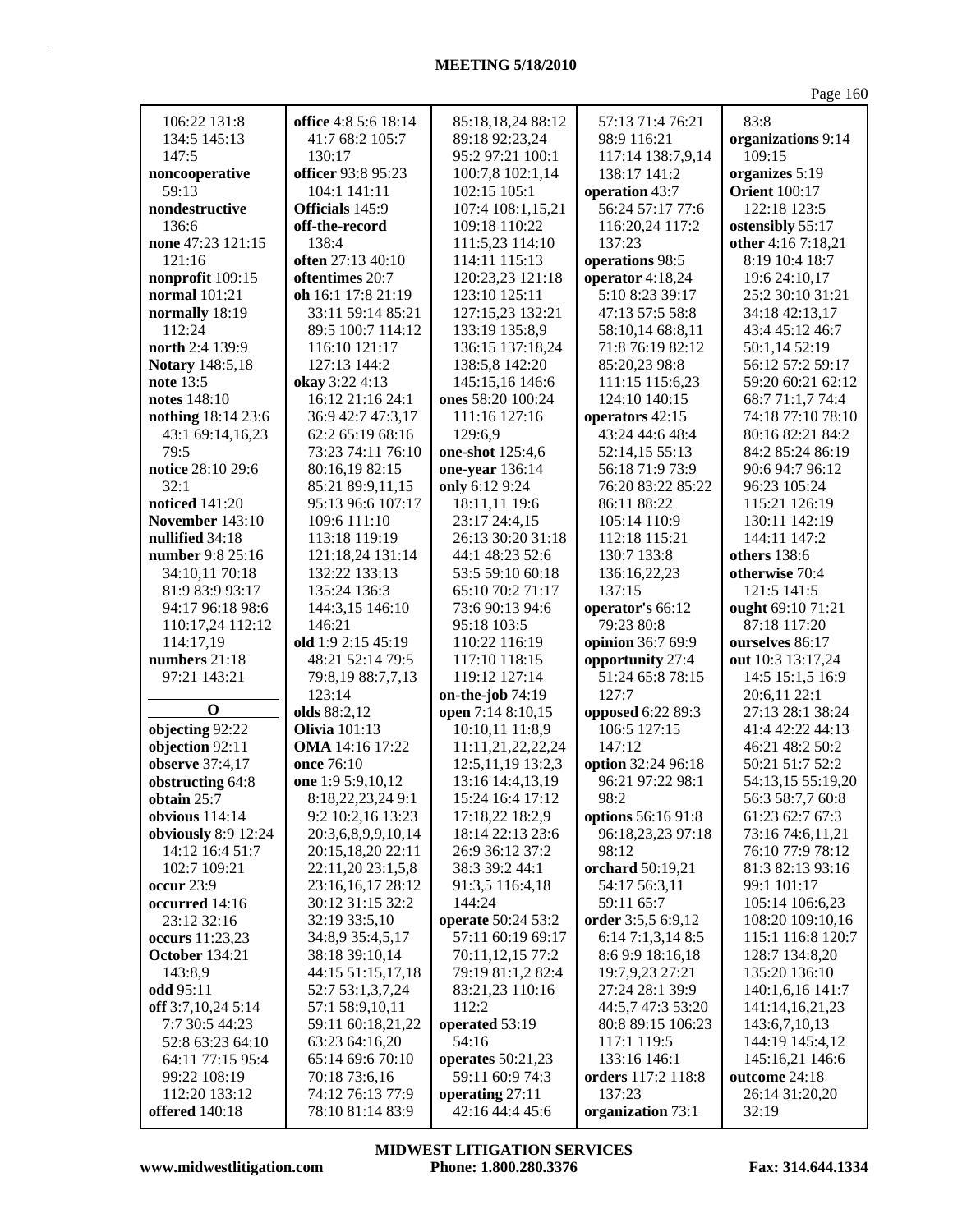106:22 131:8
134:5 145:13
147:5
**noncooperative** 59:13
**nondestructive** 136:6
**none** 47:23 121:15 121:16
**nonprofit** 109:15
**normal** 101:21
**normally** 18:19 112:24
**north** 2:4 139:9
**Notary** 148:5,18
**note** 13:5
**notes** 148:10
**nothing** 18:14 23:6 43:1 69:14,16,23 79:5
**notice** 28:10 29:6 32:1
**noticed** 141:20
**November** 143:10
**nullified** 34:18
**number** 9:8 25:16 34:10,11 70:18 81:9 83:9 93:17 94:17 96:18 98:6 110:17,24 112:12 114:17,19
**numbers** 21:18 97:21 143:21

**O**

**objecting** 92:22
**objection** 92:11
**observe** 37:4,17
**obstructing** 64:8
**obtain** 25:7
**obvious** 114:14
**obviously** 8:9 12:24 14:12 16:4 51:7 102:7 109:21
**occur** 23:9
**occurred** 14:16 23:12 32:16
**occurs** 11:23,23
**October** 134:21 143:8,9
**odd** 95:11
**off** 3:7,10,24 5:14 7:7 30:5 44:23 52:8 63:23 64:10 64:11 77:15 95:4 99:22 108:19 112:20 133:12
**offered** 140:18
**office** 4:8 5:6 18:14 41:7 68:2 105:7 130:17
**officer** 93:8 95:23 104:1 141:11
**Officials** 145:9
**off-the-record** 138:4
**often** 27:13 40:10
**oftentimes** 20:7
**oh** 16:1 17:8 21:19 33:11 59:14 85:21 89:5 100:7 114:12 116:10 121:17 127:13 144:2
**okay** 3:22 4:13 16:12 21:16 24:1 36:9 42:7 47:3,17 62:2 65:19 68:16 73:23 74:11 76:10 80:16,19 82:15 85:21 89:9,11,15 95:13 96:6 107:17 109:6 111:10 113:18 119:19 121:18,24 131:14 132:22 133:13 135:24 136:3 144:3,15 146:10 146:21
**old** 1:9 2:15 45:19 48:21 52:14 79:5 79:8,19 88:7,7,13 123:14
**olds** 88:2,12
**Olivia** 101:13
**OMA** 14:16 17:22
**once** 76:10
**one** 1:9 5:9,10,12 8:18,22,23,24 9:1 9:2 10:2,16 13:23 20:3,6,8,9,9,10,14 20:15,18,20 22:11 22:11,20 23:1,5,8 23:16,16,17 28:12 30:12 31:15 32:2 32:19 33:5,10 34:8,9 35:4,5,17 38:18 39:10,14 44:15 51:15,17,18 52:7 53:1,3,7,24 57:1 58:9,10,11 59:11 60:18,21,22 63:23 64:16,20 65:14 69:6 70:10 70:18 73:6,16 74:12 76:13 77:9 78:10 81:14 83:9 85:18,18,24 88:12 89:18 92:23,24 95:2 97:21 100:1 100:7,8 102:1,14 102:15 105:1 107:4 108:1,15,21 109:18 110:22 111:5,23 114:10 114:11 115:13 120:23,23 121:18 123:10 125:11 127:15,23 132:21 133:19 135:8,9 136:15 137:18,24 138:5,8 142:20 145:15,16 146:6
**ones** 58:20 100:24 111:16 127:16 129:6,9
**one-shot** 125:4,6
**one-year** 136:14
**only** 6:12 9:24 18:11,11 19:6 23:17 24:4,15 26:13 30:20 31:18 44:1 48:23 52:6 53:5 59:10 60:18 65:10 70:2 71:17 73:6 90:13 94:6 95:18 103:5 110:22 116:19 117:10 118:15 119:12 127:14
**on-the-job** 74:19
**open** 7:14 8:10,15 10:10,11 11:8,9 11:11,21,22,22,24 12:5,11,19 13:2,3 13:16 14:4,13,19 15:24 16:4 17:12 17:18,22 18:2,9 18:14 22:13 23:6 26:9 36:12 37:2 38:3 39:2 44:1 91:3,5 116:4,18 144:24
**operate** 50:24 53:2 57:11 60:19 69:17 70:11,12,15 77:2 79:19 81:1,2 82:4 83:21,23 110:16 112:2
**operated** 53:19 54:16
**operates** 50:21,23 59:11 60:9 74:3
**operating** 27:11 42:16 44:4 45:6 57:13 71:4 76:21 98:9 116:21 117:14 138:7,9,14 138:17 141:2
**operation** 43:7 56:24 57:17 77:6 116:20,24 117:2 137:23
**operations** 98:5
**operator** 4:18,24 5:10 8:23 39:17 47:13 57:5 58:8 58:10,14 68:8,11 71:8 76:19 82:12 85:20,23 98:8 111:15 115:6,23 124:10 140:15
**operators** 42:15 43:24 44:6 48:4 52:14,15 55:13 56:18 71:9 73:9 76:20 83:22 85:22 86:11 88:22 105:14 110:9 112:18 115:21 130:7 133:8 136:16,22,23 137:15
**operator's** 66:12 79:23 80:8
**opinion** 36:7 69:9
**opportunity** 27:4 51:24 65:8 78:15 127:7
**opposed** 6:22 89:3 106:5 127:15 147:12
**option** 32:24 96:18 96:21 97:22 98:1 98:2
**options** 56:16 91:8 96:18,23,23 97:18 98:12
**orchard** 50:19,21 54:17 56:3,11 59:11 65:7
**order** 3:5,5 6:9,12 6:14 7:1,3,14 8:5 8:6 9:9 18:16,18 19:7,9,23 27:21 27:24 28:1 39:9 44:5,7 47:3 53:20 80:8 89:15 106:23 117:1 119:5 133:16 146:1
**orders** 117:2 118:8 137:23
**organization** 73:1 83:8
**organizations** 9:14 109:15
**organizes** 5:19
**Orient** 100:17 122:18 123:5
**ostensibly** 55:17
**other** 4:16 7:18,21 8:19 10:4 18:7 19:6 24:10,17 25:2 30:10 31:21 34:18 42:13,17 43:4 45:12 46:7 50:1,14 52:19 56:12 57:2 59:17 59:20 60:21 62:12 68:7 71:1,7 74:4 74:18 77:10 78:10 80:16 82:21 84:2 84:2 85:24 86:19 90:6 94:7 96:12 96:23 105:24 115:21 126:19 130:11 142:19 144:11 147:2
**others** 138:6
**otherwise** 70:4 121:5 141:5
**ought** 69:10 71:21 87:18 117:20
**ourselves** 86:17
**out** 10:3 13:17,24 14:5 15:1,5 16:9 20:6,11 22:1 27:13 28:1 38:24 41:4 42:22 44:13 46:21 48:2 50:2 50:21 51:7 52:2 54:13,15 55:19,20 56:3 58:7,7 60:8 61:23 62:7 67:3 73:16 74:6,11,21 76:10 77:9 78:12 81:3 82:13 93:16 99:1 101:17 105:14 106:6,23 108:20 109:10,16 115:1 116:8 120:7 128:7 134:8,20 135:20 136:10 140:1,6,16 141:7 141:14,16,21,23 143:6,7,10,13 144:19 145:4,12 145:16,21 146:6
**outcome** 24:18 26:14 31:20,20 32:19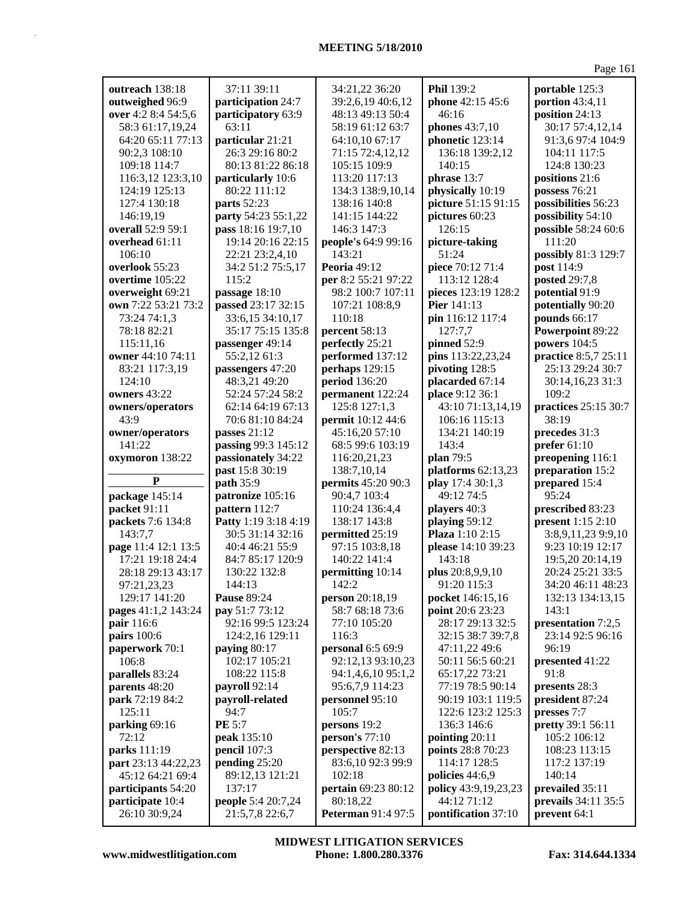**outreach** 138:18
**outweighed** 96:9
**over** 4:2 8:4 54:5,6 58:3 61:17,19,24 64:20 65:11 77:13 90:2,3 108:10 109:18 114:7 116:3,12 123:3,10 124:19 125:13 127:4 130:18 146:19,19
**overall** 52:9 59:1
**overhead** 61:11 106:10
**overlook** 55:23
**overtime** 105:22
**overweight** 69:21
**own** 7:22 53:21 73:2 73:24 74:1,3 78:18 82:21 115:11,16
**owner** 44:10 74:11 83:21 117:3,19 124:10
**owners** 43:22
**owners/operators** 43:9
**owner/operators** 141:22
**oxymoron** 138:22

**P**

**package** 145:14
**packet** 91:11
**packets** 7:6 134:8 143:7,7
**page** 11:4 12:1 13:5 17:21 19:18 24:4 28:18 29:13 43:17 97:21,23,23 129:17 141:20
**pages** 41:1,2 143:24
**pair** 116:6
**pairs** 100:6
**paperwork** 70:1 106:8
**parallels** 83:24
**parents** 48:20
**park** 72:19 84:2 125:11
**parking** 69:16 72:12
**parks** 111:19
**part** 23:13 44:22,23 45:12 64:21 69:4
**participants** 54:20
**participate** 10:4 26:10 30:9,24 37:11 39:11
**participation** 24:7
**participatory** 63:9 63:11
**particular** 21:21 26:3 29:16 80:2 80:13 81:22 86:18
**particularly** 10:6 80:22 111:12
**parts** 52:23
**party** 54:23 55:1,22
**pass** 18:16 19:7,10 19:14 20:16 22:15 22:21 23:2,4,10 34:2 51:2 75:5,17 115:2
**passage** 18:10
**passed** 23:17 32:15 33:6,15 34:10,17 35:17 75:15 135:8
**passenger** 49:14 55:2,12 61:3
**passengers** 47:20 48:3,21 49:20 52:24 57:24 58:2 62:14 64:19 67:13 70:6 81:10 84:24
**passes** 21:12
**passing** 99:3 145:12
**passionately** 34:22
**past** 15:8 30:19
**path** 35:9
**patronize** 105:16
**pattern** 112:7
**Patty** 1:19 3:18 4:19 30:5 31:14 32:16 40:4 46:21 55:9 84:7 85:17 120:9 130:22 132:8 144:13
**Pause** 89:24
**pay** 51:7 73:12 92:16 99:5 123:24 124:2,16 129:11
**paying** 80:17 102:17 105:21 108:22 115:8
**payroll** 92:14
**payroll-related** 94:7
**PE** 5:7
**peak** 135:10
**pencil** 107:3
**pending** 25:20 89:12,13 121:21 137:17
**people** 5:4 20:7,24 21:5,7,8 22:6,7 34:21,22 36:20 39:2,6,19 40:6,12 48:13 49:13 50:4 58:19 61:12 63:7 64:10,10 67:17 71:15 72:4,12,12 105:15 109:9 113:20 117:13 134:3 138:9,10,14 138:16 140:8 141:15 144:22 146:3 147:3
**people's** 64:9 99:16 143:21
**Peoria** 49:12
**per** 8:2 55:21 97:22 98:2 100:7 107:11 107:21 108:8,9 110:18
**percent** 58:13
**perfectly** 25:21
**performed** 137:12
**perhaps** 129:15
**period** 136:20
**permanent** 122:24 125:8 127:1,3
**permit** 10:12 44:6 45:16,20 57:10 68:5 99:6 103:19 116:20,21,23 138:7,10,14
**permits** 45:20 90:3 90:4,7 103:4 110:24 136:4,4 138:17 143:8
**permitted** 25:19 97:15 103:8,18 140:22 141:4
**permitting** 10:14 142:2
**person** 20:18,19 58:7 68:18 73:6 77:10 105:20 116:3
**personal** 6:5 69:9 92:12,13 93:10,23 94:1,4,6,10 95:1,2 95:6,7,9 114:23
**personnel** 95:10 105:7
**persons** 19:2
**person's** 77:10
**perspective** 82:13 83:6,10 92:3 99:9 102:18
**pertain** 69:23 80:12 80:18,22
**Peterman** 91:4 97:5
**Phil** 139:2
**phone** 42:15 45:6 46:16
**phones** 43:7,10
**phonetic** 123:14 136:18 139:2,12 140:15
**phrase** 13:7
**physically** 10:19
**picture** 51:15 91:15
**pictures** 60:23 126:15
**picture-taking** 51:24
**piece** 70:12 71:4 113:12 128:4
**pieces** 123:19 128:2
**Pier** 141:13
**pin** 116:12 117:4 127:7,7
**pinned** 52:9
**pins** 113:22,23,24
**pivoting** 128:5
**placarded** 67:14
**place** 9:12 36:1 43:10 71:13,14,19 106:16 115:13 134:21 140:19 143:4
**plan** 79:5
**platforms** 62:13,23
**play** 17:4 30:1,3 49:12 74:5
**players** 40:3
**playing** 59:12
**Plaza** 1:10 2:15
**please** 14:10 39:23 143:18
**plus** 20:8,9,9,10 91:20 115:3
**pocket** 146:15,16
**point** 20:6 23:23 28:17 29:13 32:5 32:15 38:7 39:7,8 47:11,22 49:6 50:11 56:5 60:21 65:17,22 73:21 77:19 78:5 90:14 90:19 103:1 119:5 122:6 123:2 125:3 136:3 146:6
**pointing** 20:11
**points** 28:8 70:23 114:17 128:5
**policies** 44:6,9
**policy** 43:9,19,23,24 44:12 71:12
**pontification** 37:10
**portable** 125:3
**portion** 43:4,11
**position** 24:13 30:17 57:4,12,14 91:3,6 97:4 104:9 104:11 117:5 124:8 130:23
**positions** 21:6
**possess** 76:21
**possibilities** 56:23
**possibility** 54:10
**possible** 58:24 60:6 111:20
**possibly** 81:3 129:7
**post** 114:9
**posted** 29:7,8
**potential** 91:9
**potentially** 90:20
**pounds** 66:17
**Powerpoint** 89:22
**powers** 104:5
**practice** 8:5,7 25:11 25:13 29:24 30:7 30:14,16,23 31:3 109:2
**practices** 25:15 30:7 38:19
**precedes** 31:3
**prefer** 61:10
**preopening** 116:1
**preparation** 15:2
**prepared** 15:4 95:24
**prescribed** 83:23
**present** 1:15 2:10 3:8,9,11,23 9:9,10 9:23 10:19 12:17 19:5,20 20:14,19 20:24 25:21 33:5 34:20 46:11 48:23 132:13 134:13,15 143:1
**presentation** 7:2,5 23:14 92:5 96:16 96:19
**presented** 41:22 91:8
**presents** 28:3
**president** 87:24
**presses** 7:7
**pretty** 39:1 56:11 105:2 106:12 108:23 113:15 117:2 137:19 140:14
**prevailed** 35:11
**prevails** 34:11 35:5
**prevent** 64:1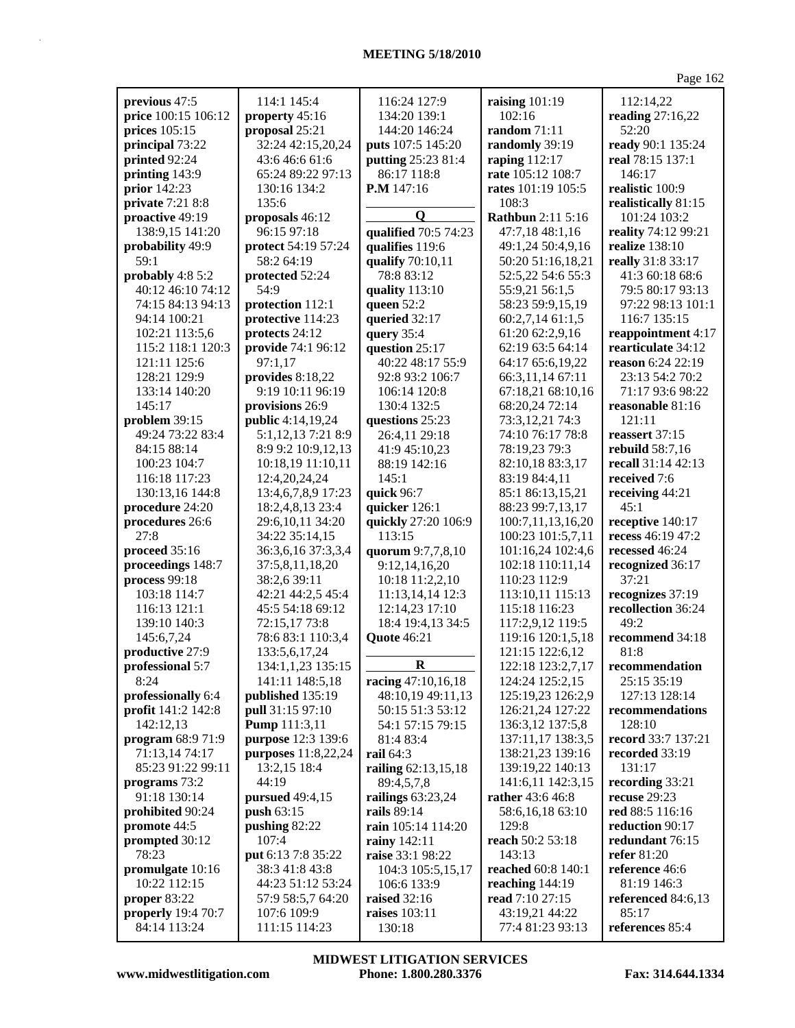**MEETING 5/18/2010**

**previous** 47:5
**price** 100:15 106:12
**prices** 105:15
**principal** 73:22
**printed** 92:24
**printing** 143:9
**prior** 142:23
**private** 7:21 8:8
**proactive** 49:19 138:9,15 141:20
**probability** 49:9 59:1
**probably** 4:8 5:2 40:12 46:10 74:12 74:15 84:13 94:13 94:14 100:21 102:21 113:5,6 115:2 118:1 120:3 121:11 125:6 128:21 129:9 133:14 140:20 145:17
**problem** 39:15 49:24 73:22 83:4 84:15 88:14 100:23 104:7 116:18 117:23 130:13,16 144:8
**procedure** 24:20
**procedures** 26:6 27:8
**proceed** 35:16
**proceedings** 148:7
**process** 99:18 103:18 114:7 116:13 121:1 139:10 140:3 145:6,7,24
**productive** 27:9
**professional** 5:7 8:24
**professionally** 6:4
**profit** 141:2 142:8 142:12,13
**program** 68:9 71:9 71:13,14 74:17 85:23 91:22 99:11
**programs** 73:2 91:18 130:14
**prohibited** 90:24
**promote** 44:5
**prompted** 30:12 78:23
**promulgate** 10:16 10:22 112:15
**proper** 83:22
**properly** 19:4 70:7 84:14 113:24

114:1 145:4
**property** 45:16
**proposal** 25:21 32:24 42:15,20,24 43:6 46:6 61:6 65:24 89:22 97:13 130:16 134:2 135:6
**proposals** 46:12 96:15 97:18
**protect** 54:19 57:24 58:2 64:19
**protected** 52:24 54:9
**protection** 112:1
**protective** 114:23
**protects** 24:12
**provide** 74:1 96:12 97:1,17
**provides** 8:18,22 9:19 10:11 96:19
**provisions** 26:9
**public** 4:14,19,24 5:1,12,13 7:21 8:9 8:9 9:2 10:9,12,13 10:18,19 11:10,11 12:4,20,24,24 13:4,6,7,8,9 17:23 18:2,4,8,13 23:4 29:6,10,11 34:20 34:22 35:14,15 36:3,6,16 37:3,3,4 37:5,8,11,18,20 38:2,6 39:11 42:21 44:2,5 45:4 45:5 54:18 69:12 72:15,17 73:8 78:6 83:1 110:3,4 133:5,6,17,24 134:1,1,23 135:15 141:11 148:5,18
**published** 135:19
**pull** 31:15 97:10
**Pump** 111:3,11
**purpose** 12:3 139:6
**purposes** 11:8,22,24 13:2,15 18:4 44:19
**pursued** 49:4,15
**push** 63:15
**pushing** 82:22 107:4
**put** 6:13 7:8 35:22 38:3 41:8 43:8 44:23 51:12 53:24 57:9 58:5,7 64:20 107:6 109:9 111:15 114:23

116:24 127:9 134:20 139:1 144:20 146:24
**puts** 107:5 145:20
**putting** 25:23 81:4 86:17 118:8
**P.M** 147:16

**Q**

**qualified** 70:5 74:23
**qualifies** 119:6
**qualify** 70:10,11 78:8 83:12
**quality** 113:10
**queen** 52:2
**queried** 32:17
**query** 35:4
**question** 25:17 40:22 48:17 55:9 92:8 93:2 106:7 106:14 120:8 130:4 132:5
**questions** 25:23 26:4,11 29:18 41:9 45:10,23 88:19 142:16 145:1
**quick** 96:7
**quicker** 126:1
**quickly** 27:20 106:9 113:15
**quorum** 9:7,7,8,10 9:12,14,16,20 10:18 11:2,2,10 11:13,14,14 12:3 12:14,23 17:10 18:4 19:4,13 34:5
**Quote** 46:21

**R**

**racing** 47:10,16,18 48:10,19 49:11,13 50:15 51:3 53:12 54:1 57:15 79:15 81:4 83:4
**rail** 64:3
**railing** 62:13,15,18 89:4,5,7,8
**railings** 63:23,24
**rails** 89:14
**rain** 105:14 114:20
**rainy** 142:11
**raise** 33:1 98:22 104:3 105:5,15,17 106:6 133:9
**raised** 32:16
**raises** 103:11 130:18

**raising** 101:19 102:16
**random** 71:11
**randomly** 39:19
**raping** 112:17
**rate** 105:12 108:7
**rates** 101:19 105:5 108:3
**Rathbun** 2:11 5:16 47:7,18 48:1,16 49:1,24 50:4,9,16 50:20 51:16,18,21 52:5,22 54:6 55:3 55:9,21 56:1,5 58:23 59:9,15,19 60:2,7,14 61:1,5 61:20 62:2,9,16 62:19 63:5 64:14 64:17 65:6,19,22 66:3,11,14 67:11 67:18,21 68:10,16 68:20,24 72:14 73:3,12,21 74:3 74:10 76:17 78:8 78:19,23 79:3 82:10,18 83:3,17 83:19 84:4,11 85:1 86:13,15,21 88:23 99:7,13,17 100:7,11,13,16,20 100:23 101:5,7,11 101:16,24 102:4,6 102:18 110:11,14 110:23 112:9 113:10,11 115:13 115:18 116:23 117:2,9,12 119:5 119:16 120:1,5,18 121:15 122:6,12 122:18 123:2,7,17 124:24 125:2,15 125:19,23 126:2,9 126:21,24 127:22 136:3,12 137:5,8 137:11,17 138:3,5 138:21,23 139:16 139:19,22 140:13 141:6,11 142:3,15
**rather** 43:6 46:8 58:6,16,18 63:10 129:8
**reach** 50:2 53:18 143:13
**reached** 60:8 140:1
**reaching** 144:19
**read** 7:10 27:15 43:19,21 44:22 77:4 81:23 93:13

112:14,22
**reading** 27:16,22 52:20
**ready** 90:1 135:24
**real** 78:15 137:1 146:17
**realistic** 100:9
**realistically** 81:15 101:24 103:2
**reality** 74:12 99:21
**realize** 138:10
**really** 31:8 33:17 41:3 60:18 68:6 79:5 80:17 93:13 97:22 98:13 101:1 116:7 135:15
**reappointment** 4:17
**rearticulate** 34:12
**reason** 6:24 22:19 23:13 54:2 70:2 71:17 93:6 98:22
**reasonable** 81:16 121:11
**reassert** 37:15
**rebuild** 58:7,16
**recall** 31:14 42:13
**received** 7:6
**receiving** 44:21 45:1
**receptive** 140:17
**recess** 46:19 47:2
**recessed** 46:24
**recognized** 36:17 37:21
**recognizes** 37:19
**recollection** 36:24 49:2
**recommend** 34:18 81:8
**recommendation** 25:15 35:19 127:13 128:14
**recommendations** 128:10
**record** 33:7 137:21
**recorded** 33:19 131:17
**recording** 33:21
**recuse** 29:23
**red** 88:5 116:16
**reduction** 90:17
**redundant** 76:15
**refer** 81:20
**reference** 46:6 81:19 146:3
**referenced** 84:6,13 85:17
**references** 85:4

**MIDWEST LITIGATION SERVICES**
www.midwestlitigation.com Phone: 1.800.280.3376 Fax: 314.644.1334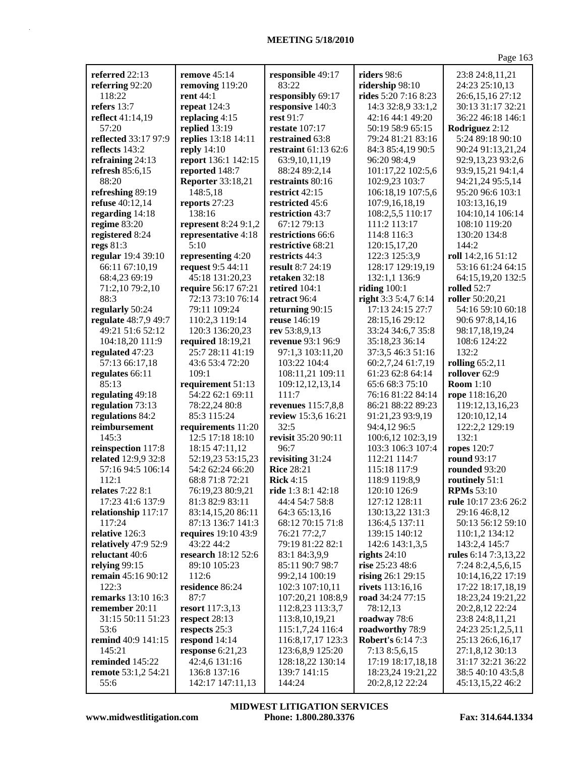**referred** 22:13
**referring** 92:20 118:22
**refers** 13:7
**reflect** 41:14,19 57:20
**reflected** 33:17 97:9
**reflects** 143:2
**refraining** 24:13
**refresh** 85:6,15 88:20
**refreshing** 89:19
**refuse** 40:12,14
**regarding** 14:18
**regime** 83:20
**registered** 8:24
**regs** 81:3
**regular** 19:4 39:10 66:11 67:10,19 68:4,23 69:19 71:2,10 79:2,10 88:3
**regularly** 50:24
**regulate** 48:7,9 49:7 49:21 51:6 52:12 104:18,20 111:9
**regulated** 47:23 57:13 66:17,18
**regulates** 66:11 85:13
**regulating** 49:18
**regulation** 73:13
**regulations** 84:2
**reimbursement** 145:3
**reinspection** 117:8
**related** 12:9,9 32:8 57:16 94:5 106:14 112:1
**relates** 7:22 8:1 17:23 41:6 137:9
**relationship** 117:17 117:24
**relative** 126:3
**relatively** 47:9 52:9
**reluctant** 40:6
**relying** 99:15
**remain** 45:16 90:12 122:3
**remarks** 13:10 16:3
**remember** 20:11 31:15 50:11 51:23 53:6
**remind** 40:9 141:15 145:21
**reminded** 145:22
**remote** 53:1,2 54:21 55:6
**remove** 45:14
**removing** 119:20
**rent** 44:1
**repeat** 124:3
**replacing** 4:15
**replied** 13:19
**replies** 13:18 14:11
**reply** 14:10
**report** 136:1 142:15
**reported** 148:7
**Reporter** 33:18,21 148:5,18
**reports** 27:23 138:16
**represent** 8:24 9:1,2
**representative** 4:18 5:10
**representing** 4:20
**request** 9:5 44:11 45:18 131:20,23
**require** 56:17 67:21 72:13 73:10 76:14 79:11 109:24 110:2,3 119:14 120:3 136:20,23
**required** 18:19,21 25:7 28:11 41:19 43:6 53:4 72:20 109:1
**requirement** 51:13 54:22 62:1 69:11 78:22,24 80:8 85:3 115:24
**requirements** 11:20 12:5 17:18 18:10 18:15 47:11,12 52:19,23 53:15,23 54:2 62:24 66:20 68:8 71:8 72:21 76:19,23 80:9,21 81:3 82:9 83:11 83:14,15,20 86:11 87:13 136:7 141:3
**requires** 19:10 43:9 43:22 44:2
**research** 18:12 52:6 89:10 105:23 112:6
**residence** 86:24 87:7
**resort** 117:3,13
**respect** 28:13
**respects** 25:3
**respond** 14:14
**response** 6:21,23 42:4,6 131:16 136:8 137:16 142:17 147:11,13
**responsible** 49:17 83:22
**responsibly** 69:17
**responsive** 140:3
**rest** 91:7
**restate** 107:17
**restrained** 63:8
**restraint** 61:13 62:6 63:9,10,11,19 88:24 89:2,14
**restraints** 80:16
**restrict** 42:15
**restricted** 45:6
**restriction** 43:7 67:12 79:13
**restrictions** 66:6
**restrictive** 68:21
**restricts** 44:3
**result** 8:7 24:19
**retaken** 32:18
**retired** 104:1
**retract** 96:4
**returning** 90:15
**reuse** 146:19
**rev** 53:8,9,13
**revenue** 93:1 96:9 97:1,3 103:11,20 103:22 104:4 108:11,21 109:11 109:12,12,13,14 111:7
**revenues** 115:7,8,8
**review** 15:3,6 16:21 32:5
**revisit** 35:20 90:11 96:7
**revisiting** 31:24
**Rice** 28:21
**Rick** 4:15
**ride** 1:3 8:1 42:18 44:4 54:7 58:8 64:3 65:13,16 68:12 70:15 71:8 76:21 77:2,7 79:19 81:22 82:1 83:1 84:3,9,9 85:11 90:7 98:7 99:2,14 100:19 102:3 107:10,11 107:20,21 108:8,9 112:8,23 113:3,7 113:8,10,19,21 115:1,7,24 116:4 116:8,17,17 123:3 123:6,8,9 125:20 128:18,22 130:14 139:7 141:15 144:24
**riders** 98:6
**ridership** 98:10
**rides** 5:20 7:16 8:23 14:3 32:8,9 33:1,2 42:16 44:1 49:20 50:19 58:9 65:15 79:24 81:21 83:16 84:3 85:4,19 90:5 96:20 98:4,9 101:17,22 102:5,6 102:9,23 103:7 106:18,19 107:5,6 107:9,16,18,19 108:2,5,5 110:17 111:2 113:17 114:8 116:3 120:15,17,20 122:3 125:3,9 128:17 129:19,19 132:1,1 136:9
**riding** 100:1
**right** 3:3 5:4,7 6:14 17:13 24:15 27:7 28:15,16 29:12 33:24 34:6,7 35:8 35:18,23 36:14 37:3,5 46:3 51:16 60:2,7,24 61:7,19 61:23 62:8 64:14 65:6 68:3 75:10 76:16 81:22 84:14 86:21 88:22 89:23 91:21,23 93:9,19 94:4,12 96:5 100:6,12 102:3,19 103:3 106:3 107:4 112:21 114:7 115:18 117:9 118:9 119:8,9 120:10 126:9 127:12 128:11 130:13,22 131:3 136:4,5 137:11 139:15 140:12 142:6 143:1,3,5
**rights** 24:10
**rise** 25:23 48:6
**rising** 26:1 29:15
**rivets** 113:16,16
**road** 34:24 77:15 78:12,13
**roadway** 78:6
**roadworthy** 78:9
**Robert's** 6:14 7:3 7:13 8:5,6,15 17:19 18:17,18,18 18:23,24 19:21,22 20:2,8,12 22:24 23:8 24:8,11,21 24:23 25:10,13 26:6,15,16 27:12 30:13 31:17 32:21 36:22 46:18 146:1
**Rodriguez** 2:12 5:24 89:18 90:10 90:24 91:13,21,24 92:9,13,23 93:2,6 93:9,15,21 94:1,4 94:21,24 95:5,14 95:20 96:6 103:1 103:13,16,19 104:10,14 106:14 108:10 119:20 130:20 134:8 144:2
**roll** 14:2,16 51:12 53:16 61:24 64:15 64:15,19,20 132:5
**rolled** 52:7
**roller** 50:20,21 54:16 59:10 60:18 90:6 97:8,14,16 98:17,18,19,24 108:6 124:22 132:2
**rolling** 65:2,11
**rollover** 62:9
**Room** 1:10
**rope** 118:16,20 119:12,13,16,23 120:10,12,14 122:2,2 129:19 132:1
**ropes** 120:7
**round** 93:17
**rounded** 93:20
**routinely** 51:1
**RPMs** 53:10
**rule** 10:17 23:6 26:2 29:16 46:8,12 50:13 56:12 59:10 110:1,2 134:12 143:2,4 145:7
**rules** 6:14 7:3,13,22 7:24 8:2,4,5,6,15 10:14,16,22 17:19 17:22 18:17,18,19 18:23,24 19:21,22 20:2,8,12 22:24 23:8 24:8,11,21 24:23 25:1,2,5,11 25:13 26:6,16,17 27:1,8,12 30:13 31:17 32:21 36:22 38:5 40:10 43:5,8 45:13,15,22 46:2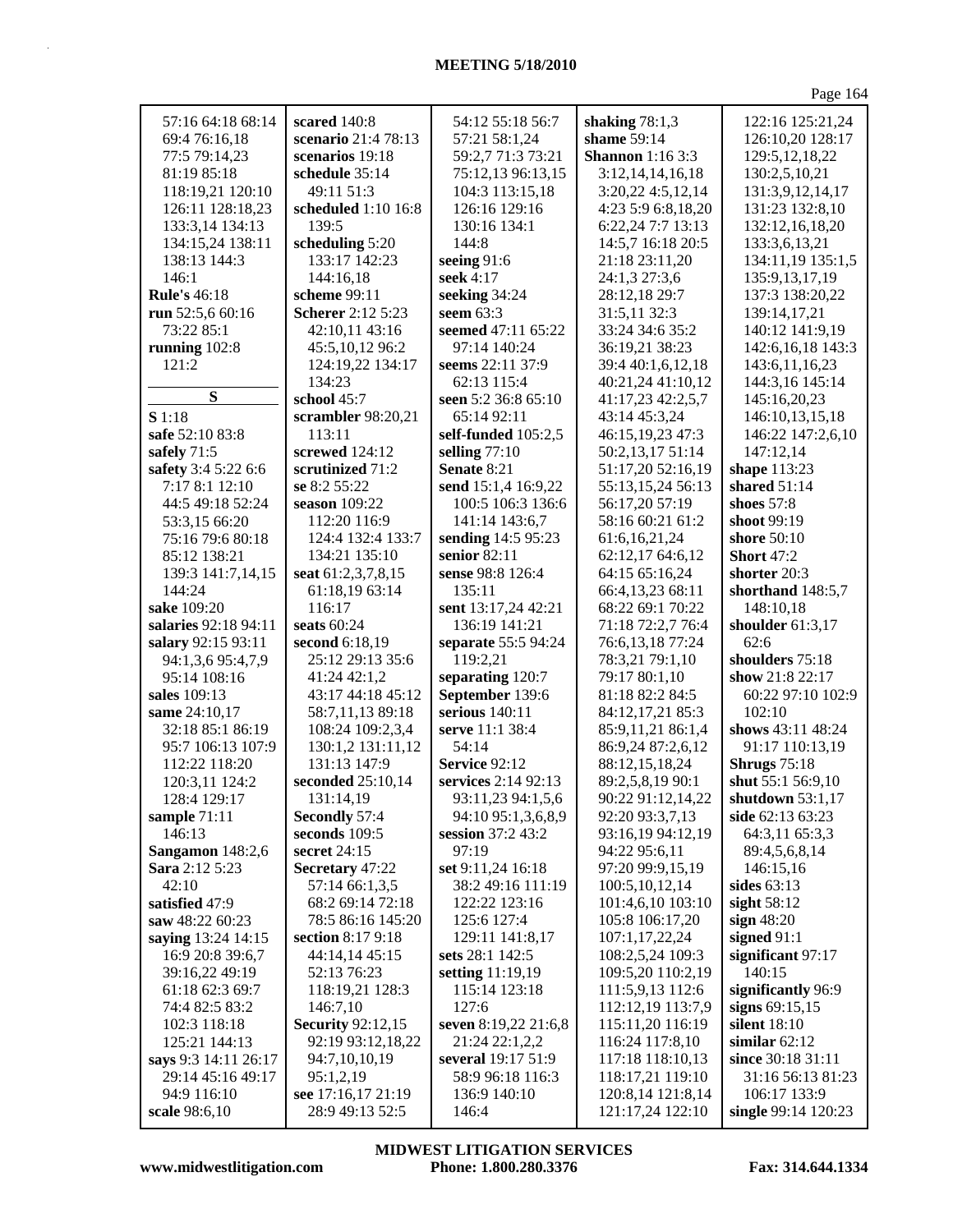57:16 64:18 68:14
69:4 76:16,18
77:5 79:14,23
81:19 85:18
118:19,21 120:10
126:11 128:18,23
133:3,14 134:13
134:15,24 138:11
138:13 144:3
146:1

**Rule's** 46:18
**run** 52:5,6 60:16
73:22 85:1
**running** 102:8
121:2

**S**

**S** 1:18
**safe** 52:10 83:8
**safely** 71:5
**safety** 3:4 5:22 6:6
7:17 8:1 12:10
44:5 49:18 52:24
53:3,15 66:20
75:16 79:6 80:18
85:12 138:21
139:3 141:7,14,15
144:24
**sake** 109:20
**salaries** 92:18 94:11
**salary** 92:15 93:11
94:1,3,6 95:4,7,9
95:14 108:16
**sales** 109:13
**same** 24:10,17
32:18 85:1 86:19
95:7 106:13 107:9
112:22 118:20
120:3,11 124:2
128:4 129:17
**sample** 71:11
146:13
**Sangamon** 148:2,6
**Sara** 2:12 5:23
42:10
**satisfied** 47:9
**saw** 48:22 60:23
**saying** 13:24 14:15
16:9 20:8 39:6,7
39:16,22 49:19
61:18 62:3 69:7
74:4 82:5 83:2
102:3 118:18
125:21 144:13
**says** 9:3 14:11 26:17
29:14 45:16 49:17
94:9 116:10
**scale** 98:6,10
**scared** 140:8
**scenario** 21:4 78:13
**scenarios** 19:18
**schedule** 35:14
49:11 51:3
**scheduled** 1:10 16:8
139:5
**scheduling** 5:20
133:17 142:23
144:16,18
**scheme** 99:11
**Scherer** 2:12 5:23
42:10,11 43:16
45:5,10,12 96:2
124:19,22 134:17
134:23
**school** 45:7
**scrambler** 98:20,21
113:11
**screwed** 124:12
**scrutinized** 71:2
**se** 8:2 55:22
**season** 109:22
112:20 116:9
124:4 132:4 133:7
134:21 135:10
**seat** 61:2,3,7,8,15
61:18,19 63:14
116:17
**seats** 60:24
**second** 6:18,19
25:12 29:13 35:6
41:24 42:1,2
43:17 44:18 45:12
58:7,11,13 89:18
108:24 109:2,3,4
130:1,2 131:11,12
131:13 147:9
**seconded** 25:10,14
131:14,19
**Secondly** 57:4
**seconds** 109:5
**secret** 24:15
**Secretary** 47:22
57:14 66:1,3,5
68:2 69:14 72:18
78:5 86:16 145:20
**section** 8:17 9:18
44:14,14 45:15
52:13 76:23
118:19,21 128:3
146:7,10
**Security** 92:12,15
92:19 93:12,18,22
94:7,10,10,19
95:1,2,19
**see** 17:16,17 21:19
28:9 49:13 52:5
54:12 55:18 56:7
57:21 58:1,24
59:2,7 71:3 73:21
75:12,13 96:13,15
104:3 113:15,18
126:16 129:16
130:16 134:1
144:8
**seeing** 91:6
**seek** 4:17
**seeking** 34:24
**seem** 63:3
**seemed** 47:11 65:22
97:14 140:24
**seems** 22:11 37:9
62:13 115:4
**seen** 5:2 36:8 65:10
65:14 92:11
**self-funded** 105:2,5
**selling** 77:10
**Senate** 8:21
**send** 15:1,4 16:9,22
100:5 106:3 136:6
141:14 143:6,7
**sending** 14:5 95:23
**senior** 82:11
**sense** 98:8 126:4
135:11
**sent** 13:17,24 42:21
136:19 141:21
**separate** 55:5 94:24
119:2,21
**separating** 120:7
**September** 139:6
**serious** 140:11
**serve** 11:1 38:4
54:14
**Service** 92:12
**services** 2:14 92:13
93:11,23 94:1,5,6
94:10 95:1,3,6,8,9
**session** 37:2 43:2
97:19
**set** 9:11,24 16:18
38:2 49:16 111:19
122:22 123:16
125:6 127:4
129:11 141:8,17
**sets** 28:1 142:5
**setting** 11:19,19
115:14 123:18
127:6
**seven** 8:19,22 21:6,8
21:24 22:1,2,2
**several** 19:17 51:9
58:9 96:18 116:3
136:9 140:10
146:4
**shaking** 78:1,3
**shame** 59:14
**Shannon** 1:16 3:3
3:12,14,14,16,18
3:20,22 4:5,12,14
4:23 5:9 6:8,18,20
6:22,24 7:7 13:13
14:5,7 16:18 20:5
21:18 23:11,20
24:1,3 27:3,6
28:12,18 29:7
31:5,11 32:3
33:24 34:6 35:2
36:19,21 38:23
39:4 40:1,6,12,18
40:21,24 41:10,12
41:17,23 42:2,5,7
43:14 45:3,24
46:15,19,23 47:3
50:2,13,17 51:14
51:17,20 52:16,19
55:13,15,24 56:13
56:17,20 57:19
58:16 60:21 61:2
61:6,16,21,24
62:12,17 64:6,12
64:15 65:16,24
66:4,13,23 68:11
68:22 69:1 70:22
71:18 72:2,7 76:4
76:6,13,18 77:24
78:3,21 79:1,10
79:17 80:1,10
81:18 82:2 84:5
84:12,17,21 85:3
85:9,11,21 86:1,4
86:9,24 87:2,6,12
88:12,15,18,24
89:2,5,8,19 90:1
90:22 91:12,14,22
92:20 93:3,7,13
93:16,19 94:12,19
94:22 95:6,11
97:20 99:9,15,19
100:5,10,12,14
101:4,6,10 103:10
105:8 106:17,20
107:1,17,22,24
108:2,5,24 109:3
109:5,20 110:2,19
111:5,9,13 112:6
112:12,19 113:7,9
115:11,20 116:19
116:24 117:8,10
117:18 118:10,13
118:17,21 119:10
120:8,14 121:8,14
121:17,24 122:10
122:16 125:21,24
126:10,20 128:17
129:5,12,18,22
130:2,5,10,21
131:3,9,12,14,17
131:23 132:8,10
132:12,16,18,20
133:3,6,13,21
134:11,19 135:1,5
135:9,13,17,19
137:3 138:20,22
139:14,17,21
140:12 141:9,19
142:6,16,18 143:3
143:6,11,16,23
144:3,16 145:14
145:16,20,23
146:10,13,15,18
146:22 147:2,6,10
147:12,14
**shape** 113:23
**shared** 51:14
**shoes** 57:8
**shoot** 99:19
**shore** 50:10
**Short** 47:2
**shorter** 20:3
**shorthand** 148:5,7
148:10,18
**shoulder** 61:3,17
62:6
**shoulders** 75:18
**show** 21:8 22:17
60:22 97:10 102:9
102:10
**shows** 43:11 48:24
91:17 110:13,19
**Shrugs** 75:18
**shut** 55:1 56:9,10
**shutdown** 53:1,17
**side** 62:13 63:23
64:3,11 65:3,3
89:4,5,6,8,14
146:15,16
**sides** 63:13
**sight** 58:12
**sign** 48:20
**signed** 91:1
**significant** 97:17
140:15
**significantly** 96:9
**signs** 69:15,15
**silent** 18:10
**similar** 62:12
**since** 30:18 31:11
31:16 56:13 81:23
106:17 133:9
**single** 99:14 120:23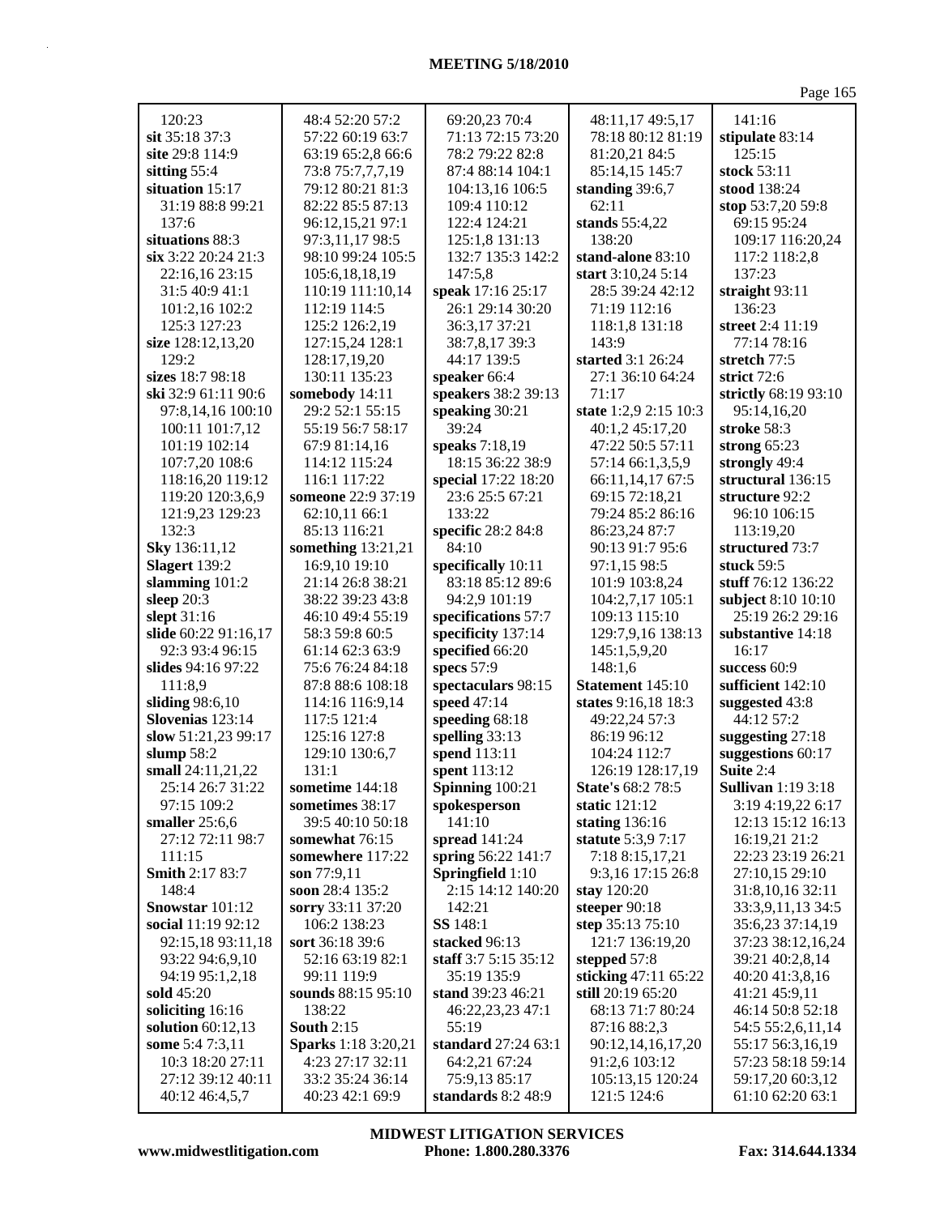**MEETING 5/18/2010**

120:23
**sit** 35:18 37:3
**site** 29:8 114:9
**sitting** 55:4
**situation** 15:17 31:19 88:8 99:21 137:6
**situations** 88:3
**six** 3:22 20:24 21:3 22:16,16 23:15 31:5 40:9 41:1 101:2,16 102:2 125:3 127:23
**size** 128:12,13,20 129:2
**sizes** 18:7 98:18
**ski** 32:9 61:11 90:6 97:8,14,16 100:10 100:11 101:7,12 101:19 102:14 107:7,20 108:6 118:16,20 119:12 119:20 120:3,6,9 121:9,23 129:23 132:3
**Sky** 136:11,12
**Slagert** 139:2
**slamming** 101:2
**sleep** 20:3
**slept** 31:16
**slide** 60:22 91:16,17 92:3 93:4 96:15
**slides** 94:16 97:22 111:8,9
**sliding** 98:6,10
**Slovenias** 123:14
**slow** 51:21,23 99:17
**slump** 58:2
**small** 24:11,21,22 25:14 26:7 31:22 97:15 109:2
**smaller** 25:6,6 27:12 72:11 98:7 111:15
**Smith** 2:17 83:7 148:4
**Snowstar** 101:12
**social** 11:19 92:12 92:15,18 93:11,18 93:22 94:6,9,10 94:19 95:1,2,18
**sold** 45:20
**soliciting** 16:16
**solution** 60:12,13
**some** 5:4 7:3,11 10:3 18:20 27:11 27:12 39:12 40:11 40:12 46:4,5,7
48:4 52:20 57:2 57:22 60:19 63:7 63:19 65:2,8 66:6 73:8 75:7,7,7,19 79:12 80:21 81:3 82:22 85:5 87:13 96:12,15,21 97:1 97:3,11,17 98:5 98:10 99:24 105:5 105:6,18,18,19 110:19 111:10,14 112:19 114:5 125:2 126:2,19 127:15,24 128:1 128:17,19,20 130:11 135:23
**somebody** 14:11 29:2 52:1 55:15 55:19 56:7 58:17 67:9 81:14,16 114:12 115:24 116:1 117:22
**someone** 22:9 37:19 62:10,11 66:1 85:13 116:21
**something** 13:21,21 16:9,10 19:10 21:14 26:8 38:21 38:22 39:23 43:8 46:10 49:4 55:19 58:3 59:8 60:5 61:14 62:3 63:9 75:6 76:24 84:18 87:8 88:6 108:18 114:16 116:9,14 117:5 121:4 125:16 127:8 129:10 130:6,7 131:1
**sometime** 144:18
**sometimes** 38:17 39:5 40:10 50:18
**somewhat** 76:15
**somewhere** 117:22
**son** 77:9,11
**soon** 28:4 135:2
**sorry** 33:11 37:20 106:2 138:23
**sort** 36:18 39:6 52:16 63:19 82:1 99:11 119:9
**sounds** 88:15 95:10 138:22
**South** 2:15
**Sparks** 1:18 3:20,21 4:23 27:17 32:11 33:2 35:24 36:14 40:23 42:1 69:9
69:20,23 70:4 71:13 72:15 73:20 78:2 79:22 82:8 87:4 88:14 104:1 104:13,16 106:5 109:4 110:12 122:4 124:21 125:1,8 131:13 132:7 135:3 142:2 147:5,8
**speak** 17:16 25:17 26:1 29:14 30:20 36:3,17 37:21 38:7,8,17 39:3 44:17 139:5
**speaker** 66:4
**speakers** 38:2 39:13
**speaking** 30:21 39:24
**speaks** 7:18,19 18:15 36:22 38:9
**special** 17:22 18:20 23:6 25:5 67:21 133:22
**specific** 28:2 84:8 84:10
**specifically** 10:11 83:18 85:12 89:6 94:2,9 101:19
**specifications** 57:7
**specificity** 137:14
**specified** 66:20
**specs** 57:9
**spectaculars** 98:15
**speed** 47:14
**speeding** 68:18
**spelling** 33:13
**spend** 113:11
**spent** 113:12
**Spinning** 100:21
**spokesperson** 141:10
**spread** 141:24
**spring** 56:22 141:7
**Springfield** 1:10 2:15 14:12 140:20 142:21
**SS** 148:1
**stacked** 96:13
**staff** 3:7 5:15 35:12 35:19 135:9
**stand** 39:23 46:21 46:22,23,23 47:1 55:19
**standard** 27:24 63:1 64:2,21 67:24 75:9,13 85:17
**standards** 8:2 48:9
48:11,17 49:5,17 78:18 80:12 81:19 81:20,21 84:5 85:14,15 145:7
**standing** 39:6,7 62:11
**stands** 55:4,22 138:20
**stand-alone** 83:10
**start** 3:10,24 5:14 28:5 39:24 42:12 71:19 112:16 118:1,8 131:18 143:9
**started** 3:1 26:24 27:1 36:10 64:24 71:17
**state** 1:2,9 2:15 10:3 40:1,2 45:17,20 47:22 50:5 57:11 57:14 66:1,3,5,9 66:11,14,17 67:5 69:15 72:18,21 79:24 85:2 86:16 86:23,24 87:7 90:13 91:7 95:6 97:1,15 98:5 101:9 103:8,24 104:2,7,17 105:1 109:13 115:10 129:7,9,16 138:13 145:1,5,9,20 148:1,6
**Statement** 145:10
**states** 9:16,18 18:3 49:22,24 57:3 86:19 96:12 104:24 112:7 126:19 128:17,19
**State's** 68:2 78:5
**static** 121:12
**stating** 136:16
**statute** 5:3,9 7:17 7:18 8:15,17,21 9:3,16 17:15 26:8
**stay** 120:20
**steeper** 90:18
**step** 35:13 75:10 121:7 136:19,20
**stepped** 57:8
**sticking** 47:11 65:22
**still** 20:19 65:20 68:13 71:7 80:24 87:16 88:2,3 90:12,14,16,17,20 91:2,6 103:12 105:13,15 120:24 121:5 124:6
141:16
**stipulate** 83:14 125:15
**stock** 53:11
**stood** 138:24
**stop** 53:7,20 59:8 69:15 95:24 109:17 116:20,24 117:2 118:2,8 137:23
**straight** 93:11 136:23
**street** 2:4 11:19 77:14 78:16
**stretch** 77:5
**strict** 72:6
**strictly** 68:19 93:10 95:14,16,20
**stroke** 58:3
**strong** 65:23
**strongly** 49:4
**structural** 136:15
**structure** 92:2 96:10 106:15 113:19,20
**structured** 73:7
**stuck** 59:5
**stuff** 76:12 136:22
**subject** 8:10 10:10 25:19 26:2 29:16
**substantive** 14:18 16:17
**success** 60:9
**sufficient** 142:10
**suggested** 43:8 44:12 57:2
**suggesting** 27:18
**suggestions** 60:17
**Suite** 2:4
**Sullivan** 1:19 3:18 3:19 4:19,22 6:17 12:13 15:12 16:13 16:19,21 21:2 22:23 23:19 26:21 27:10,15 29:10 31:8,10,16 32:11 33:3,9,11,13 34:5 35:6,23 37:14,19 37:23 38:12,16,24 39:21 40:2,8,14 40:20 41:3,8,16 41:21 45:9,11 46:14 50:8 52:18 54:5 55:2,6,11,14 55:17 56:3,16,19 57:23 58:18 59:14 59:17,20 60:3,12 61:10 62:20 63:1

**MIDWEST LITIGATION SERVICES**
www.midwestlitigation.com Phone: 1.800.280.3376 Fax: 314.644.1334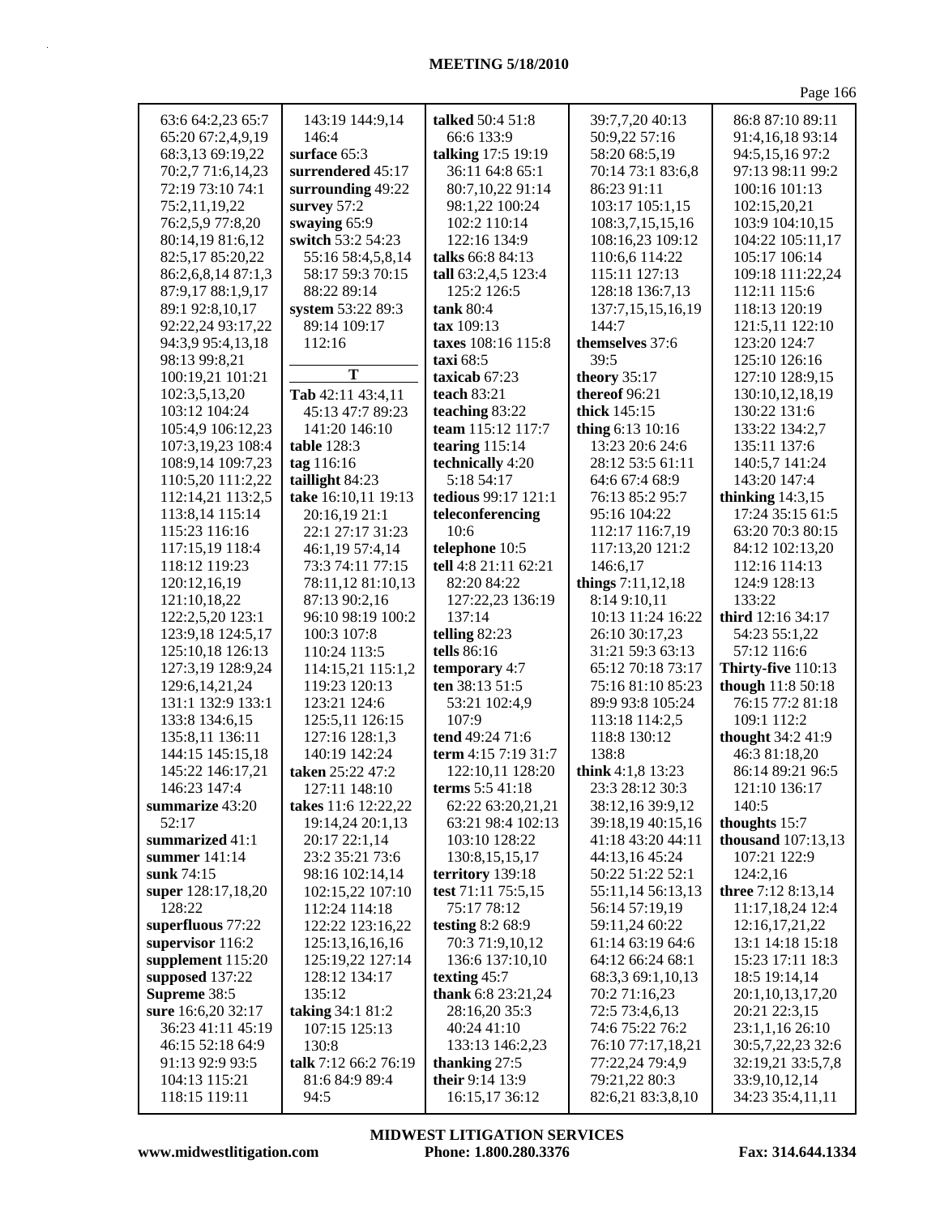63:6 64:2,23 65:7
65:20 67:2,4,9,19
68:3,13 69:19,22
70:2,7 71:6,14,23
72:19 73:10 74:1
75:2,11,19,22
76:2,5,9 77:8,20
80:14,19 81:6,12
82:5,17 85:20,22
86:2,6,8,14 87:1,3
87:9,17 88:1,9,17
89:1 92:8,10,17
92:22,24 93:17,22
94:3,9 95:4,13,18
98:13 99:8,21
100:19,21 101:21
102:3,5,13,20
103:12 104:24
105:4,9 106:12,23
107:3,19,23 108:4
108:9,14 109:7,23
110:5,20 111:2,22
112:14,21 113:2,5
113:8,14 115:14
115:23 116:16
117:15,19 118:4
118:12 119:23
120:12,16,19
121:10,18,22
122:2,5,20 123:1
123:9,18 124:5,17
125:10,18 126:13
127:3,19 128:9,24
129:6,14,21,24
131:1 132:9 133:1
133:8 134:6,15
135:8,11 136:11
144:15 145:15,18
145:22 146:17,21
146:23 147:4
**summarize** 43:20
52:17
**summarized** 41:1
**summer** 141:14
**sunk** 74:15
**super** 128:17,18,20
128:22
**superfluous** 77:22
**supervisor** 116:2
**supplement** 115:20
**supposed** 137:22
**Supreme** 38:5
**sure** 16:6,20 32:17
36:23 41:11 45:19
46:15 52:18 64:9
91:13 92:9 93:5
104:13 115:21
118:15 119:11

143:19 144:9,14
146:4
**surface** 65:3
**surrendered** 45:17
**surrounding** 49:22
**survey** 57:2
**swaying** 65:9
**switch** 53:2 54:23
55:16 58:4,5,8,14
58:17 59:3 70:15
88:22 89:14
**system** 53:22 89:3
89:14 109:17
112:16

**T**

**Tab** 42:11 43:4,11
45:13 47:7 89:23
141:20 146:10
**table** 128:3
**tag** 116:16
**taillight** 84:23
**take** 16:10,11 19:13
20:16,19 21:1
22:1 27:17 31:23
46:1,19 57:4,14
73:3 74:11 77:15
78:11,12 81:10,13
87:13 90:2,16
96:10 98:19 100:2
100:3 107:8
110:24 113:5
114:15,21 115:1,2
119:23 120:13
123:21 124:6
125:5,11 126:15
127:16 128:1,3
140:19 142:24
**taken** 25:22 47:2
127:11 148:10
**takes** 11:6 12:22,22
19:14,24 20:1,13
20:17 22:1,14
23:2 35:21 73:6
98:16 102:14,14
102:15,22 107:10
112:24 114:18
122:22 123:16,22
125:13,16,16,16
125:19,22 127:14
128:12 134:17
135:12
**taking** 34:1 81:2
107:15 125:13
130:8
**talk** 7:12 66:2 76:19
81:6 84:9 89:4
94:5

**talked** 50:4 51:8
66:6 133:9
**talking** 17:5 19:19
36:11 64:8 65:1
80:7,10,22 91:14
98:1,22 100:24
102:2 110:14
122:16 134:9
**tall** 63:2,4,5 123:4
125:2 126:5
**tank** 80:4
**tax** 109:13
**taxes** 108:16 115:8
**taxi** 68:5
**taxicab** 67:23
**teach** 83:21
**teaching** 83:22
**team** 115:12 117:7
**tearing** 115:14
**technically** 4:20
5:18 54:17
**tedious** 99:17 121:1
**teleconferencing**
10:6
**telephone** 10:5
**tell** 4:8 21:11 62:21
82:20 84:22
127:22,23 136:19
137:14
**telling** 82:23
**tells** 86:16
**temporary** 4:7
**ten** 38:13 51:5
53:21 102:4,9
107:9
**tend** 49:24 71:6
**term** 4:15 7:19 31:7
122:10,11 128:20
**terms** 5:5 41:18
62:22 63:20,21,21
63:21 98:4 102:13
103:10 128:22
130:8,15,15,17
**territory** 139:18
**test** 71:11 75:5,15
75:17 78:12
**testing** 8:2 68:9
70:3 71:9,10,12
136:6 137:10,10
**texting** 45:7
**thank** 6:8 23:21,24
28:16,20 35:3
40:24 41:10
133:13 146:2,23
**thanking** 27:5
**their** 9:14 13:9
16:15,17 36:12

39:7,7,20 40:13
50:9,22 57:16
58:20 68:5,19
70:14 73:1 83:6,8
86:23 91:11
103:17 105:1,15
108:3,7,15,15,16
108:16,23 109:12
110:6,6 114:22
115:11 127:13
128:18 136:7,13
137:7,15,15,16,19
144:7
**themselves** 37:6
39:5
**theory** 35:17
**thereof** 96:21
**thick** 145:15
**thing** 6:13 10:16
13:23 20:6 24:6
28:12 53:5 61:11
64:6 67:4 68:9
76:13 85:2 95:7
95:16 104:22
112:17 116:7,19
117:13,20 121:2
146:6,17
**things** 7:11,12,18
8:14 9:10,11
10:13 11:24 16:22
26:10 30:17,23
31:21 59:3 63:13
65:12 70:18 73:17
75:16 81:10 85:23
89:9 93:8 105:24
113:18 114:2,5
118:8 130:12
138:8
**think** 4:1,8 13:23
23:3 28:12 30:3
38:12,16 39:9,12
39:18,19 40:15,16
41:18 43:20 44:11
44:13,16 45:24
50:22 51:22 52:1
55:11,14 56:13,13
56:14 57:19,19
59:11,24 60:22
61:14 63:19 64:6
64:12 66:24 68:1
68:3,3 69:1,10,13
70:2 71:16,23
72:5 73:4,6,13
74:6 75:22 76:2
76:10 77:17,18,21
77:22,24 79:4,9
79:21,22 80:3
82:6,21 83:3,8,10

86:8 87:10 89:11
91:4,16,18 93:14
94:5,15,16 97:2
97:13 98:11 99:2
100:16 101:13
102:15,20,21
103:9 104:10,15
104:22 105:11,17
105:17 106:14
109:18 111:22,24
112:11 115:6
118:13 120:19
121:5,11 122:10
123:20 124:7
125:10 126:16
127:10 128:9,15
130:10,12,18,19
130:22 131:6
133:22 134:2,7
135:11 137:6
140:5,7 141:24
143:20 147:4
**thinking** 14:3,15
17:24 35:15 61:5
63:20 70:3 80:15
84:12 102:13,20
112:16 114:13
124:9 128:13
133:22
**third** 12:16 34:17
54:23 55:1,22
57:12 116:6
**Thirty-five** 110:13
**though** 11:8 50:18
76:15 77:2 81:18
109:1 112:2
**thought** 34:2 41:9
46:3 81:18,20
86:14 89:21 96:5
121:10 136:17
140:5
**thoughts** 15:7
**thousand** 107:13,13
107:21 122:9
124:2,16
**three** 7:12 8:13,14
11:17,18,24 12:4
12:16,17,21,22
13:1 14:18 15:18
15:23 17:11 18:3
18:5 19:14,14
20:1,10,13,17,20
20:21 22:3,15
23:1,1,16 26:10
30:5,7,22,23 32:6
32:19,21 33:5,7,8
33:9,10,12,14
34:23 35:4,11,11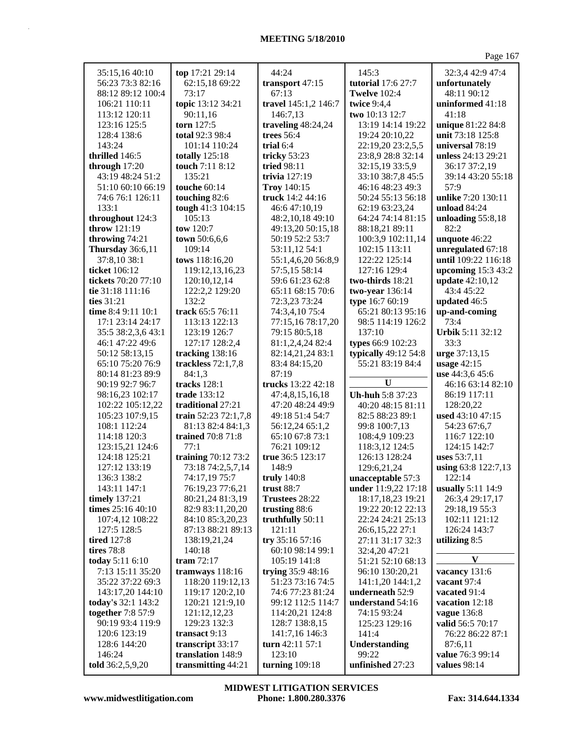35:15,16 40:10 56:23 73:3 82:16 88:12 89:12 100:4 106:21 110:11 113:12 120:11 123:16 125:5 128:4 138:6 143:24

**thrilled** 146:5
**through** 17:20 43:19 48:24 51:2 51:10 60:10 66:19 74:6 76:1 126:11 133:1
**throughout** 124:3
**throw** 121:19
**throwing** 74:21
**Thursday** 36:6,11 37:8,10 38:1
**ticket** 106:12
**tickets** 70:20 77:10
**tie** 31:18 111:16
**ties** 31:21
**time** 8:4 9:11 10:1 17:1 23:14 24:17 35:5 38:2,3,6 43:1 46:1 47:22 49:6 50:12 58:13,15 65:10 75:20 76:9 80:14 81:23 89:9 90:19 92:7 96:7 98:16,23 102:17 102:22 105:12,22 105:23 107:9,15 108:1 112:24 114:18 120:3 123:15,21 124:6 124:18 125:21 127:12 133:19 136:3 138:2 143:11 147:1
**timely** 137:21
**times** 25:16 40:10 107:4,12 108:22 127:5 128:5
**tired** 127:8
**tires** 78:8
**today** 5:11 6:10 7:13 15:11 35:20 35:22 37:22 69:3 143:17,20 144:10
**today's** 32:1 143:2
**together** 7:8 57:9 90:19 93:4 119:9 120:6 123:19 128:6 144:20 146:24
**told** 36:2,5,9,20
**top** 17:21 29:14 62:15,18 69:22 73:17
**topic** 13:12 34:21 90:11,16
**torn** 127:5
**total** 92:3 98:4 101:14 110:24
**totally** 125:18
**touch** 7:11 8:12 135:21
**touche** 60:14
**touching** 82:6
**tough** 41:3 104:15 105:13
**tow** 120:7
**town** 50:6,6,6 109:14
**tows** 118:16,20 119:12,13,16,23 120:10,12,14 122:2,2 129:20 132:2
**track** 65:5 76:11 113:13 122:13 123:19 126:7 127:17 128:2,4
**tracking** 138:16
**trackless** 72:1,7,8 84:1,3
**tracks** 128:1
**trade** 133:12
**traditional** 27:21
**train** 52:23 72:1,7,8 81:13 82:4 84:1,3
**trained** 70:8 71:8 77:1
**training** 70:12 73:2 73:18 74:2,5,7,14 74:17,19 75:7 76:19,23 77:6,21 80:21,24 81:3,19 82:9 83:11,20,20 84:10 85:3,20,23 87:13 88:21 89:13 138:19,21,24 140:18
**tram** 72:17
**tramways** 118:16 118:20 119:12,13 119:17 120:2,10 120:21 121:9,10 121:12,12,23 129:23 132:3
**transact** 9:13
**transcript** 33:17
**translation** 148:9
**transmitting** 44:21
44:24
**transport** 47:15 67:13
**travel** 145:1,2 146:7 146:7,13
**traveling** 48:24,24
**trees** 56:4
**trial** 6:4
**tricky** 53:23
**tried** 98:11
**trivia** 127:19
**Troy** 140:15
**truck** 14:2 44:16 46:6 47:10,19 48:2,10,18 49:10 49:13,20 50:15,18 50:19 52:2 53:7 53:11,12 54:1 55:1,4,6,20 56:8,9 57:5,15 58:14 59:6 61:23 62:8 65:11 68:15 70:6 72:3,23 73:24 74:3,4,10 75:4 77:15,16 78:17,20 79:15 80:5,18 81:1,2,4,24 82:4 82:14,21,24 83:1 83:4 84:15,20 87:19
**trucks** 13:22 42:18 47:4,8,15,16,18 47:20 48:24 49:9 49:18 51:4 54:7 56:12,24 65:1,2 65:10 67:8 73:1 76:21 109:12
**true** 36:5 123:17 148:9
**truly** 140:8
**trust** 88:7
**Trustees** 28:22
**trusting** 88:6
**truthfully** 50:11 121:11
**try** 35:16 57:16 60:10 98:14 99:1 105:19 141:8
**trying** 35:9 48:16 51:23 73:16 74:5 74:6 77:23 81:24 99:12 112:5 114:7 114:20,21 124:8 128:7 138:8,15 141:7,16 146:3
**turn** 42:11 57:1 123:10
**turning** 109:18
145:3
**tutorial** 17:6 27:7
**Twelve** 102:4
**twice** 9:4,4
**two** 10:13 12:7 13:19 14:14 19:22 19:24 20:10,22 22:19,20 23:2,5,5 23:8,9 28:8 32:14 32:15,19 33:5,9 33:10 38:7,8 45:5 46:16 48:23 49:3 50:24 55:13 56:18 62:19 63:23,24 64:24 74:14 81:15 88:18,21 89:11 100:3,9 102:11,14 102:15 113:11 122:22 125:14 127:16 129:4
**two-thirds** 18:21
**two-year** 136:14
**type** 16:7 60:19 65:21 80:13 95:16 98:5 114:19 126:2 137:10
**types** 66:9 102:23
**typically** 49:12 54:8 55:21 83:19 84:4

## U

**Uh-huh** 5:8 37:23 40:20 48:15 81:11 82:5 88:23 89:1 99:8 100:7,13 108:4,9 109:23 118:3,12 124:5 126:13 128:24 129:6,21,24
**unacceptable** 57:3
**under** 11:9,22 17:18 18:17,18,23 19:21 19:22 20:12 22:13 22:24 24:21 25:13 26:6,15,22 27:1 27:11 31:17 32:3 32:4,20 47:21 51:21 52:10 68:13 96:10 130:20,21 141:1,20 144:1,2
**underneath** 52:9
**understand** 54:16 74:15 93:24 125:23 129:16 141:4
**Understanding** 99:22
**unfinished** 27:23
32:3,4 42:9 47:4
**unfortunately** 48:11 90:12
**uninformed** 41:18 41:18
**unique** 81:22 84:8
**unit** 73:18 125:8
**universal** 78:19
**unless** 24:13 29:21 36:17 37:2,19 39:14 43:20 55:18 57:9
**unlike** 7:20 130:11
**unload** 84:24
**unloading** 55:8,18 82:2
**unquote** 46:22
**unregulated** 67:18
**until** 109:22 116:18
**upcoming** 15:3 43:2
**update** 42:10,12 43:4 45:22
**updated** 46:5
**up-and-coming** 73:4
**Urbik** 5:11 32:12 33:3
**urge** 37:13,15
**usage** 42:15
**use** 44:3,6 45:6 46:16 63:14 82:10 86:19 117:11 128:20,22
**used** 43:10 47:15 54:23 67:6,7 116:7 122:10 124:15 142:7
**uses** 53:7,11
**using** 63:8 122:7,13 122:14
**usually** 5:11 14:9 26:3,4 29:17,17 29:18,19 55:3 102:11 121:12 126:24 143:7
**utilizing** 8:5

## V

**vacancy** 131:6
**vacant** 97:4
**vacated** 91:4
**vacation** 12:18
**vague** 136:8
**valid** 56:5 70:17 76:22 86:22 87:1 87:6,11
**value** 76:3 99:14
**values** 98:14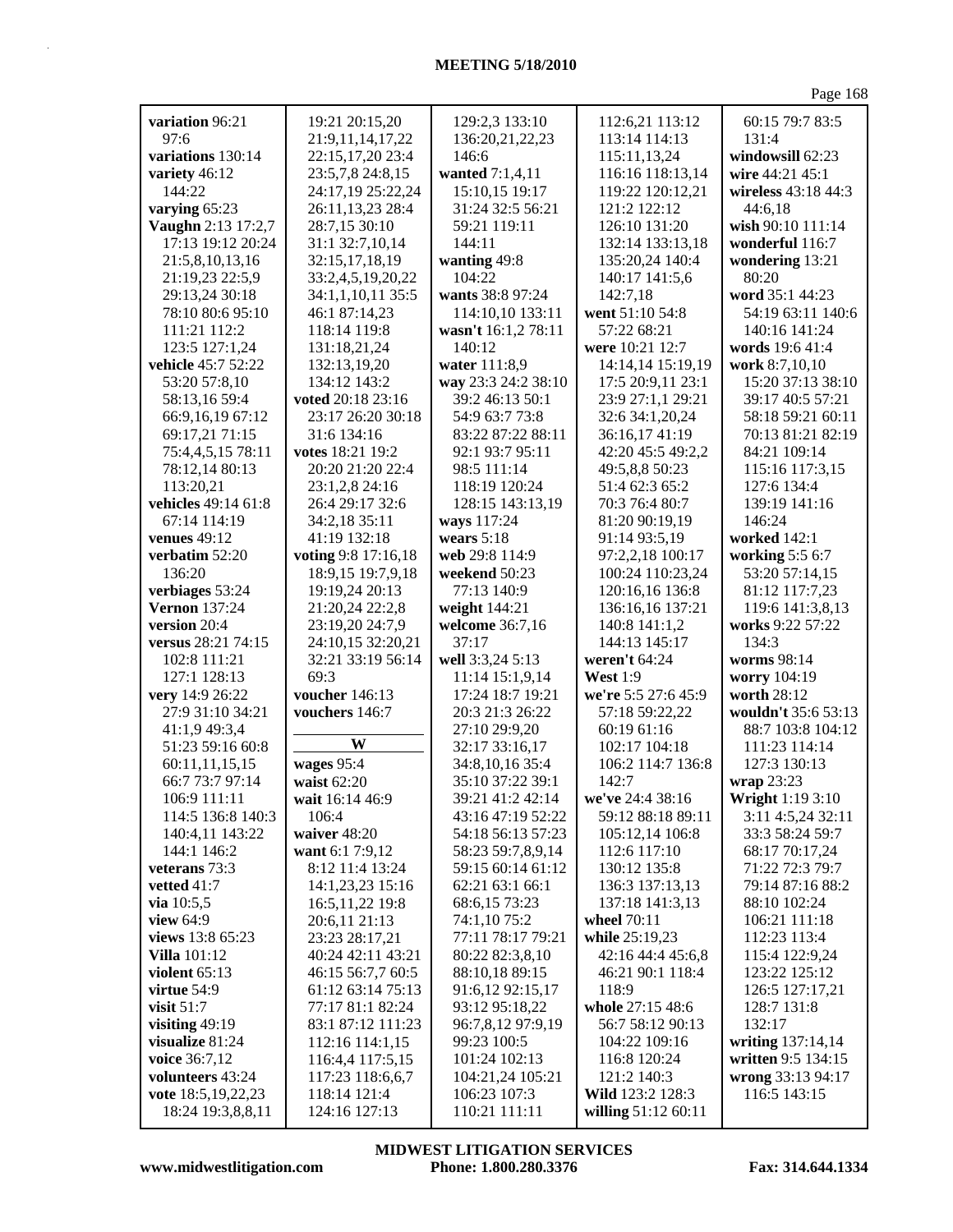**variation** 96:21 97:6
**variations** 130:14
**variety** 46:12 144:22
**varying** 65:23
**Vaughn** 2:13 17:2,7 17:13 19:12 20:24 21:5,8,10,13,16 21:19,23 22:5,9 29:13,24 30:18 78:10 80:6 95:10 111:21 112:2 123:5 127:1,24
**vehicle** 45:7 52:22 53:20 57:8,10 58:13,16 59:4 66:9,16,19 67:12 69:17,21 71:15 75:4,4,5,15 78:11 78:12,14 80:13 113:20,21
**vehicles** 49:14 61:8 67:14 114:19
**venues** 49:12
**verbatim** 52:20 136:20
**verbiages** 53:24
**Vernon** 137:24
**version** 20:4
**versus** 28:21 74:15 102:8 111:21 127:1 128:13
**very** 14:9 26:22 27:9 31:10 34:21 41:1,9 49:3,4 51:23 59:16 60:8 60:11,11,15,15 66:7 73:7 97:14 106:9 111:11 114:5 136:8 140:3 140:4,11 143:22 144:1 146:2
**veterans** 73:3
**vetted** 41:7
**via** 10:5,5
**view** 64:9
**views** 13:8 65:23
**Villa** 101:12
**violent** 65:13
**virtue** 54:9
**visit** 51:7
**visiting** 49:19
**visualize** 81:24
**voice** 36:7,12
**volunteers** 43:24
**vote** 18:5,19,22,23 18:24 19:3,8,8,11 19:21 20:15,20 21:9,11,14,17,22 22:15,17,20 23:4 23:5,7,8 24:8,15 24:17,19 25:22,24 26:11,13,23 28:4 28:7,15 30:10 31:1 32:7,10,14 32:15,17,18,19 33:2,4,5,19,20,22 34:1,1,10,11 35:5 46:1 87:14,23 118:14 119:8 131:18,21,24 132:13,19,20 134:12 143:2
**voted** 20:18 23:16 23:17 26:20 30:18 31:6 134:16
**votes** 18:21 19:2 20:20 21:20 22:4 23:1,2,8 24:16 26:4 29:17 32:6 34:2,18 35:11 41:19 132:18
**voting** 9:8 17:16,18 18:9,15 19:7,9,18 19:19,24 20:13 21:20,24 22:2,8 23:19,20 24:7,9 24:10,15 32:20,21 32:21 33:19 56:14 69:3
**voucher** 146:13
**vouchers** 146:7

**W**

**wages** 95:4
**waist** 62:20
**wait** 16:14 46:9 106:4
**waiver** 48:20
**want** 6:1 7:9,12 8:12 11:4 13:24 14:1,23,23 15:16 16:5,11,22 19:8 20:6,11 21:13 23:23 28:17,21 40:24 42:11 43:21 46:15 56:7,7 60:5 61:12 63:14 75:13 77:17 81:1 82:24 83:1 87:12 111:23 112:16 114:1,15 116:4,4 117:5,15 117:23 118:6,6,7 118:14 121:4 124:16 127:13 129:2,3 133:10 136:20,21,22,23 146:6
**wanted** 7:1,4,11 15:10,15 19:17 31:24 32:5 56:21 59:21 119:11 144:11
**wanting** 49:8 104:22
**wants** 38:8 97:24 114:10,10 133:11
**wasn't** 16:1,2 78:11 140:12
**water** 111:8,9
**way** 23:3 24:2 38:10 39:2 46:13 50:1 54:9 63:7 73:8 83:22 87:22 88:11 92:1 93:7 95:11 98:5 111:14 118:19 120:24 128:15 143:13,19
**ways** 117:24
**wears** 5:18
**web** 29:8 114:9
**weekend** 50:23 77:13 140:9
**weight** 144:21
**welcome** 36:7,16 37:17
**well** 3:3,24 5:13 11:14 15:1,9,14 17:24 18:7 19:21 20:3 21:3 26:22 27:10 29:9,20 32:17 33:16,17 34:8,10,16 35:4 35:10 37:22 39:1 39:21 41:2 42:14 43:16 47:19 52:22 54:18 56:13 57:23 58:23 59:7,8,9,14 59:15 60:14 61:12 62:21 63:1 66:1 68:6,15 73:23 74:1,10 75:2 77:11 78:17 79:21 80:22 82:3,8,10 88:10,18 89:15 91:6,12 92:15,17 93:12 95:18,22 96:7,8,12 97:9,19 99:23 100:5 101:24 102:13 104:21,24 105:21 106:23 107:3 110:21 111:11 112:6,21 113:12 113:14 114:13 115:11,13,24 116:16 118:13,14 119:22 120:12,21 121:2 122:12 126:10 131:20 132:14 133:13,18 135:20,24 140:4 140:17 141:5,6 142:7,18
**went** 51:10 54:8 57:22 68:21
**were** 10:21 12:7 14:14,14 15:19,19 17:5 20:9,11 23:1 23:9 27:1,1 29:21 32:6 34:1,20,24 36:16,17 41:19 42:20 45:5 49:2,2 49:5,8,8 50:23 51:4 62:3 65:2 70:3 76:4 80:7 81:20 90:19,19 91:14 93:5,19 97:2,2,18 100:17 100:24 110:23,24 120:16,16 136:8 136:16,16 137:21 140:8 141:1,2 144:13 145:17
**weren't** 64:24
**West** 1:9
**we're** 5:5 27:6 45:9 57:18 59:22,22 60:19 61:16 102:17 104:18 106:2 114:7 136:8 142:7
**we've** 24:4 38:16 59:12 88:18 89:11 105:12,14 106:8 112:6 117:10 130:12 135:8 136:3 137:13,13 137:18 141:3,13
**wheel** 70:11
**while** 25:19,23 42:16 44:4 45:6,8 46:21 90:1 118:4 118:9
**whole** 27:15 48:6 56:7 58:12 90:13 104:22 109:16 116:8 120:24 121:2 140:3
**Wild** 123:2 128:3
**willing** 51:12 60:11 60:15 79:7 83:5 131:4
**windowsill** 62:23
**wire** 44:21 45:1
**wireless** 43:18 44:3 44:6,18
**wish** 90:10 111:14
**wonderful** 116:7
**wondering** 13:21 80:20
**word** 35:1 44:23 54:19 63:11 140:6 140:16 141:24
**words** 19:6 41:4
**work** 8:7,10,10 15:20 37:13 38:10 39:17 40:5 57:21 58:18 59:21 60:11 70:13 81:21 82:19 84:21 109:14 115:16 117:3,15 127:6 134:4 139:19 141:16 146:24
**worked** 142:1
**working** 5:5 6:7 53:20 57:14,15 81:12 117:7,23 119:6 141:3,8,13
**works** 9:22 57:22 134:3
**worms** 98:14
**worry** 104:19
**worth** 28:12
**wouldn't** 35:6 53:13 88:7 103:8 104:12 111:23 114:14 127:3 130:13
**wrap** 23:23
**Wright** 1:19 3:10 3:11 4:5,24 32:11 33:3 58:24 59:7 68:17 70:17,24 71:22 72:3 79:7 79:14 87:16 88:2 88:10 102:24 106:21 111:18 112:23 113:4 115:4 122:9,24 123:22 125:12 126:5 127:17,21 128:7 131:8 132:17
**writing** 137:14,14
**written** 9:5 134:15
**wrong** 33:13 94:17 116:5 143:15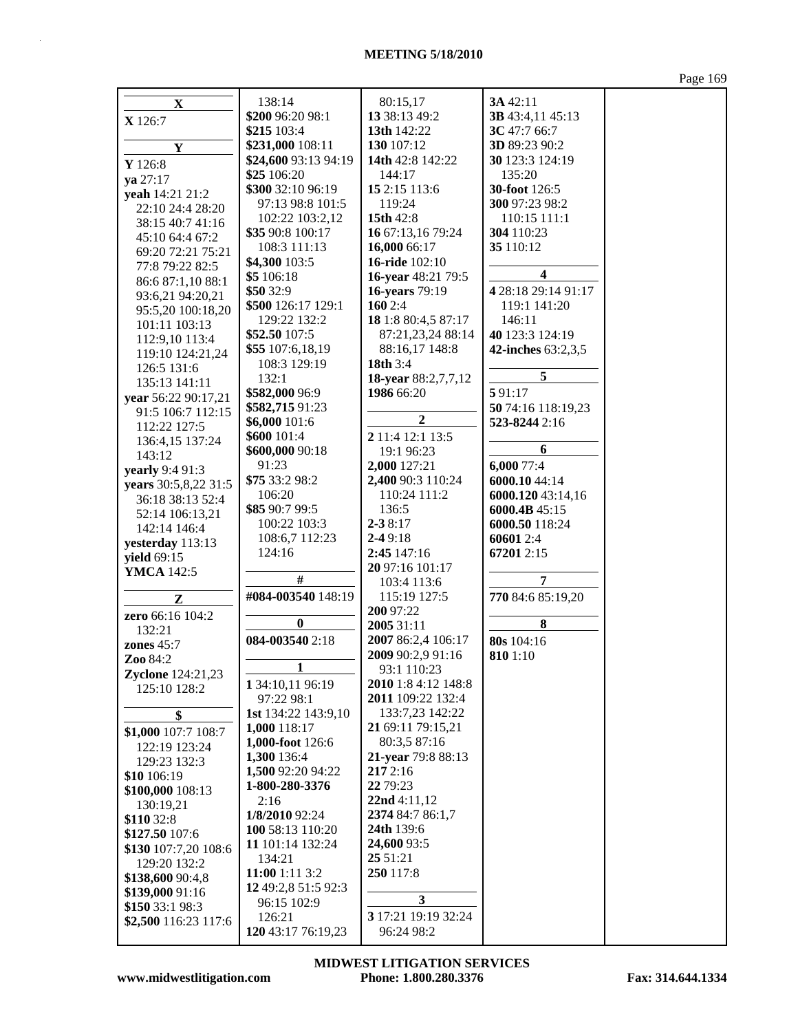**X**

**X** 126:7

**Y**

**Y** 126:8
**ya** 27:17
**yeah** 14:21 21:2 22:10 24:4 28:20 38:15 40:7 41:16 45:10 64:4 67:2 69:20 72:21 75:21 77:8 79:22 82:5 86:6 87:1,10 88:1 93:6,21 94:20,21 95:5,20 100:18,20 101:11 103:13 112:9,10 113:4 119:10 124:21,24 126:5 131:6 135:13 141:11
**year** 56:22 90:17,21 91:5 106:7 112:15 112:22 127:5 136:4,15 137:24 143:12
**yearly** 9:4 91:3
**years** 30:5,8,22 31:5 36:18 38:13 52:4 52:14 106:13,21 142:14 146:4
**yesterday** 113:13
**yield** 69:15
**YMCA** 142:5

**Z**

**zero** 66:16 104:2 132:21
**zones** 45:7
**Zoo** 84:2
**Zyclone** 124:21,23 125:10 128:2

**$**

**$1,000** 107:7 108:7 122:19 123:24 129:23 132:3
**$10** 106:19
**$100,000** 108:13 130:19,21
**$110** 32:8
**$127.50** 107:6
**$130** 107:7,20 108:6 129:20 132:2
**$138,600** 90:4,8
**$139,000** 91:16
**$150** 33:1 98:3
**$2,500** 116:23 117:6 138:14
**$200** 96:20 98:1
**$215** 103:4
**$231,000** 108:11
**$24,600** 93:13 94:19
**$25** 106:20
**$300** 32:10 96:19 97:13 98:8 101:5 102:22 103:2,12
**$35** 90:8 100:17 108:3 111:13
**$4,300** 103:5
**$5** 106:18
**$50** 32:9
**$500** 126:17 129:1 129:22 132:2
**$52.50** 107:5
**$55** 107:6,18,19 108:3 129:19 132:1
**$582,000** 96:9
**$582,715** 91:23
**$6,000** 101:6
**$600** 101:4
**$600,000** 90:18 91:23
**$75** 33:2 98:2 106:20
**$85** 90:7 99:5 100:22 103:3 108:6,7 112:23 124:16

**#**

**#084-003540** 148:19

**0**

**084-003540** 2:18

**1**

**1** 34:10,11 96:19 97:22 98:1
**1st** 134:22 143:9,10
**1,000** 118:17
**1,000-foot** 126:6
**1,300** 136:4
**1,500** 92:20 94:22
**1-800-280-3376** 2:16
**1/8/2010** 92:24
**100** 58:13 110:20
**11** 101:14 132:24 134:21
**11:00** 1:11 3:2
**12** 49:2,8 51:5 92:3 96:15 102:9 126:21
**120** 43:17 76:19,23 80:15,17
**13** 38:13 49:2
**13th** 142:22
**130** 107:12
**14th** 42:8 142:22 144:17
**15** 2:15 113:6 119:24
**15th** 42:8
**16** 67:13,16 79:24
**16,000** 66:17
**16-ride** 102:10
**16-year** 48:21 79:5
**16-years** 79:19
**160** 2:4
**18** 1:8 80:4,5 87:17 87:21,23,24 88:14 88:16,17 148:8
**18th** 3:4
**18-year** 88:2,7,7,12
**1986** 66:20

**2**

**2** 11:4 12:1 13:5 19:1 96:23
**2,000** 127:21
**2,400** 90:3 110:24 110:24 111:2 136:5
**2-3** 8:17
**2-4** 9:18
**2:45** 147:16
**20** 97:16 101:17 103:4 113:6 115:19 127:5
**200** 97:22
**2005** 31:11
**2007** 86:2,4 106:17
**2009** 90:2,9 91:16 93:1 110:23
**2010** 1:8 4:12 148:8
**2011** 109:22 132:4 133:7,23 142:22
**21** 69:11 79:15,21 80:3,5 87:16
**21-year** 79:8 88:13
**217** 2:16
**22** 79:23
**22nd** 4:11,12
**2374** 84:7 86:1,7
**24th** 139:6
**24,600** 93:5
**25** 51:21
**250** 117:8

**3**

**3** 17:21 19:19 32:24 96:24 98:2
**3A** 42:11
**3B** 43:4,11 45:13
**3C** 47:7 66:7
**3D** 89:23 90:2
**30** 123:3 124:19 135:20
**30-foot** 126:5
**300** 97:23 98:2 110:15 111:1
**304** 110:23
**35** 110:12

**4**

**4** 28:18 29:14 91:17 119:1 141:20 146:11
**40** 123:3 124:19
**42-inches** 63:2,3,5

**5**

**5** 91:17
**50** 74:16 118:19,23
**523-8244** 2:16

**6**

**6,000** 77:4
**6000.10** 44:14
**6000.120** 43:14,16
**6000.4B** 45:15
**6000.50** 118:24
**60601** 2:4
**67201** 2:15

**7**

**770** 84:6 85:19,20

**8**

**80s** 104:16
**810** 1:10